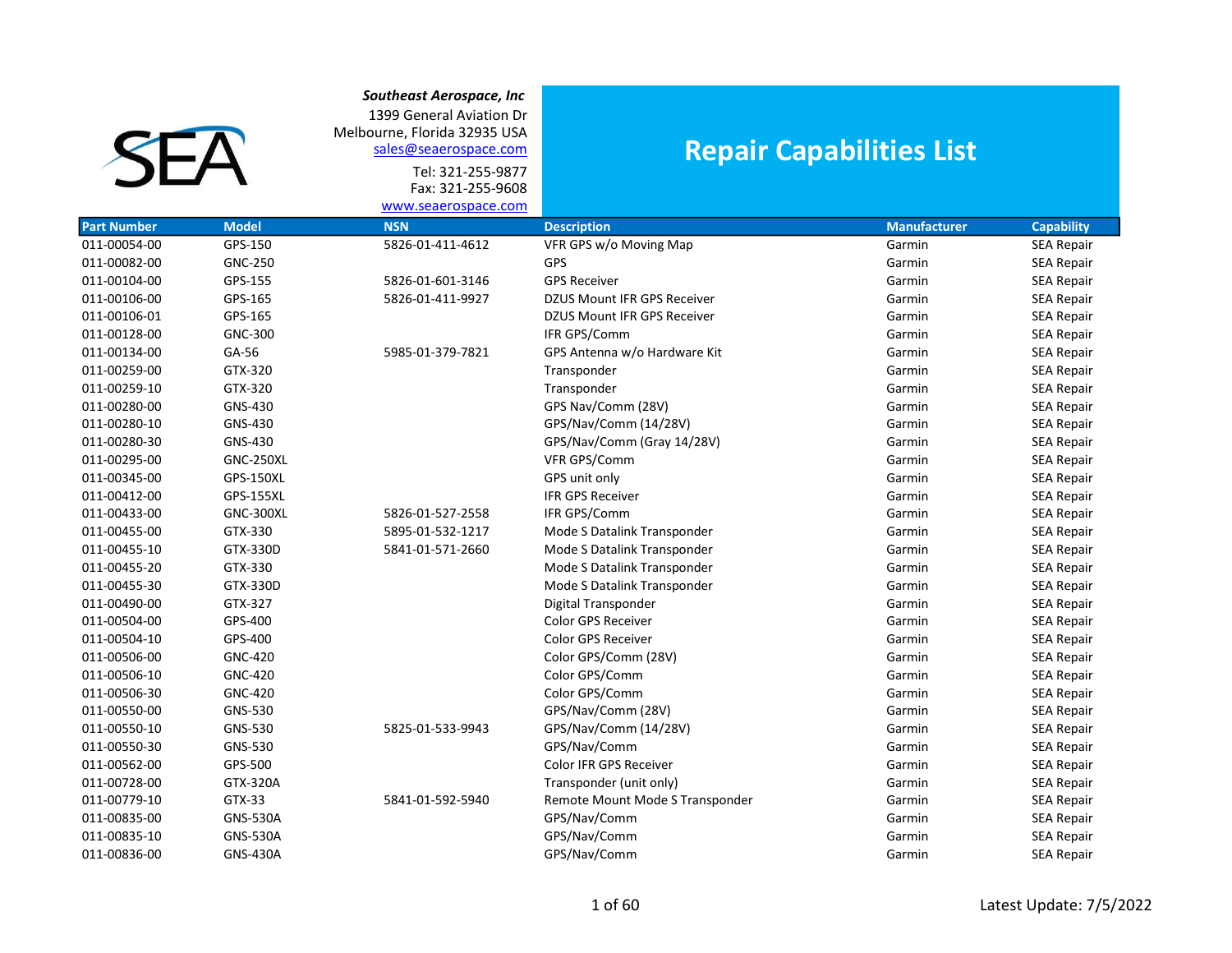**SEA**

***Southeast Aerospace, Inc***
1399 General Aviation Dr
Melbourne, Florida 32935 USA
sales@seaerospace.com
Tel: 321-255-9877
Fax: 321-255-9608
www.seaerospace.com

# Repair Capabilities List

| Part Number | Model | NSN | Description | Manufacturer | Capability |
|---|---|---|---|---|---|
| 011-00054-00 | GPS-150 | 5826-01-411-4612 | VFR GPS w/o Moving Map | Garmin | SEA Repair |
| 011-00082-00 | GNC-250 | | GPS | Garmin | SEA Repair |
| 011-00104-00 | GPS-155 | 5826-01-601-3146 | GPS Receiver | Garmin | SEA Repair |
| 011-00106-00 | GPS-165 | 5826-01-411-9927 | DZUS Mount IFR GPS Receiver | Garmin | SEA Repair |
| 011-00106-01 | GPS-165 | | DZUS Mount IFR GPS Receiver | Garmin | SEA Repair |
| 011-00128-00 | GNC-300 | | IFR GPS/Comm | Garmin | SEA Repair |
| 011-00134-00 | GA-56 | 5985-01-379-7821 | GPS Antenna w/o Hardware Kit | Garmin | SEA Repair |
| 011-00259-00 | GTX-320 | | Transponder | Garmin | SEA Repair |
| 011-00259-10 | GTX-320 | | Transponder | Garmin | SEA Repair |
| 011-00280-00 | GNS-430 | | GPS Nav/Comm (28V) | Garmin | SEA Repair |
| 011-00280-10 | GNS-430 | | GPS/Nav/Comm (14/28V) | Garmin | SEA Repair |
| 011-00280-30 | GNS-430 | | GPS/Nav/Comm (Gray 14/28V) | Garmin | SEA Repair |
| 011-00295-00 | GNC-250XL | | VFR GPS/Comm | Garmin | SEA Repair |
| 011-00345-00 | GPS-150XL | | GPS unit only | Garmin | SEA Repair |
| 011-00412-00 | GPS-155XL | | IFR GPS Receiver | Garmin | SEA Repair |
| 011-00433-00 | GNC-300XL | 5826-01-527-2558 | IFR GPS/Comm | Garmin | SEA Repair |
| 011-00455-00 | GTX-330 | 5895-01-532-1217 | Mode S Datalink Transponder | Garmin | SEA Repair |
| 011-00455-10 | GTX-330D | 5841-01-571-2660 | Mode S Datalink Transponder | Garmin | SEA Repair |
| 011-00455-20 | GTX-330 | | Mode S Datalink Transponder | Garmin | SEA Repair |
| 011-00455-30 | GTX-330D | | Mode S Datalink Transponder | Garmin | SEA Repair |
| 011-00490-00 | GTX-327 | | Digital Transponder | Garmin | SEA Repair |
| 011-00504-00 | GPS-400 | | Color GPS Receiver | Garmin | SEA Repair |
| 011-00504-10 | GPS-400 | | Color GPS Receiver | Garmin | SEA Repair |
| 011-00506-00 | GNC-420 | | Color GPS/Comm (28V) | Garmin | SEA Repair |
| 011-00506-10 | GNC-420 | | Color GPS/Comm | Garmin | SEA Repair |
| 011-00506-30 | GNC-420 | | Color GPS/Comm | Garmin | SEA Repair |
| 011-00550-00 | GNS-530 | | GPS/Nav/Comm (28V) | Garmin | SEA Repair |
| 011-00550-10 | GNS-530 | 5825-01-533-9943 | GPS/Nav/Comm (14/28V) | Garmin | SEA Repair |
| 011-00550-30 | GNS-530 | | GPS/Nav/Comm | Garmin | SEA Repair |
| 011-00562-00 | GPS-500 | | Color IFR GPS Receiver | Garmin | SEA Repair |
| 011-00728-00 | GTX-320A | | Transponder (unit only) | Garmin | SEA Repair |
| 011-00779-10 | GTX-33 | 5841-01-592-5940 | Remote Mount Mode S Transponder | Garmin | SEA Repair |
| 011-00835-00 | GNS-530A | | GPS/Nav/Comm | Garmin | SEA Repair |
| 011-00835-10 | GNS-530A | | GPS/Nav/Comm | Garmin | SEA Repair |
| 011-00836-00 | GNS-430A | | GPS/Nav/Comm | Garmin | SEA Repair |

Latest Update: 7/5/2022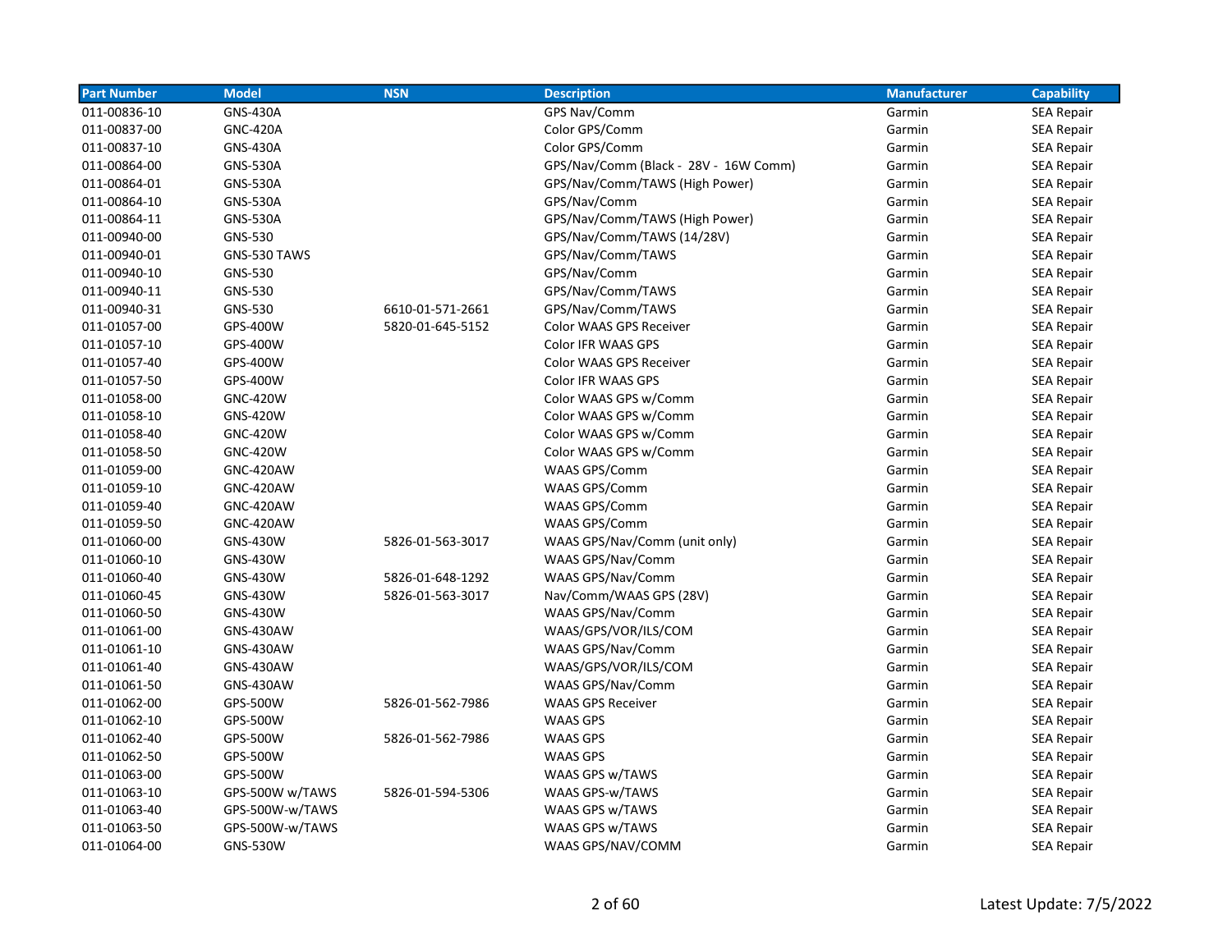| Part Number | Model | NSN | Description | Manufacturer | Capability |
|---|---|---|---|---|---|
| 011-00836-10 | GNS-430A | | GPS Nav/Comm | Garmin | SEA Repair |
| 011-00837-00 | GNC-420A | | Color GPS/Comm | Garmin | SEA Repair |
| 011-00837-10 | GNS-430A | | Color GPS/Comm | Garmin | SEA Repair |
| 011-00864-00 | GNS-530A | | GPS/Nav/Comm (Black - 28V - 16W Comm) | Garmin | SEA Repair |
| 011-00864-01 | GNS-530A | | GPS/Nav/Comm/TAWS (High Power) | Garmin | SEA Repair |
| 011-00864-10 | GNS-530A | | GPS/Nav/Comm | Garmin | SEA Repair |
| 011-00864-11 | GNS-530A | | GPS/Nav/Comm/TAWS (High Power) | Garmin | SEA Repair |
| 011-00940-00 | GNS-530 | | GPS/Nav/Comm/TAWS (14/28V) | Garmin | SEA Repair |
| 011-00940-01 | GNS-530 TAWS | | GPS/Nav/Comm/TAWS | Garmin | SEA Repair |
| 011-00940-10 | GNS-530 | | GPS/Nav/Comm | Garmin | SEA Repair |
| 011-00940-11 | GNS-530 | | GPS/Nav/Comm/TAWS | Garmin | SEA Repair |
| 011-00940-31 | GNS-530 | 6610-01-571-2661 | GPS/Nav/Comm/TAWS | Garmin | SEA Repair |
| 011-01057-00 | GPS-400W | 5820-01-645-5152 | Color WAAS GPS Receiver | Garmin | SEA Repair |
| 011-01057-10 | GPS-400W | | Color IFR WAAS GPS | Garmin | SEA Repair |
| 011-01057-40 | GPS-400W | | Color WAAS GPS Receiver | Garmin | SEA Repair |
| 011-01057-50 | GPS-400W | | Color IFR WAAS GPS | Garmin | SEA Repair |
| 011-01058-00 | GNC-420W | | Color WAAS GPS w/Comm | Garmin | SEA Repair |
| 011-01058-10 | GNS-420W | | Color WAAS GPS w/Comm | Garmin | SEA Repair |
| 011-01058-40 | GNC-420W | | Color WAAS GPS w/Comm | Garmin | SEA Repair |
| 011-01058-50 | GNC-420W | | Color WAAS GPS w/Comm | Garmin | SEA Repair |
| 011-01059-00 | GNC-420AW | | WAAS GPS/Comm | Garmin | SEA Repair |
| 011-01059-10 | GNC-420AW | | WAAS GPS/Comm | Garmin | SEA Repair |
| 011-01059-40 | GNC-420AW | | WAAS GPS/Comm | Garmin | SEA Repair |
| 011-01059-50 | GNC-420AW | | WAAS GPS/Comm | Garmin | SEA Repair |
| 011-01060-00 | GNS-430W | 5826-01-563-3017 | WAAS GPS/Nav/Comm (unit only) | Garmin | SEA Repair |
| 011-01060-10 | GNS-430W | | WAAS GPS/Nav/Comm | Garmin | SEA Repair |
| 011-01060-40 | GNS-430W | 5826-01-648-1292 | WAAS GPS/Nav/Comm | Garmin | SEA Repair |
| 011-01060-45 | GNS-430W | 5826-01-563-3017 | Nav/Comm/WAAS GPS (28V) | Garmin | SEA Repair |
| 011-01060-50 | GNS-430W | | WAAS GPS/Nav/Comm | Garmin | SEA Repair |
| 011-01061-00 | GNS-430AW | | WAAS/GPS/VOR/ILS/COM | Garmin | SEA Repair |
| 011-01061-10 | GNS-430AW | | WAAS GPS/Nav/Comm | Garmin | SEA Repair |
| 011-01061-40 | GNS-430AW | | WAAS/GPS/VOR/ILS/COM | Garmin | SEA Repair |
| 011-01061-50 | GNS-430AW | | WAAS GPS/Nav/Comm | Garmin | SEA Repair |
| 011-01062-00 | GPS-500W | 5826-01-562-7986 | WAAS GPS Receiver | Garmin | SEA Repair |
| 011-01062-10 | GPS-500W | | WAAS GPS | Garmin | SEA Repair |
| 011-01062-40 | GPS-500W | 5826-01-562-7986 | WAAS GPS | Garmin | SEA Repair |
| 011-01062-50 | GPS-500W | | WAAS GPS | Garmin | SEA Repair |
| 011-01063-00 | GPS-500W | | WAAS GPS w/TAWS | Garmin | SEA Repair |
| 011-01063-10 | GPS-500W w/TAWS | 5826-01-594-5306 | WAAS GPS-w/TAWS | Garmin | SEA Repair |
| 011-01063-40 | GPS-500W-w/TAWS | | WAAS GPS w/TAWS | Garmin | SEA Repair |
| 011-01063-50 | GPS-500W-w/TAWS | | WAAS GPS w/TAWS | Garmin | SEA Repair |
| 011-01064-00 | GNS-530W | | WAAS GPS/NAV/COMM | Garmin | SEA Repair |

Latest Update: 7/5/2022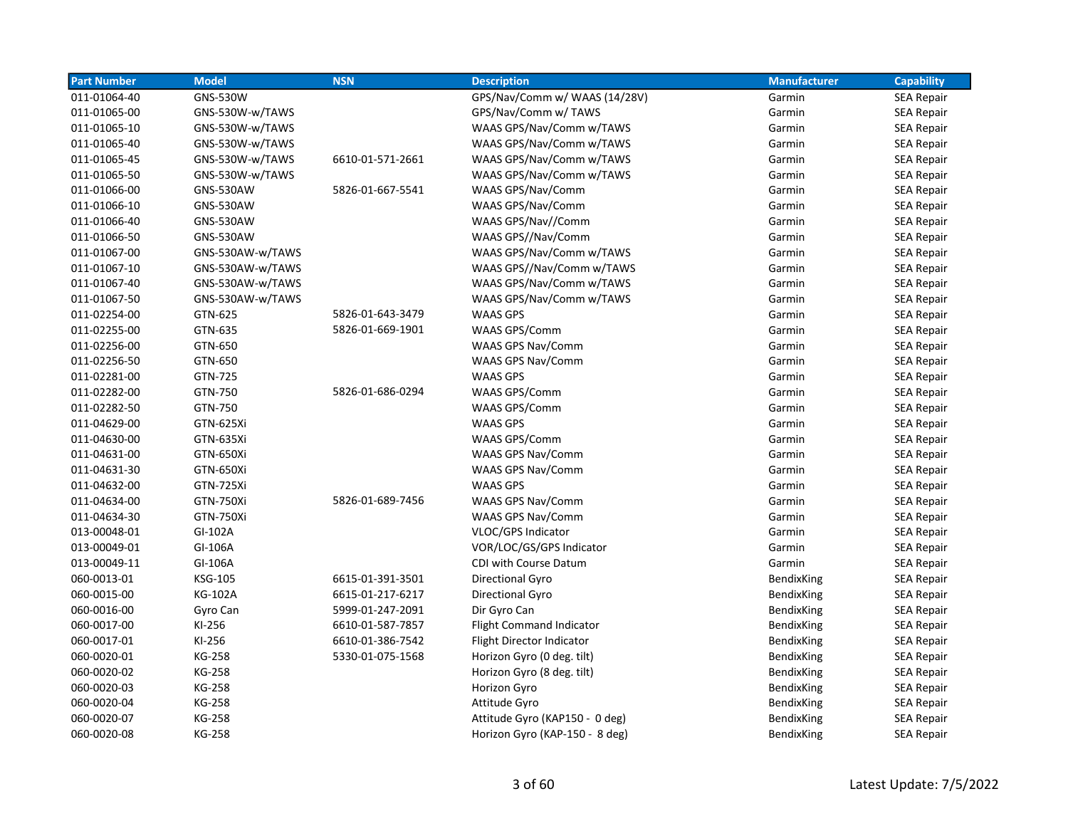| Part Number | Model | NSN | Description | Manufacturer | Capability |
|---|---|---|---|---|---|
| 011-01064-40 | GNS-530W | | GPS/Nav/Comm w/ WAAS (14/28V) | Garmin | SEA Repair |
| 011-01065-00 | GNS-530W-w/TAWS | | GPS/Nav/Comm w/ TAWS | Garmin | SEA Repair |
| 011-01065-10 | GNS-530W-w/TAWS | | WAAS GPS/Nav/Comm w/TAWS | Garmin | SEA Repair |
| 011-01065-40 | GNS-530W-w/TAWS | | WAAS GPS/Nav/Comm w/TAWS | Garmin | SEA Repair |
| 011-01065-45 | GNS-530W-w/TAWS | 6610-01-571-2661 | WAAS GPS/Nav/Comm w/TAWS | Garmin | SEA Repair |
| 011-01065-50 | GNS-530W-w/TAWS | | WAAS GPS/Nav/Comm w/TAWS | Garmin | SEA Repair |
| 011-01066-00 | GNS-530AW | 5826-01-667-5541 | WAAS GPS/Nav/Comm | Garmin | SEA Repair |
| 011-01066-10 | GNS-530AW | | WAAS GPS/Nav/Comm | Garmin | SEA Repair |
| 011-01066-40 | GNS-530AW | | WAAS GPS/Nav//Comm | Garmin | SEA Repair |
| 011-01066-50 | GNS-530AW | | WAAS GPS//Nav/Comm | Garmin | SEA Repair |
| 011-01067-00 | GNS-530AW-w/TAWS | | WAAS GPS/Nav/Comm w/TAWS | Garmin | SEA Repair |
| 011-01067-10 | GNS-530AW-w/TAWS | | WAAS GPS//Nav/Comm w/TAWS | Garmin | SEA Repair |
| 011-01067-40 | GNS-530AW-w/TAWS | | WAAS GPS/Nav/Comm w/TAWS | Garmin | SEA Repair |
| 011-01067-50 | GNS-530AW-w/TAWS | | WAAS GPS/Nav/Comm w/TAWS | Garmin | SEA Repair |
| 011-02254-00 | GTN-625 | 5826-01-643-3479 | WAAS GPS | Garmin | SEA Repair |
| 011-02255-00 | GTN-635 | 5826-01-669-1901 | WAAS GPS/Comm | Garmin | SEA Repair |
| 011-02256-00 | GTN-650 | | WAAS GPS Nav/Comm | Garmin | SEA Repair |
| 011-02256-50 | GTN-650 | | WAAS GPS Nav/Comm | Garmin | SEA Repair |
| 011-02281-00 | GTN-725 | | WAAS GPS | Garmin | SEA Repair |
| 011-02282-00 | GTN-750 | 5826-01-686-0294 | WAAS GPS/Comm | Garmin | SEA Repair |
| 011-02282-50 | GTN-750 | | WAAS GPS/Comm | Garmin | SEA Repair |
| 011-04629-00 | GTN-625Xi | | WAAS GPS | Garmin | SEA Repair |
| 011-04630-00 | GTN-635Xi | | WAAS GPS/Comm | Garmin | SEA Repair |
| 011-04631-00 | GTN-650Xi | | WAAS GPS Nav/Comm | Garmin | SEA Repair |
| 011-04631-30 | GTN-650Xi | | WAAS GPS Nav/Comm | Garmin | SEA Repair |
| 011-04632-00 | GTN-725Xi | | WAAS GPS | Garmin | SEA Repair |
| 011-04634-00 | GTN-750Xi | 5826-01-689-7456 | WAAS GPS Nav/Comm | Garmin | SEA Repair |
| 011-04634-30 | GTN-750Xi | | WAAS GPS Nav/Comm | Garmin | SEA Repair |
| 013-00048-01 | GI-102A | | VLOC/GPS Indicator | Garmin | SEA Repair |
| 013-00049-01 | GI-106A | | VOR/LOC/GS/GPS Indicator | Garmin | SEA Repair |
| 013-00049-11 | GI-106A | | CDI with Course Datum | Garmin | SEA Repair |
| 060-0013-01 | KSG-105 | 6615-01-391-3501 | Directional Gyro | BendixKing | SEA Repair |
| 060-0015-00 | KG-102A | 6615-01-217-6217 | Directional Gyro | BendixKing | SEA Repair |
| 060-0016-00 | Gyro Can | 5999-01-247-2091 | Dir Gyro Can | BendixKing | SEA Repair |
| 060-0017-00 | KI-256 | 6610-01-587-7857 | Flight Command Indicator | BendixKing | SEA Repair |
| 060-0017-01 | KI-256 | 6610-01-386-7542 | Flight Director Indicator | BendixKing | SEA Repair |
| 060-0020-01 | KG-258 | 5330-01-075-1568 | Horizon Gyro (0 deg. tilt) | BendixKing | SEA Repair |
| 060-0020-02 | KG-258 | | Horizon Gyro (8 deg. tilt) | BendixKing | SEA Repair |
| 060-0020-03 | KG-258 | | Horizon Gyro | BendixKing | SEA Repair |
| 060-0020-04 | KG-258 | | Attitude Gyro | BendixKing | SEA Repair |
| 060-0020-07 | KG-258 | | Attitude Gyro (KAP150 - 0 deg) | BendixKing | SEA Repair |
| 060-0020-08 | KG-258 | | Horizon Gyro (KAP-150 - 8 deg) | BendixKing | SEA Repair |

Latest Update: 7/5/2022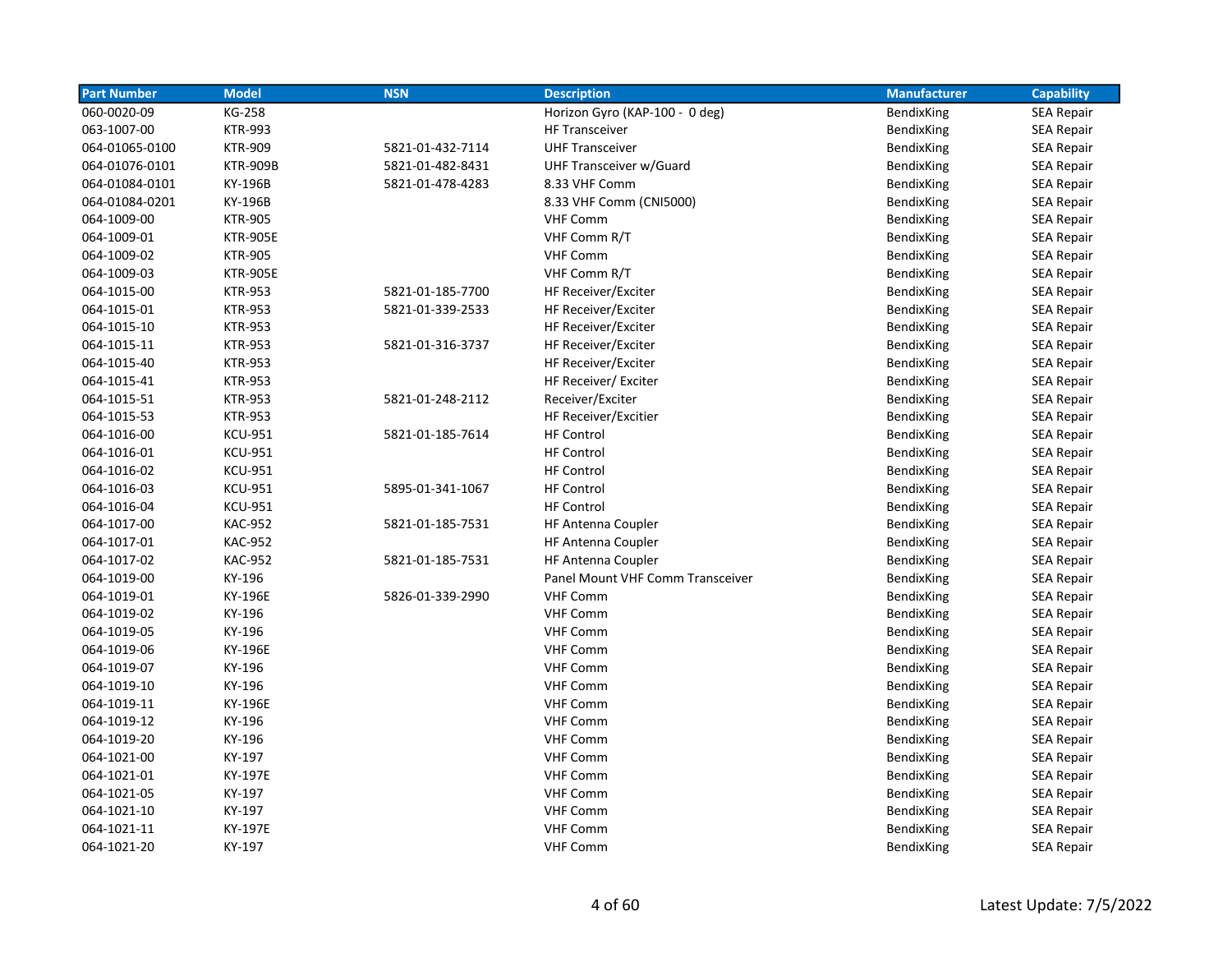| Part Number | Model | NSN | Description | Manufacturer | Capability |
| --- | --- | --- | --- | --- | --- |
| 060-0020-09 | KG-258 | | Horizon Gyro (KAP-100 - 0 deg) | BendixKing | SEA Repair |
| 063-1007-00 | KTR-993 | | HF Transceiver | BendixKing | SEA Repair |
| 064-01065-0100 | KTR-909 | 5821-01-432-7114 | UHF Transceiver | BendixKing | SEA Repair |
| 064-01076-0101 | KTR-909B | 5821-01-482-8431 | UHF Transceiver w/Guard | BendixKing | SEA Repair |
| 064-01084-0101 | KY-196B | 5821-01-478-4283 | 8.33 VHF Comm | BendixKing | SEA Repair |
| 064-01084-0201 | KY-196B | | 8.33 VHF Comm (CNI5000) | BendixKing | SEA Repair |
| 064-1009-00 | KTR-905 | | VHF Comm | BendixKing | SEA Repair |
| 064-1009-01 | KTR-905E | | VHF Comm R/T | BendixKing | SEA Repair |
| 064-1009-02 | KTR-905 | | VHF Comm | BendixKing | SEA Repair |
| 064-1009-03 | KTR-905E | | VHF Comm R/T | BendixKing | SEA Repair |
| 064-1015-00 | KTR-953 | 5821-01-185-7700 | HF Receiver/Exciter | BendixKing | SEA Repair |
| 064-1015-01 | KTR-953 | 5821-01-339-2533 | HF Receiver/Exciter | BendixKing | SEA Repair |
| 064-1015-10 | KTR-953 | | HF Receiver/Exciter | BendixKing | SEA Repair |
| 064-1015-11 | KTR-953 | 5821-01-316-3737 | HF Receiver/Exciter | BendixKing | SEA Repair |
| 064-1015-40 | KTR-953 | | HF Receiver/Exciter | BendixKing | SEA Repair |
| 064-1015-41 | KTR-953 | | HF Receiver/ Exciter | BendixKing | SEA Repair |
| 064-1015-51 | KTR-953 | 5821-01-248-2112 | Receiver/Exciter | BendixKing | SEA Repair |
| 064-1015-53 | KTR-953 | | HF Receiver/Excitier | BendixKing | SEA Repair |
| 064-1016-00 | KCU-951 | 5821-01-185-7614 | HF Control | BendixKing | SEA Repair |
| 064-1016-01 | KCU-951 | | HF Control | BendixKing | SEA Repair |
| 064-1016-02 | KCU-951 | | HF Control | BendixKing | SEA Repair |
| 064-1016-03 | KCU-951 | 5895-01-341-1067 | HF Control | BendixKing | SEA Repair |
| 064-1016-04 | KCU-951 | | HF Control | BendixKing | SEA Repair |
| 064-1017-00 | KAC-952 | 5821-01-185-7531 | HF Antenna Coupler | BendixKing | SEA Repair |
| 064-1017-01 | KAC-952 | | HF Antenna Coupler | BendixKing | SEA Repair |
| 064-1017-02 | KAC-952 | 5821-01-185-7531 | HF Antenna Coupler | BendixKing | SEA Repair |
| 064-1019-00 | KY-196 | | Panel Mount VHF Comm Transceiver | BendixKing | SEA Repair |
| 064-1019-01 | KY-196E | 5826-01-339-2990 | VHF Comm | BendixKing | SEA Repair |
| 064-1019-02 | KY-196 | | VHF Comm | BendixKing | SEA Repair |
| 064-1019-05 | KY-196 | | VHF Comm | BendixKing | SEA Repair |
| 064-1019-06 | KY-196E | | VHF Comm | BendixKing | SEA Repair |
| 064-1019-07 | KY-196 | | VHF Comm | BendixKing | SEA Repair |
| 064-1019-10 | KY-196 | | VHF Comm | BendixKing | SEA Repair |
| 064-1019-11 | KY-196E | | VHF Comm | BendixKing | SEA Repair |
| 064-1019-12 | KY-196 | | VHF Comm | BendixKing | SEA Repair |
| 064-1019-20 | KY-196 | | VHF Comm | BendixKing | SEA Repair |
| 064-1021-00 | KY-197 | | VHF Comm | BendixKing | SEA Repair |
| 064-1021-01 | KY-197E | | VHF Comm | BendixKing | SEA Repair |
| 064-1021-05 | KY-197 | | VHF Comm | BendixKing | SEA Repair |
| 064-1021-10 | KY-197 | | VHF Comm | BendixKing | SEA Repair |
| 064-1021-11 | KY-197E | | VHF Comm | BendixKing | SEA Repair |
| 064-1021-20 | KY-197 | | VHF Comm | BendixKing | SEA Repair |

Latest Update: 7/5/2022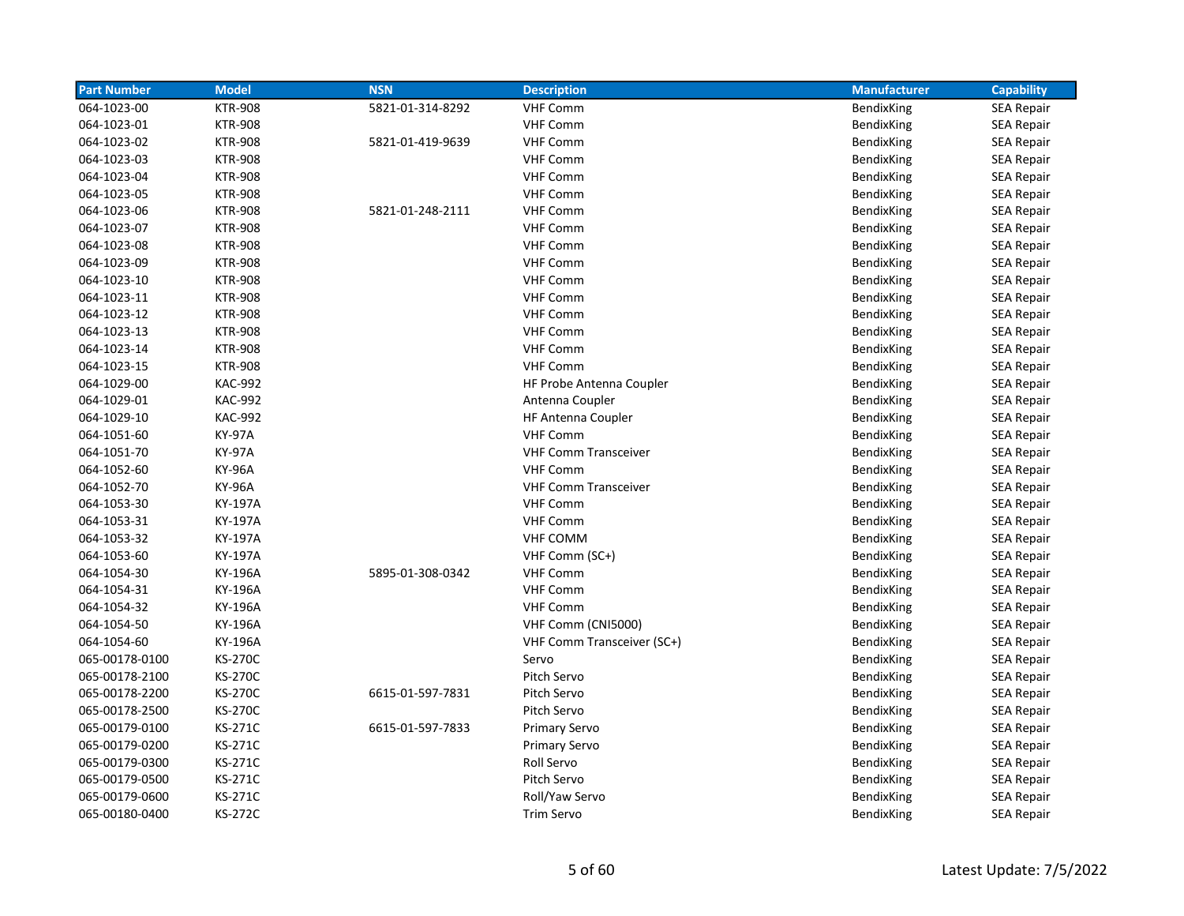| Part Number | Model | NSN | Description | Manufacturer | Capability |
| --- | --- | --- | --- | --- | --- |
| 064-1023-00 | KTR-908 | 5821-01-314-8292 | VHF Comm | BendixKing | SEA Repair |
| 064-1023-01 | KTR-908 | | VHF Comm | BendixKing | SEA Repair |
| 064-1023-02 | KTR-908 | 5821-01-419-9639 | VHF Comm | BendixKing | SEA Repair |
| 064-1023-03 | KTR-908 | | VHF Comm | BendixKing | SEA Repair |
| 064-1023-04 | KTR-908 | | VHF Comm | BendixKing | SEA Repair |
| 064-1023-05 | KTR-908 | | VHF Comm | BendixKing | SEA Repair |
| 064-1023-06 | KTR-908 | 5821-01-248-2111 | VHF Comm | BendixKing | SEA Repair |
| 064-1023-07 | KTR-908 | | VHF Comm | BendixKing | SEA Repair |
| 064-1023-08 | KTR-908 | | VHF Comm | BendixKing | SEA Repair |
| 064-1023-09 | KTR-908 | | VHF Comm | BendixKing | SEA Repair |
| 064-1023-10 | KTR-908 | | VHF Comm | BendixKing | SEA Repair |
| 064-1023-11 | KTR-908 | | VHF Comm | BendixKing | SEA Repair |
| 064-1023-12 | KTR-908 | | VHF Comm | BendixKing | SEA Repair |
| 064-1023-13 | KTR-908 | | VHF Comm | BendixKing | SEA Repair |
| 064-1023-14 | KTR-908 | | VHF Comm | BendixKing | SEA Repair |
| 064-1023-15 | KTR-908 | | VHF Comm | BendixKing | SEA Repair |
| 064-1029-00 | KAC-992 | | HF Probe Antenna Coupler | BendixKing | SEA Repair |
| 064-1029-01 | KAC-992 | | Antenna Coupler | BendixKing | SEA Repair |
| 064-1029-10 | KAC-992 | | HF Antenna Coupler | BendixKing | SEA Repair |
| 064-1051-60 | KY-97A | | VHF Comm | BendixKing | SEA Repair |
| 064-1051-70 | KY-97A | | VHF Comm Transceiver | BendixKing | SEA Repair |
| 064-1052-60 | KY-96A | | VHF Comm | BendixKing | SEA Repair |
| 064-1052-70 | KY-96A | | VHF Comm Transceiver | BendixKing | SEA Repair |
| 064-1053-30 | KY-197A | | VHF Comm | BendixKing | SEA Repair |
| 064-1053-31 | KY-197A | | VHF Comm | BendixKing | SEA Repair |
| 064-1053-32 | KY-197A | | VHF COMM | BendixKing | SEA Repair |
| 064-1053-60 | KY-197A | | VHF Comm (SC+) | BendixKing | SEA Repair |
| 064-1054-30 | KY-196A | 5895-01-308-0342 | VHF Comm | BendixKing | SEA Repair |
| 064-1054-31 | KY-196A | | VHF Comm | BendixKing | SEA Repair |
| 064-1054-32 | KY-196A | | VHF Comm | BendixKing | SEA Repair |
| 064-1054-50 | KY-196A | | VHF Comm (CNI5000) | BendixKing | SEA Repair |
| 064-1054-60 | KY-196A | | VHF Comm Transceiver (SC+) | BendixKing | SEA Repair |
| 065-00178-0100 | KS-270C | | Servo | BendixKing | SEA Repair |
| 065-00178-2100 | KS-270C | | Pitch Servo | BendixKing | SEA Repair |
| 065-00178-2200 | KS-270C | 6615-01-597-7831 | Pitch Servo | BendixKing | SEA Repair |
| 065-00178-2500 | KS-270C | | Pitch Servo | BendixKing | SEA Repair |
| 065-00179-0100 | KS-271C | 6615-01-597-7833 | Primary Servo | BendixKing | SEA Repair |
| 065-00179-0200 | KS-271C | | Primary Servo | BendixKing | SEA Repair |
| 065-00179-0300 | KS-271C | | Roll Servo | BendixKing | SEA Repair |
| 065-00179-0500 | KS-271C | | Pitch Servo | BendixKing | SEA Repair |
| 065-00179-0600 | KS-271C | | Roll/Yaw Servo | BendixKing | SEA Repair |
| 065-00180-0400 | KS-272C | | Trim Servo | BendixKing | SEA Repair |

Latest Update: 7/5/2022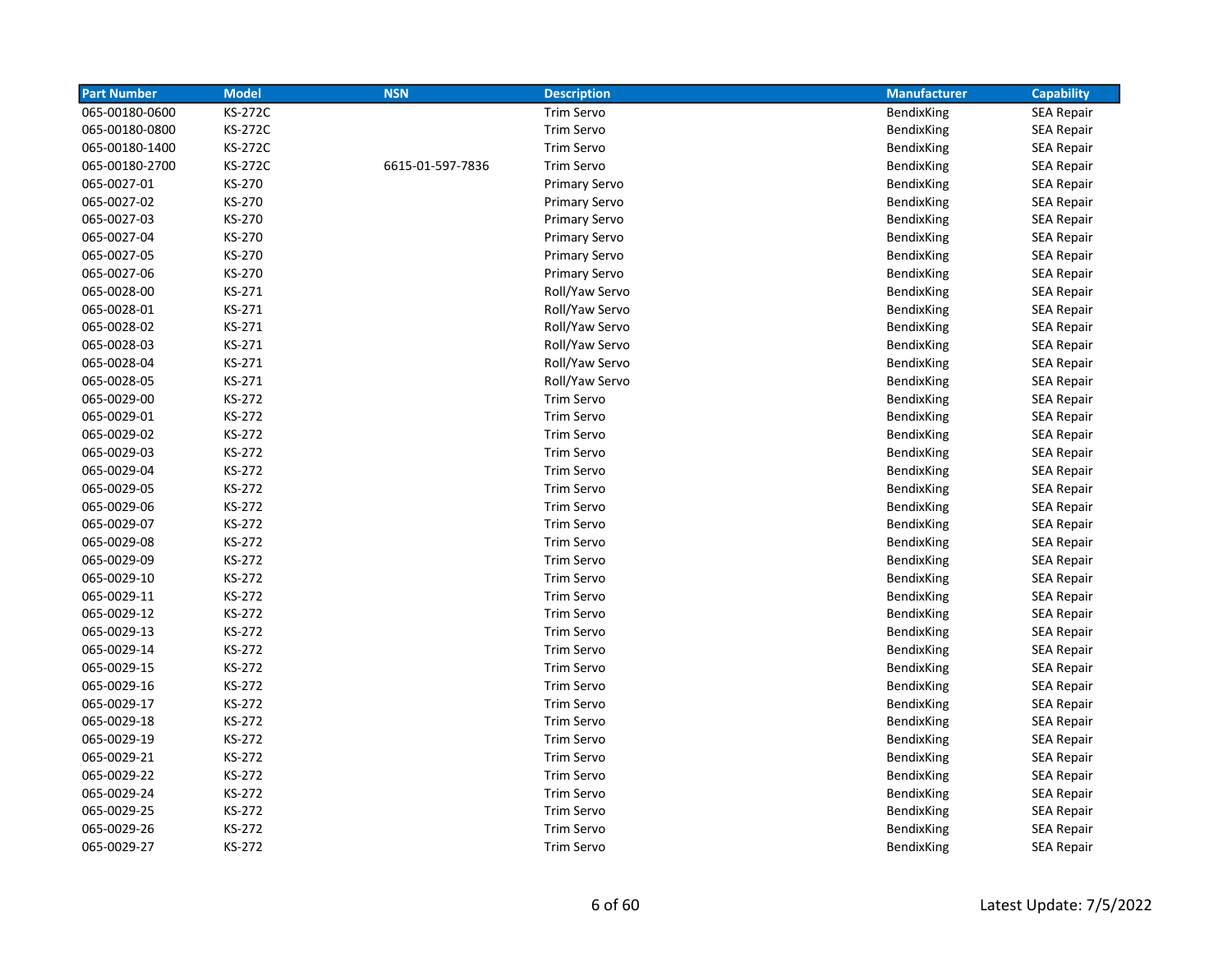| Part Number | Model | NSN | Description | Manufacturer | Capability |
|---|---|---|---|---|---|
| 065-00180-0600 | KS-272C | | Trim Servo | BendixKing | SEA Repair |
| 065-00180-0800 | KS-272C | | Trim Servo | BendixKing | SEA Repair |
| 065-00180-1400 | KS-272C | | Trim Servo | BendixKing | SEA Repair |
| 065-00180-2700 | KS-272C | 6615-01-597-7836 | Trim Servo | BendixKing | SEA Repair |
| 065-0027-01 | KS-270 | | Primary Servo | BendixKing | SEA Repair |
| 065-0027-02 | KS-270 | | Primary Servo | BendixKing | SEA Repair |
| 065-0027-03 | KS-270 | | Primary Servo | BendixKing | SEA Repair |
| 065-0027-04 | KS-270 | | Primary Servo | BendixKing | SEA Repair |
| 065-0027-05 | KS-270 | | Primary Servo | BendixKing | SEA Repair |
| 065-0027-06 | KS-270 | | Primary Servo | BendixKing | SEA Repair |
| 065-0028-00 | KS-271 | | Roll/Yaw Servo | BendixKing | SEA Repair |
| 065-0028-01 | KS-271 | | Roll/Yaw Servo | BendixKing | SEA Repair |
| 065-0028-02 | KS-271 | | Roll/Yaw Servo | BendixKing | SEA Repair |
| 065-0028-03 | KS-271 | | Roll/Yaw Servo | BendixKing | SEA Repair |
| 065-0028-04 | KS-271 | | Roll/Yaw Servo | BendixKing | SEA Repair |
| 065-0028-05 | KS-271 | | Roll/Yaw Servo | BendixKing | SEA Repair |
| 065-0029-00 | KS-272 | | Trim Servo | BendixKing | SEA Repair |
| 065-0029-01 | KS-272 | | Trim Servo | BendixKing | SEA Repair |
| 065-0029-02 | KS-272 | | Trim Servo | BendixKing | SEA Repair |
| 065-0029-03 | KS-272 | | Trim Servo | BendixKing | SEA Repair |
| 065-0029-04 | KS-272 | | Trim Servo | BendixKing | SEA Repair |
| 065-0029-05 | KS-272 | | Trim Servo | BendixKing | SEA Repair |
| 065-0029-06 | KS-272 | | Trim Servo | BendixKing | SEA Repair |
| 065-0029-07 | KS-272 | | Trim Servo | BendixKing | SEA Repair |
| 065-0029-08 | KS-272 | | Trim Servo | BendixKing | SEA Repair |
| 065-0029-09 | KS-272 | | Trim Servo | BendixKing | SEA Repair |
| 065-0029-10 | KS-272 | | Trim Servo | BendixKing | SEA Repair |
| 065-0029-11 | KS-272 | | Trim Servo | BendixKing | SEA Repair |
| 065-0029-12 | KS-272 | | Trim Servo | BendixKing | SEA Repair |
| 065-0029-13 | KS-272 | | Trim Servo | BendixKing | SEA Repair |
| 065-0029-14 | KS-272 | | Trim Servo | BendixKing | SEA Repair |
| 065-0029-15 | KS-272 | | Trim Servo | BendixKing | SEA Repair |
| 065-0029-16 | KS-272 | | Trim Servo | BendixKing | SEA Repair |
| 065-0029-17 | KS-272 | | Trim Servo | BendixKing | SEA Repair |
| 065-0029-18 | KS-272 | | Trim Servo | BendixKing | SEA Repair |
| 065-0029-19 | KS-272 | | Trim Servo | BendixKing | SEA Repair |
| 065-0029-21 | KS-272 | | Trim Servo | BendixKing | SEA Repair |
| 065-0029-22 | KS-272 | | Trim Servo | BendixKing | SEA Repair |
| 065-0029-24 | KS-272 | | Trim Servo | BendixKing | SEA Repair |
| 065-0029-25 | KS-272 | | Trim Servo | BendixKing | SEA Repair |
| 065-0029-26 | KS-272 | | Trim Servo | BendixKing | SEA Repair |
| 065-0029-27 | KS-272 | | Trim Servo | BendixKing | SEA Repair |

Latest Update: 7/5/2022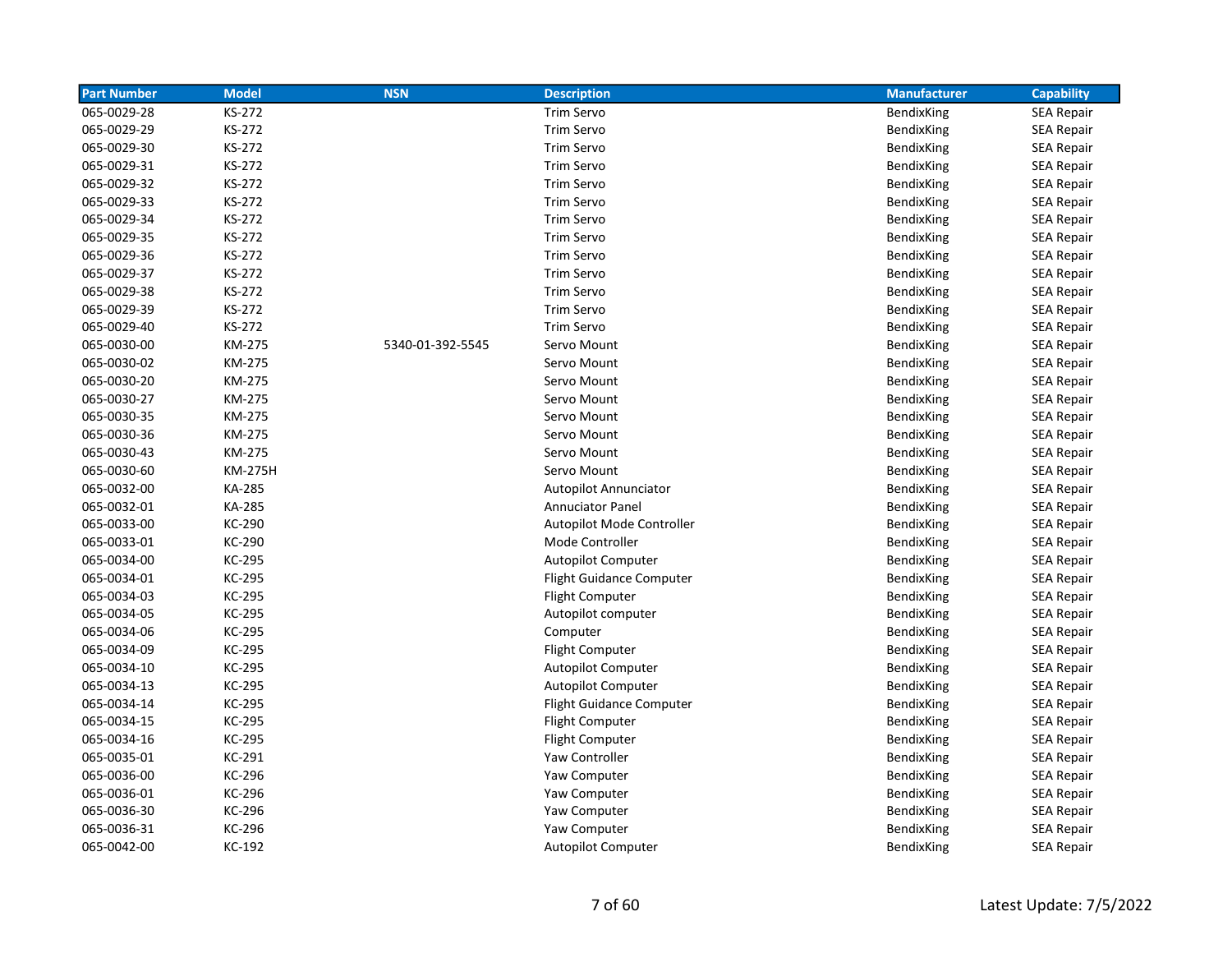| Part Number | Model | NSN | Description | Manufacturer | Capability |
|---|---|---|---|---|---|
| 065-0029-28 | KS-272 | | Trim Servo | BendixKing | SEA Repair |
| 065-0029-29 | KS-272 | | Trim Servo | BendixKing | SEA Repair |
| 065-0029-30 | KS-272 | | Trim Servo | BendixKing | SEA Repair |
| 065-0029-31 | KS-272 | | Trim Servo | BendixKing | SEA Repair |
| 065-0029-32 | KS-272 | | Trim Servo | BendixKing | SEA Repair |
| 065-0029-33 | KS-272 | | Trim Servo | BendixKing | SEA Repair |
| 065-0029-34 | KS-272 | | Trim Servo | BendixKing | SEA Repair |
| 065-0029-35 | KS-272 | | Trim Servo | BendixKing | SEA Repair |
| 065-0029-36 | KS-272 | | Trim Servo | BendixKing | SEA Repair |
| 065-0029-37 | KS-272 | | Trim Servo | BendixKing | SEA Repair |
| 065-0029-38 | KS-272 | | Trim Servo | BendixKing | SEA Repair |
| 065-0029-39 | KS-272 | | Trim Servo | BendixKing | SEA Repair |
| 065-0029-40 | KS-272 | | Trim Servo | BendixKing | SEA Repair |
| 065-0030-00 | KM-275 | 5340-01-392-5545 | Servo Mount | BendixKing | SEA Repair |
| 065-0030-02 | KM-275 | | Servo Mount | BendixKing | SEA Repair |
| 065-0030-20 | KM-275 | | Servo Mount | BendixKing | SEA Repair |
| 065-0030-27 | KM-275 | | Servo Mount | BendixKing | SEA Repair |
| 065-0030-35 | KM-275 | | Servo Mount | BendixKing | SEA Repair |
| 065-0030-36 | KM-275 | | Servo Mount | BendixKing | SEA Repair |
| 065-0030-43 | KM-275 | | Servo Mount | BendixKing | SEA Repair |
| 065-0030-60 | KM-275H | | Servo Mount | BendixKing | SEA Repair |
| 065-0032-00 | KA-285 | | Autopilot Annunciator | BendixKing | SEA Repair |
| 065-0032-01 | KA-285 | | Annuciator Panel | BendixKing | SEA Repair |
| 065-0033-00 | KC-290 | | Autopilot Mode Controller | BendixKing | SEA Repair |
| 065-0033-01 | KC-290 | | Mode Controller | BendixKing | SEA Repair |
| 065-0034-00 | KC-295 | | Autopilot Computer | BendixKing | SEA Repair |
| 065-0034-01 | KC-295 | | Flight Guidance Computer | BendixKing | SEA Repair |
| 065-0034-03 | KC-295 | | Flight Computer | BendixKing | SEA Repair |
| 065-0034-05 | KC-295 | | Autopilot computer | BendixKing | SEA Repair |
| 065-0034-06 | KC-295 | | Computer | BendixKing | SEA Repair |
| 065-0034-09 | KC-295 | | Flight Computer | BendixKing | SEA Repair |
| 065-0034-10 | KC-295 | | Autopilot Computer | BendixKing | SEA Repair |
| 065-0034-13 | KC-295 | | Autopilot Computer | BendixKing | SEA Repair |
| 065-0034-14 | KC-295 | | Flight Guidance Computer | BendixKing | SEA Repair |
| 065-0034-15 | KC-295 | | Flight Computer | BendixKing | SEA Repair |
| 065-0034-16 | KC-295 | | Flight Computer | BendixKing | SEA Repair |
| 065-0035-01 | KC-291 | | Yaw Controller | BendixKing | SEA Repair |
| 065-0036-00 | KC-296 | | Yaw Computer | BendixKing | SEA Repair |
| 065-0036-01 | KC-296 | | Yaw Computer | BendixKing | SEA Repair |
| 065-0036-30 | KC-296 | | Yaw Computer | BendixKing | SEA Repair |
| 065-0036-31 | KC-296 | | Yaw Computer | BendixKing | SEA Repair |
| 065-0042-00 | KC-192 | | Autopilot Computer | BendixKing | SEA Repair |

Latest Update: 7/5/2022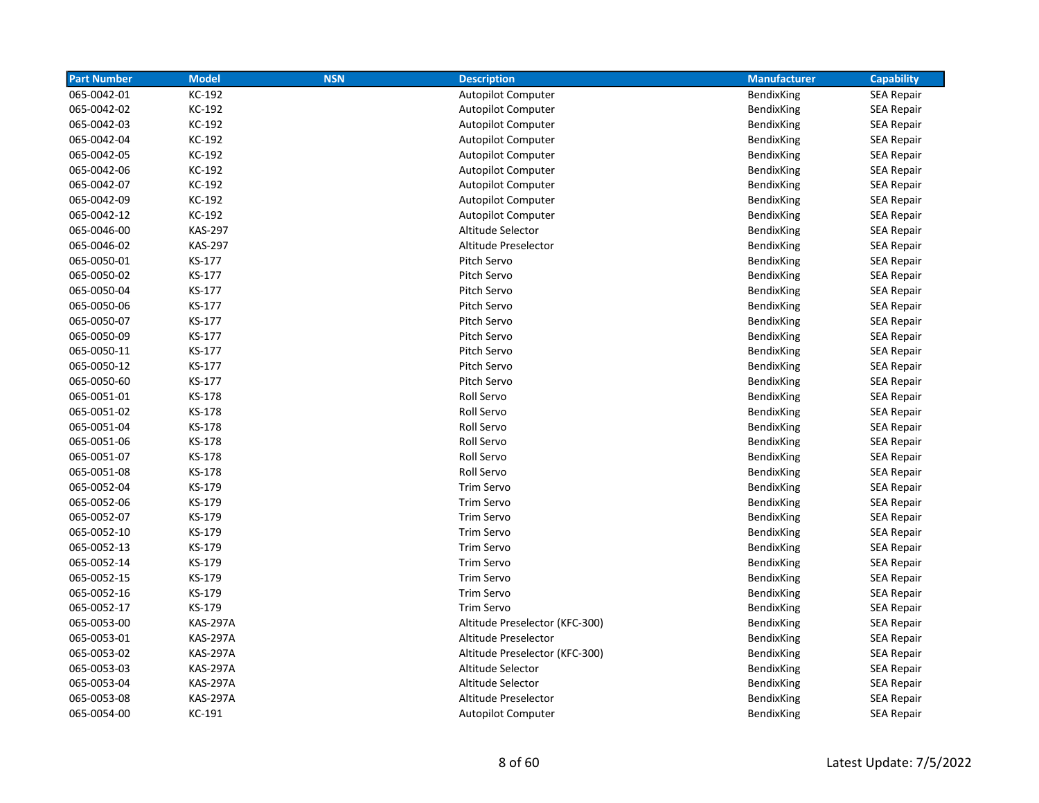| Part Number | Model | NSN | Description | Manufacturer | Capability |
|---|---|---|---|---|---|
| 065-0042-01 | KC-192 | | Autopilot Computer | BendixKing | SEA Repair |
| 065-0042-02 | KC-192 | | Autopilot Computer | BendixKing | SEA Repair |
| 065-0042-03 | KC-192 | | Autopilot Computer | BendixKing | SEA Repair |
| 065-0042-04 | KC-192 | | Autopilot Computer | BendixKing | SEA Repair |
| 065-0042-05 | KC-192 | | Autopilot Computer | BendixKing | SEA Repair |
| 065-0042-06 | KC-192 | | Autopilot Computer | BendixKing | SEA Repair |
| 065-0042-07 | KC-192 | | Autopilot Computer | BendixKing | SEA Repair |
| 065-0042-09 | KC-192 | | Autopilot Computer | BendixKing | SEA Repair |
| 065-0042-12 | KC-192 | | Autopilot Computer | BendixKing | SEA Repair |
| 065-0046-00 | KAS-297 | | Altitude Selector | BendixKing | SEA Repair |
| 065-0046-02 | KAS-297 | | Altitude Preselector | BendixKing | SEA Repair |
| 065-0050-01 | KS-177 | | Pitch Servo | BendixKing | SEA Repair |
| 065-0050-02 | KS-177 | | Pitch Servo | BendixKing | SEA Repair |
| 065-0050-04 | KS-177 | | Pitch Servo | BendixKing | SEA Repair |
| 065-0050-06 | KS-177 | | Pitch Servo | BendixKing | SEA Repair |
| 065-0050-07 | KS-177 | | Pitch Servo | BendixKing | SEA Repair |
| 065-0050-09 | KS-177 | | Pitch Servo | BendixKing | SEA Repair |
| 065-0050-11 | KS-177 | | Pitch Servo | BendixKing | SEA Repair |
| 065-0050-12 | KS-177 | | Pitch Servo | BendixKing | SEA Repair |
| 065-0050-60 | KS-177 | | Pitch Servo | BendixKing | SEA Repair |
| 065-0051-01 | KS-178 | | Roll Servo | BendixKing | SEA Repair |
| 065-0051-02 | KS-178 | | Roll Servo | BendixKing | SEA Repair |
| 065-0051-04 | KS-178 | | Roll Servo | BendixKing | SEA Repair |
| 065-0051-06 | KS-178 | | Roll Servo | BendixKing | SEA Repair |
| 065-0051-07 | KS-178 | | Roll Servo | BendixKing | SEA Repair |
| 065-0051-08 | KS-178 | | Roll Servo | BendixKing | SEA Repair |
| 065-0052-04 | KS-179 | | Trim Servo | BendixKing | SEA Repair |
| 065-0052-06 | KS-179 | | Trim Servo | BendixKing | SEA Repair |
| 065-0052-07 | KS-179 | | Trim Servo | BendixKing | SEA Repair |
| 065-0052-10 | KS-179 | | Trim Servo | BendixKing | SEA Repair |
| 065-0052-13 | KS-179 | | Trim Servo | BendixKing | SEA Repair |
| 065-0052-14 | KS-179 | | Trim Servo | BendixKing | SEA Repair |
| 065-0052-15 | KS-179 | | Trim Servo | BendixKing | SEA Repair |
| 065-0052-16 | KS-179 | | Trim Servo | BendixKing | SEA Repair |
| 065-0052-17 | KS-179 | | Trim Servo | BendixKing | SEA Repair |
| 065-0053-00 | KAS-297A | | Altitude Preselector (KFC-300) | BendixKing | SEA Repair |
| 065-0053-01 | KAS-297A | | Altitude Preselector | BendixKing | SEA Repair |
| 065-0053-02 | KAS-297A | | Altitude Preselector (KFC-300) | BendixKing | SEA Repair |
| 065-0053-03 | KAS-297A | | Altitude Selector | BendixKing | SEA Repair |
| 065-0053-04 | KAS-297A | | Altitude Selector | BendixKing | SEA Repair |
| 065-0053-08 | KAS-297A | | Altitude Preselector | BendixKing | SEA Repair |
| 065-0054-00 | KC-191 | | Autopilot Computer | BendixKing | SEA Repair |

Latest Update: 7/5/2022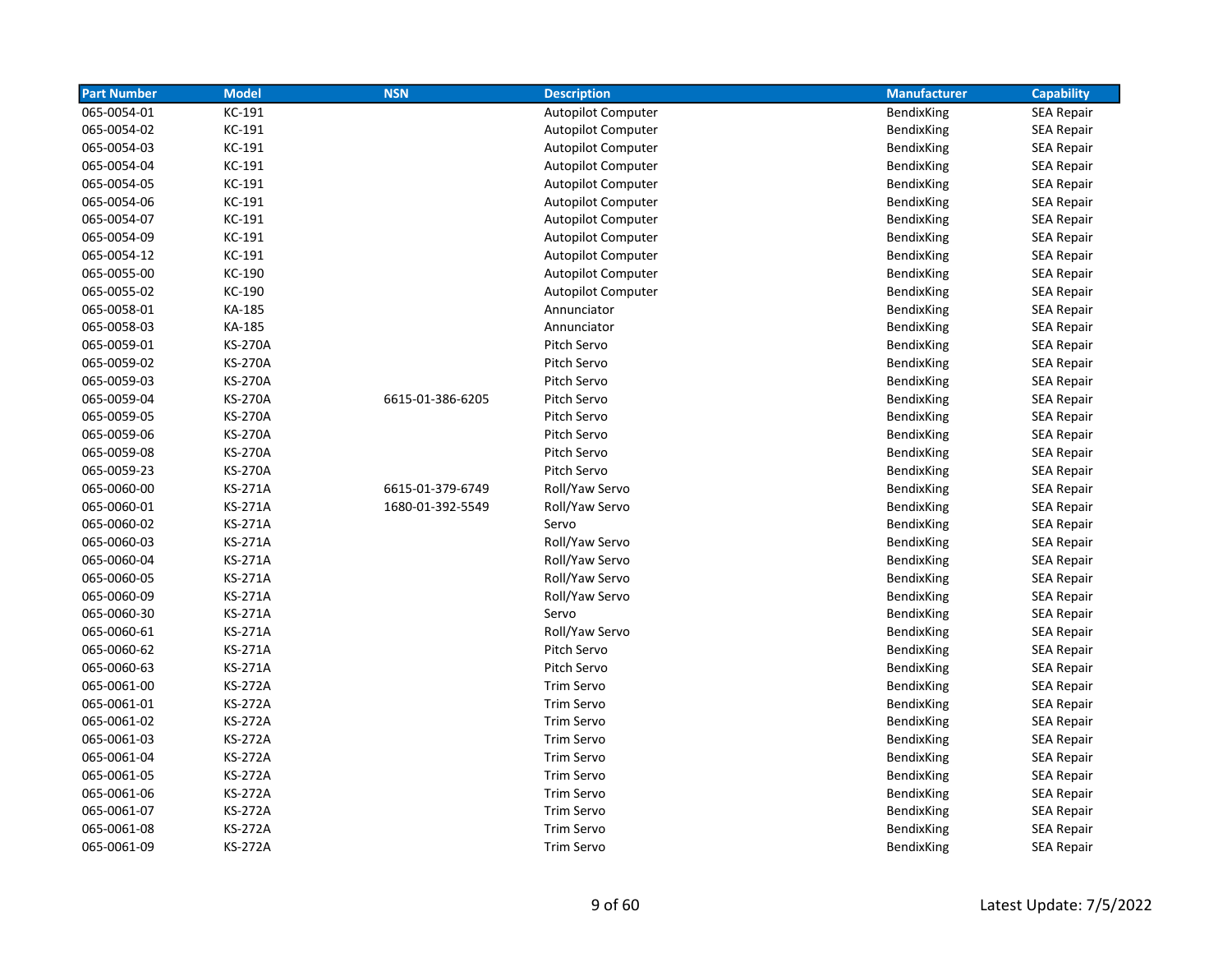| Part Number | Model | NSN | Description | Manufacturer | Capability |
|---|---|---|---|---|---|
| 065-0054-01 | KC-191 | | Autopilot Computer | BendixKing | SEA Repair |
| 065-0054-02 | KC-191 | | Autopilot Computer | BendixKing | SEA Repair |
| 065-0054-03 | KC-191 | | Autopilot Computer | BendixKing | SEA Repair |
| 065-0054-04 | KC-191 | | Autopilot Computer | BendixKing | SEA Repair |
| 065-0054-05 | KC-191 | | Autopilot Computer | BendixKing | SEA Repair |
| 065-0054-06 | KC-191 | | Autopilot Computer | BendixKing | SEA Repair |
| 065-0054-07 | KC-191 | | Autopilot Computer | BendixKing | SEA Repair |
| 065-0054-09 | KC-191 | | Autopilot Computer | BendixKing | SEA Repair |
| 065-0054-12 | KC-191 | | Autopilot Computer | BendixKing | SEA Repair |
| 065-0055-00 | KC-190 | | Autopilot Computer | BendixKing | SEA Repair |
| 065-0055-02 | KC-190 | | Autopilot Computer | BendixKing | SEA Repair |
| 065-0058-01 | KA-185 | | Annunciator | BendixKing | SEA Repair |
| 065-0058-03 | KA-185 | | Annunciator | BendixKing | SEA Repair |
| 065-0059-01 | KS-270A | | Pitch Servo | BendixKing | SEA Repair |
| 065-0059-02 | KS-270A | | Pitch Servo | BendixKing | SEA Repair |
| 065-0059-03 | KS-270A | | Pitch Servo | BendixKing | SEA Repair |
| 065-0059-04 | KS-270A | 6615-01-386-6205 | Pitch Servo | BendixKing | SEA Repair |
| 065-0059-05 | KS-270A | | Pitch Servo | BendixKing | SEA Repair |
| 065-0059-06 | KS-270A | | Pitch Servo | BendixKing | SEA Repair |
| 065-0059-08 | KS-270A | | Pitch Servo | BendixKing | SEA Repair |
| 065-0059-23 | KS-270A | | Pitch Servo | BendixKing | SEA Repair |
| 065-0060-00 | KS-271A | 6615-01-379-6749 | Roll/Yaw Servo | BendixKing | SEA Repair |
| 065-0060-01 | KS-271A | 1680-01-392-5549 | Roll/Yaw Servo | BendixKing | SEA Repair |
| 065-0060-02 | KS-271A | | Servo | BendixKing | SEA Repair |
| 065-0060-03 | KS-271A | | Roll/Yaw Servo | BendixKing | SEA Repair |
| 065-0060-04 | KS-271A | | Roll/Yaw Servo | BendixKing | SEA Repair |
| 065-0060-05 | KS-271A | | Roll/Yaw Servo | BendixKing | SEA Repair |
| 065-0060-09 | KS-271A | | Roll/Yaw Servo | BendixKing | SEA Repair |
| 065-0060-30 | KS-271A | | Servo | BendixKing | SEA Repair |
| 065-0060-61 | KS-271A | | Roll/Yaw Servo | BendixKing | SEA Repair |
| 065-0060-62 | KS-271A | | Pitch Servo | BendixKing | SEA Repair |
| 065-0060-63 | KS-271A | | Pitch Servo | BendixKing | SEA Repair |
| 065-0061-00 | KS-272A | | Trim Servo | BendixKing | SEA Repair |
| 065-0061-01 | KS-272A | | Trim Servo | BendixKing | SEA Repair |
| 065-0061-02 | KS-272A | | Trim Servo | BendixKing | SEA Repair |
| 065-0061-03 | KS-272A | | Trim Servo | BendixKing | SEA Repair |
| 065-0061-04 | KS-272A | | Trim Servo | BendixKing | SEA Repair |
| 065-0061-05 | KS-272A | | Trim Servo | BendixKing | SEA Repair |
| 065-0061-06 | KS-272A | | Trim Servo | BendixKing | SEA Repair |
| 065-0061-07 | KS-272A | | Trim Servo | BendixKing | SEA Repair |
| 065-0061-08 | KS-272A | | Trim Servo | BendixKing | SEA Repair |
| 065-0061-09 | KS-272A | | Trim Servo | BendixKing | SEA Repair |

Latest Update: 7/5/2022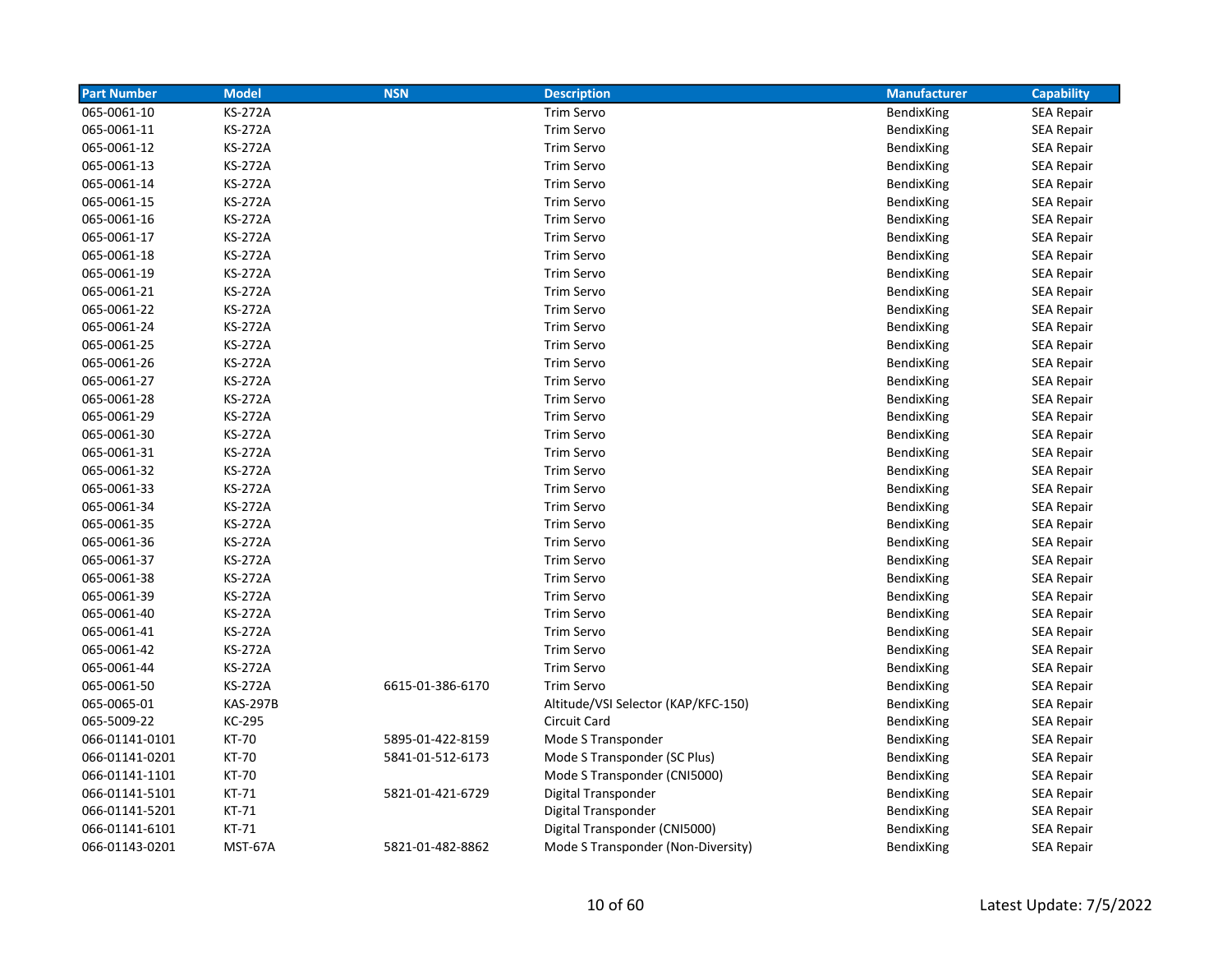| Part Number | Model | NSN | Description | Manufacturer | Capability |
|---|---|---|---|---|---|
| 065-0061-10 | KS-272A | | Trim Servo | BendixKing | SEA Repair |
| 065-0061-11 | KS-272A | | Trim Servo | BendixKing | SEA Repair |
| 065-0061-12 | KS-272A | | Trim Servo | BendixKing | SEA Repair |
| 065-0061-13 | KS-272A | | Trim Servo | BendixKing | SEA Repair |
| 065-0061-14 | KS-272A | | Trim Servo | BendixKing | SEA Repair |
| 065-0061-15 | KS-272A | | Trim Servo | BendixKing | SEA Repair |
| 065-0061-16 | KS-272A | | Trim Servo | BendixKing | SEA Repair |
| 065-0061-17 | KS-272A | | Trim Servo | BendixKing | SEA Repair |
| 065-0061-18 | KS-272A | | Trim Servo | BendixKing | SEA Repair |
| 065-0061-19 | KS-272A | | Trim Servo | BendixKing | SEA Repair |
| 065-0061-21 | KS-272A | | Trim Servo | BendixKing | SEA Repair |
| 065-0061-22 | KS-272A | | Trim Servo | BendixKing | SEA Repair |
| 065-0061-24 | KS-272A | | Trim Servo | BendixKing | SEA Repair |
| 065-0061-25 | KS-272A | | Trim Servo | BendixKing | SEA Repair |
| 065-0061-26 | KS-272A | | Trim Servo | BendixKing | SEA Repair |
| 065-0061-27 | KS-272A | | Trim Servo | BendixKing | SEA Repair |
| 065-0061-28 | KS-272A | | Trim Servo | BendixKing | SEA Repair |
| 065-0061-29 | KS-272A | | Trim Servo | BendixKing | SEA Repair |
| 065-0061-30 | KS-272A | | Trim Servo | BendixKing | SEA Repair |
| 065-0061-31 | KS-272A | | Trim Servo | BendixKing | SEA Repair |
| 065-0061-32 | KS-272A | | Trim Servo | BendixKing | SEA Repair |
| 065-0061-33 | KS-272A | | Trim Servo | BendixKing | SEA Repair |
| 065-0061-34 | KS-272A | | Trim Servo | BendixKing | SEA Repair |
| 065-0061-35 | KS-272A | | Trim Servo | BendixKing | SEA Repair |
| 065-0061-36 | KS-272A | | Trim Servo | BendixKing | SEA Repair |
| 065-0061-37 | KS-272A | | Trim Servo | BendixKing | SEA Repair |
| 065-0061-38 | KS-272A | | Trim Servo | BendixKing | SEA Repair |
| 065-0061-39 | KS-272A | | Trim Servo | BendixKing | SEA Repair |
| 065-0061-40 | KS-272A | | Trim Servo | BendixKing | SEA Repair |
| 065-0061-41 | KS-272A | | Trim Servo | BendixKing | SEA Repair |
| 065-0061-42 | KS-272A | | Trim Servo | BendixKing | SEA Repair |
| 065-0061-44 | KS-272A | | Trim Servo | BendixKing | SEA Repair |
| 065-0061-50 | KS-272A | 6615-01-386-6170 | Trim Servo | BendixKing | SEA Repair |
| 065-0065-01 | KAS-297B | | Altitude/VSI Selector (KAP/KFC-150) | BendixKing | SEA Repair |
| 065-5009-22 | KC-295 | | Circuit Card | BendixKing | SEA Repair |
| 066-01141-0101 | KT-70 | 5895-01-422-8159 | Mode S Transponder | BendixKing | SEA Repair |
| 066-01141-0201 | KT-70 | 5841-01-512-6173 | Mode S Transponder (SC Plus) | BendixKing | SEA Repair |
| 066-01141-1101 | KT-70 | | Mode S Transponder (CNI5000) | BendixKing | SEA Repair |
| 066-01141-5101 | KT-71 | 5821-01-421-6729 | Digital Transponder | BendixKing | SEA Repair |
| 066-01141-5201 | KT-71 | | Digital Transponder | BendixKing | SEA Repair |
| 066-01141-6101 | KT-71 | | Digital Transponder (CNI5000) | BendixKing | SEA Repair |
| 066-01143-0201 | MST-67A | 5821-01-482-8862 | Mode S Transponder (Non-Diversity) | BendixKing | SEA Repair |

Latest Update: 7/5/2022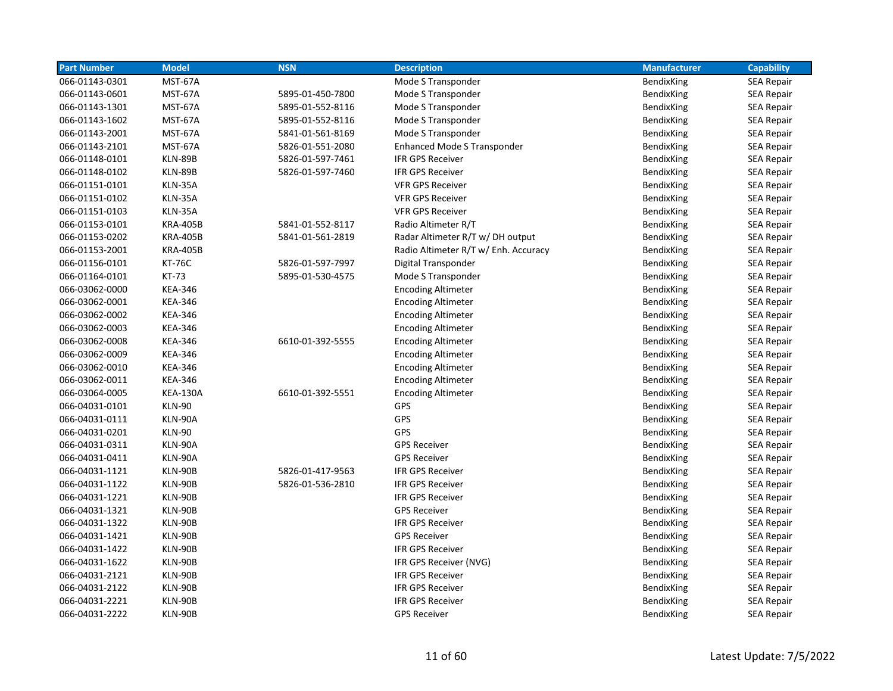| Part Number | Model | NSN | Description | Manufacturer | Capability |
|---|---|---|---|---|---|
| 066-01143-0301 | MST-67A | | Mode S Transponder | BendixKing | SEA Repair |
| 066-01143-0601 | MST-67A | 5895-01-450-7800 | Mode S Transponder | BendixKing | SEA Repair |
| 066-01143-1301 | MST-67A | 5895-01-552-8116 | Mode S Transponder | BendixKing | SEA Repair |
| 066-01143-1602 | MST-67A | 5895-01-552-8116 | Mode S Transponder | BendixKing | SEA Repair |
| 066-01143-2001 | MST-67A | 5841-01-561-8169 | Mode S Transponder | BendixKing | SEA Repair |
| 066-01143-2101 | MST-67A | 5826-01-551-2080 | Enhanced Mode S Transponder | BendixKing | SEA Repair |
| 066-01148-0101 | KLN-89B | 5826-01-597-7461 | IFR GPS Receiver | BendixKing | SEA Repair |
| 066-01148-0102 | KLN-89B | 5826-01-597-7460 | IFR GPS Receiver | BendixKing | SEA Repair |
| 066-01151-0101 | KLN-35A | | VFR GPS Receiver | BendixKing | SEA Repair |
| 066-01151-0102 | KLN-35A | | VFR GPS Receiver | BendixKing | SEA Repair |
| 066-01151-0103 | KLN-35A | | VFR GPS Receiver | BendixKing | SEA Repair |
| 066-01153-0101 | KRA-405B | 5841-01-552-8117 | Radio Altimeter R/T | BendixKing | SEA Repair |
| 066-01153-0202 | KRA-405B | 5841-01-561-2819 | Radar Altimeter R/T w/ DH output | BendixKing | SEA Repair |
| 066-01153-2001 | KRA-405B | | Radio Altimeter R/T w/ Enh. Accuracy | BendixKing | SEA Repair |
| 066-01156-0101 | KT-76C | 5826-01-597-7997 | Digital Transponder | BendixKing | SEA Repair |
| 066-01164-0101 | KT-73 | 5895-01-530-4575 | Mode S Transponder | BendixKing | SEA Repair |
| 066-03062-0000 | KEA-346 | | Encoding Altimeter | BendixKing | SEA Repair |
| 066-03062-0001 | KEA-346 | | Encoding Altimeter | BendixKing | SEA Repair |
| 066-03062-0002 | KEA-346 | | Encoding Altimeter | BendixKing | SEA Repair |
| 066-03062-0003 | KEA-346 | | Encoding Altimeter | BendixKing | SEA Repair |
| 066-03062-0008 | KEA-346 | 6610-01-392-5555 | Encoding Altimeter | BendixKing | SEA Repair |
| 066-03062-0009 | KEA-346 | | Encoding Altimeter | BendixKing | SEA Repair |
| 066-03062-0010 | KEA-346 | | Encoding Altimeter | BendixKing | SEA Repair |
| 066-03062-0011 | KEA-346 | | Encoding Altimeter | BendixKing | SEA Repair |
| 066-03064-0005 | KEA-130A | 6610-01-392-5551 | Encoding Altimeter | BendixKing | SEA Repair |
| 066-04031-0101 | KLN-90 | | GPS | BendixKing | SEA Repair |
| 066-04031-0111 | KLN-90A | | GPS | BendixKing | SEA Repair |
| 066-04031-0201 | KLN-90 | | GPS | BendixKing | SEA Repair |
| 066-04031-0311 | KLN-90A | | GPS Receiver | BendixKing | SEA Repair |
| 066-04031-0411 | KLN-90A | | GPS Receiver | BendixKing | SEA Repair |
| 066-04031-1121 | KLN-90B | 5826-01-417-9563 | IFR GPS Receiver | BendixKing | SEA Repair |
| 066-04031-1122 | KLN-90B | 5826-01-536-2810 | IFR GPS Receiver | BendixKing | SEA Repair |
| 066-04031-1221 | KLN-90B | | IFR GPS Receiver | BendixKing | SEA Repair |
| 066-04031-1321 | KLN-90B | | GPS Receiver | BendixKing | SEA Repair |
| 066-04031-1322 | KLN-90B | | IFR GPS Receiver | BendixKing | SEA Repair |
| 066-04031-1421 | KLN-90B | | GPS Receiver | BendixKing | SEA Repair |
| 066-04031-1422 | KLN-90B | | IFR GPS Receiver | BendixKing | SEA Repair |
| 066-04031-1622 | KLN-90B | | IFR GPS Receiver (NVG) | BendixKing | SEA Repair |
| 066-04031-2121 | KLN-90B | | IFR GPS Receiver | BendixKing | SEA Repair |
| 066-04031-2122 | KLN-90B | | IFR GPS Receiver | BendixKing | SEA Repair |
| 066-04031-2221 | KLN-90B | | IFR GPS Receiver | BendixKing | SEA Repair |
| 066-04031-2222 | KLN-90B | | GPS Receiver | BendixKing | SEA Repair |

Latest Update: 7/5/2022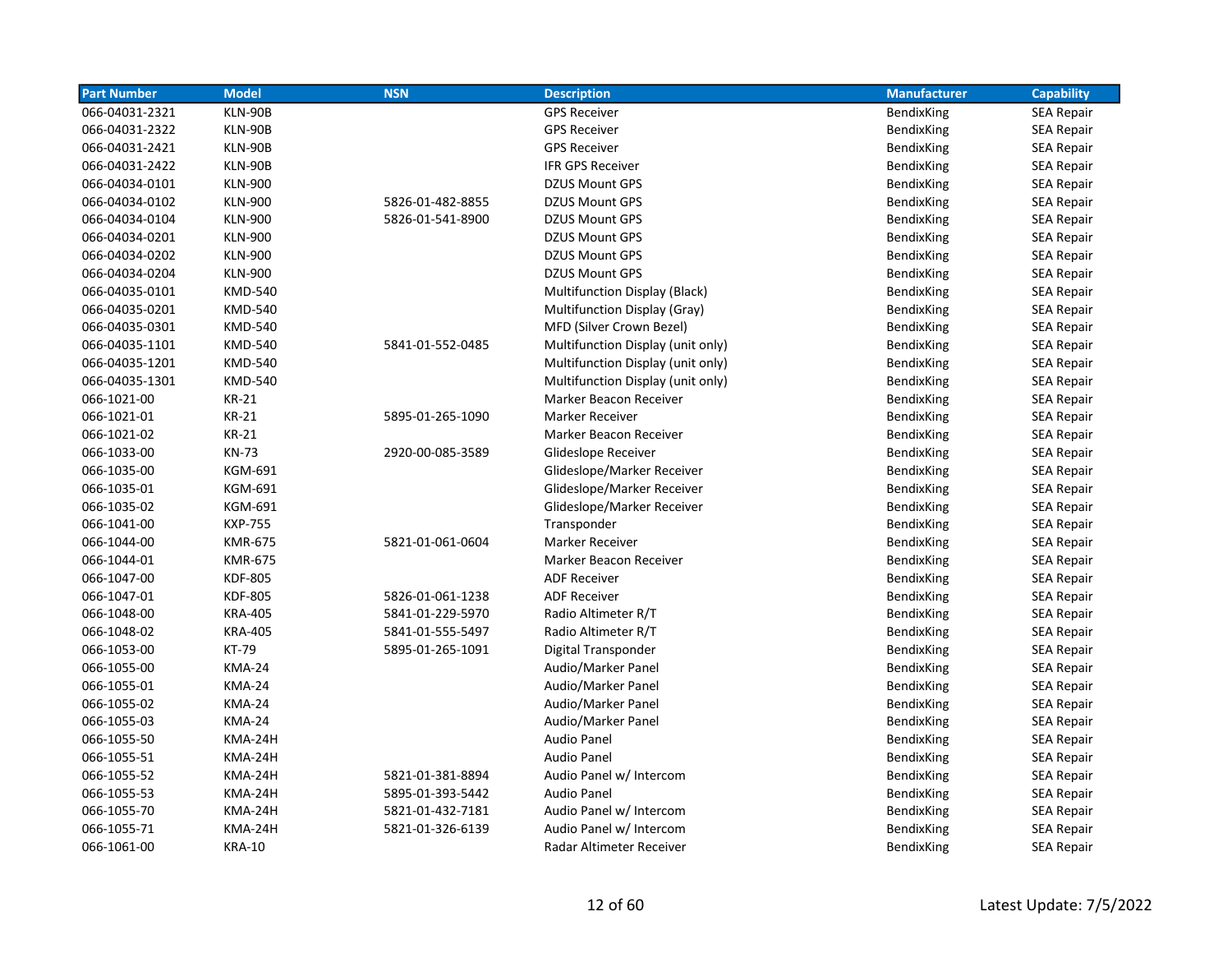| Part Number | Model | NSN | Description | Manufacturer | Capability |
|---|---|---|---|---|---|
| 066-04031-2321 | KLN-90B | | GPS Receiver | BendixKing | SEA Repair |
| 066-04031-2322 | KLN-90B | | GPS Receiver | BendixKing | SEA Repair |
| 066-04031-2421 | KLN-90B | | GPS Receiver | BendixKing | SEA Repair |
| 066-04031-2422 | KLN-90B | | IFR GPS Receiver | BendixKing | SEA Repair |
| 066-04034-0101 | KLN-900 | | DZUS Mount GPS | BendixKing | SEA Repair |
| 066-04034-0102 | KLN-900 | 5826-01-482-8855 | DZUS Mount GPS | BendixKing | SEA Repair |
| 066-04034-0104 | KLN-900 | 5826-01-541-8900 | DZUS Mount GPS | BendixKing | SEA Repair |
| 066-04034-0201 | KLN-900 | | DZUS Mount GPS | BendixKing | SEA Repair |
| 066-04034-0202 | KLN-900 | | DZUS Mount GPS | BendixKing | SEA Repair |
| 066-04034-0204 | KLN-900 | | DZUS Mount GPS | BendixKing | SEA Repair |
| 066-04035-0101 | KMD-540 | | Multifunction Display (Black) | BendixKing | SEA Repair |
| 066-04035-0201 | KMD-540 | | Multifunction Display (Gray) | BendixKing | SEA Repair |
| 066-04035-0301 | KMD-540 | | MFD (Silver Crown Bezel) | BendixKing | SEA Repair |
| 066-04035-1101 | KMD-540 | 5841-01-552-0485 | Multifunction Display (unit only) | BendixKing | SEA Repair |
| 066-04035-1201 | KMD-540 | | Multifunction Display (unit only) | BendixKing | SEA Repair |
| 066-04035-1301 | KMD-540 | | Multifunction Display (unit only) | BendixKing | SEA Repair |
| 066-1021-00 | KR-21 | | Marker Beacon Receiver | BendixKing | SEA Repair |
| 066-1021-01 | KR-21 | 5895-01-265-1090 | Marker Receiver | BendixKing | SEA Repair |
| 066-1021-02 | KR-21 | | Marker Beacon Receiver | BendixKing | SEA Repair |
| 066-1033-00 | KN-73 | 2920-00-085-3589 | Glideslope Receiver | BendixKing | SEA Repair |
| 066-1035-00 | KGM-691 | | Glideslope/Marker Receiver | BendixKing | SEA Repair |
| 066-1035-01 | KGM-691 | | Glideslope/Marker Receiver | BendixKing | SEA Repair |
| 066-1035-02 | KGM-691 | | Glideslope/Marker Receiver | BendixKing | SEA Repair |
| 066-1041-00 | KXP-755 | | Transponder | BendixKing | SEA Repair |
| 066-1044-00 | KMR-675 | 5821-01-061-0604 | Marker Receiver | BendixKing | SEA Repair |
| 066-1044-01 | KMR-675 | | Marker Beacon Receiver | BendixKing | SEA Repair |
| 066-1047-00 | KDF-805 | | ADF Receiver | BendixKing | SEA Repair |
| 066-1047-01 | KDF-805 | 5826-01-061-1238 | ADF Receiver | BendixKing | SEA Repair |
| 066-1048-00 | KRA-405 | 5841-01-229-5970 | Radio Altimeter R/T | BendixKing | SEA Repair |
| 066-1048-02 | KRA-405 | 5841-01-555-5497 | Radio Altimeter R/T | BendixKing | SEA Repair |
| 066-1053-00 | KT-79 | 5895-01-265-1091 | Digital Transponder | BendixKing | SEA Repair |
| 066-1055-00 | KMA-24 | | Audio/Marker Panel | BendixKing | SEA Repair |
| 066-1055-01 | KMA-24 | | Audio/Marker Panel | BendixKing | SEA Repair |
| 066-1055-02 | KMA-24 | | Audio/Marker Panel | BendixKing | SEA Repair |
| 066-1055-03 | KMA-24 | | Audio/Marker Panel | BendixKing | SEA Repair |
| 066-1055-50 | KMA-24H | | Audio Panel | BendixKing | SEA Repair |
| 066-1055-51 | KMA-24H | | Audio Panel | BendixKing | SEA Repair |
| 066-1055-52 | KMA-24H | 5821-01-381-8894 | Audio Panel w/ Intercom | BendixKing | SEA Repair |
| 066-1055-53 | KMA-24H | 5895-01-393-5442 | Audio Panel | BendixKing | SEA Repair |
| 066-1055-70 | KMA-24H | 5821-01-432-7181 | Audio Panel w/ Intercom | BendixKing | SEA Repair |
| 066-1055-71 | KMA-24H | 5821-01-326-6139 | Audio Panel w/ Intercom | BendixKing | SEA Repair |
| 066-1061-00 | KRA-10 | | Radar Altimeter Receiver | BendixKing | SEA Repair |

Latest Update: 7/5/2022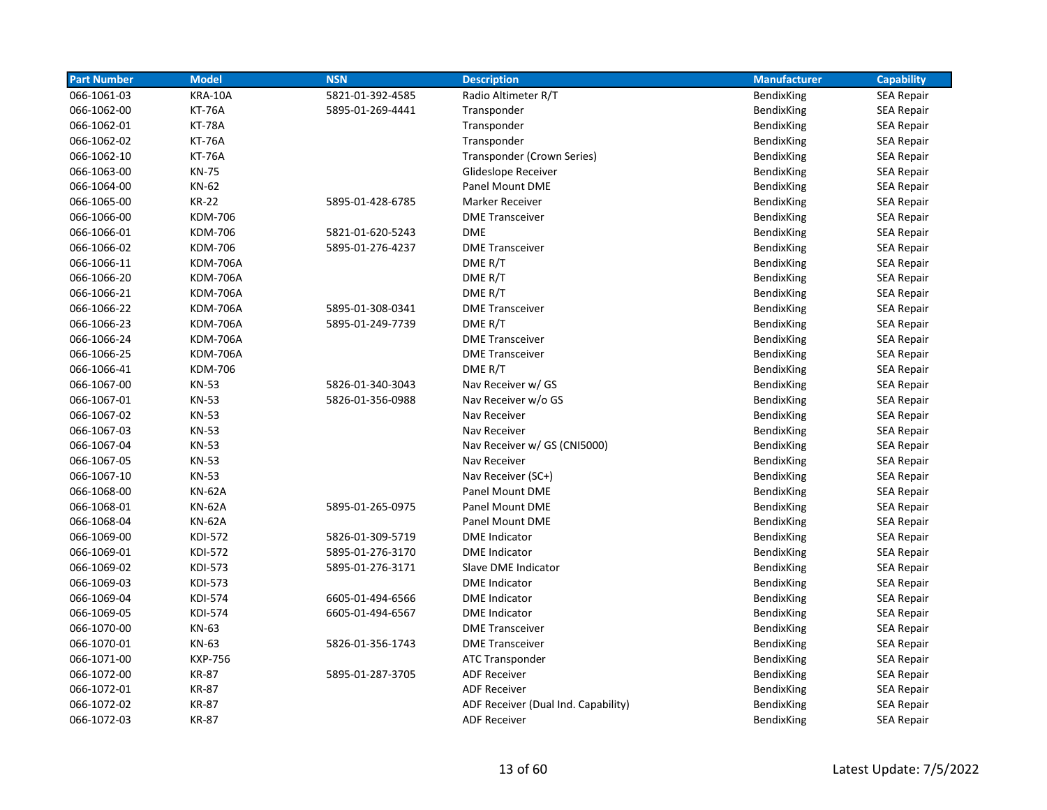| Part Number | Model | NSN | Description | Manufacturer | Capability |
|---|---|---|---|---|---|
| 066-1061-03 | KRA-10A | 5821-01-392-4585 | Radio Altimeter R/T | BendixKing | SEA Repair |
| 066-1062-00 | KT-76A | 5895-01-269-4441 | Transponder | BendixKing | SEA Repair |
| 066-1062-01 | KT-78A | | Transponder | BendixKing | SEA Repair |
| 066-1062-02 | KT-76A | | Transponder | BendixKing | SEA Repair |
| 066-1062-10 | KT-76A | | Transponder (Crown Series) | BendixKing | SEA Repair |
| 066-1063-00 | KN-75 | | Glideslope Receiver | BendixKing | SEA Repair |
| 066-1064-00 | KN-62 | | Panel Mount DME | BendixKing | SEA Repair |
| 066-1065-00 | KR-22 | 5895-01-428-6785 | Marker Receiver | BendixKing | SEA Repair |
| 066-1066-00 | KDM-706 | | DME Transceiver | BendixKing | SEA Repair |
| 066-1066-01 | KDM-706 | 5821-01-620-5243 | DME | BendixKing | SEA Repair |
| 066-1066-02 | KDM-706 | 5895-01-276-4237 | DME Transceiver | BendixKing | SEA Repair |
| 066-1066-11 | KDM-706A | | DME R/T | BendixKing | SEA Repair |
| 066-1066-20 | KDM-706A | | DME R/T | BendixKing | SEA Repair |
| 066-1066-21 | KDM-706A | | DME R/T | BendixKing | SEA Repair |
| 066-1066-22 | KDM-706A | 5895-01-308-0341 | DME Transceiver | BendixKing | SEA Repair |
| 066-1066-23 | KDM-706A | 5895-01-249-7739 | DME R/T | BendixKing | SEA Repair |
| 066-1066-24 | KDM-706A | | DME Transceiver | BendixKing | SEA Repair |
| 066-1066-25 | KDM-706A | | DME Transceiver | BendixKing | SEA Repair |
| 066-1066-41 | KDM-706 | | DME R/T | BendixKing | SEA Repair |
| 066-1067-00 | KN-53 | 5826-01-340-3043 | Nav Receiver w/ GS | BendixKing | SEA Repair |
| 066-1067-01 | KN-53 | 5826-01-356-0988 | Nav Receiver w/o GS | BendixKing | SEA Repair |
| 066-1067-02 | KN-53 | | Nav Receiver | BendixKing | SEA Repair |
| 066-1067-03 | KN-53 | | Nav Receiver | BendixKing | SEA Repair |
| 066-1067-04 | KN-53 | | Nav Receiver w/ GS (CNI5000) | BendixKing | SEA Repair |
| 066-1067-05 | KN-53 | | Nav Receiver | BendixKing | SEA Repair |
| 066-1067-10 | KN-53 | | Nav Receiver (SC+) | BendixKing | SEA Repair |
| 066-1068-00 | KN-62A | | Panel Mount DME | BendixKing | SEA Repair |
| 066-1068-01 | KN-62A | 5895-01-265-0975 | Panel Mount DME | BendixKing | SEA Repair |
| 066-1068-04 | KN-62A | | Panel Mount DME | BendixKing | SEA Repair |
| 066-1069-00 | KDI-572 | 5826-01-309-5719 | DME Indicator | BendixKing | SEA Repair |
| 066-1069-01 | KDI-572 | 5895-01-276-3170 | DME Indicator | BendixKing | SEA Repair |
| 066-1069-02 | KDI-573 | 5895-01-276-3171 | Slave DME Indicator | BendixKing | SEA Repair |
| 066-1069-03 | KDI-573 | | DME Indicator | BendixKing | SEA Repair |
| 066-1069-04 | KDI-574 | 6605-01-494-6566 | DME Indicator | BendixKing | SEA Repair |
| 066-1069-05 | KDI-574 | 6605-01-494-6567 | DME Indicator | BendixKing | SEA Repair |
| 066-1070-00 | KN-63 | | DME Transceiver | BendixKing | SEA Repair |
| 066-1070-01 | KN-63 | 5826-01-356-1743 | DME Transceiver | BendixKing | SEA Repair |
| 066-1071-00 | KXP-756 | | ATC Transponder | BendixKing | SEA Repair |
| 066-1072-00 | KR-87 | 5895-01-287-3705 | ADF Receiver | BendixKing | SEA Repair |
| 066-1072-01 | KR-87 | | ADF Receiver | BendixKing | SEA Repair |
| 066-1072-02 | KR-87 | | ADF Receiver (Dual Ind. Capability) | BendixKing | SEA Repair |
| 066-1072-03 | KR-87 | | ADF Receiver | BendixKing | SEA Repair |

Latest Update: 7/5/2022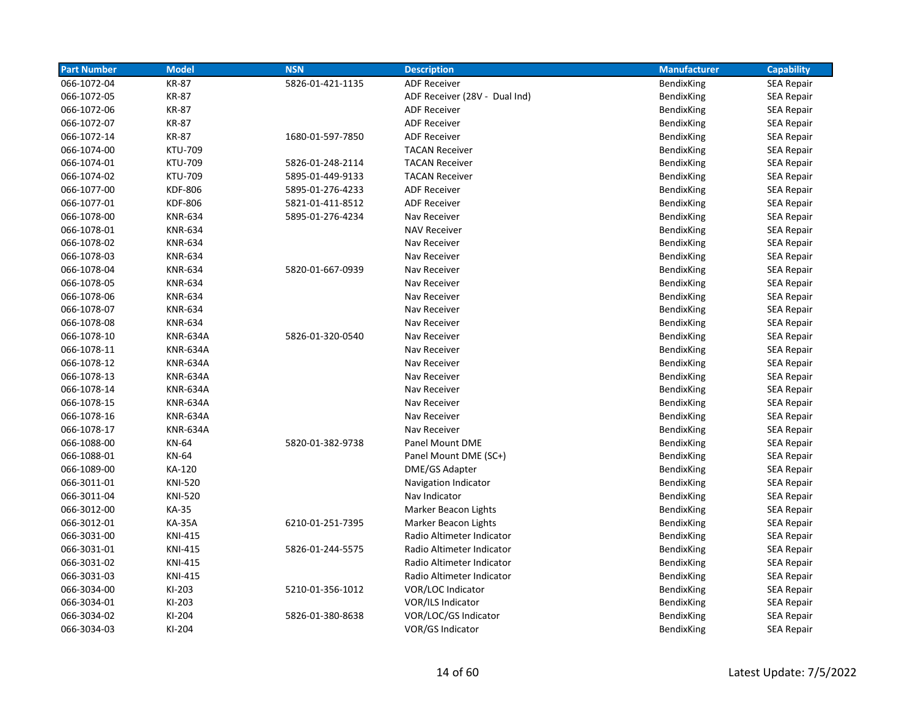| Part Number | Model | NSN | Description | Manufacturer | Capability |
|---|---|---|---|---|---|
| 066-1072-04 | KR-87 | 5826-01-421-1135 | ADF Receiver | BendixKing | SEA Repair |
| 066-1072-05 | KR-87 | | ADF Receiver (28V -  Dual Ind) | BendixKing | SEA Repair |
| 066-1072-06 | KR-87 | | ADF Receiver | BendixKing | SEA Repair |
| 066-1072-07 | KR-87 | | ADF Receiver | BendixKing | SEA Repair |
| 066-1072-14 | KR-87 | 1680-01-597-7850 | ADF Receiver | BendixKing | SEA Repair |
| 066-1074-00 | KTU-709 | | TACAN Receiver | BendixKing | SEA Repair |
| 066-1074-01 | KTU-709 | 5826-01-248-2114 | TACAN Receiver | BendixKing | SEA Repair |
| 066-1074-02 | KTU-709 | 5895-01-449-9133 | TACAN Receiver | BendixKing | SEA Repair |
| 066-1077-00 | KDF-806 | 5895-01-276-4233 | ADF Receiver | BendixKing | SEA Repair |
| 066-1077-01 | KDF-806 | 5821-01-411-8512 | ADF Receiver | BendixKing | SEA Repair |
| 066-1078-00 | KNR-634 | 5895-01-276-4234 | Nav Receiver | BendixKing | SEA Repair |
| 066-1078-01 | KNR-634 | | NAV Receiver | BendixKing | SEA Repair |
| 066-1078-02 | KNR-634 | | Nav Receiver | BendixKing | SEA Repair |
| 066-1078-03 | KNR-634 | | Nav Receiver | BendixKing | SEA Repair |
| 066-1078-04 | KNR-634 | 5820-01-667-0939 | Nav Receiver | BendixKing | SEA Repair |
| 066-1078-05 | KNR-634 | | Nav Receiver | BendixKing | SEA Repair |
| 066-1078-06 | KNR-634 | | Nav Receiver | BendixKing | SEA Repair |
| 066-1078-07 | KNR-634 | | Nav Receiver | BendixKing | SEA Repair |
| 066-1078-08 | KNR-634 | | Nav Receiver | BendixKing | SEA Repair |
| 066-1078-10 | KNR-634A | 5826-01-320-0540 | Nav Receiver | BendixKing | SEA Repair |
| 066-1078-11 | KNR-634A | | Nav Receiver | BendixKing | SEA Repair |
| 066-1078-12 | KNR-634A | | Nav Receiver | BendixKing | SEA Repair |
| 066-1078-13 | KNR-634A | | Nav Receiver | BendixKing | SEA Repair |
| 066-1078-14 | KNR-634A | | Nav Receiver | BendixKing | SEA Repair |
| 066-1078-15 | KNR-634A | | Nav Receiver | BendixKing | SEA Repair |
| 066-1078-16 | KNR-634A | | Nav Receiver | BendixKing | SEA Repair |
| 066-1078-17 | KNR-634A | | Nav Receiver | BendixKing | SEA Repair |
| 066-1088-00 | KN-64 | 5820-01-382-9738 | Panel Mount DME | BendixKing | SEA Repair |
| 066-1088-01 | KN-64 | | Panel Mount DME (SC+) | BendixKing | SEA Repair |
| 066-1089-00 | KA-120 | | DME/GS Adapter | BendixKing | SEA Repair |
| 066-3011-01 | KNI-520 | | Navigation Indicator | BendixKing | SEA Repair |
| 066-3011-04 | KNI-520 | | Nav Indicator | BendixKing | SEA Repair |
| 066-3012-00 | KA-35 | | Marker Beacon Lights | BendixKing | SEA Repair |
| 066-3012-01 | KA-35A | 6210-01-251-7395 | Marker Beacon Lights | BendixKing | SEA Repair |
| 066-3031-00 | KNI-415 | | Radio Altimeter Indicator | BendixKing | SEA Repair |
| 066-3031-01 | KNI-415 | 5826-01-244-5575 | Radio Altimeter Indicator | BendixKing | SEA Repair |
| 066-3031-02 | KNI-415 | | Radio Altimeter Indicator | BendixKing | SEA Repair |
| 066-3031-03 | KNI-415 | | Radio Altimeter Indicator | BendixKing | SEA Repair |
| 066-3034-00 | KI-203 | 5210-01-356-1012 | VOR/LOC Indicator | BendixKing | SEA Repair |
| 066-3034-01 | KI-203 | | VOR/ILS Indicator | BendixKing | SEA Repair |
| 066-3034-02 | KI-204 | 5826-01-380-8638 | VOR/LOC/GS Indicator | BendixKing | SEA Repair |
| 066-3034-03 | KI-204 | | VOR/GS Indicator | BendixKing | SEA Repair |

Latest Update: 7/5/2022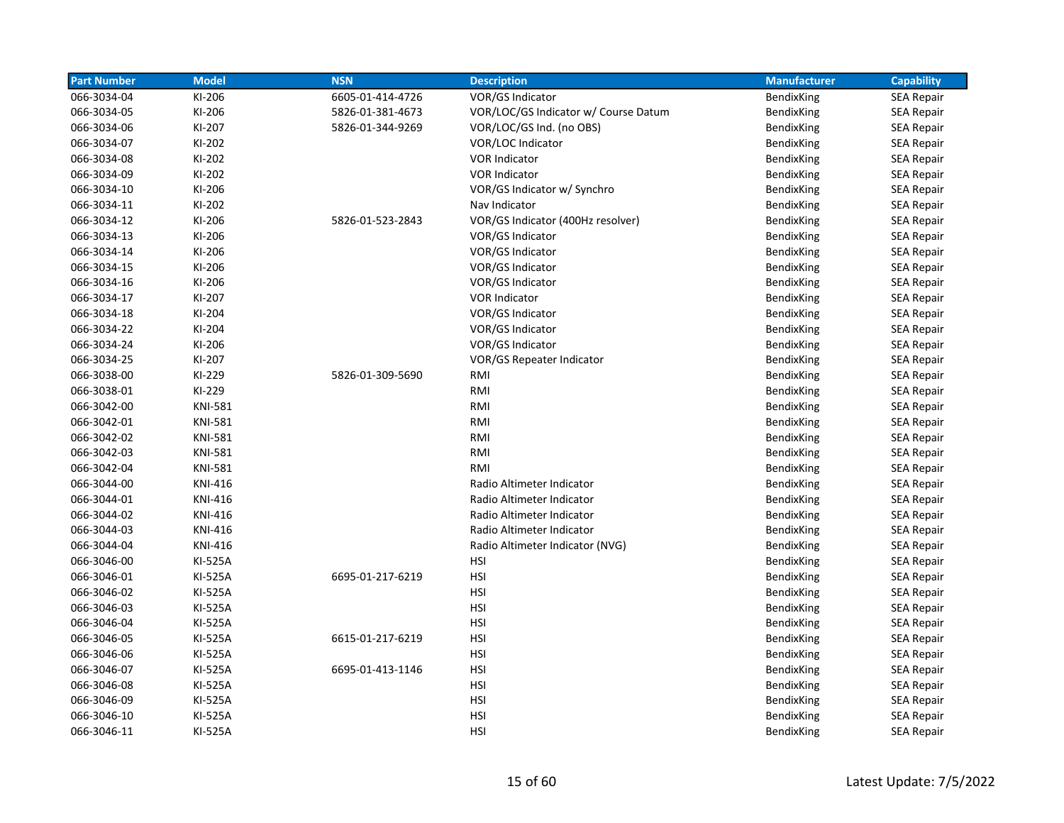| Part Number | Model | NSN | Description | Manufacturer | Capability |
|---|---|---|---|---|---|
| 066-3034-04 | KI-206 | 6605-01-414-4726 | VOR/GS Indicator | BendixKing | SEA Repair |
| 066-3034-05 | KI-206 | 5826-01-381-4673 | VOR/LOC/GS Indicator w/ Course Datum | BendixKing | SEA Repair |
| 066-3034-06 | KI-207 | 5826-01-344-9269 | VOR/LOC/GS Ind. (no OBS) | BendixKing | SEA Repair |
| 066-3034-07 | KI-202 | | VOR/LOC Indicator | BendixKing | SEA Repair |
| 066-3034-08 | KI-202 | | VOR Indicator | BendixKing | SEA Repair |
| 066-3034-09 | KI-202 | | VOR Indicator | BendixKing | SEA Repair |
| 066-3034-10 | KI-206 | | VOR/GS Indicator w/ Synchro | BendixKing | SEA Repair |
| 066-3034-11 | KI-202 | | Nav Indicator | BendixKing | SEA Repair |
| 066-3034-12 | KI-206 | 5826-01-523-2843 | VOR/GS Indicator (400Hz resolver) | BendixKing | SEA Repair |
| 066-3034-13 | KI-206 | | VOR/GS Indicator | BendixKing | SEA Repair |
| 066-3034-14 | KI-206 | | VOR/GS Indicator | BendixKing | SEA Repair |
| 066-3034-15 | KI-206 | | VOR/GS Indicator | BendixKing | SEA Repair |
| 066-3034-16 | KI-206 | | VOR/GS Indicator | BendixKing | SEA Repair |
| 066-3034-17 | KI-207 | | VOR Indicator | BendixKing | SEA Repair |
| 066-3034-18 | KI-204 | | VOR/GS Indicator | BendixKing | SEA Repair |
| 066-3034-22 | KI-204 | | VOR/GS Indicator | BendixKing | SEA Repair |
| 066-3034-24 | KI-206 | | VOR/GS Indicator | BendixKing | SEA Repair |
| 066-3034-25 | KI-207 | | VOR/GS Repeater Indicator | BendixKing | SEA Repair |
| 066-3038-00 | KI-229 | 5826-01-309-5690 | RMI | BendixKing | SEA Repair |
| 066-3038-01 | KI-229 | | RMI | BendixKing | SEA Repair |
| 066-3042-00 | KNI-581 | | RMI | BendixKing | SEA Repair |
| 066-3042-01 | KNI-581 | | RMI | BendixKing | SEA Repair |
| 066-3042-02 | KNI-581 | | RMI | BendixKing | SEA Repair |
| 066-3042-03 | KNI-581 | | RMI | BendixKing | SEA Repair |
| 066-3042-04 | KNI-581 | | RMI | BendixKing | SEA Repair |
| 066-3044-00 | KNI-416 | | Radio Altimeter Indicator | BendixKing | SEA Repair |
| 066-3044-01 | KNI-416 | | Radio Altimeter Indicator | BendixKing | SEA Repair |
| 066-3044-02 | KNI-416 | | Radio Altimeter Indicator | BendixKing | SEA Repair |
| 066-3044-03 | KNI-416 | | Radio Altimeter Indicator | BendixKing | SEA Repair |
| 066-3044-04 | KNI-416 | | Radio Altimeter Indicator (NVG) | BendixKing | SEA Repair |
| 066-3046-00 | KI-525A | | HSI | BendixKing | SEA Repair |
| 066-3046-01 | KI-525A | 6695-01-217-6219 | HSI | BendixKing | SEA Repair |
| 066-3046-02 | KI-525A | | HSI | BendixKing | SEA Repair |
| 066-3046-03 | KI-525A | | HSI | BendixKing | SEA Repair |
| 066-3046-04 | KI-525A | | HSI | BendixKing | SEA Repair |
| 066-3046-05 | KI-525A | 6615-01-217-6219 | HSI | BendixKing | SEA Repair |
| 066-3046-06 | KI-525A | | HSI | BendixKing | SEA Repair |
| 066-3046-07 | KI-525A | 6695-01-413-1146 | HSI | BendixKing | SEA Repair |
| 066-3046-08 | KI-525A | | HSI | BendixKing | SEA Repair |
| 066-3046-09 | KI-525A | | HSI | BendixKing | SEA Repair |
| 066-3046-10 | KI-525A | | HSI | BendixKing | SEA Repair |
| 066-3046-11 | KI-525A | | HSI | BendixKing | SEA Repair |

Latest Update: 7/5/2022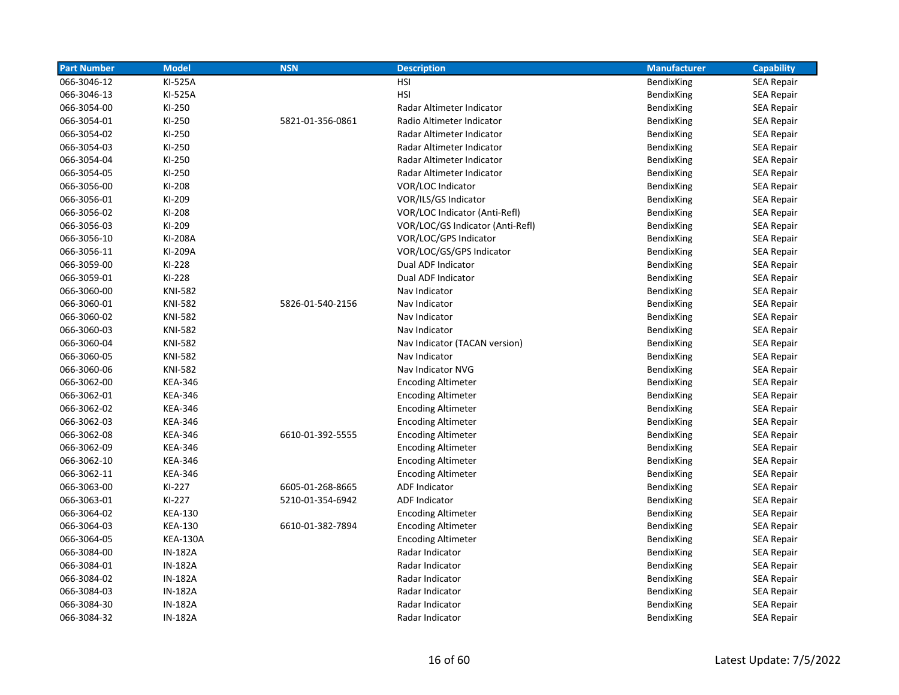| Part Number | Model | NSN | Description | Manufacturer | Capability |
| --- | --- | --- | --- | --- | --- |
| 066-3046-12 | KI-525A | | HSI | BendixKing | SEA Repair |
| 066-3046-13 | KI-525A | | HSI | BendixKing | SEA Repair |
| 066-3054-00 | KI-250 | | Radar Altimeter Indicator | BendixKing | SEA Repair |
| 066-3054-01 | KI-250 | 5821-01-356-0861 | Radio Altimeter Indicator | BendixKing | SEA Repair |
| 066-3054-02 | KI-250 | | Radar Altimeter Indicator | BendixKing | SEA Repair |
| 066-3054-03 | KI-250 | | Radar Altimeter Indicator | BendixKing | SEA Repair |
| 066-3054-04 | KI-250 | | Radar Altimeter Indicator | BendixKing | SEA Repair |
| 066-3054-05 | KI-250 | | Radar Altimeter Indicator | BendixKing | SEA Repair |
| 066-3056-00 | KI-208 | | VOR/LOC Indicator | BendixKing | SEA Repair |
| 066-3056-01 | KI-209 | | VOR/ILS/GS Indicator | BendixKing | SEA Repair |
| 066-3056-02 | KI-208 | | VOR/LOC Indicator (Anti-Refl) | BendixKing | SEA Repair |
| 066-3056-03 | KI-209 | | VOR/LOC/GS Indicator (Anti-Refl) | BendixKing | SEA Repair |
| 066-3056-10 | KI-208A | | VOR/LOC/GPS Indicator | BendixKing | SEA Repair |
| 066-3056-11 | KI-209A | | VOR/LOC/GS/GPS Indicator | BendixKing | SEA Repair |
| 066-3059-00 | KI-228 | | Dual ADF Indicator | BendixKing | SEA Repair |
| 066-3059-01 | KI-228 | | Dual ADF Indicator | BendixKing | SEA Repair |
| 066-3060-00 | KNI-582 | | Nav Indicator | BendixKing | SEA Repair |
| 066-3060-01 | KNI-582 | 5826-01-540-2156 | Nav Indicator | BendixKing | SEA Repair |
| 066-3060-02 | KNI-582 | | Nav Indicator | BendixKing | SEA Repair |
| 066-3060-03 | KNI-582 | | Nav Indicator | BendixKing | SEA Repair |
| 066-3060-04 | KNI-582 | | Nav Indicator (TACAN version) | BendixKing | SEA Repair |
| 066-3060-05 | KNI-582 | | Nav Indicator | BendixKing | SEA Repair |
| 066-3060-06 | KNI-582 | | Nav Indicator NVG | BendixKing | SEA Repair |
| 066-3062-00 | KEA-346 | | Encoding Altimeter | BendixKing | SEA Repair |
| 066-3062-01 | KEA-346 | | Encoding Altimeter | BendixKing | SEA Repair |
| 066-3062-02 | KEA-346 | | Encoding Altimeter | BendixKing | SEA Repair |
| 066-3062-03 | KEA-346 | | Encoding Altimeter | BendixKing | SEA Repair |
| 066-3062-08 | KEA-346 | 6610-01-392-5555 | Encoding Altimeter | BendixKing | SEA Repair |
| 066-3062-09 | KEA-346 | | Encoding Altimeter | BendixKing | SEA Repair |
| 066-3062-10 | KEA-346 | | Encoding Altimeter | BendixKing | SEA Repair |
| 066-3062-11 | KEA-346 | | Encoding Altimeter | BendixKing | SEA Repair |
| 066-3063-00 | KI-227 | 6605-01-268-8665 | ADF Indicator | BendixKing | SEA Repair |
| 066-3063-01 | KI-227 | 5210-01-354-6942 | ADF Indicator | BendixKing | SEA Repair |
| 066-3064-02 | KEA-130 | | Encoding Altimeter | BendixKing | SEA Repair |
| 066-3064-03 | KEA-130 | 6610-01-382-7894 | Encoding Altimeter | BendixKing | SEA Repair |
| 066-3064-05 | KEA-130A | | Encoding Altimeter | BendixKing | SEA Repair |
| 066-3084-00 | IN-182A | | Radar Indicator | BendixKing | SEA Repair |
| 066-3084-01 | IN-182A | | Radar Indicator | BendixKing | SEA Repair |
| 066-3084-02 | IN-182A | | Radar Indicator | BendixKing | SEA Repair |
| 066-3084-03 | IN-182A | | Radar Indicator | BendixKing | SEA Repair |
| 066-3084-30 | IN-182A | | Radar Indicator | BendixKing | SEA Repair |
| 066-3084-32 | IN-182A | | Radar Indicator | BendixKing | SEA Repair |

Latest Update: 7/5/2022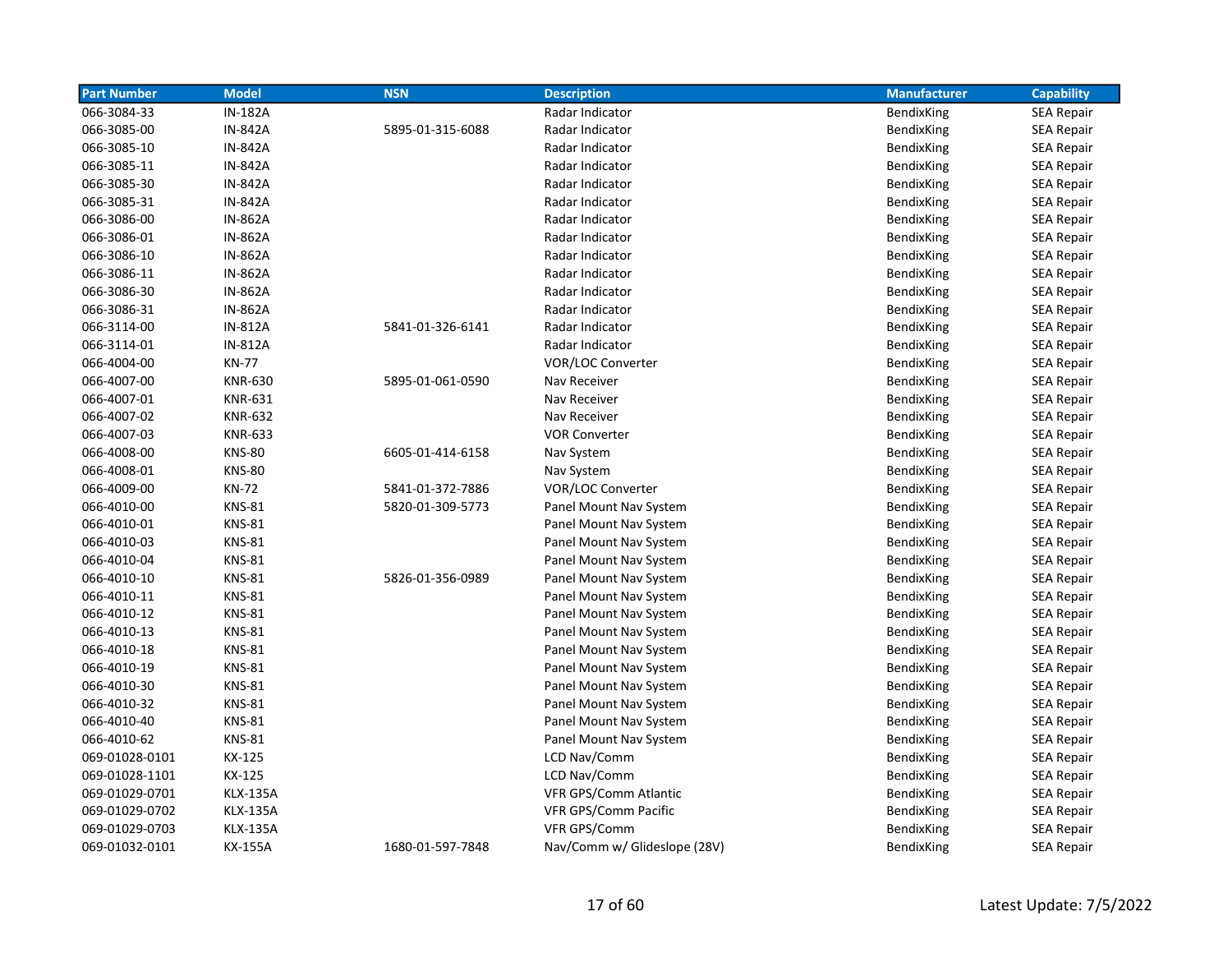| Part Number | Model | NSN | Description | Manufacturer | Capability |
|---|---|---|---|---|---|
| 066-3084-33 | IN-182A | | Radar Indicator | BendixKing | SEA Repair |
| 066-3085-00 | IN-842A | 5895-01-315-6088 | Radar Indicator | BendixKing | SEA Repair |
| 066-3085-10 | IN-842A | | Radar Indicator | BendixKing | SEA Repair |
| 066-3085-11 | IN-842A | | Radar Indicator | BendixKing | SEA Repair |
| 066-3085-30 | IN-842A | | Radar Indicator | BendixKing | SEA Repair |
| 066-3085-31 | IN-842A | | Radar Indicator | BendixKing | SEA Repair |
| 066-3086-00 | IN-862A | | Radar Indicator | BendixKing | SEA Repair |
| 066-3086-01 | IN-862A | | Radar Indicator | BendixKing | SEA Repair |
| 066-3086-10 | IN-862A | | Radar Indicator | BendixKing | SEA Repair |
| 066-3086-11 | IN-862A | | Radar Indicator | BendixKing | SEA Repair |
| 066-3086-30 | IN-862A | | Radar Indicator | BendixKing | SEA Repair |
| 066-3086-31 | IN-862A | | Radar Indicator | BendixKing | SEA Repair |
| 066-3114-00 | IN-812A | 5841-01-326-6141 | Radar Indicator | BendixKing | SEA Repair |
| 066-3114-01 | IN-812A | | Radar Indicator | BendixKing | SEA Repair |
| 066-4004-00 | KN-77 | | VOR/LOC Converter | BendixKing | SEA Repair |
| 066-4007-00 | KNR-630 | 5895-01-061-0590 | Nav Receiver | BendixKing | SEA Repair |
| 066-4007-01 | KNR-631 | | Nav Receiver | BendixKing | SEA Repair |
| 066-4007-02 | KNR-632 | | Nav Receiver | BendixKing | SEA Repair |
| 066-4007-03 | KNR-633 | | VOR Converter | BendixKing | SEA Repair |
| 066-4008-00 | KNS-80 | 6605-01-414-6158 | Nav System | BendixKing | SEA Repair |
| 066-4008-01 | KNS-80 | | Nav System | BendixKing | SEA Repair |
| 066-4009-00 | KN-72 | 5841-01-372-7886 | VOR/LOC Converter | BendixKing | SEA Repair |
| 066-4010-00 | KNS-81 | 5820-01-309-5773 | Panel Mount Nav System | BendixKing | SEA Repair |
| 066-4010-01 | KNS-81 | | Panel Mount Nav System | BendixKing | SEA Repair |
| 066-4010-03 | KNS-81 | | Panel Mount Nav System | BendixKing | SEA Repair |
| 066-4010-04 | KNS-81 | | Panel Mount Nav System | BendixKing | SEA Repair |
| 066-4010-10 | KNS-81 | 5826-01-356-0989 | Panel Mount Nav System | BendixKing | SEA Repair |
| 066-4010-11 | KNS-81 | | Panel Mount Nav System | BendixKing | SEA Repair |
| 066-4010-12 | KNS-81 | | Panel Mount Nav System | BendixKing | SEA Repair |
| 066-4010-13 | KNS-81 | | Panel Mount Nav System | BendixKing | SEA Repair |
| 066-4010-18 | KNS-81 | | Panel Mount Nav System | BendixKing | SEA Repair |
| 066-4010-19 | KNS-81 | | Panel Mount Nav System | BendixKing | SEA Repair |
| 066-4010-30 | KNS-81 | | Panel Mount Nav System | BendixKing | SEA Repair |
| 066-4010-32 | KNS-81 | | Panel Mount Nav System | BendixKing | SEA Repair |
| 066-4010-40 | KNS-81 | | Panel Mount Nav System | BendixKing | SEA Repair |
| 066-4010-62 | KNS-81 | | Panel Mount Nav System | BendixKing | SEA Repair |
| 069-01028-0101 | KX-125 | | LCD Nav/Comm | BendixKing | SEA Repair |
| 069-01028-1101 | KX-125 | | LCD Nav/Comm | BendixKing | SEA Repair |
| 069-01029-0701 | KLX-135A | | VFR GPS/Comm Atlantic | BendixKing | SEA Repair |
| 069-01029-0702 | KLX-135A | | VFR GPS/Comm Pacific | BendixKing | SEA Repair |
| 069-01029-0703 | KLX-135A | | VFR GPS/Comm | BendixKing | SEA Repair |
| 069-01032-0101 | KX-155A | 1680-01-597-7848 | Nav/Comm w/ Glideslope (28V) | BendixKing | SEA Repair |

Latest Update: 7/5/2022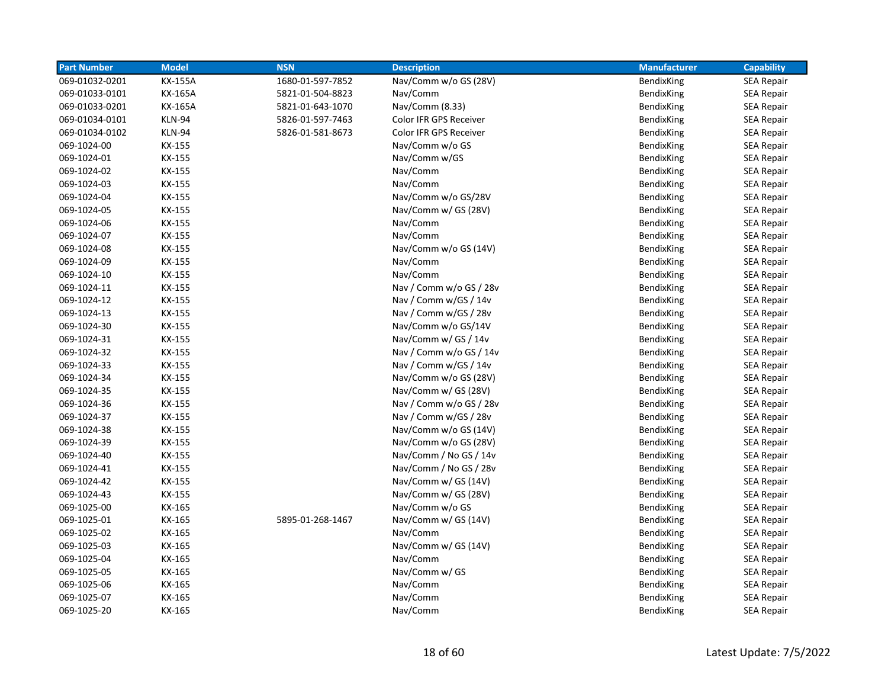| Part Number | Model | NSN | Description | Manufacturer | Capability |
| --- | --- | --- | --- | --- | --- |
| 069-01032-0201 | KX-155A | 1680-01-597-7852 | Nav/Comm w/o GS (28V) | BendixKing | SEA Repair |
| 069-01033-0101 | KX-165A | 5821-01-504-8823 | Nav/Comm | BendixKing | SEA Repair |
| 069-01033-0201 | KX-165A | 5821-01-643-1070 | Nav/Comm (8.33) | BendixKing | SEA Repair |
| 069-01034-0101 | KLN-94 | 5826-01-597-7463 | Color IFR GPS Receiver | BendixKing | SEA Repair |
| 069-01034-0102 | KLN-94 | 5826-01-581-8673 | Color IFR GPS Receiver | BendixKing | SEA Repair |
| 069-1024-00 | KX-155 | | Nav/Comm w/o GS | BendixKing | SEA Repair |
| 069-1024-01 | KX-155 | | Nav/Comm w/GS | BendixKing | SEA Repair |
| 069-1024-02 | KX-155 | | Nav/Comm | BendixKing | SEA Repair |
| 069-1024-03 | KX-155 | | Nav/Comm | BendixKing | SEA Repair |
| 069-1024-04 | KX-155 | | Nav/Comm w/o GS/28V | BendixKing | SEA Repair |
| 069-1024-05 | KX-155 | | Nav/Comm w/ GS (28V) | BendixKing | SEA Repair |
| 069-1024-06 | KX-155 | | Nav/Comm | BendixKing | SEA Repair |
| 069-1024-07 | KX-155 | | Nav/Comm | BendixKing | SEA Repair |
| 069-1024-08 | KX-155 | | Nav/Comm w/o GS (14V) | BendixKing | SEA Repair |
| 069-1024-09 | KX-155 | | Nav/Comm | BendixKing | SEA Repair |
| 069-1024-10 | KX-155 | | Nav/Comm | BendixKing | SEA Repair |
| 069-1024-11 | KX-155 | | Nav / Comm w/o GS / 28v | BendixKing | SEA Repair |
| 069-1024-12 | KX-155 | | Nav / Comm w/GS / 14v | BendixKing | SEA Repair |
| 069-1024-13 | KX-155 | | Nav / Comm w/GS / 28v | BendixKing | SEA Repair |
| 069-1024-30 | KX-155 | | Nav/Comm w/o GS/14V | BendixKing | SEA Repair |
| 069-1024-31 | KX-155 | | Nav/Comm w/ GS / 14v | BendixKing | SEA Repair |
| 069-1024-32 | KX-155 | | Nav / Comm w/o GS / 14v | BendixKing | SEA Repair |
| 069-1024-33 | KX-155 | | Nav / Comm w/GS / 14v | BendixKing | SEA Repair |
| 069-1024-34 | KX-155 | | Nav/Comm w/o GS (28V) | BendixKing | SEA Repair |
| 069-1024-35 | KX-155 | | Nav/Comm w/ GS (28V) | BendixKing | SEA Repair |
| 069-1024-36 | KX-155 | | Nav / Comm w/o GS / 28v | BendixKing | SEA Repair |
| 069-1024-37 | KX-155 | | Nav / Comm w/GS / 28v | BendixKing | SEA Repair |
| 069-1024-38 | KX-155 | | Nav/Comm w/o GS (14V) | BendixKing | SEA Repair |
| 069-1024-39 | KX-155 | | Nav/Comm w/o GS (28V) | BendixKing | SEA Repair |
| 069-1024-40 | KX-155 | | Nav/Comm / No GS / 14v | BendixKing | SEA Repair |
| 069-1024-41 | KX-155 | | Nav/Comm / No GS / 28v | BendixKing | SEA Repair |
| 069-1024-42 | KX-155 | | Nav/Comm w/ GS (14V) | BendixKing | SEA Repair |
| 069-1024-43 | KX-155 | | Nav/Comm w/ GS (28V) | BendixKing | SEA Repair |
| 069-1025-00 | KX-165 | | Nav/Comm w/o GS | BendixKing | SEA Repair |
| 069-1025-01 | KX-165 | 5895-01-268-1467 | Nav/Comm w/ GS (14V) | BendixKing | SEA Repair |
| 069-1025-02 | KX-165 | | Nav/Comm | BendixKing | SEA Repair |
| 069-1025-03 | KX-165 | | Nav/Comm w/ GS (14V) | BendixKing | SEA Repair |
| 069-1025-04 | KX-165 | | Nav/Comm | BendixKing | SEA Repair |
| 069-1025-05 | KX-165 | | Nav/Comm w/ GS | BendixKing | SEA Repair |
| 069-1025-06 | KX-165 | | Nav/Comm | BendixKing | SEA Repair |
| 069-1025-07 | KX-165 | | Nav/Comm | BendixKing | SEA Repair |
| 069-1025-20 | KX-165 | | Nav/Comm | BendixKing | SEA Repair |

Latest Update: 7/5/2022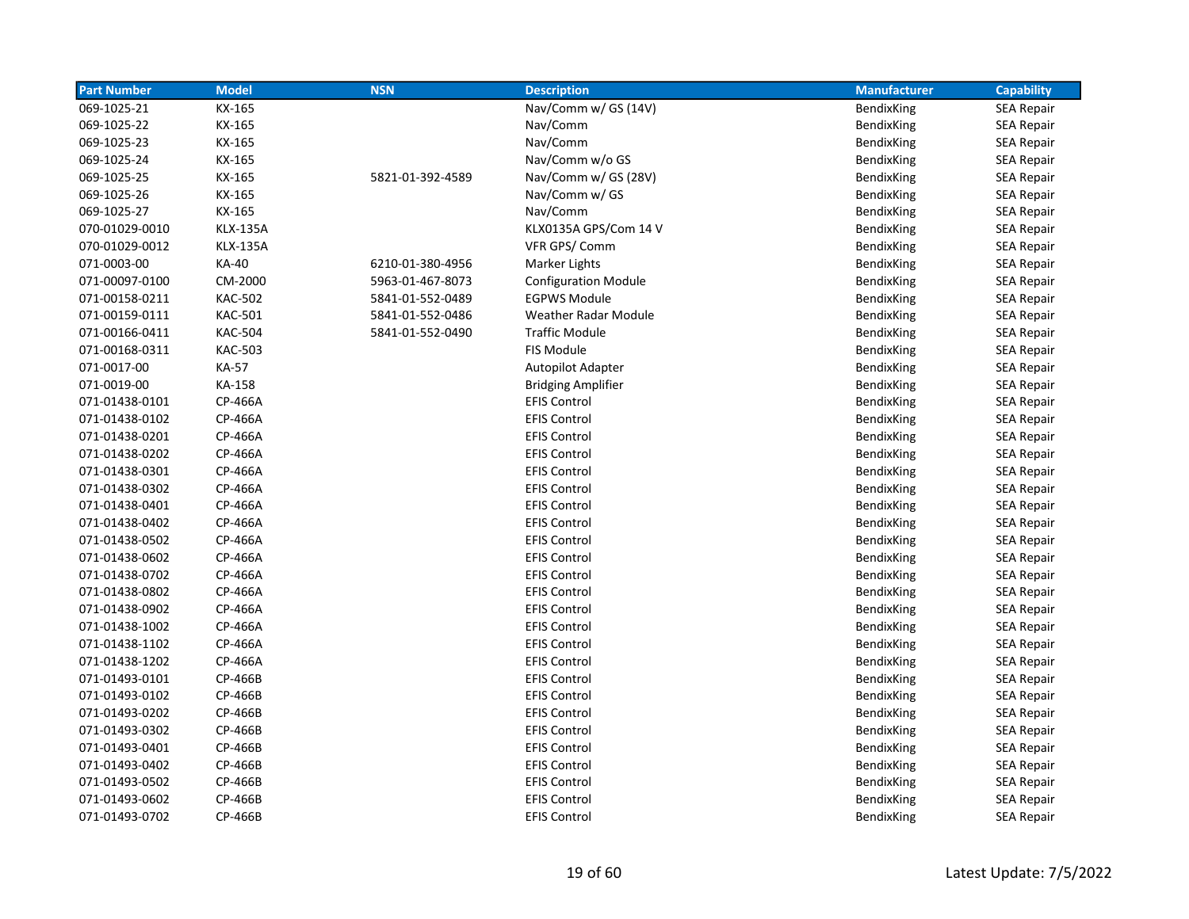| Part Number | Model | NSN | Description | Manufacturer | Capability |
|---|---|---|---|---|---|
| 069-1025-21 | KX-165 | | Nav/Comm w/ GS (14V) | BendixKing | SEA Repair |
| 069-1025-22 | KX-165 | | Nav/Comm | BendixKing | SEA Repair |
| 069-1025-23 | KX-165 | | Nav/Comm | BendixKing | SEA Repair |
| 069-1025-24 | KX-165 | | Nav/Comm w/o GS | BendixKing | SEA Repair |
| 069-1025-25 | KX-165 | 5821-01-392-4589 | Nav/Comm w/ GS (28V) | BendixKing | SEA Repair |
| 069-1025-26 | KX-165 | | Nav/Comm w/ GS | BendixKing | SEA Repair |
| 069-1025-27 | KX-165 | | Nav/Comm | BendixKing | SEA Repair |
| 070-01029-0010 | KLX-135A | | KLX0135A GPS/Com 14 V | BendixKing | SEA Repair |
| 070-01029-0012 | KLX-135A | | VFR GPS/ Comm | BendixKing | SEA Repair |
| 071-0003-00 | KA-40 | 6210-01-380-4956 | Marker Lights | BendixKing | SEA Repair |
| 071-00097-0100 | CM-2000 | 5963-01-467-8073 | Configuration Module | BendixKing | SEA Repair |
| 071-00158-0211 | KAC-502 | 5841-01-552-0489 | EGPWS Module | BendixKing | SEA Repair |
| 071-00159-0111 | KAC-501 | 5841-01-552-0486 | Weather Radar Module | BendixKing | SEA Repair |
| 071-00166-0411 | KAC-504 | 5841-01-552-0490 | Traffic Module | BendixKing | SEA Repair |
| 071-00168-0311 | KAC-503 | | FIS Module | BendixKing | SEA Repair |
| 071-0017-00 | KA-57 | | Autopilot Adapter | BendixKing | SEA Repair |
| 071-0019-00 | KA-158 | | Bridging Amplifier | BendixKing | SEA Repair |
| 071-01438-0101 | CP-466A | | EFIS Control | BendixKing | SEA Repair |
| 071-01438-0102 | CP-466A | | EFIS Control | BendixKing | SEA Repair |
| 071-01438-0201 | CP-466A | | EFIS Control | BendixKing | SEA Repair |
| 071-01438-0202 | CP-466A | | EFIS Control | BendixKing | SEA Repair |
| 071-01438-0301 | CP-466A | | EFIS Control | BendixKing | SEA Repair |
| 071-01438-0302 | CP-466A | | EFIS Control | BendixKing | SEA Repair |
| 071-01438-0401 | CP-466A | | EFIS Control | BendixKing | SEA Repair |
| 071-01438-0402 | CP-466A | | EFIS Control | BendixKing | SEA Repair |
| 071-01438-0502 | CP-466A | | EFIS Control | BendixKing | SEA Repair |
| 071-01438-0602 | CP-466A | | EFIS Control | BendixKing | SEA Repair |
| 071-01438-0702 | CP-466A | | EFIS Control | BendixKing | SEA Repair |
| 071-01438-0802 | CP-466A | | EFIS Control | BendixKing | SEA Repair |
| 071-01438-0902 | CP-466A | | EFIS Control | BendixKing | SEA Repair |
| 071-01438-1002 | CP-466A | | EFIS Control | BendixKing | SEA Repair |
| 071-01438-1102 | CP-466A | | EFIS Control | BendixKing | SEA Repair |
| 071-01438-1202 | CP-466A | | EFIS Control | BendixKing | SEA Repair |
| 071-01493-0101 | CP-466B | | EFIS Control | BendixKing | SEA Repair |
| 071-01493-0102 | CP-466B | | EFIS Control | BendixKing | SEA Repair |
| 071-01493-0202 | CP-466B | | EFIS Control | BendixKing | SEA Repair |
| 071-01493-0302 | CP-466B | | EFIS Control | BendixKing | SEA Repair |
| 071-01493-0401 | CP-466B | | EFIS Control | BendixKing | SEA Repair |
| 071-01493-0402 | CP-466B | | EFIS Control | BendixKing | SEA Repair |
| 071-01493-0502 | CP-466B | | EFIS Control | BendixKing | SEA Repair |
| 071-01493-0602 | CP-466B | | EFIS Control | BendixKing | SEA Repair |
| 071-01493-0702 | CP-466B | | EFIS Control | BendixKing | SEA Repair |

Latest Update: 7/5/2022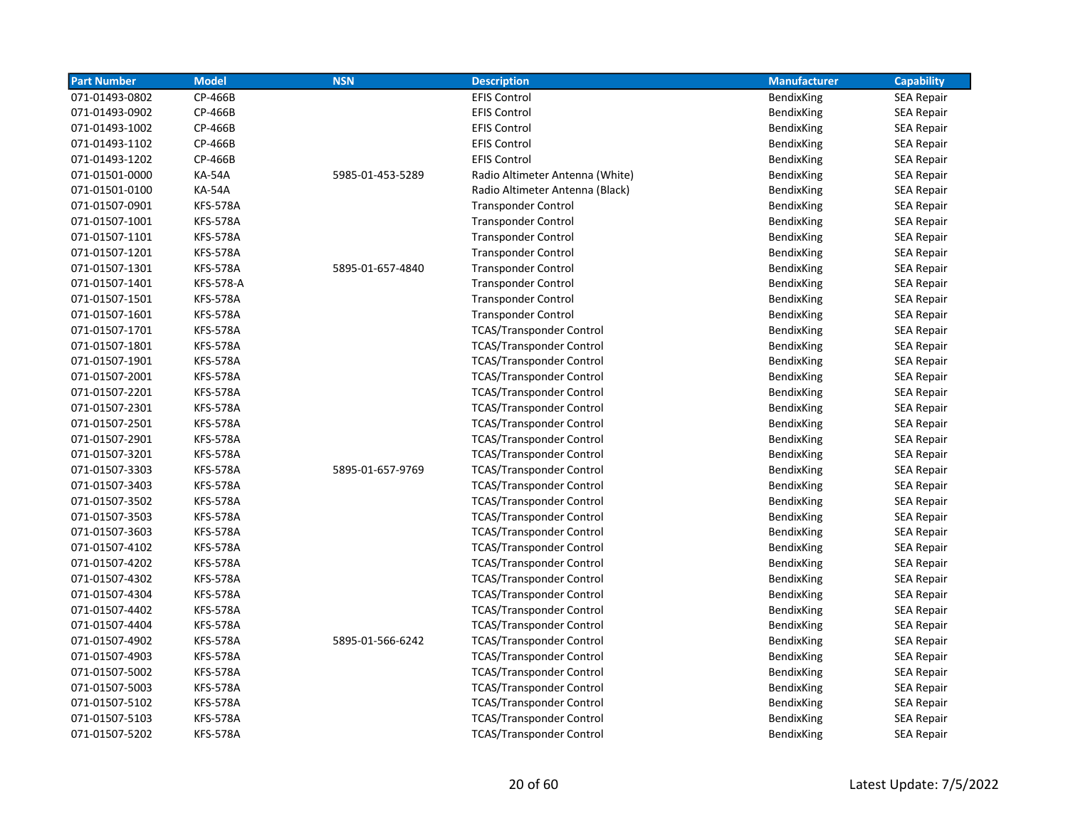| Part Number | Model | NSN | Description | Manufacturer | Capability |
|---|---|---|---|---|---|
| 071-01493-0802 | CP-466B | | EFIS Control | BendixKing | SEA Repair |
| 071-01493-0902 | CP-466B | | EFIS Control | BendixKing | SEA Repair |
| 071-01493-1002 | CP-466B | | EFIS Control | BendixKing | SEA Repair |
| 071-01493-1102 | CP-466B | | EFIS Control | BendixKing | SEA Repair |
| 071-01493-1202 | CP-466B | | EFIS Control | BendixKing | SEA Repair |
| 071-01501-0000 | KA-54A | 5985-01-453-5289 | Radio Altimeter Antenna (White) | BendixKing | SEA Repair |
| 071-01501-0100 | KA-54A | | Radio Altimeter Antenna (Black) | BendixKing | SEA Repair |
| 071-01507-0901 | KFS-578A | | Transponder Control | BendixKing | SEA Repair |
| 071-01507-1001 | KFS-578A | | Transponder Control | BendixKing | SEA Repair |
| 071-01507-1101 | KFS-578A | | Transponder Control | BendixKing | SEA Repair |
| 071-01507-1201 | KFS-578A | | Transponder Control | BendixKing | SEA Repair |
| 071-01507-1301 | KFS-578A | 5895-01-657-4840 | Transponder Control | BendixKing | SEA Repair |
| 071-01507-1401 | KFS-578-A | | Transponder Control | BendixKing | SEA Repair |
| 071-01507-1501 | KFS-578A | | Transponder Control | BendixKing | SEA Repair |
| 071-01507-1601 | KFS-578A | | Transponder Control | BendixKing | SEA Repair |
| 071-01507-1701 | KFS-578A | | TCAS/Transponder Control | BendixKing | SEA Repair |
| 071-01507-1801 | KFS-578A | | TCAS/Transponder Control | BendixKing | SEA Repair |
| 071-01507-1901 | KFS-578A | | TCAS/Transponder Control | BendixKing | SEA Repair |
| 071-01507-2001 | KFS-578A | | TCAS/Transponder Control | BendixKing | SEA Repair |
| 071-01507-2201 | KFS-578A | | TCAS/Transponder Control | BendixKing | SEA Repair |
| 071-01507-2301 | KFS-578A | | TCAS/Transponder Control | BendixKing | SEA Repair |
| 071-01507-2501 | KFS-578A | | TCAS/Transponder Control | BendixKing | SEA Repair |
| 071-01507-2901 | KFS-578A | | TCAS/Transponder Control | BendixKing | SEA Repair |
| 071-01507-3201 | KFS-578A | | TCAS/Transponder Control | BendixKing | SEA Repair |
| 071-01507-3303 | KFS-578A | 5895-01-657-9769 | TCAS/Transponder Control | BendixKing | SEA Repair |
| 071-01507-3403 | KFS-578A | | TCAS/Transponder Control | BendixKing | SEA Repair |
| 071-01507-3502 | KFS-578A | | TCAS/Transponder Control | BendixKing | SEA Repair |
| 071-01507-3503 | KFS-578A | | TCAS/Transponder Control | BendixKing | SEA Repair |
| 071-01507-3603 | KFS-578A | | TCAS/Transponder Control | BendixKing | SEA Repair |
| 071-01507-4102 | KFS-578A | | TCAS/Transponder Control | BendixKing | SEA Repair |
| 071-01507-4202 | KFS-578A | | TCAS/Transponder Control | BendixKing | SEA Repair |
| 071-01507-4302 | KFS-578A | | TCAS/Transponder Control | BendixKing | SEA Repair |
| 071-01507-4304 | KFS-578A | | TCAS/Transponder Control | BendixKing | SEA Repair |
| 071-01507-4402 | KFS-578A | | TCAS/Transponder Control | BendixKing | SEA Repair |
| 071-01507-4404 | KFS-578A | | TCAS/Transponder Control | BendixKing | SEA Repair |
| 071-01507-4902 | KFS-578A | 5895-01-566-6242 | TCAS/Transponder Control | BendixKing | SEA Repair |
| 071-01507-4903 | KFS-578A | | TCAS/Transponder Control | BendixKing | SEA Repair |
| 071-01507-5002 | KFS-578A | | TCAS/Transponder Control | BendixKing | SEA Repair |
| 071-01507-5003 | KFS-578A | | TCAS/Transponder Control | BendixKing | SEA Repair |
| 071-01507-5102 | KFS-578A | | TCAS/Transponder Control | BendixKing | SEA Repair |
| 071-01507-5103 | KFS-578A | | TCAS/Transponder Control | BendixKing | SEA Repair |
| 071-01507-5202 | KFS-578A | | TCAS/Transponder Control | BendixKing | SEA Repair |

Latest Update: 7/5/2022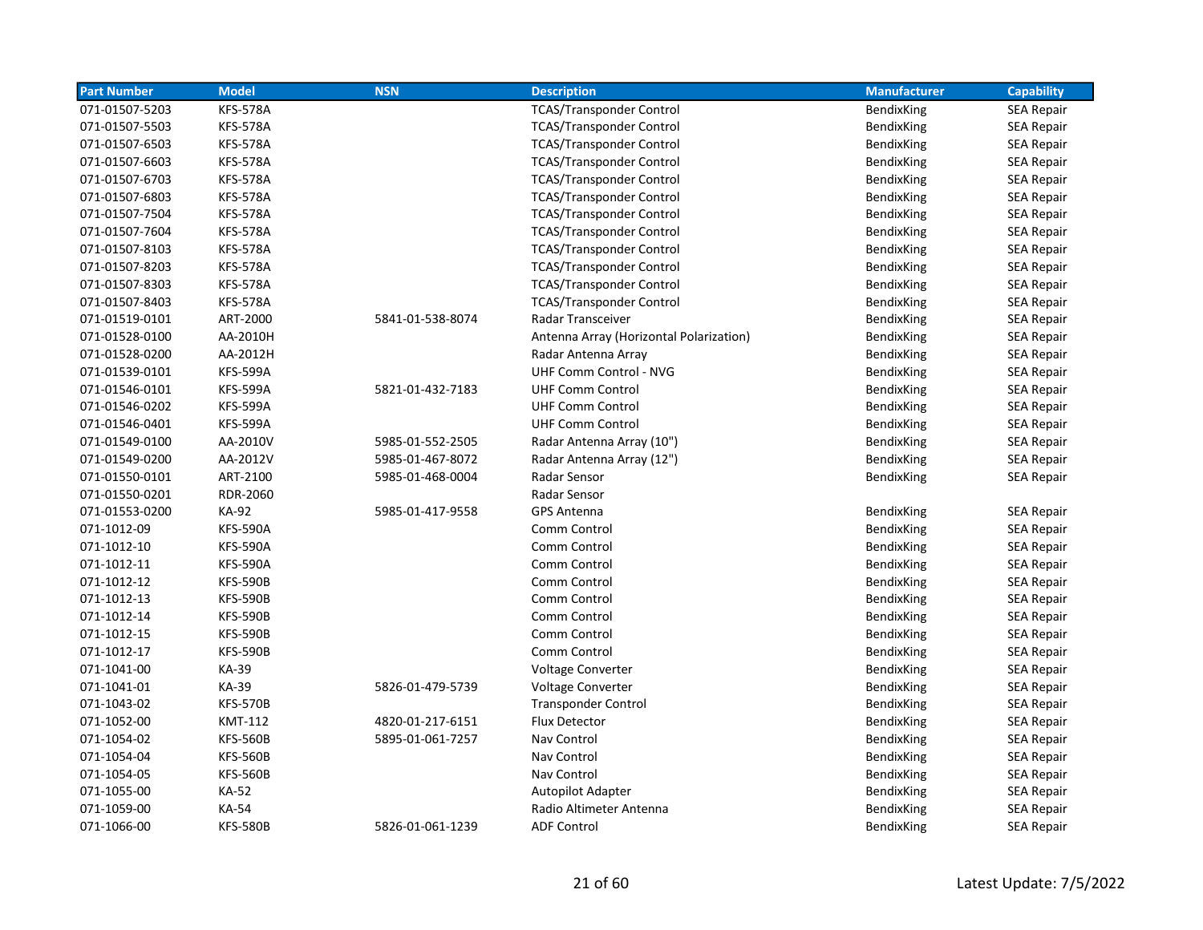| Part Number | Model | NSN | Description | Manufacturer | Capability |
|---|---|---|---|---|---|
| 071-01507-5203 | KFS-578A | | TCAS/Transponder Control | BendixKing | SEA Repair |
| 071-01507-5503 | KFS-578A | | TCAS/Transponder Control | BendixKing | SEA Repair |
| 071-01507-6503 | KFS-578A | | TCAS/Transponder Control | BendixKing | SEA Repair |
| 071-01507-6603 | KFS-578A | | TCAS/Transponder Control | BendixKing | SEA Repair |
| 071-01507-6703 | KFS-578A | | TCAS/Transponder Control | BendixKing | SEA Repair |
| 071-01507-6803 | KFS-578A | | TCAS/Transponder Control | BendixKing | SEA Repair |
| 071-01507-7504 | KFS-578A | | TCAS/Transponder Control | BendixKing | SEA Repair |
| 071-01507-7604 | KFS-578A | | TCAS/Transponder Control | BendixKing | SEA Repair |
| 071-01507-8103 | KFS-578A | | TCAS/Transponder Control | BendixKing | SEA Repair |
| 071-01507-8203 | KFS-578A | | TCAS/Transponder Control | BendixKing | SEA Repair |
| 071-01507-8303 | KFS-578A | | TCAS/Transponder Control | BendixKing | SEA Repair |
| 071-01507-8403 | KFS-578A | | TCAS/Transponder Control | BendixKing | SEA Repair |
| 071-01519-0101 | ART-2000 | 5841-01-538-8074 | Radar Transceiver | BendixKing | SEA Repair |
| 071-01528-0100 | AA-2010H | | Antenna Array (Horizontal Polarization) | BendixKing | SEA Repair |
| 071-01528-0200 | AA-2012H | | Radar Antenna Array | BendixKing | SEA Repair |
| 071-01539-0101 | KFS-599A | | UHF Comm Control - NVG | BendixKing | SEA Repair |
| 071-01546-0101 | KFS-599A | 5821-01-432-7183 | UHF Comm Control | BendixKing | SEA Repair |
| 071-01546-0202 | KFS-599A | | UHF Comm Control | BendixKing | SEA Repair |
| 071-01546-0401 | KFS-599A | | UHF Comm Control | BendixKing | SEA Repair |
| 071-01549-0100 | AA-2010V | 5985-01-552-2505 | Radar Antenna Array (10") | BendixKing | SEA Repair |
| 071-01549-0200 | AA-2012V | 5985-01-467-8072 | Radar Antenna Array (12") | BendixKing | SEA Repair |
| 071-01550-0101 | ART-2100 | 5985-01-468-0004 | Radar Sensor | BendixKing | SEA Repair |
| 071-01550-0201 | RDR-2060 | | Radar Sensor | | |
| 071-01553-0200 | KA-92 | 5985-01-417-9558 | GPS Antenna | BendixKing | SEA Repair |
| 071-1012-09 | KFS-590A | | Comm Control | BendixKing | SEA Repair |
| 071-1012-10 | KFS-590A | | Comm Control | BendixKing | SEA Repair |
| 071-1012-11 | KFS-590A | | Comm Control | BendixKing | SEA Repair |
| 071-1012-12 | KFS-590B | | Comm Control | BendixKing | SEA Repair |
| 071-1012-13 | KFS-590B | | Comm Control | BendixKing | SEA Repair |
| 071-1012-14 | KFS-590B | | Comm Control | BendixKing | SEA Repair |
| 071-1012-15 | KFS-590B | | Comm Control | BendixKing | SEA Repair |
| 071-1012-17 | KFS-590B | | Comm Control | BendixKing | SEA Repair |
| 071-1041-00 | KA-39 | | Voltage Converter | BendixKing | SEA Repair |
| 071-1041-01 | KA-39 | 5826-01-479-5739 | Voltage Converter | BendixKing | SEA Repair |
| 071-1043-02 | KFS-570B | | Transponder Control | BendixKing | SEA Repair |
| 071-1052-00 | KMT-112 | 4820-01-217-6151 | Flux Detector | BendixKing | SEA Repair |
| 071-1054-02 | KFS-560B | 5895-01-061-7257 | Nav Control | BendixKing | SEA Repair |
| 071-1054-04 | KFS-560B | | Nav Control | BendixKing | SEA Repair |
| 071-1054-05 | KFS-560B | | Nav Control | BendixKing | SEA Repair |
| 071-1055-00 | KA-52 | | Autopilot Adapter | BendixKing | SEA Repair |
| 071-1059-00 | KA-54 | | Radio Altimeter Antenna | BendixKing | SEA Repair |
| 071-1066-00 | KFS-580B | 5826-01-061-1239 | ADF Control | BendixKing | SEA Repair |

Latest Update: 7/5/2022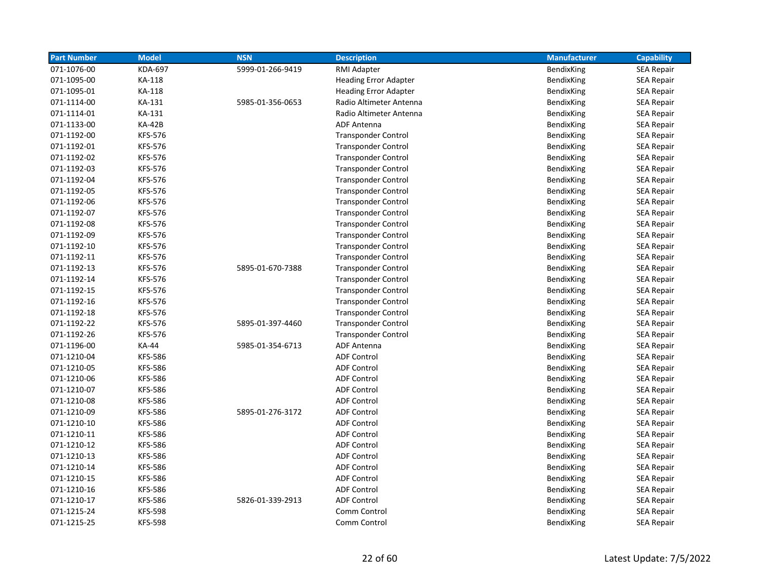| Part Number | Model | NSN | Description | Manufacturer | Capability |
|---|---|---|---|---|---|
| 071-1076-00 | KDA-697 | 5999-01-266-9419 | RMI Adapter | BendixKing | SEA Repair |
| 071-1095-00 | KA-118 | | Heading Error Adapter | BendixKing | SEA Repair |
| 071-1095-01 | KA-118 | | Heading Error Adapter | BendixKing | SEA Repair |
| 071-1114-00 | KA-131 | 5985-01-356-0653 | Radio Altimeter Antenna | BendixKing | SEA Repair |
| 071-1114-01 | KA-131 | | Radio Altimeter Antenna | BendixKing | SEA Repair |
| 071-1133-00 | KA-42B | | ADF Antenna | BendixKing | SEA Repair |
| 071-1192-00 | KFS-576 | | Transponder Control | BendixKing | SEA Repair |
| 071-1192-01 | KFS-576 | | Transponder Control | BendixKing | SEA Repair |
| 071-1192-02 | KFS-576 | | Transponder Control | BendixKing | SEA Repair |
| 071-1192-03 | KFS-576 | | Transponder Control | BendixKing | SEA Repair |
| 071-1192-04 | KFS-576 | | Transponder Control | BendixKing | SEA Repair |
| 071-1192-05 | KFS-576 | | Transponder Control | BendixKing | SEA Repair |
| 071-1192-06 | KFS-576 | | Transponder Control | BendixKing | SEA Repair |
| 071-1192-07 | KFS-576 | | Transponder Control | BendixKing | SEA Repair |
| 071-1192-08 | KFS-576 | | Transponder Control | BendixKing | SEA Repair |
| 071-1192-09 | KFS-576 | | Transponder Control | BendixKing | SEA Repair |
| 071-1192-10 | KFS-576 | | Transponder Control | BendixKing | SEA Repair |
| 071-1192-11 | KFS-576 | | Transponder Control | BendixKing | SEA Repair |
| 071-1192-13 | KFS-576 | 5895-01-670-7388 | Transponder Control | BendixKing | SEA Repair |
| 071-1192-14 | KFS-576 | | Transponder Control | BendixKing | SEA Repair |
| 071-1192-15 | KFS-576 | | Transponder Control | BendixKing | SEA Repair |
| 071-1192-16 | KFS-576 | | Transponder Control | BendixKing | SEA Repair |
| 071-1192-18 | KFS-576 | | Transponder Control | BendixKing | SEA Repair |
| 071-1192-22 | KFS-576 | 5895-01-397-4460 | Transponder Control | BendixKing | SEA Repair |
| 071-1192-26 | KFS-576 | | Transponder Control | BendixKing | SEA Repair |
| 071-1196-00 | KA-44 | 5985-01-354-6713 | ADF Antenna | BendixKing | SEA Repair |
| 071-1210-04 | KFS-586 | | ADF Control | BendixKing | SEA Repair |
| 071-1210-05 | KFS-586 | | ADF Control | BendixKing | SEA Repair |
| 071-1210-06 | KFS-586 | | ADF Control | BendixKing | SEA Repair |
| 071-1210-07 | KFS-586 | | ADF Control | BendixKing | SEA Repair |
| 071-1210-08 | KFS-586 | | ADF Control | BendixKing | SEA Repair |
| 071-1210-09 | KFS-586 | 5895-01-276-3172 | ADF Control | BendixKing | SEA Repair |
| 071-1210-10 | KFS-586 | | ADF Control | BendixKing | SEA Repair |
| 071-1210-11 | KFS-586 | | ADF Control | BendixKing | SEA Repair |
| 071-1210-12 | KFS-586 | | ADF Control | BendixKing | SEA Repair |
| 071-1210-13 | KFS-586 | | ADF Control | BendixKing | SEA Repair |
| 071-1210-14 | KFS-586 | | ADF Control | BendixKing | SEA Repair |
| 071-1210-15 | KFS-586 | | ADF Control | BendixKing | SEA Repair |
| 071-1210-16 | KFS-586 | | ADF Control | BendixKing | SEA Repair |
| 071-1210-17 | KFS-586 | 5826-01-339-2913 | ADF Control | BendixKing | SEA Repair |
| 071-1215-24 | KFS-598 | | Comm Control | BendixKing | SEA Repair |
| 071-1215-25 | KFS-598 | | Comm Control | BendixKing | SEA Repair |

Latest Update: 7/5/2022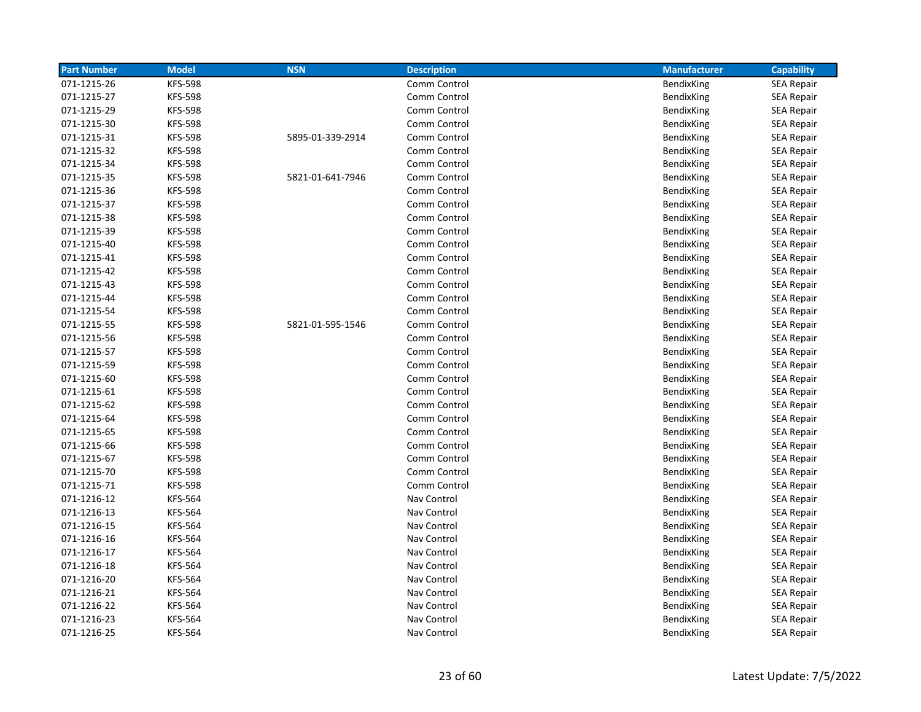| Part Number | Model | NSN | Description | Manufacturer | Capability |
|---|---|---|---|---|---|
| 071-1215-26 | KFS-598 | | Comm Control | BendixKing | SEA Repair |
| 071-1215-27 | KFS-598 | | Comm Control | BendixKing | SEA Repair |
| 071-1215-29 | KFS-598 | | Comm Control | BendixKing | SEA Repair |
| 071-1215-30 | KFS-598 | | Comm Control | BendixKing | SEA Repair |
| 071-1215-31 | KFS-598 | 5895-01-339-2914 | Comm Control | BendixKing | SEA Repair |
| 071-1215-32 | KFS-598 | | Comm Control | BendixKing | SEA Repair |
| 071-1215-34 | KFS-598 | | Comm Control | BendixKing | SEA Repair |
| 071-1215-35 | KFS-598 | 5821-01-641-7946 | Comm Control | BendixKing | SEA Repair |
| 071-1215-36 | KFS-598 | | Comm Control | BendixKing | SEA Repair |
| 071-1215-37 | KFS-598 | | Comm Control | BendixKing | SEA Repair |
| 071-1215-38 | KFS-598 | | Comm Control | BendixKing | SEA Repair |
| 071-1215-39 | KFS-598 | | Comm Control | BendixKing | SEA Repair |
| 071-1215-40 | KFS-598 | | Comm Control | BendixKing | SEA Repair |
| 071-1215-41 | KFS-598 | | Comm Control | BendixKing | SEA Repair |
| 071-1215-42 | KFS-598 | | Comm Control | BendixKing | SEA Repair |
| 071-1215-43 | KFS-598 | | Comm Control | BendixKing | SEA Repair |
| 071-1215-44 | KFS-598 | | Comm Control | BendixKing | SEA Repair |
| 071-1215-54 | KFS-598 | | Comm Control | BendixKing | SEA Repair |
| 071-1215-55 | KFS-598 | 5821-01-595-1546 | Comm Control | BendixKing | SEA Repair |
| 071-1215-56 | KFS-598 | | Comm Control | BendixKing | SEA Repair |
| 071-1215-57 | KFS-598 | | Comm Control | BendixKing | SEA Repair |
| 071-1215-59 | KFS-598 | | Comm Control | BendixKing | SEA Repair |
| 071-1215-60 | KFS-598 | | Comm Control | BendixKing | SEA Repair |
| 071-1215-61 | KFS-598 | | Comm Control | BendixKing | SEA Repair |
| 071-1215-62 | KFS-598 | | Comm Control | BendixKing | SEA Repair |
| 071-1215-64 | KFS-598 | | Comm Control | BendixKing | SEA Repair |
| 071-1215-65 | KFS-598 | | Comm Control | BendixKing | SEA Repair |
| 071-1215-66 | KFS-598 | | Comm Control | BendixKing | SEA Repair |
| 071-1215-67 | KFS-598 | | Comm Control | BendixKing | SEA Repair |
| 071-1215-70 | KFS-598 | | Comm Control | BendixKing | SEA Repair |
| 071-1215-71 | KFS-598 | | Comm Control | BendixKing | SEA Repair |
| 071-1216-12 | KFS-564 | | Nav Control | BendixKing | SEA Repair |
| 071-1216-13 | KFS-564 | | Nav Control | BendixKing | SEA Repair |
| 071-1216-15 | KFS-564 | | Nav Control | BendixKing | SEA Repair |
| 071-1216-16 | KFS-564 | | Nav Control | BendixKing | SEA Repair |
| 071-1216-17 | KFS-564 | | Nav Control | BendixKing | SEA Repair |
| 071-1216-18 | KFS-564 | | Nav Control | BendixKing | SEA Repair |
| 071-1216-20 | KFS-564 | | Nav Control | BendixKing | SEA Repair |
| 071-1216-21 | KFS-564 | | Nav Control | BendixKing | SEA Repair |
| 071-1216-22 | KFS-564 | | Nav Control | BendixKing | SEA Repair |
| 071-1216-23 | KFS-564 | | Nav Control | BendixKing | SEA Repair |
| 071-1216-25 | KFS-564 | | Nav Control | BendixKing | SEA Repair |

Latest Update: 7/5/2022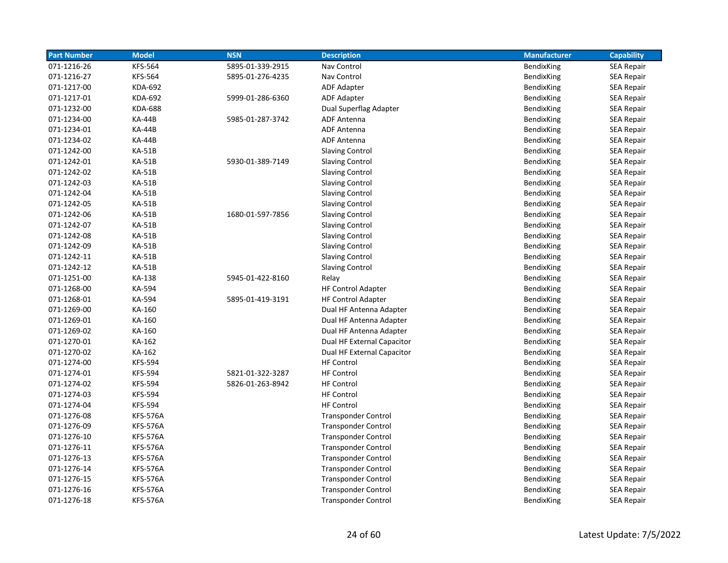| Part Number | Model | NSN | Description | Manufacturer | Capability |
|---|---|---|---|---|---|
| 071-1216-26 | KFS-564 | 5895-01-339-2915 | Nav Control | BendixKing | SEA Repair |
| 071-1216-27 | KFS-564 | 5895-01-276-4235 | Nav Control | BendixKing | SEA Repair |
| 071-1217-00 | KDA-692 | | ADF Adapter | BendixKing | SEA Repair |
| 071-1217-01 | KDA-692 | 5999-01-286-6360 | ADF Adapter | BendixKing | SEA Repair |
| 071-1232-00 | KDA-688 | | Dual Superflag Adapter | BendixKing | SEA Repair |
| 071-1234-00 | KA-44B | 5985-01-287-3742 | ADF Antenna | BendixKing | SEA Repair |
| 071-1234-01 | KA-44B | | ADF Antenna | BendixKing | SEA Repair |
| 071-1234-02 | KA-44B | | ADF Antenna | BendixKing | SEA Repair |
| 071-1242-00 | KA-51B | | Slaving Control | BendixKing | SEA Repair |
| 071-1242-01 | KA-51B | 5930-01-389-7149 | Slaving Control | BendixKing | SEA Repair |
| 071-1242-02 | KA-51B | | Slaving Control | BendixKing | SEA Repair |
| 071-1242-03 | KA-51B | | Slaving Control | BendixKing | SEA Repair |
| 071-1242-04 | KA-51B | | Slaving Control | BendixKing | SEA Repair |
| 071-1242-05 | KA-51B | | Slaving Control | BendixKing | SEA Repair |
| 071-1242-06 | KA-51B | 1680-01-597-7856 | Slaving Control | BendixKing | SEA Repair |
| 071-1242-07 | KA-51B | | Slaving Control | BendixKing | SEA Repair |
| 071-1242-08 | KA-51B | | Slaving Control | BendixKing | SEA Repair |
| 071-1242-09 | KA-51B | | Slaving Control | BendixKing | SEA Repair |
| 071-1242-11 | KA-51B | | Slaving Control | BendixKing | SEA Repair |
| 071-1242-12 | KA-51B | | Slaving Control | BendixKing | SEA Repair |
| 071-1251-00 | KA-138 | 5945-01-422-8160 | Relay | BendixKing | SEA Repair |
| 071-1268-00 | KA-594 | | HF Control Adapter | BendixKing | SEA Repair |
| 071-1268-01 | KA-594 | 5895-01-419-3191 | HF Control Adapter | BendixKing | SEA Repair |
| 071-1269-00 | KA-160 | | Dual HF Antenna Adapter | BendixKing | SEA Repair |
| 071-1269-01 | KA-160 | | Dual HF Antenna Adapter | BendixKing | SEA Repair |
| 071-1269-02 | KA-160 | | Dual HF Antenna Adapter | BendixKing | SEA Repair |
| 071-1270-01 | KA-162 | | Dual HF External Capacitor | BendixKing | SEA Repair |
| 071-1270-02 | KA-162 | | Dual HF External Capacitor | BendixKing | SEA Repair |
| 071-1274-00 | KFS-594 | | HF Control | BendixKing | SEA Repair |
| 071-1274-01 | KFS-594 | 5821-01-322-3287 | HF Control | BendixKing | SEA Repair |
| 071-1274-02 | KFS-594 | 5826-01-263-8942 | HF Control | BendixKing | SEA Repair |
| 071-1274-03 | KFS-594 | | HF Control | BendixKing | SEA Repair |
| 071-1274-04 | KFS-594 | | HF Control | BendixKing | SEA Repair |
| 071-1276-08 | KFS-576A | | Transponder Control | BendixKing | SEA Repair |
| 071-1276-09 | KFS-576A | | Transponder Control | BendixKing | SEA Repair |
| 071-1276-10 | KFS-576A | | Transponder Control | BendixKing | SEA Repair |
| 071-1276-11 | KFS-576A | | Transponder Control | BendixKing | SEA Repair |
| 071-1276-13 | KFS-576A | | Transponder Control | BendixKing | SEA Repair |
| 071-1276-14 | KFS-576A | | Transponder Control | BendixKing | SEA Repair |
| 071-1276-15 | KFS-576A | | Transponder Control | BendixKing | SEA Repair |
| 071-1276-16 | KFS-576A | | Transponder Control | BendixKing | SEA Repair |
| 071-1276-18 | KFS-576A | | Transponder Control | BendixKing | SEA Repair |

Latest Update: 7/5/2022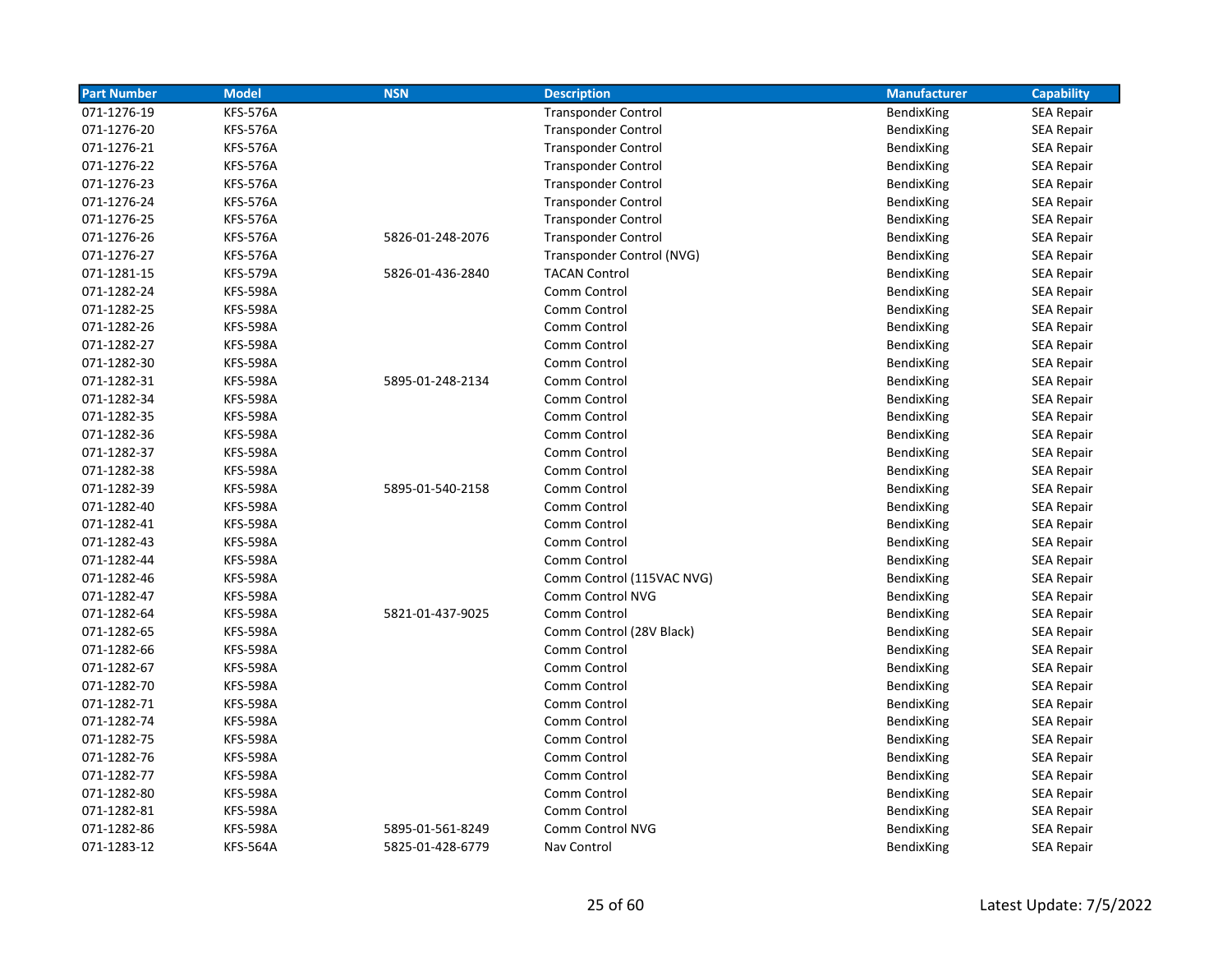| Part Number | Model | NSN | Description | Manufacturer | Capability |
| --- | --- | --- | --- | --- | --- |
| 071-1276-19 | KFS-576A | | Transponder Control | BendixKing | SEA Repair |
| 071-1276-20 | KFS-576A | | Transponder Control | BendixKing | SEA Repair |
| 071-1276-21 | KFS-576A | | Transponder Control | BendixKing | SEA Repair |
| 071-1276-22 | KFS-576A | | Transponder Control | BendixKing | SEA Repair |
| 071-1276-23 | KFS-576A | | Transponder Control | BendixKing | SEA Repair |
| 071-1276-24 | KFS-576A | | Transponder Control | BendixKing | SEA Repair |
| 071-1276-25 | KFS-576A | | Transponder Control | BendixKing | SEA Repair |
| 071-1276-26 | KFS-576A | 5826-01-248-2076 | Transponder Control | BendixKing | SEA Repair |
| 071-1276-27 | KFS-576A | | Transponder Control (NVG) | BendixKing | SEA Repair |
| 071-1281-15 | KFS-579A | 5826-01-436-2840 | TACAN Control | BendixKing | SEA Repair |
| 071-1282-24 | KFS-598A | | Comm Control | BendixKing | SEA Repair |
| 071-1282-25 | KFS-598A | | Comm Control | BendixKing | SEA Repair |
| 071-1282-26 | KFS-598A | | Comm Control | BendixKing | SEA Repair |
| 071-1282-27 | KFS-598A | | Comm Control | BendixKing | SEA Repair |
| 071-1282-30 | KFS-598A | | Comm Control | BendixKing | SEA Repair |
| 071-1282-31 | KFS-598A | 5895-01-248-2134 | Comm Control | BendixKing | SEA Repair |
| 071-1282-34 | KFS-598A | | Comm Control | BendixKing | SEA Repair |
| 071-1282-35 | KFS-598A | | Comm Control | BendixKing | SEA Repair |
| 071-1282-36 | KFS-598A | | Comm Control | BendixKing | SEA Repair |
| 071-1282-37 | KFS-598A | | Comm Control | BendixKing | SEA Repair |
| 071-1282-38 | KFS-598A | | Comm Control | BendixKing | SEA Repair |
| 071-1282-39 | KFS-598A | 5895-01-540-2158 | Comm Control | BendixKing | SEA Repair |
| 071-1282-40 | KFS-598A | | Comm Control | BendixKing | SEA Repair |
| 071-1282-41 | KFS-598A | | Comm Control | BendixKing | SEA Repair |
| 071-1282-43 | KFS-598A | | Comm Control | BendixKing | SEA Repair |
| 071-1282-44 | KFS-598A | | Comm Control | BendixKing | SEA Repair |
| 071-1282-46 | KFS-598A | | Comm Control (115VAC NVG) | BendixKing | SEA Repair |
| 071-1282-47 | KFS-598A | | Comm Control NVG | BendixKing | SEA Repair |
| 071-1282-64 | KFS-598A | 5821-01-437-9025 | Comm Control | BendixKing | SEA Repair |
| 071-1282-65 | KFS-598A | | Comm Control (28V Black) | BendixKing | SEA Repair |
| 071-1282-66 | KFS-598A | | Comm Control | BendixKing | SEA Repair |
| 071-1282-67 | KFS-598A | | Comm Control | BendixKing | SEA Repair |
| 071-1282-70 | KFS-598A | | Comm Control | BendixKing | SEA Repair |
| 071-1282-71 | KFS-598A | | Comm Control | BendixKing | SEA Repair |
| 071-1282-74 | KFS-598A | | Comm Control | BendixKing | SEA Repair |
| 071-1282-75 | KFS-598A | | Comm Control | BendixKing | SEA Repair |
| 071-1282-76 | KFS-598A | | Comm Control | BendixKing | SEA Repair |
| 071-1282-77 | KFS-598A | | Comm Control | BendixKing | SEA Repair |
| 071-1282-80 | KFS-598A | | Comm Control | BendixKing | SEA Repair |
| 071-1282-81 | KFS-598A | | Comm Control | BendixKing | SEA Repair |
| 071-1282-86 | KFS-598A | 5895-01-561-8249 | Comm Control NVG | BendixKing | SEA Repair |
| 071-1283-12 | KFS-564A | 5825-01-428-6779 | Nav Control | BendixKing | SEA Repair |

Latest Update: 7/5/2022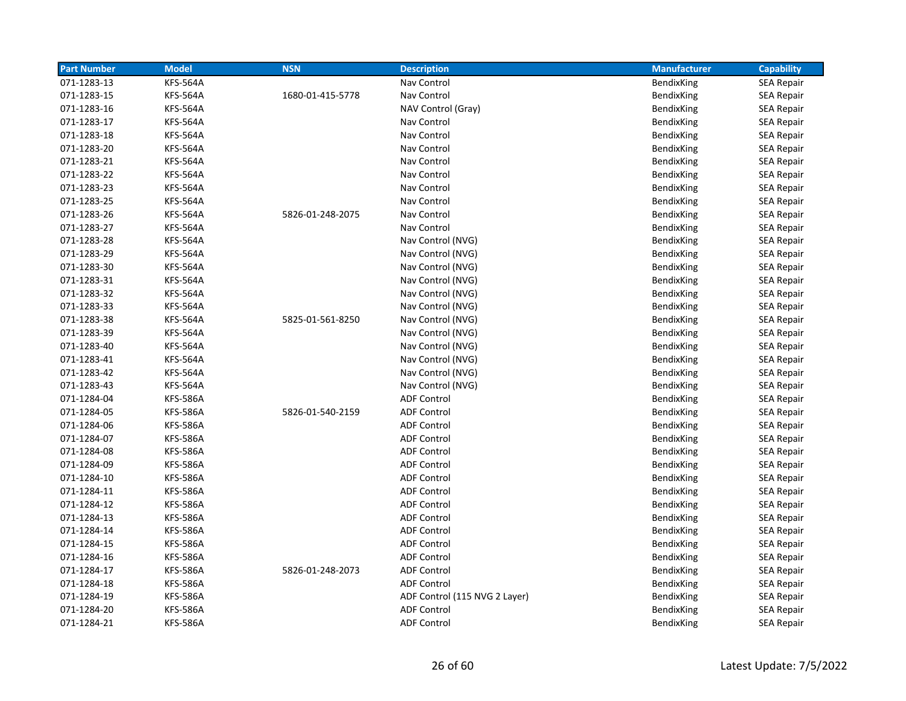| Part Number | Model | NSN | Description | Manufacturer | Capability |
| --- | --- | --- | --- | --- | --- |
| 071-1283-13 | KFS-564A | | Nav Control | BendixKing | SEA Repair |
| 071-1283-15 | KFS-564A | 1680-01-415-5778 | Nav Control | BendixKing | SEA Repair |
| 071-1283-16 | KFS-564A | | NAV Control (Gray) | BendixKing | SEA Repair |
| 071-1283-17 | KFS-564A | | Nav Control | BendixKing | SEA Repair |
| 071-1283-18 | KFS-564A | | Nav Control | BendixKing | SEA Repair |
| 071-1283-20 | KFS-564A | | Nav Control | BendixKing | SEA Repair |
| 071-1283-21 | KFS-564A | | Nav Control | BendixKing | SEA Repair |
| 071-1283-22 | KFS-564A | | Nav Control | BendixKing | SEA Repair |
| 071-1283-23 | KFS-564A | | Nav Control | BendixKing | SEA Repair |
| 071-1283-25 | KFS-564A | | Nav Control | BendixKing | SEA Repair |
| 071-1283-26 | KFS-564A | 5826-01-248-2075 | Nav Control | BendixKing | SEA Repair |
| 071-1283-27 | KFS-564A | | Nav Control | BendixKing | SEA Repair |
| 071-1283-28 | KFS-564A | | Nav Control (NVG) | BendixKing | SEA Repair |
| 071-1283-29 | KFS-564A | | Nav Control (NVG) | BendixKing | SEA Repair |
| 071-1283-30 | KFS-564A | | Nav Control (NVG) | BendixKing | SEA Repair |
| 071-1283-31 | KFS-564A | | Nav Control (NVG) | BendixKing | SEA Repair |
| 071-1283-32 | KFS-564A | | Nav Control (NVG) | BendixKing | SEA Repair |
| 071-1283-33 | KFS-564A | | Nav Control (NVG) | BendixKing | SEA Repair |
| 071-1283-38 | KFS-564A | 5825-01-561-8250 | Nav Control (NVG) | BendixKing | SEA Repair |
| 071-1283-39 | KFS-564A | | Nav Control (NVG) | BendixKing | SEA Repair |
| 071-1283-40 | KFS-564A | | Nav Control (NVG) | BendixKing | SEA Repair |
| 071-1283-41 | KFS-564A | | Nav Control (NVG) | BendixKing | SEA Repair |
| 071-1283-42 | KFS-564A | | Nav Control (NVG) | BendixKing | SEA Repair |
| 071-1283-43 | KFS-564A | | Nav Control (NVG) | BendixKing | SEA Repair |
| 071-1284-04 | KFS-586A | | ADF Control | BendixKing | SEA Repair |
| 071-1284-05 | KFS-586A | 5826-01-540-2159 | ADF Control | BendixKing | SEA Repair |
| 071-1284-06 | KFS-586A | | ADF Control | BendixKing | SEA Repair |
| 071-1284-07 | KFS-586A | | ADF Control | BendixKing | SEA Repair |
| 071-1284-08 | KFS-586A | | ADF Control | BendixKing | SEA Repair |
| 071-1284-09 | KFS-586A | | ADF Control | BendixKing | SEA Repair |
| 071-1284-10 | KFS-586A | | ADF Control | BendixKing | SEA Repair |
| 071-1284-11 | KFS-586A | | ADF Control | BendixKing | SEA Repair |
| 071-1284-12 | KFS-586A | | ADF Control | BendixKing | SEA Repair |
| 071-1284-13 | KFS-586A | | ADF Control | BendixKing | SEA Repair |
| 071-1284-14 | KFS-586A | | ADF Control | BendixKing | SEA Repair |
| 071-1284-15 | KFS-586A | | ADF Control | BendixKing | SEA Repair |
| 071-1284-16 | KFS-586A | | ADF Control | BendixKing | SEA Repair |
| 071-1284-17 | KFS-586A | 5826-01-248-2073 | ADF Control | BendixKing | SEA Repair |
| 071-1284-18 | KFS-586A | | ADF Control | BendixKing | SEA Repair |
| 071-1284-19 | KFS-586A | | ADF Control (115 NVG 2 Layer) | BendixKing | SEA Repair |
| 071-1284-20 | KFS-586A | | ADF Control | BendixKing | SEA Repair |
| 071-1284-21 | KFS-586A | | ADF Control | BendixKing | SEA Repair |

Latest Update: 7/5/2022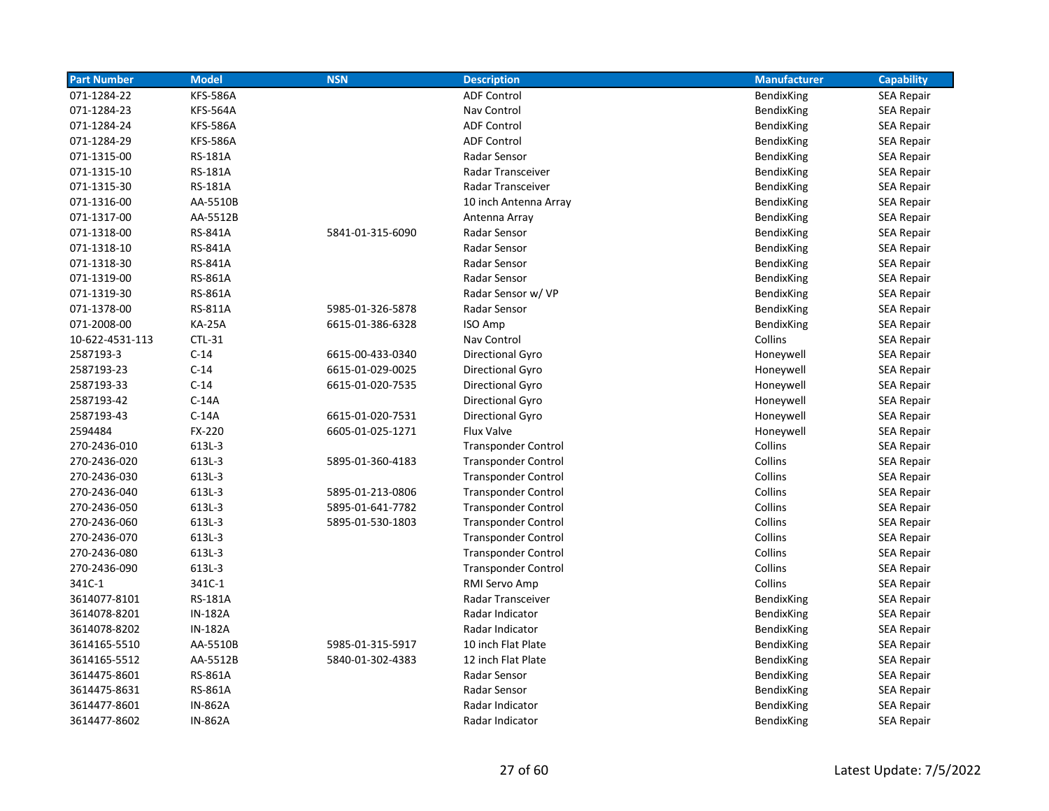| Part Number | Model | NSN | Description | Manufacturer | Capability |
| --- | --- | --- | --- | --- | --- |
| 071-1284-22 | KFS-586A | | ADF Control | BendixKing | SEA Repair |
| 071-1284-23 | KFS-564A | | Nav Control | BendixKing | SEA Repair |
| 071-1284-24 | KFS-586A | | ADF Control | BendixKing | SEA Repair |
| 071-1284-29 | KFS-586A | | ADF Control | BendixKing | SEA Repair |
| 071-1315-00 | RS-181A | | Radar Sensor | BendixKing | SEA Repair |
| 071-1315-10 | RS-181A | | Radar Transceiver | BendixKing | SEA Repair |
| 071-1315-30 | RS-181A | | Radar Transceiver | BendixKing | SEA Repair |
| 071-1316-00 | AA-5510B | | 10 inch Antenna Array | BendixKing | SEA Repair |
| 071-1317-00 | AA-5512B | | Antenna Array | BendixKing | SEA Repair |
| 071-1318-00 | RS-841A | 5841-01-315-6090 | Radar Sensor | BendixKing | SEA Repair |
| 071-1318-10 | RS-841A | | Radar Sensor | BendixKing | SEA Repair |
| 071-1318-30 | RS-841A | | Radar Sensor | BendixKing | SEA Repair |
| 071-1319-00 | RS-861A | | Radar Sensor | BendixKing | SEA Repair |
| 071-1319-30 | RS-861A | | Radar Sensor w/ VP | BendixKing | SEA Repair |
| 071-1378-00 | RS-811A | 5985-01-326-5878 | Radar Sensor | BendixKing | SEA Repair |
| 071-2008-00 | KA-25A | 6615-01-386-6328 | ISO Amp | BendixKing | SEA Repair |
| 10-622-4531-113 | CTL-31 | | Nav Control | Collins | SEA Repair |
| 2587193-3 | C-14 | 6615-00-433-0340 | Directional Gyro | Honeywell | SEA Repair |
| 2587193-23 | C-14 | 6615-01-029-0025 | Directional Gyro | Honeywell | SEA Repair |
| 2587193-33 | C-14 | 6615-01-020-7535 | Directional Gyro | Honeywell | SEA Repair |
| 2587193-42 | C-14A | | Directional Gyro | Honeywell | SEA Repair |
| 2587193-43 | C-14A | 6615-01-020-7531 | Directional Gyro | Honeywell | SEA Repair |
| 2594484 | FX-220 | 6605-01-025-1271 | Flux Valve | Honeywell | SEA Repair |
| 270-2436-010 | 613L-3 | | Transponder Control | Collins | SEA Repair |
| 270-2436-020 | 613L-3 | 5895-01-360-4183 | Transponder Control | Collins | SEA Repair |
| 270-2436-030 | 613L-3 | | Transponder Control | Collins | SEA Repair |
| 270-2436-040 | 613L-3 | 5895-01-213-0806 | Transponder Control | Collins | SEA Repair |
| 270-2436-050 | 613L-3 | 5895-01-641-7782 | Transponder Control | Collins | SEA Repair |
| 270-2436-060 | 613L-3 | 5895-01-530-1803 | Transponder Control | Collins | SEA Repair |
| 270-2436-070 | 613L-3 | | Transponder Control | Collins | SEA Repair |
| 270-2436-080 | 613L-3 | | Transponder Control | Collins | SEA Repair |
| 270-2436-090 | 613L-3 | | Transponder Control | Collins | SEA Repair |
| 341C-1 | 341C-1 | | RMI Servo Amp | Collins | SEA Repair |
| 3614077-8101 | RS-181A | | Radar Transceiver | BendixKing | SEA Repair |
| 3614078-8201 | IN-182A | | Radar Indicator | BendixKing | SEA Repair |
| 3614078-8202 | IN-182A | | Radar Indicator | BendixKing | SEA Repair |
| 3614165-5510 | AA-5510B | 5985-01-315-5917 | 10 inch Flat Plate | BendixKing | SEA Repair |
| 3614165-5512 | AA-5512B | 5840-01-302-4383 | 12 inch Flat Plate | BendixKing | SEA Repair |
| 3614475-8601 | RS-861A | | Radar Sensor | BendixKing | SEA Repair |
| 3614475-8631 | RS-861A | | Radar Sensor | BendixKing | SEA Repair |
| 3614477-8601 | IN-862A | | Radar Indicator | BendixKing | SEA Repair |
| 3614477-8602 | IN-862A | | Radar Indicator | BendixKing | SEA Repair |

Latest Update: 7/5/2022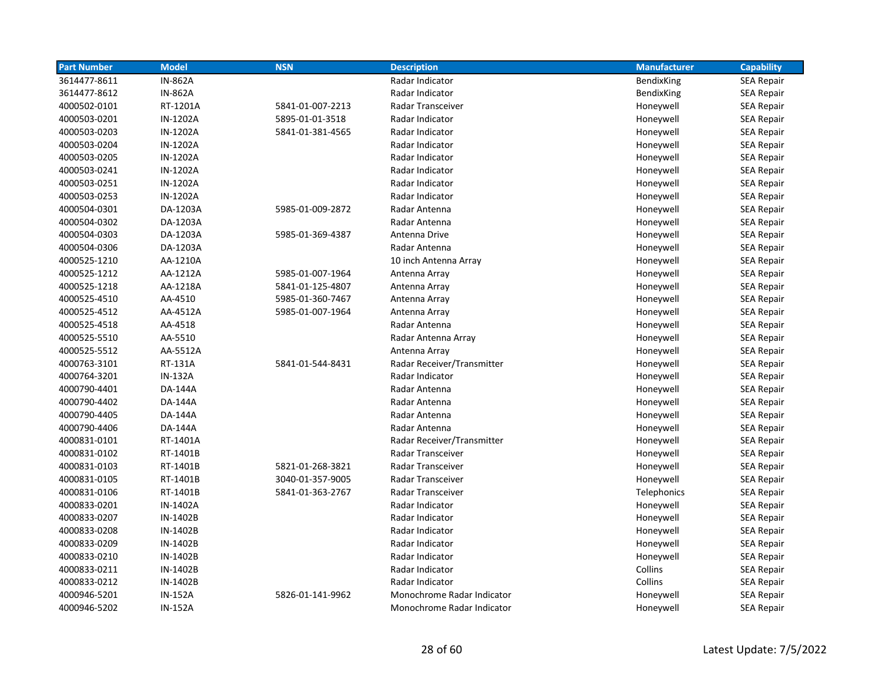| Part Number | Model | NSN | Description | Manufacturer | Capability |
|---|---|---|---|---|---|
| 3614477-8611 | IN-862A | | Radar Indicator | BendixKing | SEA Repair |
| 3614477-8612 | IN-862A | | Radar Indicator | BendixKing | SEA Repair |
| 4000502-0101 | RT-1201A | 5841-01-007-2213 | Radar Transceiver | Honeywell | SEA Repair |
| 4000503-0201 | IN-1202A | 5895-01-01-3518 | Radar Indicator | Honeywell | SEA Repair |
| 4000503-0203 | IN-1202A | 5841-01-381-4565 | Radar Indicator | Honeywell | SEA Repair |
| 4000503-0204 | IN-1202A | | Radar Indicator | Honeywell | SEA Repair |
| 4000503-0205 | IN-1202A | | Radar Indicator | Honeywell | SEA Repair |
| 4000503-0241 | IN-1202A | | Radar Indicator | Honeywell | SEA Repair |
| 4000503-0251 | IN-1202A | | Radar Indicator | Honeywell | SEA Repair |
| 4000503-0253 | IN-1202A | | Radar Indicator | Honeywell | SEA Repair |
| 4000504-0301 | DA-1203A | 5985-01-009-2872 | Radar Antenna | Honeywell | SEA Repair |
| 4000504-0302 | DA-1203A | | Radar Antenna | Honeywell | SEA Repair |
| 4000504-0303 | DA-1203A | 5985-01-369-4387 | Antenna Drive | Honeywell | SEA Repair |
| 4000504-0306 | DA-1203A | | Radar Antenna | Honeywell | SEA Repair |
| 4000525-1210 | AA-1210A | | 10 inch Antenna Array | Honeywell | SEA Repair |
| 4000525-1212 | AA-1212A | 5985-01-007-1964 | Antenna Array | Honeywell | SEA Repair |
| 4000525-1218 | AA-1218A | 5841-01-125-4807 | Antenna Array | Honeywell | SEA Repair |
| 4000525-4510 | AA-4510 | 5985-01-360-7467 | Antenna Array | Honeywell | SEA Repair |
| 4000525-4512 | AA-4512A | 5985-01-007-1964 | Antenna Array | Honeywell | SEA Repair |
| 4000525-4518 | AA-4518 | | Radar Antenna | Honeywell | SEA Repair |
| 4000525-5510 | AA-5510 | | Radar Antenna Array | Honeywell | SEA Repair |
| 4000525-5512 | AA-5512A | | Antenna Array | Honeywell | SEA Repair |
| 4000763-3101 | RT-131A | 5841-01-544-8431 | Radar Receiver/Transmitter | Honeywell | SEA Repair |
| 4000764-3201 | IN-132A | | Radar Indicator | Honeywell | SEA Repair |
| 4000790-4401 | DA-144A | | Radar Antenna | Honeywell | SEA Repair |
| 4000790-4402 | DA-144A | | Radar Antenna | Honeywell | SEA Repair |
| 4000790-4405 | DA-144A | | Radar Antenna | Honeywell | SEA Repair |
| 4000790-4406 | DA-144A | | Radar Antenna | Honeywell | SEA Repair |
| 4000831-0101 | RT-1401A | | Radar Receiver/Transmitter | Honeywell | SEA Repair |
| 4000831-0102 | RT-1401B | | Radar Transceiver | Honeywell | SEA Repair |
| 4000831-0103 | RT-1401B | 5821-01-268-3821 | Radar Transceiver | Honeywell | SEA Repair |
| 4000831-0105 | RT-1401B | 3040-01-357-9005 | Radar Transceiver | Honeywell | SEA Repair |
| 4000831-0106 | RT-1401B | 5841-01-363-2767 | Radar Transceiver | Telephonics | SEA Repair |
| 4000833-0201 | IN-1402A | | Radar Indicator | Honeywell | SEA Repair |
| 4000833-0207 | IN-1402B | | Radar Indicator | Honeywell | SEA Repair |
| 4000833-0208 | IN-1402B | | Radar Indicator | Honeywell | SEA Repair |
| 4000833-0209 | IN-1402B | | Radar Indicator | Honeywell | SEA Repair |
| 4000833-0210 | IN-1402B | | Radar Indicator | Honeywell | SEA Repair |
| 4000833-0211 | IN-1402B | | Radar Indicator | Collins | SEA Repair |
| 4000833-0212 | IN-1402B | | Radar Indicator | Collins | SEA Repair |
| 4000946-5201 | IN-152A | 5826-01-141-9962 | Monochrome Radar Indicator | Honeywell | SEA Repair |
| 4000946-5202 | IN-152A | | Monochrome Radar Indicator | Honeywell | SEA Repair |

Latest Update: 7/5/2022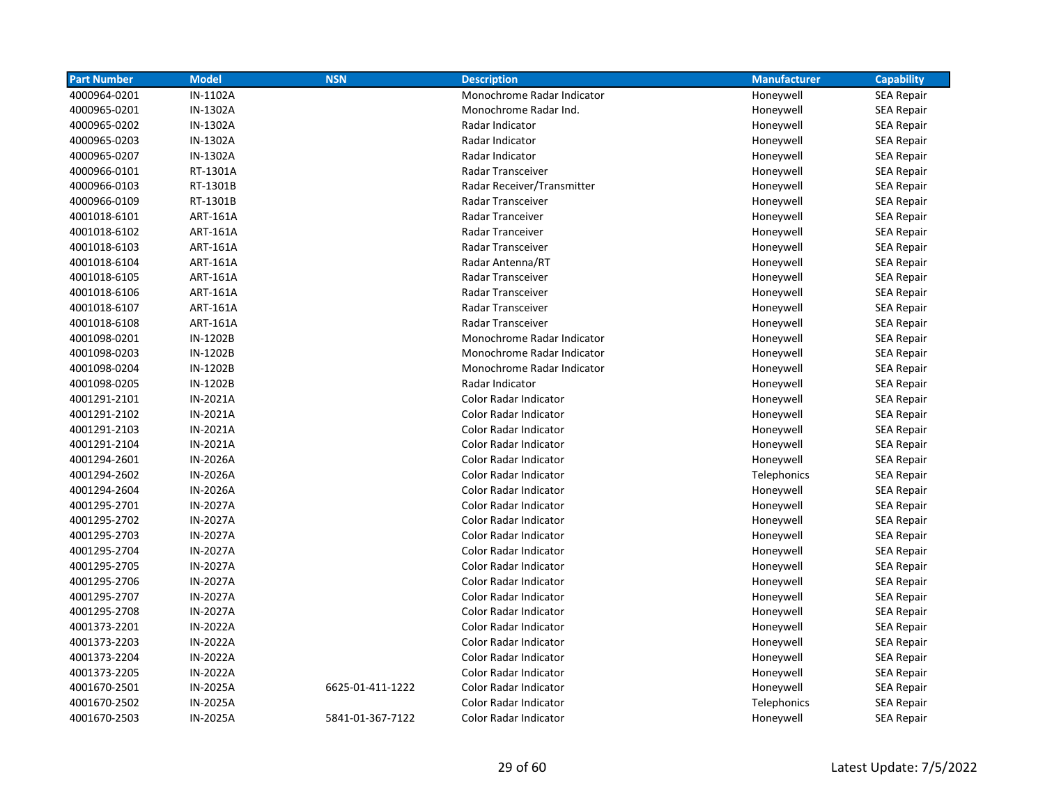| Part Number | Model | NSN | Description | Manufacturer | Capability |
| --- | --- | --- | --- | --- | --- |
| 4000964-0201 | IN-1102A | | Monochrome Radar Indicator | Honeywell | SEA Repair |
| 4000965-0201 | IN-1302A | | Monochrome Radar Ind. | Honeywell | SEA Repair |
| 4000965-0202 | IN-1302A | | Radar Indicator | Honeywell | SEA Repair |
| 4000965-0203 | IN-1302A | | Radar Indicator | Honeywell | SEA Repair |
| 4000965-0207 | IN-1302A | | Radar Indicator | Honeywell | SEA Repair |
| 4000966-0101 | RT-1301A | | Radar Transceiver | Honeywell | SEA Repair |
| 4000966-0103 | RT-1301B | | Radar Receiver/Transmitter | Honeywell | SEA Repair |
| 4000966-0109 | RT-1301B | | Radar Transceiver | Honeywell | SEA Repair |
| 4001018-6101 | ART-161A | | Radar Tranceiver | Honeywell | SEA Repair |
| 4001018-6102 | ART-161A | | Radar Tranceiver | Honeywell | SEA Repair |
| 4001018-6103 | ART-161A | | Radar Transceiver | Honeywell | SEA Repair |
| 4001018-6104 | ART-161A | | Radar Antenna/RT | Honeywell | SEA Repair |
| 4001018-6105 | ART-161A | | Radar Transceiver | Honeywell | SEA Repair |
| 4001018-6106 | ART-161A | | Radar Transceiver | Honeywell | SEA Repair |
| 4001018-6107 | ART-161A | | Radar Transceiver | Honeywell | SEA Repair |
| 4001018-6108 | ART-161A | | Radar Transceiver | Honeywell | SEA Repair |
| 4001098-0201 | IN-1202B | | Monochrome Radar Indicator | Honeywell | SEA Repair |
| 4001098-0203 | IN-1202B | | Monochrome Radar Indicator | Honeywell | SEA Repair |
| 4001098-0204 | IN-1202B | | Monochrome Radar Indicator | Honeywell | SEA Repair |
| 4001098-0205 | IN-1202B | | Radar Indicator | Honeywell | SEA Repair |
| 4001291-2101 | IN-2021A | | Color Radar Indicator | Honeywell | SEA Repair |
| 4001291-2102 | IN-2021A | | Color Radar Indicator | Honeywell | SEA Repair |
| 4001291-2103 | IN-2021A | | Color Radar Indicator | Honeywell | SEA Repair |
| 4001291-2104 | IN-2021A | | Color Radar Indicator | Honeywell | SEA Repair |
| 4001294-2601 | IN-2026A | | Color Radar Indicator | Honeywell | SEA Repair |
| 4001294-2602 | IN-2026A | | Color Radar Indicator | Telephonics | SEA Repair |
| 4001294-2604 | IN-2026A | | Color Radar Indicator | Honeywell | SEA Repair |
| 4001295-2701 | IN-2027A | | Color Radar Indicator | Honeywell | SEA Repair |
| 4001295-2702 | IN-2027A | | Color Radar Indicator | Honeywell | SEA Repair |
| 4001295-2703 | IN-2027A | | Color Radar Indicator | Honeywell | SEA Repair |
| 4001295-2704 | IN-2027A | | Color Radar Indicator | Honeywell | SEA Repair |
| 4001295-2705 | IN-2027A | | Color Radar Indicator | Honeywell | SEA Repair |
| 4001295-2706 | IN-2027A | | Color Radar Indicator | Honeywell | SEA Repair |
| 4001295-2707 | IN-2027A | | Color Radar Indicator | Honeywell | SEA Repair |
| 4001295-2708 | IN-2027A | | Color Radar Indicator | Honeywell | SEA Repair |
| 4001373-2201 | IN-2022A | | Color Radar Indicator | Honeywell | SEA Repair |
| 4001373-2203 | IN-2022A | | Color Radar Indicator | Honeywell | SEA Repair |
| 4001373-2204 | IN-2022A | | Color Radar Indicator | Honeywell | SEA Repair |
| 4001373-2205 | IN-2022A | | Color Radar Indicator | Honeywell | SEA Repair |
| 4001670-2501 | IN-2025A | 6625-01-411-1222 | Color Radar Indicator | Honeywell | SEA Repair |
| 4001670-2502 | IN-2025A | | Color Radar Indicator | Telephonics | SEA Repair |
| 4001670-2503 | IN-2025A | 5841-01-367-7122 | Color Radar Indicator | Honeywell | SEA Repair |

Latest Update: 7/5/2022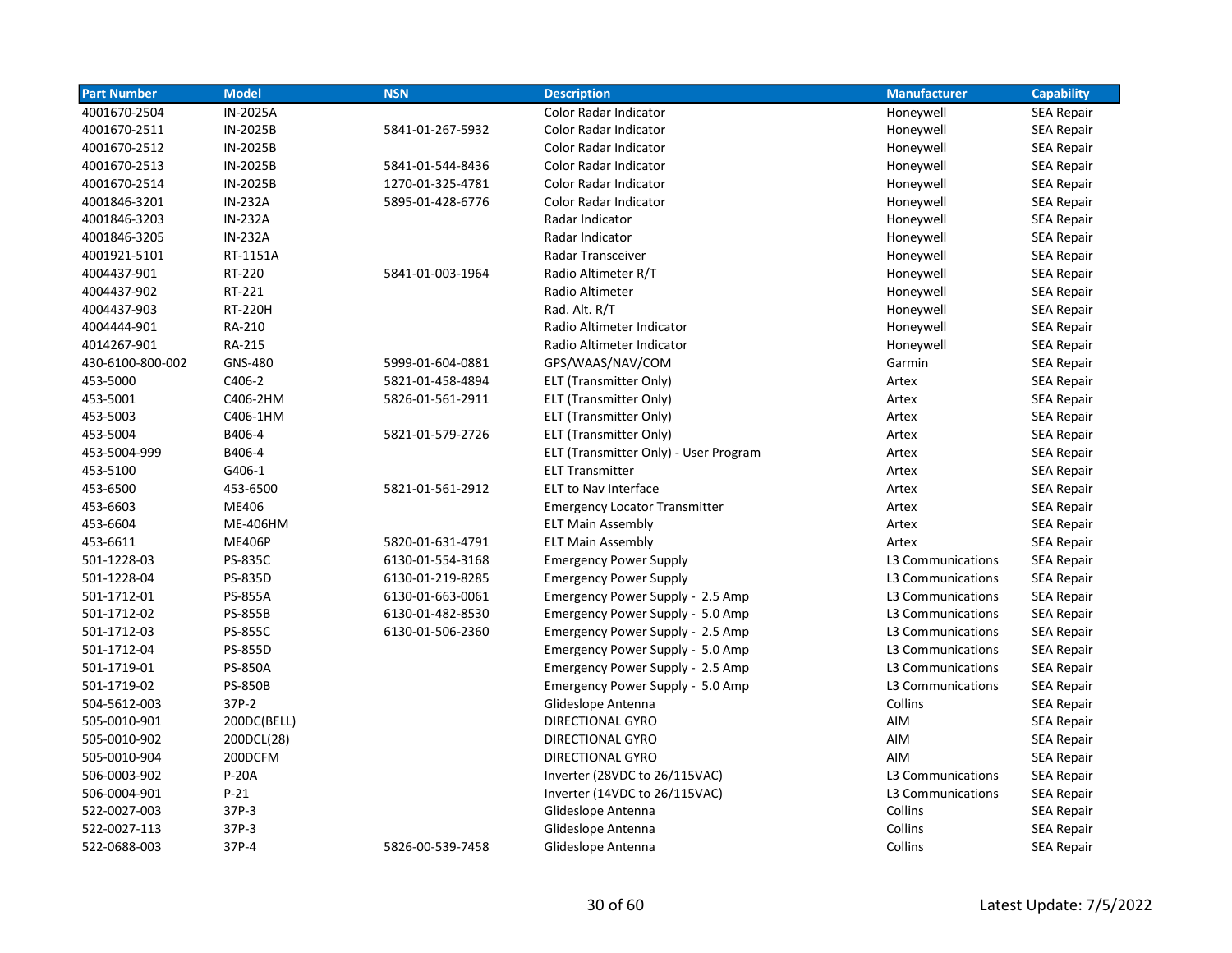| Part Number | Model | NSN | Description | Manufacturer | Capability |
| --- | --- | --- | --- | --- | --- |
| 4001670-2504 | IN-2025A | | Color Radar Indicator | Honeywell | SEA Repair |
| 4001670-2511 | IN-2025B | 5841-01-267-5932 | Color Radar Indicator | Honeywell | SEA Repair |
| 4001670-2512 | IN-2025B | | Color Radar Indicator | Honeywell | SEA Repair |
| 4001670-2513 | IN-2025B | 5841-01-544-8436 | Color Radar Indicator | Honeywell | SEA Repair |
| 4001670-2514 | IN-2025B | 1270-01-325-4781 | Color Radar Indicator | Honeywell | SEA Repair |
| 4001846-3201 | IN-232A | 5895-01-428-6776 | Color Radar Indicator | Honeywell | SEA Repair |
| 4001846-3203 | IN-232A | | Radar Indicator | Honeywell | SEA Repair |
| 4001846-3205 | IN-232A | | Radar Indicator | Honeywell | SEA Repair |
| 4001921-5101 | RT-1151A | | Radar Transceiver | Honeywell | SEA Repair |
| 4004437-901 | RT-220 | 5841-01-003-1964 | Radio Altimeter R/T | Honeywell | SEA Repair |
| 4004437-902 | RT-221 | | Radio Altimeter | Honeywell | SEA Repair |
| 4004437-903 | RT-220H | | Rad. Alt. R/T | Honeywell | SEA Repair |
| 4004444-901 | RA-210 | | Radio Altimeter Indicator | Honeywell | SEA Repair |
| 4014267-901 | RA-215 | | Radio Altimeter Indicator | Honeywell | SEA Repair |
| 430-6100-800-002 | GNS-480 | 5999-01-604-0881 | GPS/WAAS/NAV/COM | Garmin | SEA Repair |
| 453-5000 | C406-2 | 5821-01-458-4894 | ELT (Transmitter Only) | Artex | SEA Repair |
| 453-5001 | C406-2HM | 5826-01-561-2911 | ELT (Transmitter Only) | Artex | SEA Repair |
| 453-5003 | C406-1HM | | ELT (Transmitter Only) | Artex | SEA Repair |
| 453-5004 | B406-4 | 5821-01-579-2726 | ELT (Transmitter Only) | Artex | SEA Repair |
| 453-5004-999 | B406-4 | | ELT (Transmitter Only) - User Program | Artex | SEA Repair |
| 453-5100 | G406-1 | | ELT Transmitter | Artex | SEA Repair |
| 453-6500 | 453-6500 | 5821-01-561-2912 | ELT to Nav Interface | Artex | SEA Repair |
| 453-6603 | ME406 | | Emergency Locator Transmitter | Artex | SEA Repair |
| 453-6604 | ME-406HM | | ELT Main Assembly | Artex | SEA Repair |
| 453-6611 | ME406P | 5820-01-631-4791 | ELT Main Assembly | Artex | SEA Repair |
| 501-1228-03 | PS-835C | 6130-01-554-3168 | Emergency Power Supply | L3 Communications | SEA Repair |
| 501-1228-04 | PS-835D | 6130-01-219-8285 | Emergency Power Supply | L3 Communications | SEA Repair |
| 501-1712-01 | PS-855A | 6130-01-663-0061 | Emergency Power Supply - 2.5 Amp | L3 Communications | SEA Repair |
| 501-1712-02 | PS-855B | 6130-01-482-8530 | Emergency Power Supply - 5.0 Amp | L3 Communications | SEA Repair |
| 501-1712-03 | PS-855C | 6130-01-506-2360 | Emergency Power Supply - 2.5 Amp | L3 Communications | SEA Repair |
| 501-1712-04 | PS-855D | | Emergency Power Supply - 5.0 Amp | L3 Communications | SEA Repair |
| 501-1719-01 | PS-850A | | Emergency Power Supply - 2.5 Amp | L3 Communications | SEA Repair |
| 501-1719-02 | PS-850B | | Emergency Power Supply - 5.0 Amp | L3 Communications | SEA Repair |
| 504-5612-003 | 37P-2 | | Glideslope Antenna | Collins | SEA Repair |
| 505-0010-901 | 200DC(BELL) | | DIRECTIONAL GYRO | AIM | SEA Repair |
| 505-0010-902 | 200DCL(28) | | DIRECTIONAL GYRO | AIM | SEA Repair |
| 505-0010-904 | 200DCFM | | DIRECTIONAL GYRO | AIM | SEA Repair |
| 506-0003-902 | P-20A | | Inverter (28VDC to 26/115VAC) | L3 Communications | SEA Repair |
| 506-0004-901 | P-21 | | Inverter (14VDC to 26/115VAC) | L3 Communications | SEA Repair |
| 522-0027-003 | 37P-3 | | Glideslope Antenna | Collins | SEA Repair |
| 522-0027-113 | 37P-3 | | Glideslope Antenna | Collins | SEA Repair |
| 522-0688-003 | 37P-4 | 5826-00-539-7458 | Glideslope Antenna | Collins | SEA Repair |

Latest Update: 7/5/2022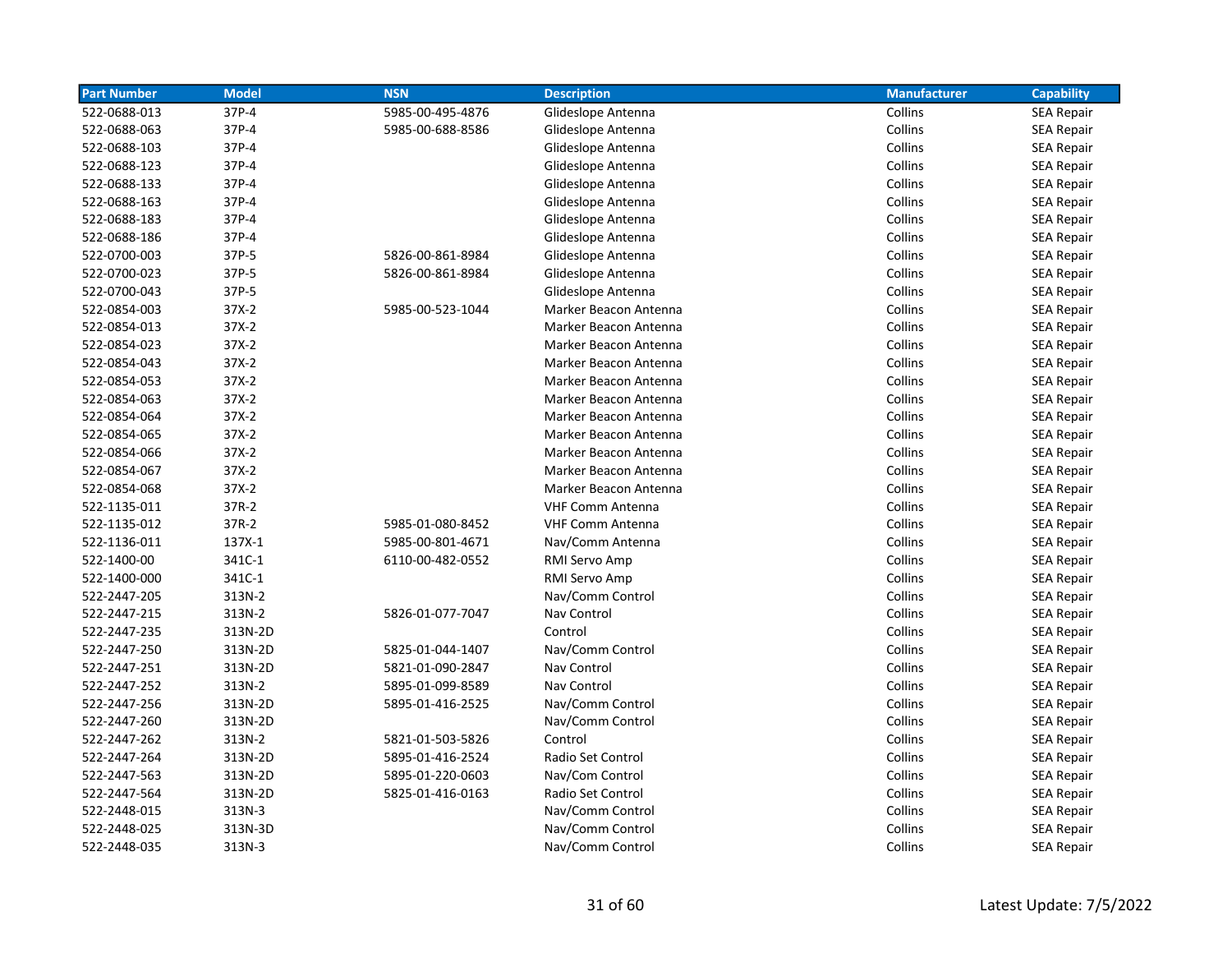| Part Number | Model | NSN | Description | Manufacturer | Capability |
|---|---|---|---|---|---|
| 522-0688-013 | 37P-4 | 5985-00-495-4876 | Glideslope Antenna | Collins | SEA Repair |
| 522-0688-063 | 37P-4 | 5985-00-688-8586 | Glideslope Antenna | Collins | SEA Repair |
| 522-0688-103 | 37P-4 | | Glideslope Antenna | Collins | SEA Repair |
| 522-0688-123 | 37P-4 | | Glideslope Antenna | Collins | SEA Repair |
| 522-0688-133 | 37P-4 | | Glideslope Antenna | Collins | SEA Repair |
| 522-0688-163 | 37P-4 | | Glideslope Antenna | Collins | SEA Repair |
| 522-0688-183 | 37P-4 | | Glideslope Antenna | Collins | SEA Repair |
| 522-0688-186 | 37P-4 | | Glideslope Antenna | Collins | SEA Repair |
| 522-0700-003 | 37P-5 | 5826-00-861-8984 | Glideslope Antenna | Collins | SEA Repair |
| 522-0700-023 | 37P-5 | 5826-00-861-8984 | Glideslope Antenna | Collins | SEA Repair |
| 522-0700-043 | 37P-5 | | Glideslope Antenna | Collins | SEA Repair |
| 522-0854-003 | 37X-2 | 5985-00-523-1044 | Marker Beacon Antenna | Collins | SEA Repair |
| 522-0854-013 | 37X-2 | | Marker Beacon Antenna | Collins | SEA Repair |
| 522-0854-023 | 37X-2 | | Marker Beacon Antenna | Collins | SEA Repair |
| 522-0854-043 | 37X-2 | | Marker Beacon Antenna | Collins | SEA Repair |
| 522-0854-053 | 37X-2 | | Marker Beacon Antenna | Collins | SEA Repair |
| 522-0854-063 | 37X-2 | | Marker Beacon Antenna | Collins | SEA Repair |
| 522-0854-064 | 37X-2 | | Marker Beacon Antenna | Collins | SEA Repair |
| 522-0854-065 | 37X-2 | | Marker Beacon Antenna | Collins | SEA Repair |
| 522-0854-066 | 37X-2 | | Marker Beacon Antenna | Collins | SEA Repair |
| 522-0854-067 | 37X-2 | | Marker Beacon Antenna | Collins | SEA Repair |
| 522-0854-068 | 37X-2 | | Marker Beacon Antenna | Collins | SEA Repair |
| 522-1135-011 | 37R-2 | | VHF Comm Antenna | Collins | SEA Repair |
| 522-1135-012 | 37R-2 | 5985-01-080-8452 | VHF Comm Antenna | Collins | SEA Repair |
| 522-1136-011 | 137X-1 | 5985-00-801-4671 | Nav/Comm Antenna | Collins | SEA Repair |
| 522-1400-00 | 341C-1 | 6110-00-482-0552 | RMI Servo Amp | Collins | SEA Repair |
| 522-1400-000 | 341C-1 | | RMI Servo Amp | Collins | SEA Repair |
| 522-2447-205 | 313N-2 | | Nav/Comm Control | Collins | SEA Repair |
| 522-2447-215 | 313N-2 | 5826-01-077-7047 | Nav Control | Collins | SEA Repair |
| 522-2447-235 | 313N-2D | | Control | Collins | SEA Repair |
| 522-2447-250 | 313N-2D | 5825-01-044-1407 | Nav/Comm Control | Collins | SEA Repair |
| 522-2447-251 | 313N-2D | 5821-01-090-2847 | Nav Control | Collins | SEA Repair |
| 522-2447-252 | 313N-2 | 5895-01-099-8589 | Nav Control | Collins | SEA Repair |
| 522-2447-256 | 313N-2D | 5895-01-416-2525 | Nav/Comm Control | Collins | SEA Repair |
| 522-2447-260 | 313N-2D | | Nav/Comm Control | Collins | SEA Repair |
| 522-2447-262 | 313N-2 | 5821-01-503-5826 | Control | Collins | SEA Repair |
| 522-2447-264 | 313N-2D | 5895-01-416-2524 | Radio Set Control | Collins | SEA Repair |
| 522-2447-563 | 313N-2D | 5895-01-220-0603 | Nav/Com Control | Collins | SEA Repair |
| 522-2447-564 | 313N-2D | 5825-01-416-0163 | Radio Set Control | Collins | SEA Repair |
| 522-2448-015 | 313N-3 | | Nav/Comm Control | Collins | SEA Repair |
| 522-2448-025 | 313N-3D | | Nav/Comm Control | Collins | SEA Repair |
| 522-2448-035 | 313N-3 | | Nav/Comm Control | Collins | SEA Repair |

Latest Update: 7/5/2022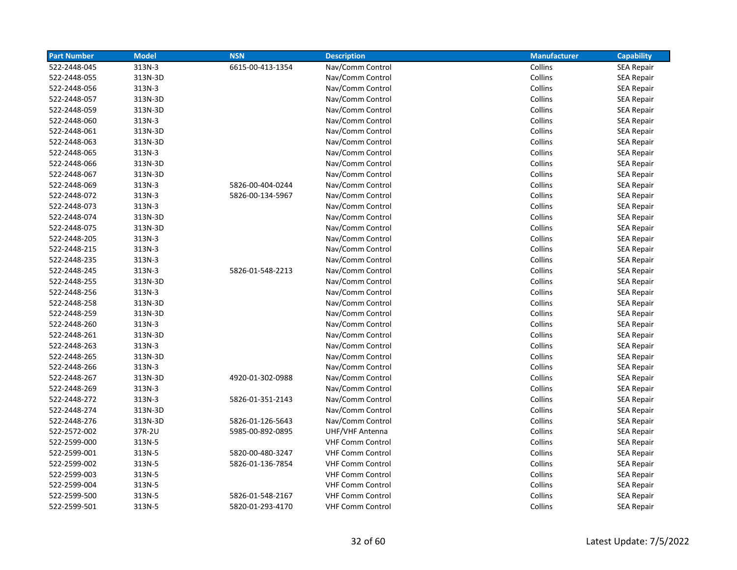| Part Number | Model | NSN | Description | Manufacturer | Capability |
|---|---|---|---|---|---|
| 522-2448-045 | 313N-3 | 6615-00-413-1354 | Nav/Comm Control | Collins | SEA Repair |
| 522-2448-055 | 313N-3D | | Nav/Comm Control | Collins | SEA Repair |
| 522-2448-056 | 313N-3 | | Nav/Comm Control | Collins | SEA Repair |
| 522-2448-057 | 313N-3D | | Nav/Comm Control | Collins | SEA Repair |
| 522-2448-059 | 313N-3D | | Nav/Comm Control | Collins | SEA Repair |
| 522-2448-060 | 313N-3 | | Nav/Comm Control | Collins | SEA Repair |
| 522-2448-061 | 313N-3D | | Nav/Comm Control | Collins | SEA Repair |
| 522-2448-063 | 313N-3D | | Nav/Comm Control | Collins | SEA Repair |
| 522-2448-065 | 313N-3 | | Nav/Comm Control | Collins | SEA Repair |
| 522-2448-066 | 313N-3D | | Nav/Comm Control | Collins | SEA Repair |
| 522-2448-067 | 313N-3D | | Nav/Comm Control | Collins | SEA Repair |
| 522-2448-069 | 313N-3 | 5826-00-404-0244 | Nav/Comm Control | Collins | SEA Repair |
| 522-2448-072 | 313N-3 | 5826-00-134-5967 | Nav/Comm Control | Collins | SEA Repair |
| 522-2448-073 | 313N-3 | | Nav/Comm Control | Collins | SEA Repair |
| 522-2448-074 | 313N-3D | | Nav/Comm Control | Collins | SEA Repair |
| 522-2448-075 | 313N-3D | | Nav/Comm Control | Collins | SEA Repair |
| 522-2448-205 | 313N-3 | | Nav/Comm Control | Collins | SEA Repair |
| 522-2448-215 | 313N-3 | | Nav/Comm Control | Collins | SEA Repair |
| 522-2448-235 | 313N-3 | | Nav/Comm Control | Collins | SEA Repair |
| 522-2448-245 | 313N-3 | 5826-01-548-2213 | Nav/Comm Control | Collins | SEA Repair |
| 522-2448-255 | 313N-3D | | Nav/Comm Control | Collins | SEA Repair |
| 522-2448-256 | 313N-3 | | Nav/Comm Control | Collins | SEA Repair |
| 522-2448-258 | 313N-3D | | Nav/Comm Control | Collins | SEA Repair |
| 522-2448-259 | 313N-3D | | Nav/Comm Control | Collins | SEA Repair |
| 522-2448-260 | 313N-3 | | Nav/Comm Control | Collins | SEA Repair |
| 522-2448-261 | 313N-3D | | Nav/Comm Control | Collins | SEA Repair |
| 522-2448-263 | 313N-3 | | Nav/Comm Control | Collins | SEA Repair |
| 522-2448-265 | 313N-3D | | Nav/Comm Control | Collins | SEA Repair |
| 522-2448-266 | 313N-3 | | Nav/Comm Control | Collins | SEA Repair |
| 522-2448-267 | 313N-3D | 4920-01-302-0988 | Nav/Comm Control | Collins | SEA Repair |
| 522-2448-269 | 313N-3 | | Nav/Comm Control | Collins | SEA Repair |
| 522-2448-272 | 313N-3 | 5826-01-351-2143 | Nav/Comm Control | Collins | SEA Repair |
| 522-2448-274 | 313N-3D | | Nav/Comm Control | Collins | SEA Repair |
| 522-2448-276 | 313N-3D | 5826-01-126-5643 | Nav/Comm Control | Collins | SEA Repair |
| 522-2572-002 | 37R-2U | 5985-00-892-0895 | UHF/VHF Antenna | Collins | SEA Repair |
| 522-2599-000 | 313N-5 | | VHF Comm Control | Collins | SEA Repair |
| 522-2599-001 | 313N-5 | 5820-00-480-3247 | VHF Comm Control | Collins | SEA Repair |
| 522-2599-002 | 313N-5 | 5826-01-136-7854 | VHF Comm Control | Collins | SEA Repair |
| 522-2599-003 | 313N-5 | | VHF Comm Control | Collins | SEA Repair |
| 522-2599-004 | 313N-5 | | VHF Comm Control | Collins | SEA Repair |
| 522-2599-500 | 313N-5 | 5826-01-548-2167 | VHF Comm Control | Collins | SEA Repair |
| 522-2599-501 | 313N-5 | 5820-01-293-4170 | VHF Comm Control | Collins | SEA Repair |

Latest Update: 7/5/2022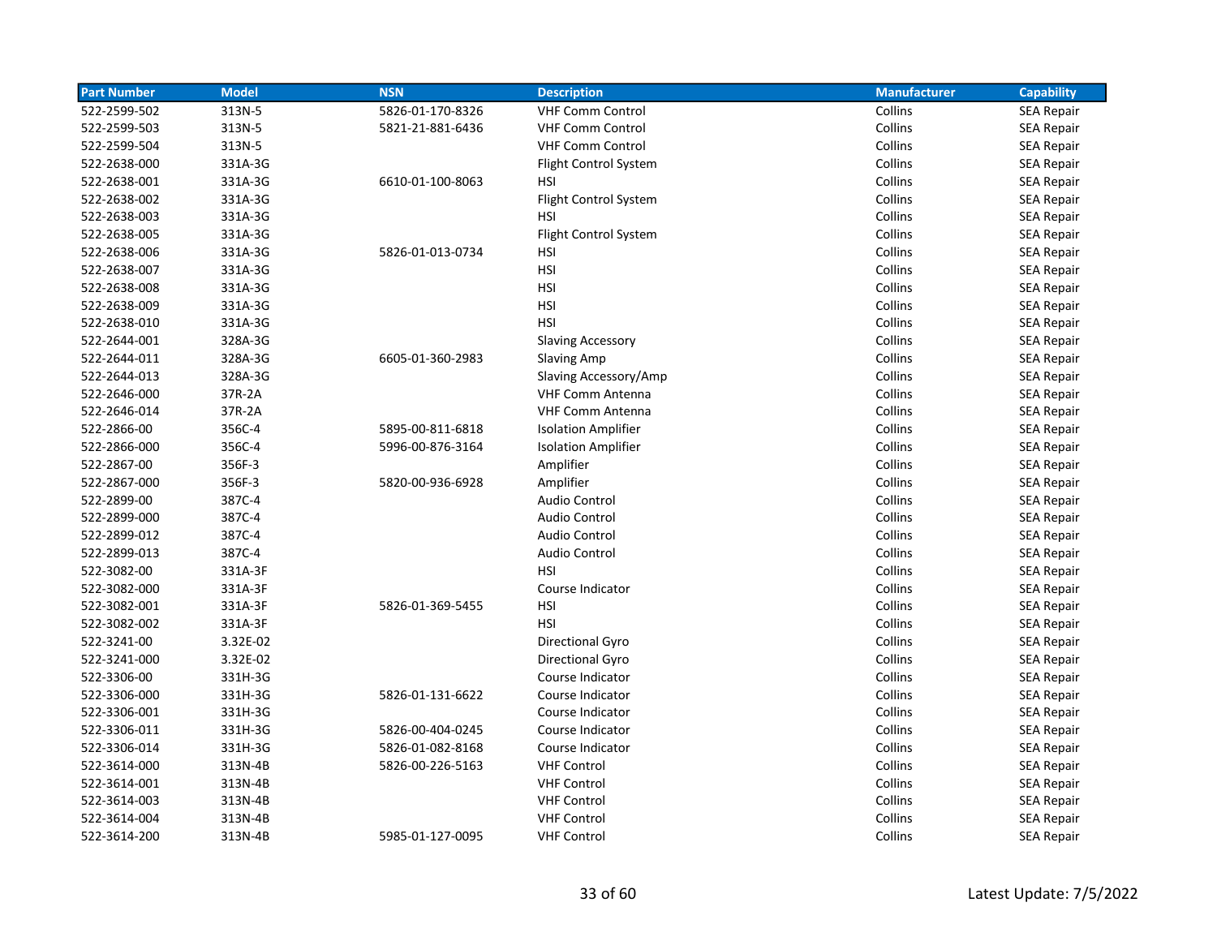| Part Number | Model | NSN | Description | Manufacturer | Capability |
|---|---|---|---|---|---|
| 522-2599-502 | 313N-5 | 5826-01-170-8326 | VHF Comm Control | Collins | SEA Repair |
| 522-2599-503 | 313N-5 | 5821-21-881-6436 | VHF Comm Control | Collins | SEA Repair |
| 522-2599-504 | 313N-5 | | VHF Comm Control | Collins | SEA Repair |
| 522-2638-000 | 331A-3G | | Flight Control System | Collins | SEA Repair |
| 522-2638-001 | 331A-3G | 6610-01-100-8063 | HSI | Collins | SEA Repair |
| 522-2638-002 | 331A-3G | | Flight Control System | Collins | SEA Repair |
| 522-2638-003 | 331A-3G | | HSI | Collins | SEA Repair |
| 522-2638-005 | 331A-3G | | Flight Control System | Collins | SEA Repair |
| 522-2638-006 | 331A-3G | 5826-01-013-0734 | HSI | Collins | SEA Repair |
| 522-2638-007 | 331A-3G | | HSI | Collins | SEA Repair |
| 522-2638-008 | 331A-3G | | HSI | Collins | SEA Repair |
| 522-2638-009 | 331A-3G | | HSI | Collins | SEA Repair |
| 522-2638-010 | 331A-3G | | HSI | Collins | SEA Repair |
| 522-2644-001 | 328A-3G | | Slaving Accessory | Collins | SEA Repair |
| 522-2644-011 | 328A-3G | 6605-01-360-2983 | Slaving Amp | Collins | SEA Repair |
| 522-2644-013 | 328A-3G | | Slaving Accessory/Amp | Collins | SEA Repair |
| 522-2646-000 | 37R-2A | | VHF Comm Antenna | Collins | SEA Repair |
| 522-2646-014 | 37R-2A | | VHF Comm Antenna | Collins | SEA Repair |
| 522-2866-00 | 356C-4 | 5895-00-811-6818 | Isolation Amplifier | Collins | SEA Repair |
| 522-2866-000 | 356C-4 | 5996-00-876-3164 | Isolation Amplifier | Collins | SEA Repair |
| 522-2867-00 | 356F-3 | | Amplifier | Collins | SEA Repair |
| 522-2867-000 | 356F-3 | 5820-00-936-6928 | Amplifier | Collins | SEA Repair |
| 522-2899-00 | 387C-4 | | Audio Control | Collins | SEA Repair |
| 522-2899-000 | 387C-4 | | Audio Control | Collins | SEA Repair |
| 522-2899-012 | 387C-4 | | Audio Control | Collins | SEA Repair |
| 522-2899-013 | 387C-4 | | Audio Control | Collins | SEA Repair |
| 522-3082-00 | 331A-3F | | HSI | Collins | SEA Repair |
| 522-3082-000 | 331A-3F | | Course Indicator | Collins | SEA Repair |
| 522-3082-001 | 331A-3F | 5826-01-369-5455 | HSI | Collins | SEA Repair |
| 522-3082-002 | 331A-3F | | HSI | Collins | SEA Repair |
| 522-3241-00 | 3.32E-02 | | Directional Gyro | Collins | SEA Repair |
| 522-3241-000 | 3.32E-02 | | Directional Gyro | Collins | SEA Repair |
| 522-3306-00 | 331H-3G | | Course Indicator | Collins | SEA Repair |
| 522-3306-000 | 331H-3G | 5826-01-131-6622 | Course Indicator | Collins | SEA Repair |
| 522-3306-001 | 331H-3G | | Course Indicator | Collins | SEA Repair |
| 522-3306-011 | 331H-3G | 5826-00-404-0245 | Course Indicator | Collins | SEA Repair |
| 522-3306-014 | 331H-3G | 5826-01-082-8168 | Course Indicator | Collins | SEA Repair |
| 522-3614-000 | 313N-4B | 5826-00-226-5163 | VHF Control | Collins | SEA Repair |
| 522-3614-001 | 313N-4B | | VHF Control | Collins | SEA Repair |
| 522-3614-003 | 313N-4B | | VHF Control | Collins | SEA Repair |
| 522-3614-004 | 313N-4B | | VHF Control | Collins | SEA Repair |
| 522-3614-200 | 313N-4B | 5985-01-127-0095 | VHF Control | Collins | SEA Repair |

Latest Update: 7/5/2022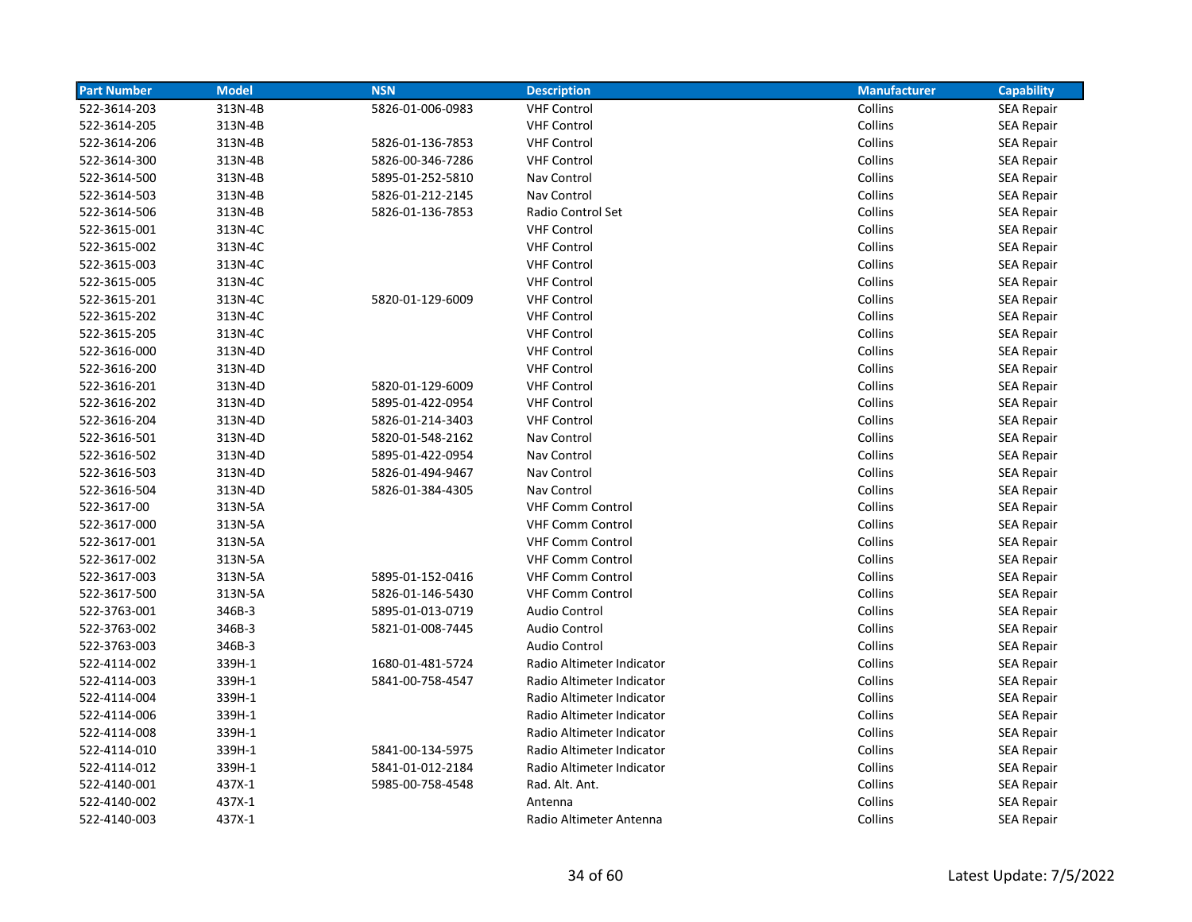| Part Number | Model | NSN | Description | Manufacturer | Capability |
|---|---|---|---|---|---|
| 522-3614-203 | 313N-4B | 5826-01-006-0983 | VHF Control | Collins | SEA Repair |
| 522-3614-205 | 313N-4B | | VHF Control | Collins | SEA Repair |
| 522-3614-206 | 313N-4B | 5826-01-136-7853 | VHF Control | Collins | SEA Repair |
| 522-3614-300 | 313N-4B | 5826-00-346-7286 | VHF Control | Collins | SEA Repair |
| 522-3614-500 | 313N-4B | 5895-01-252-5810 | Nav Control | Collins | SEA Repair |
| 522-3614-503 | 313N-4B | 5826-01-212-2145 | Nav Control | Collins | SEA Repair |
| 522-3614-506 | 313N-4B | 5826-01-136-7853 | Radio Control Set | Collins | SEA Repair |
| 522-3615-001 | 313N-4C | | VHF Control | Collins | SEA Repair |
| 522-3615-002 | 313N-4C | | VHF Control | Collins | SEA Repair |
| 522-3615-003 | 313N-4C | | VHF Control | Collins | SEA Repair |
| 522-3615-005 | 313N-4C | | VHF Control | Collins | SEA Repair |
| 522-3615-201 | 313N-4C | 5820-01-129-6009 | VHF Control | Collins | SEA Repair |
| 522-3615-202 | 313N-4C | | VHF Control | Collins | SEA Repair |
| 522-3615-205 | 313N-4C | | VHF Control | Collins | SEA Repair |
| 522-3616-000 | 313N-4D | | VHF Control | Collins | SEA Repair |
| 522-3616-200 | 313N-4D | | VHF Control | Collins | SEA Repair |
| 522-3616-201 | 313N-4D | 5820-01-129-6009 | VHF Control | Collins | SEA Repair |
| 522-3616-202 | 313N-4D | 5895-01-422-0954 | VHF Control | Collins | SEA Repair |
| 522-3616-204 | 313N-4D | 5826-01-214-3403 | VHF Control | Collins | SEA Repair |
| 522-3616-501 | 313N-4D | 5820-01-548-2162 | Nav Control | Collins | SEA Repair |
| 522-3616-502 | 313N-4D | 5895-01-422-0954 | Nav Control | Collins | SEA Repair |
| 522-3616-503 | 313N-4D | 5826-01-494-9467 | Nav Control | Collins | SEA Repair |
| 522-3616-504 | 313N-4D | 5826-01-384-4305 | Nav Control | Collins | SEA Repair |
| 522-3617-00 | 313N-5A | | VHF Comm Control | Collins | SEA Repair |
| 522-3617-000 | 313N-5A | | VHF Comm Control | Collins | SEA Repair |
| 522-3617-001 | 313N-5A | | VHF Comm Control | Collins | SEA Repair |
| 522-3617-002 | 313N-5A | | VHF Comm Control | Collins | SEA Repair |
| 522-3617-003 | 313N-5A | 5895-01-152-0416 | VHF Comm Control | Collins | SEA Repair |
| 522-3617-500 | 313N-5A | 5826-01-146-5430 | VHF Comm Control | Collins | SEA Repair |
| 522-3763-001 | 346B-3 | 5895-01-013-0719 | Audio Control | Collins | SEA Repair |
| 522-3763-002 | 346B-3 | 5821-01-008-7445 | Audio Control | Collins | SEA Repair |
| 522-3763-003 | 346B-3 | | Audio Control | Collins | SEA Repair |
| 522-4114-002 | 339H-1 | 1680-01-481-5724 | Radio Altimeter Indicator | Collins | SEA Repair |
| 522-4114-003 | 339H-1 | 5841-00-758-4547 | Radio Altimeter Indicator | Collins | SEA Repair |
| 522-4114-004 | 339H-1 | | Radio Altimeter Indicator | Collins | SEA Repair |
| 522-4114-006 | 339H-1 | | Radio Altimeter Indicator | Collins | SEA Repair |
| 522-4114-008 | 339H-1 | | Radio Altimeter Indicator | Collins | SEA Repair |
| 522-4114-010 | 339H-1 | 5841-00-134-5975 | Radio Altimeter Indicator | Collins | SEA Repair |
| 522-4114-012 | 339H-1 | 5841-01-012-2184 | Radio Altimeter Indicator | Collins | SEA Repair |
| 522-4140-001 | 437X-1 | 5985-00-758-4548 | Rad. Alt. Ant. | Collins | SEA Repair |
| 522-4140-002 | 437X-1 | | Antenna | Collins | SEA Repair |
| 522-4140-003 | 437X-1 | | Radio Altimeter Antenna | Collins | SEA Repair |

Latest Update: 7/5/2022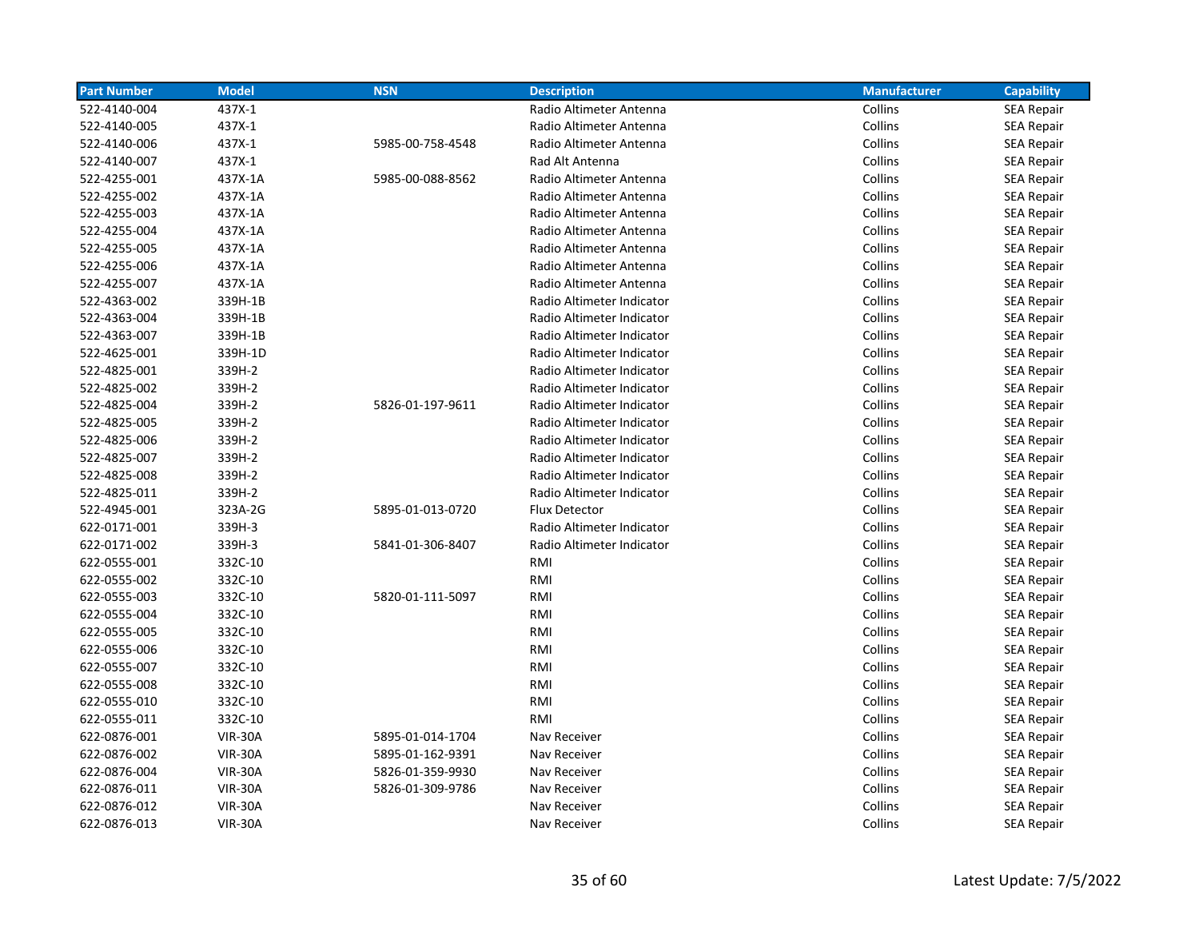| Part Number | Model | NSN | Description | Manufacturer | Capability |
|---|---|---|---|---|---|
| 522-4140-004 | 437X-1 | | Radio Altimeter Antenna | Collins | SEA Repair |
| 522-4140-005 | 437X-1 | | Radio Altimeter Antenna | Collins | SEA Repair |
| 522-4140-006 | 437X-1 | 5985-00-758-4548 | Radio Altimeter Antenna | Collins | SEA Repair |
| 522-4140-007 | 437X-1 | | Rad Alt Antenna | Collins | SEA Repair |
| 522-4255-001 | 437X-1A | 5985-00-088-8562 | Radio Altimeter Antenna | Collins | SEA Repair |
| 522-4255-002 | 437X-1A | | Radio Altimeter Antenna | Collins | SEA Repair |
| 522-4255-003 | 437X-1A | | Radio Altimeter Antenna | Collins | SEA Repair |
| 522-4255-004 | 437X-1A | | Radio Altimeter Antenna | Collins | SEA Repair |
| 522-4255-005 | 437X-1A | | Radio Altimeter Antenna | Collins | SEA Repair |
| 522-4255-006 | 437X-1A | | Radio Altimeter Antenna | Collins | SEA Repair |
| 522-4255-007 | 437X-1A | | Radio Altimeter Antenna | Collins | SEA Repair |
| 522-4363-002 | 339H-1B | | Radio Altimeter Indicator | Collins | SEA Repair |
| 522-4363-004 | 339H-1B | | Radio Altimeter Indicator | Collins | SEA Repair |
| 522-4363-007 | 339H-1B | | Radio Altimeter Indicator | Collins | SEA Repair |
| 522-4625-001 | 339H-1D | | Radio Altimeter Indicator | Collins | SEA Repair |
| 522-4825-001 | 339H-2 | | Radio Altimeter Indicator | Collins | SEA Repair |
| 522-4825-002 | 339H-2 | | Radio Altimeter Indicator | Collins | SEA Repair |
| 522-4825-004 | 339H-2 | 5826-01-197-9611 | Radio Altimeter Indicator | Collins | SEA Repair |
| 522-4825-005 | 339H-2 | | Radio Altimeter Indicator | Collins | SEA Repair |
| 522-4825-006 | 339H-2 | | Radio Altimeter Indicator | Collins | SEA Repair |
| 522-4825-007 | 339H-2 | | Radio Altimeter Indicator | Collins | SEA Repair |
| 522-4825-008 | 339H-2 | | Radio Altimeter Indicator | Collins | SEA Repair |
| 522-4825-011 | 339H-2 | | Radio Altimeter Indicator | Collins | SEA Repair |
| 522-4945-001 | 323A-2G | 5895-01-013-0720 | Flux Detector | Collins | SEA Repair |
| 622-0171-001 | 339H-3 | | Radio Altimeter Indicator | Collins | SEA Repair |
| 622-0171-002 | 339H-3 | 5841-01-306-8407 | Radio Altimeter Indicator | Collins | SEA Repair |
| 622-0555-001 | 332C-10 | | RMI | Collins | SEA Repair |
| 622-0555-002 | 332C-10 | | RMI | Collins | SEA Repair |
| 622-0555-003 | 332C-10 | 5820-01-111-5097 | RMI | Collins | SEA Repair |
| 622-0555-004 | 332C-10 | | RMI | Collins | SEA Repair |
| 622-0555-005 | 332C-10 | | RMI | Collins | SEA Repair |
| 622-0555-006 | 332C-10 | | RMI | Collins | SEA Repair |
| 622-0555-007 | 332C-10 | | RMI | Collins | SEA Repair |
| 622-0555-008 | 332C-10 | | RMI | Collins | SEA Repair |
| 622-0555-010 | 332C-10 | | RMI | Collins | SEA Repair |
| 622-0555-011 | 332C-10 | | RMI | Collins | SEA Repair |
| 622-0876-001 | VIR-30A | 5895-01-014-1704 | Nav Receiver | Collins | SEA Repair |
| 622-0876-002 | VIR-30A | 5895-01-162-9391 | Nav Receiver | Collins | SEA Repair |
| 622-0876-004 | VIR-30A | 5826-01-359-9930 | Nav Receiver | Collins | SEA Repair |
| 622-0876-011 | VIR-30A | 5826-01-309-9786 | Nav Receiver | Collins | SEA Repair |
| 622-0876-012 | VIR-30A | | Nav Receiver | Collins | SEA Repair |
| 622-0876-013 | VIR-30A | | Nav Receiver | Collins | SEA Repair |

Latest Update: 7/5/2022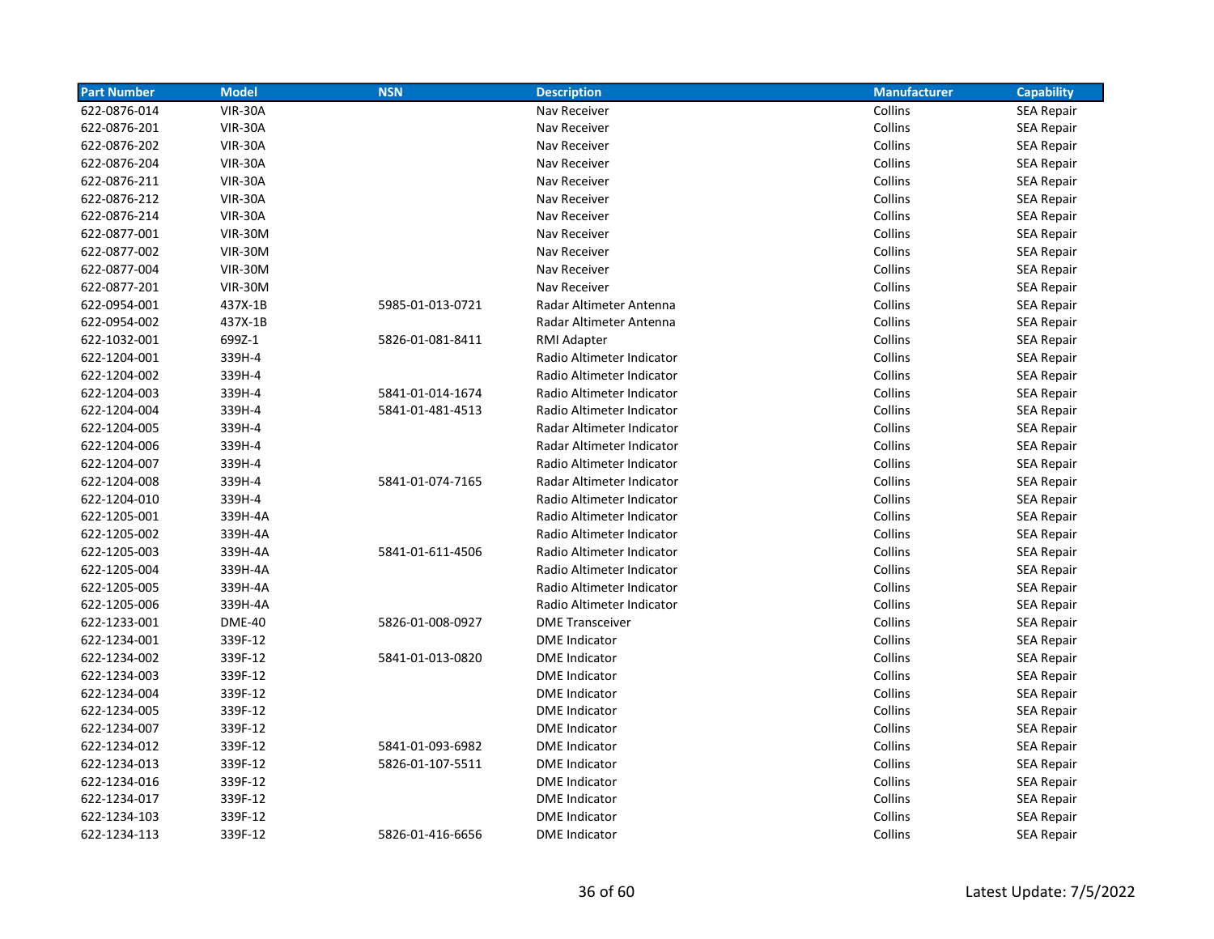| Part Number | Model | NSN | Description | Manufacturer | Capability |
|---|---|---|---|---|---|
| 622-0876-014 | VIR-30A | | Nav Receiver | Collins | SEA Repair |
| 622-0876-201 | VIR-30A | | Nav Receiver | Collins | SEA Repair |
| 622-0876-202 | VIR-30A | | Nav Receiver | Collins | SEA Repair |
| 622-0876-204 | VIR-30A | | Nav Receiver | Collins | SEA Repair |
| 622-0876-211 | VIR-30A | | Nav Receiver | Collins | SEA Repair |
| 622-0876-212 | VIR-30A | | Nav Receiver | Collins | SEA Repair |
| 622-0876-214 | VIR-30A | | Nav Receiver | Collins | SEA Repair |
| 622-0877-001 | VIR-30M | | Nav Receiver | Collins | SEA Repair |
| 622-0877-002 | VIR-30M | | Nav Receiver | Collins | SEA Repair |
| 622-0877-004 | VIR-30M | | Nav Receiver | Collins | SEA Repair |
| 622-0877-201 | VIR-30M | | Nav Receiver | Collins | SEA Repair |
| 622-0954-001 | 437X-1B | 5985-01-013-0721 | Radar Altimeter Antenna | Collins | SEA Repair |
| 622-0954-002 | 437X-1B | | Radar Altimeter Antenna | Collins | SEA Repair |
| 622-1032-001 | 699Z-1 | 5826-01-081-8411 | RMI Adapter | Collins | SEA Repair |
| 622-1204-001 | 339H-4 | | Radio Altimeter Indicator | Collins | SEA Repair |
| 622-1204-002 | 339H-4 | | Radio Altimeter Indicator | Collins | SEA Repair |
| 622-1204-003 | 339H-4 | 5841-01-014-1674 | Radio Altimeter Indicator | Collins | SEA Repair |
| 622-1204-004 | 339H-4 | 5841-01-481-4513 | Radio Altimeter Indicator | Collins | SEA Repair |
| 622-1204-005 | 339H-4 | | Radar Altimeter Indicator | Collins | SEA Repair |
| 622-1204-006 | 339H-4 | | Radar Altimeter Indicator | Collins | SEA Repair |
| 622-1204-007 | 339H-4 | | Radio Altimeter Indicator | Collins | SEA Repair |
| 622-1204-008 | 339H-4 | 5841-01-074-7165 | Radar Altimeter Indicator | Collins | SEA Repair |
| 622-1204-010 | 339H-4 | | Radio Altimeter Indicator | Collins | SEA Repair |
| 622-1205-001 | 339H-4A | | Radio Altimeter Indicator | Collins | SEA Repair |
| 622-1205-002 | 339H-4A | | Radio Altimeter Indicator | Collins | SEA Repair |
| 622-1205-003 | 339H-4A | 5841-01-611-4506 | Radio Altimeter Indicator | Collins | SEA Repair |
| 622-1205-004 | 339H-4A | | Radio Altimeter Indicator | Collins | SEA Repair |
| 622-1205-005 | 339H-4A | | Radio Altimeter Indicator | Collins | SEA Repair |
| 622-1205-006 | 339H-4A | | Radio Altimeter Indicator | Collins | SEA Repair |
| 622-1233-001 | DME-40 | 5826-01-008-0927 | DME Transceiver | Collins | SEA Repair |
| 622-1234-001 | 339F-12 | | DME Indicator | Collins | SEA Repair |
| 622-1234-002 | 339F-12 | 5841-01-013-0820 | DME Indicator | Collins | SEA Repair |
| 622-1234-003 | 339F-12 | | DME Indicator | Collins | SEA Repair |
| 622-1234-004 | 339F-12 | | DME Indicator | Collins | SEA Repair |
| 622-1234-005 | 339F-12 | | DME Indicator | Collins | SEA Repair |
| 622-1234-007 | 339F-12 | | DME Indicator | Collins | SEA Repair |
| 622-1234-012 | 339F-12 | 5841-01-093-6982 | DME Indicator | Collins | SEA Repair |
| 622-1234-013 | 339F-12 | 5826-01-107-5511 | DME Indicator | Collins | SEA Repair |
| 622-1234-016 | 339F-12 | | DME Indicator | Collins | SEA Repair |
| 622-1234-017 | 339F-12 | | DME Indicator | Collins | SEA Repair |
| 622-1234-103 | 339F-12 | | DME Indicator | Collins | SEA Repair |
| 622-1234-113 | 339F-12 | 5826-01-416-6656 | DME Indicator | Collins | SEA Repair |

Latest Update: 7/5/2022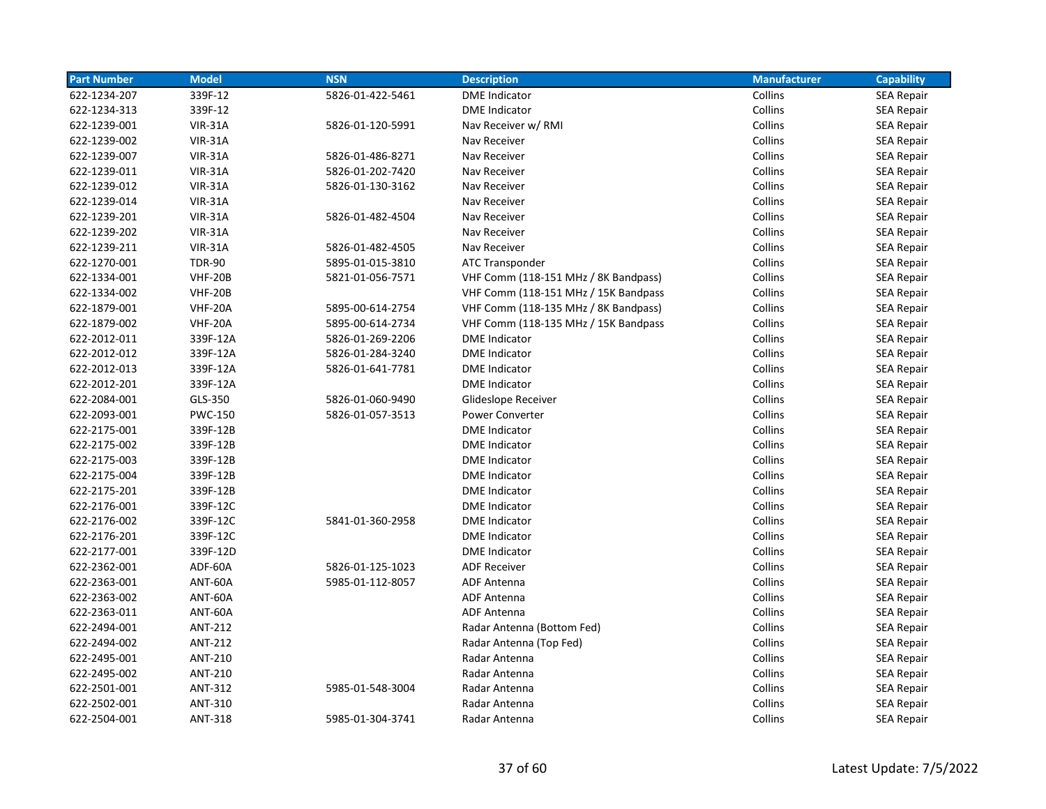| Part Number | Model | NSN | Description | Manufacturer | Capability |
|---|---|---|---|---|---|
| 622-1234-207 | 339F-12 | 5826-01-422-5461 | DME Indicator | Collins | SEA Repair |
| 622-1234-313 | 339F-12 | | DME Indicator | Collins | SEA Repair |
| 622-1239-001 | VIR-31A | 5826-01-120-5991 | Nav Receiver w/ RMI | Collins | SEA Repair |
| 622-1239-002 | VIR-31A | | Nav Receiver | Collins | SEA Repair |
| 622-1239-007 | VIR-31A | 5826-01-486-8271 | Nav Receiver | Collins | SEA Repair |
| 622-1239-011 | VIR-31A | 5826-01-202-7420 | Nav Receiver | Collins | SEA Repair |
| 622-1239-012 | VIR-31A | 5826-01-130-3162 | Nav Receiver | Collins | SEA Repair |
| 622-1239-014 | VIR-31A | | Nav Receiver | Collins | SEA Repair |
| 622-1239-201 | VIR-31A | 5826-01-482-4504 | Nav Receiver | Collins | SEA Repair |
| 622-1239-202 | VIR-31A | | Nav Receiver | Collins | SEA Repair |
| 622-1239-211 | VIR-31A | 5826-01-482-4505 | Nav Receiver | Collins | SEA Repair |
| 622-1270-001 | TDR-90 | 5895-01-015-3810 | ATC Transponder | Collins | SEA Repair |
| 622-1334-001 | VHF-20B | 5821-01-056-7571 | VHF Comm (118-151 MHz / 8K Bandpass) | Collins | SEA Repair |
| 622-1334-002 | VHF-20B | | VHF Comm (118-151 MHz / 15K Bandpass | Collins | SEA Repair |
| 622-1879-001 | VHF-20A | 5895-00-614-2754 | VHF Comm (118-135 MHz / 8K Bandpass) | Collins | SEA Repair |
| 622-1879-002 | VHF-20A | 5895-00-614-2734 | VHF Comm (118-135 MHz / 15K Bandpass | Collins | SEA Repair |
| 622-2012-011 | 339F-12A | 5826-01-269-2206 | DME Indicator | Collins | SEA Repair |
| 622-2012-012 | 339F-12A | 5826-01-284-3240 | DME Indicator | Collins | SEA Repair |
| 622-2012-013 | 339F-12A | 5826-01-641-7781 | DME Indicator | Collins | SEA Repair |
| 622-2012-201 | 339F-12A | | DME Indicator | Collins | SEA Repair |
| 622-2084-001 | GLS-350 | 5826-01-060-9490 | Glideslope Receiver | Collins | SEA Repair |
| 622-2093-001 | PWC-150 | 5826-01-057-3513 | Power Converter | Collins | SEA Repair |
| 622-2175-001 | 339F-12B | | DME Indicator | Collins | SEA Repair |
| 622-2175-002 | 339F-12B | | DME Indicator | Collins | SEA Repair |
| 622-2175-003 | 339F-12B | | DME Indicator | Collins | SEA Repair |
| 622-2175-004 | 339F-12B | | DME Indicator | Collins | SEA Repair |
| 622-2175-201 | 339F-12B | | DME Indicator | Collins | SEA Repair |
| 622-2176-001 | 339F-12C | | DME Indicator | Collins | SEA Repair |
| 622-2176-002 | 339F-12C | 5841-01-360-2958 | DME Indicator | Collins | SEA Repair |
| 622-2176-201 | 339F-12C | | DME Indicator | Collins | SEA Repair |
| 622-2177-001 | 339F-12D | | DME Indicator | Collins | SEA Repair |
| 622-2362-001 | ADF-60A | 5826-01-125-1023 | ADF Receiver | Collins | SEA Repair |
| 622-2363-001 | ANT-60A | 5985-01-112-8057 | ADF Antenna | Collins | SEA Repair |
| 622-2363-002 | ANT-60A | | ADF Antenna | Collins | SEA Repair |
| 622-2363-011 | ANT-60A | | ADF Antenna | Collins | SEA Repair |
| 622-2494-001 | ANT-212 | | Radar Antenna (Bottom Fed) | Collins | SEA Repair |
| 622-2494-002 | ANT-212 | | Radar Antenna (Top Fed) | Collins | SEA Repair |
| 622-2495-001 | ANT-210 | | Radar Antenna | Collins | SEA Repair |
| 622-2495-002 | ANT-210 | | Radar Antenna | Collins | SEA Repair |
| 622-2501-001 | ANT-312 | 5985-01-548-3004 | Radar Antenna | Collins | SEA Repair |
| 622-2502-001 | ANT-310 | | Radar Antenna | Collins | SEA Repair |
| 622-2504-001 | ANT-318 | 5985-01-304-3741 | Radar Antenna | Collins | SEA Repair |

Latest Update: 7/5/2022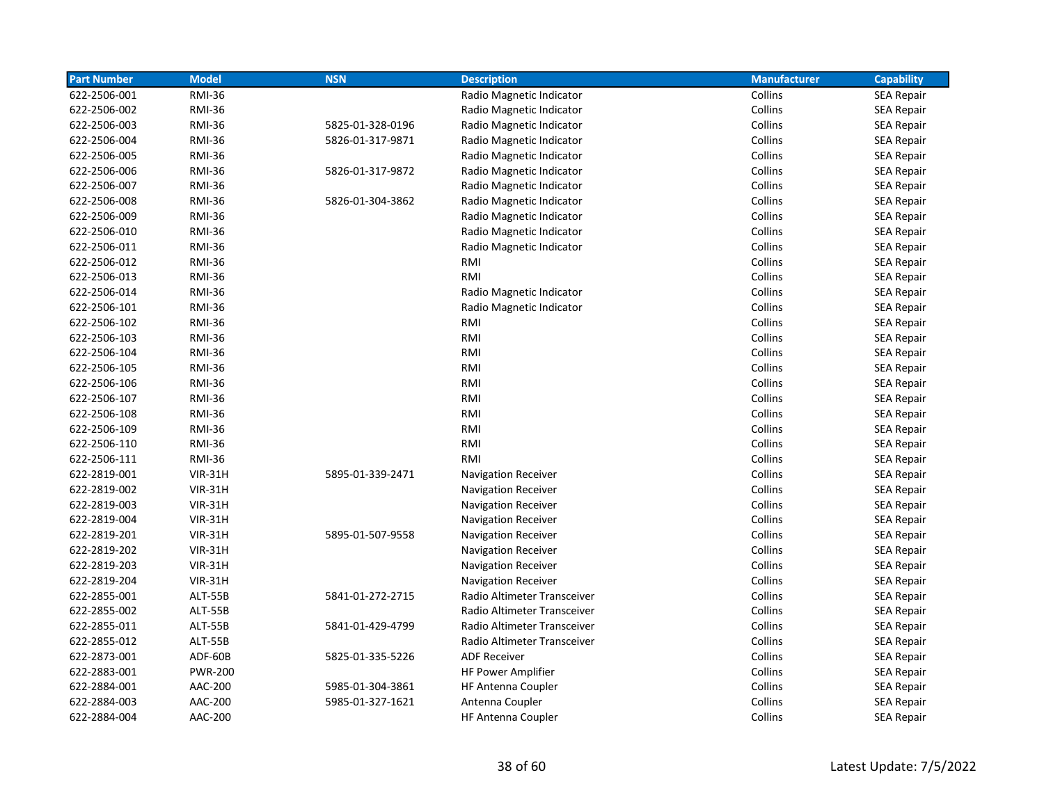| Part Number | Model | NSN | Description | Manufacturer | Capability |
|---|---|---|---|---|---|
| 622-2506-001 | RMI-36 | | Radio Magnetic Indicator | Collins | SEA Repair |
| 622-2506-002 | RMI-36 | | Radio Magnetic Indicator | Collins | SEA Repair |
| 622-2506-003 | RMI-36 | 5825-01-328-0196 | Radio Magnetic Indicator | Collins | SEA Repair |
| 622-2506-004 | RMI-36 | 5826-01-317-9871 | Radio Magnetic Indicator | Collins | SEA Repair |
| 622-2506-005 | RMI-36 | | Radio Magnetic Indicator | Collins | SEA Repair |
| 622-2506-006 | RMI-36 | 5826-01-317-9872 | Radio Magnetic Indicator | Collins | SEA Repair |
| 622-2506-007 | RMI-36 | | Radio Magnetic Indicator | Collins | SEA Repair |
| 622-2506-008 | RMI-36 | 5826-01-304-3862 | Radio Magnetic Indicator | Collins | SEA Repair |
| 622-2506-009 | RMI-36 | | Radio Magnetic Indicator | Collins | SEA Repair |
| 622-2506-010 | RMI-36 | | Radio Magnetic Indicator | Collins | SEA Repair |
| 622-2506-011 | RMI-36 | | Radio Magnetic Indicator | Collins | SEA Repair |
| 622-2506-012 | RMI-36 | | RMI | Collins | SEA Repair |
| 622-2506-013 | RMI-36 | | RMI | Collins | SEA Repair |
| 622-2506-014 | RMI-36 | | Radio Magnetic Indicator | Collins | SEA Repair |
| 622-2506-101 | RMI-36 | | Radio Magnetic Indicator | Collins | SEA Repair |
| 622-2506-102 | RMI-36 | | RMI | Collins | SEA Repair |
| 622-2506-103 | RMI-36 | | RMI | Collins | SEA Repair |
| 622-2506-104 | RMI-36 | | RMI | Collins | SEA Repair |
| 622-2506-105 | RMI-36 | | RMI | Collins | SEA Repair |
| 622-2506-106 | RMI-36 | | RMI | Collins | SEA Repair |
| 622-2506-107 | RMI-36 | | RMI | Collins | SEA Repair |
| 622-2506-108 | RMI-36 | | RMI | Collins | SEA Repair |
| 622-2506-109 | RMI-36 | | RMI | Collins | SEA Repair |
| 622-2506-110 | RMI-36 | | RMI | Collins | SEA Repair |
| 622-2506-111 | RMI-36 | | RMI | Collins | SEA Repair |
| 622-2819-001 | VIR-31H | 5895-01-339-2471 | Navigation Receiver | Collins | SEA Repair |
| 622-2819-002 | VIR-31H | | Navigation Receiver | Collins | SEA Repair |
| 622-2819-003 | VIR-31H | | Navigation Receiver | Collins | SEA Repair |
| 622-2819-004 | VIR-31H | | Navigation Receiver | Collins | SEA Repair |
| 622-2819-201 | VIR-31H | 5895-01-507-9558 | Navigation Receiver | Collins | SEA Repair |
| 622-2819-202 | VIR-31H | | Navigation Receiver | Collins | SEA Repair |
| 622-2819-203 | VIR-31H | | Navigation Receiver | Collins | SEA Repair |
| 622-2819-204 | VIR-31H | | Navigation Receiver | Collins | SEA Repair |
| 622-2855-001 | ALT-55B | 5841-01-272-2715 | Radio Altimeter Transceiver | Collins | SEA Repair |
| 622-2855-002 | ALT-55B | | Radio Altimeter Transceiver | Collins | SEA Repair |
| 622-2855-011 | ALT-55B | 5841-01-429-4799 | Radio Altimeter Transceiver | Collins | SEA Repair |
| 622-2855-012 | ALT-55B | | Radio Altimeter Transceiver | Collins | SEA Repair |
| 622-2873-001 | ADF-60B | 5825-01-335-5226 | ADF Receiver | Collins | SEA Repair |
| 622-2883-001 | PWR-200 | | HF Power Amplifier | Collins | SEA Repair |
| 622-2884-001 | AAC-200 | 5985-01-304-3861 | HF Antenna Coupler | Collins | SEA Repair |
| 622-2884-003 | AAC-200 | 5985-01-327-1621 | Antenna Coupler | Collins | SEA Repair |
| 622-2884-004 | AAC-200 | | HF Antenna Coupler | Collins | SEA Repair |

Latest Update: 7/5/2022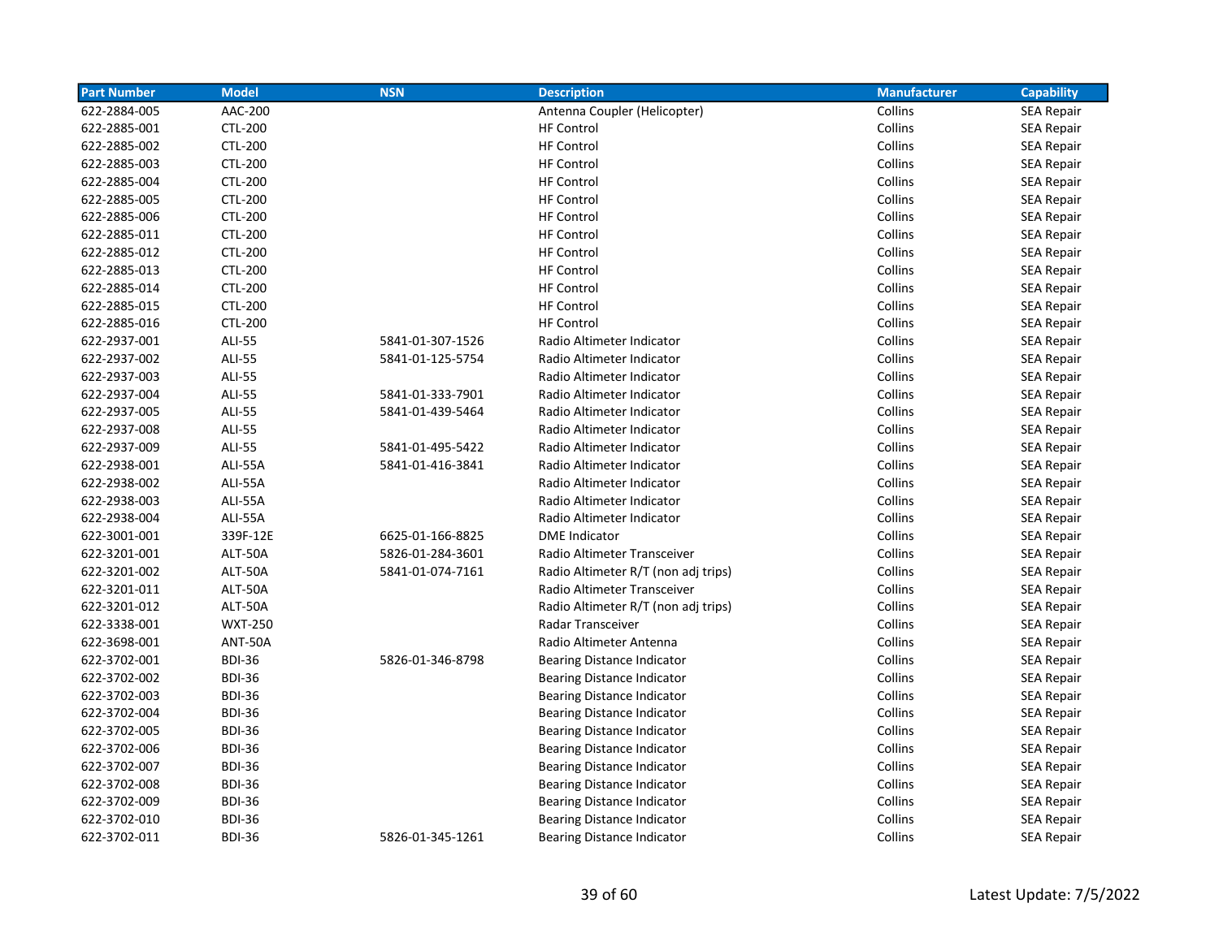| Part Number | Model | NSN | Description | Manufacturer | Capability |
|---|---|---|---|---|---|
| 622-2884-005 | AAC-200 | | Antenna Coupler (Helicopter) | Collins | SEA Repair |
| 622-2885-001 | CTL-200 | | HF Control | Collins | SEA Repair |
| 622-2885-002 | CTL-200 | | HF Control | Collins | SEA Repair |
| 622-2885-003 | CTL-200 | | HF Control | Collins | SEA Repair |
| 622-2885-004 | CTL-200 | | HF Control | Collins | SEA Repair |
| 622-2885-005 | CTL-200 | | HF Control | Collins | SEA Repair |
| 622-2885-006 | CTL-200 | | HF Control | Collins | SEA Repair |
| 622-2885-011 | CTL-200 | | HF Control | Collins | SEA Repair |
| 622-2885-012 | CTL-200 | | HF Control | Collins | SEA Repair |
| 622-2885-013 | CTL-200 | | HF Control | Collins | SEA Repair |
| 622-2885-014 | CTL-200 | | HF Control | Collins | SEA Repair |
| 622-2885-015 | CTL-200 | | HF Control | Collins | SEA Repair |
| 622-2885-016 | CTL-200 | | HF Control | Collins | SEA Repair |
| 622-2937-001 | ALI-55 | 5841-01-307-1526 | Radio Altimeter Indicator | Collins | SEA Repair |
| 622-2937-002 | ALI-55 | 5841-01-125-5754 | Radio Altimeter Indicator | Collins | SEA Repair |
| 622-2937-003 | ALI-55 | | Radio Altimeter Indicator | Collins | SEA Repair |
| 622-2937-004 | ALI-55 | 5841-01-333-7901 | Radio Altimeter Indicator | Collins | SEA Repair |
| 622-2937-005 | ALI-55 | 5841-01-439-5464 | Radio Altimeter Indicator | Collins | SEA Repair |
| 622-2937-008 | ALI-55 | | Radio Altimeter Indicator | Collins | SEA Repair |
| 622-2937-009 | ALI-55 | 5841-01-495-5422 | Radio Altimeter Indicator | Collins | SEA Repair |
| 622-2938-001 | ALI-55A | 5841-01-416-3841 | Radio Altimeter Indicator | Collins | SEA Repair |
| 622-2938-002 | ALI-55A | | Radio Altimeter Indicator | Collins | SEA Repair |
| 622-2938-003 | ALI-55A | | Radio Altimeter Indicator | Collins | SEA Repair |
| 622-2938-004 | ALI-55A | | Radio Altimeter Indicator | Collins | SEA Repair |
| 622-3001-001 | 339F-12E | 6625-01-166-8825 | DME Indicator | Collins | SEA Repair |
| 622-3201-001 | ALT-50A | 5826-01-284-3601 | Radio Altimeter Transceiver | Collins | SEA Repair |
| 622-3201-002 | ALT-50A | 5841-01-074-7161 | Radio Altimeter R/T (non adj trips) | Collins | SEA Repair |
| 622-3201-011 | ALT-50A | | Radio Altimeter Transceiver | Collins | SEA Repair |
| 622-3201-012 | ALT-50A | | Radio Altimeter R/T (non adj trips) | Collins | SEA Repair |
| 622-3338-001 | WXT-250 | | Radar Transceiver | Collins | SEA Repair |
| 622-3698-001 | ANT-50A | | Radio Altimeter Antenna | Collins | SEA Repair |
| 622-3702-001 | BDI-36 | 5826-01-346-8798 | Bearing Distance Indicator | Collins | SEA Repair |
| 622-3702-002 | BDI-36 | | Bearing Distance Indicator | Collins | SEA Repair |
| 622-3702-003 | BDI-36 | | Bearing Distance Indicator | Collins | SEA Repair |
| 622-3702-004 | BDI-36 | | Bearing Distance Indicator | Collins | SEA Repair |
| 622-3702-005 | BDI-36 | | Bearing Distance Indicator | Collins | SEA Repair |
| 622-3702-006 | BDI-36 | | Bearing Distance Indicator | Collins | SEA Repair |
| 622-3702-007 | BDI-36 | | Bearing Distance Indicator | Collins | SEA Repair |
| 622-3702-008 | BDI-36 | | Bearing Distance Indicator | Collins | SEA Repair |
| 622-3702-009 | BDI-36 | | Bearing Distance Indicator | Collins | SEA Repair |
| 622-3702-010 | BDI-36 | | Bearing Distance Indicator | Collins | SEA Repair |
| 622-3702-011 | BDI-36 | 5826-01-345-1261 | Bearing Distance Indicator | Collins | SEA Repair |

Latest Update: 7/5/2022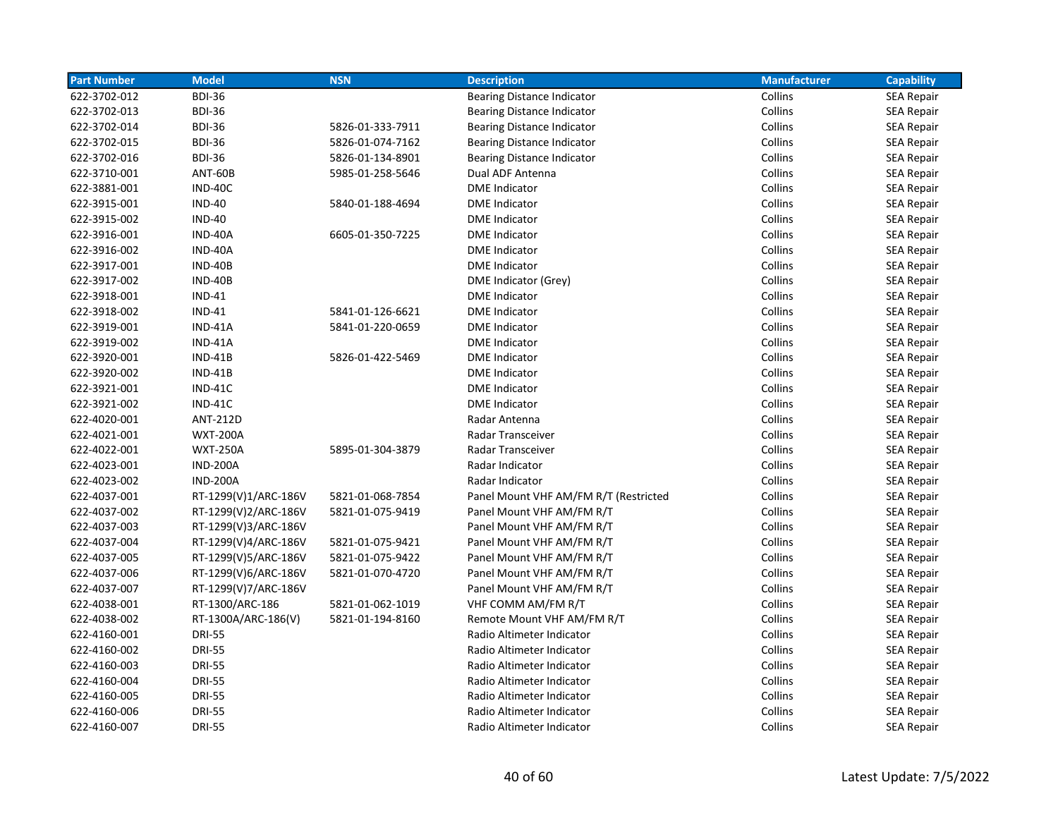| Part Number | Model | NSN | Description | Manufacturer | Capability |
|---|---|---|---|---|---|
| 622-3702-012 | BDI-36 | | Bearing Distance Indicator | Collins | SEA Repair |
| 622-3702-013 | BDI-36 | | Bearing Distance Indicator | Collins | SEA Repair |
| 622-3702-014 | BDI-36 | 5826-01-333-7911 | Bearing Distance Indicator | Collins | SEA Repair |
| 622-3702-015 | BDI-36 | 5826-01-074-7162 | Bearing Distance Indicator | Collins | SEA Repair |
| 622-3702-016 | BDI-36 | 5826-01-134-8901 | Bearing Distance Indicator | Collins | SEA Repair |
| 622-3710-001 | ANT-60B | 5985-01-258-5646 | Dual ADF Antenna | Collins | SEA Repair |
| 622-3881-001 | IND-40C | | DME Indicator | Collins | SEA Repair |
| 622-3915-001 | IND-40 | 5840-01-188-4694 | DME Indicator | Collins | SEA Repair |
| 622-3915-002 | IND-40 | | DME Indicator | Collins | SEA Repair |
| 622-3916-001 | IND-40A | 6605-01-350-7225 | DME Indicator | Collins | SEA Repair |
| 622-3916-002 | IND-40A | | DME Indicator | Collins | SEA Repair |
| 622-3917-001 | IND-40B | | DME Indicator | Collins | SEA Repair |
| 622-3917-002 | IND-40B | | DME Indicator (Grey) | Collins | SEA Repair |
| 622-3918-001 | IND-41 | | DME Indicator | Collins | SEA Repair |
| 622-3918-002 | IND-41 | 5841-01-126-6621 | DME Indicator | Collins | SEA Repair |
| 622-3919-001 | IND-41A | 5841-01-220-0659 | DME Indicator | Collins | SEA Repair |
| 622-3919-002 | IND-41A | | DME Indicator | Collins | SEA Repair |
| 622-3920-001 | IND-41B | 5826-01-422-5469 | DME Indicator | Collins | SEA Repair |
| 622-3920-002 | IND-41B | | DME Indicator | Collins | SEA Repair |
| 622-3921-001 | IND-41C | | DME Indicator | Collins | SEA Repair |
| 622-3921-002 | IND-41C | | DME Indicator | Collins | SEA Repair |
| 622-4020-001 | ANT-212D | | Radar Antenna | Collins | SEA Repair |
| 622-4021-001 | WXT-200A | | Radar Transceiver | Collins | SEA Repair |
| 622-4022-001 | WXT-250A | 5895-01-304-3879 | Radar Transceiver | Collins | SEA Repair |
| 622-4023-001 | IND-200A | | Radar Indicator | Collins | SEA Repair |
| 622-4023-002 | IND-200A | | Radar Indicator | Collins | SEA Repair |
| 622-4037-001 | RT-1299(V)1/ARC-186V | 5821-01-068-7854 | Panel Mount VHF AM/FM R/T (Restricted | Collins | SEA Repair |
| 622-4037-002 | RT-1299(V)2/ARC-186V | 5821-01-075-9419 | Panel Mount VHF AM/FM R/T | Collins | SEA Repair |
| 622-4037-003 | RT-1299(V)3/ARC-186V | | Panel Mount VHF AM/FM R/T | Collins | SEA Repair |
| 622-4037-004 | RT-1299(V)4/ARC-186V | 5821-01-075-9421 | Panel Mount VHF AM/FM R/T | Collins | SEA Repair |
| 622-4037-005 | RT-1299(V)5/ARC-186V | 5821-01-075-9422 | Panel Mount VHF AM/FM R/T | Collins | SEA Repair |
| 622-4037-006 | RT-1299(V)6/ARC-186V | 5821-01-070-4720 | Panel Mount VHF AM/FM R/T | Collins | SEA Repair |
| 622-4037-007 | RT-1299(V)7/ARC-186V | | Panel Mount VHF AM/FM R/T | Collins | SEA Repair |
| 622-4038-001 | RT-1300/ARC-186 | 5821-01-062-1019 | VHF COMM AM/FM R/T | Collins | SEA Repair |
| 622-4038-002 | RT-1300A/ARC-186(V) | 5821-01-194-8160 | Remote Mount VHF AM/FM R/T | Collins | SEA Repair |
| 622-4160-001 | DRI-55 | | Radio Altimeter Indicator | Collins | SEA Repair |
| 622-4160-002 | DRI-55 | | Radio Altimeter Indicator | Collins | SEA Repair |
| 622-4160-003 | DRI-55 | | Radio Altimeter Indicator | Collins | SEA Repair |
| 622-4160-004 | DRI-55 | | Radio Altimeter Indicator | Collins | SEA Repair |
| 622-4160-005 | DRI-55 | | Radio Altimeter Indicator | Collins | SEA Repair |
| 622-4160-006 | DRI-55 | | Radio Altimeter Indicator | Collins | SEA Repair |
| 622-4160-007 | DRI-55 | | Radio Altimeter Indicator | Collins | SEA Repair |

Latest Update: 7/5/2022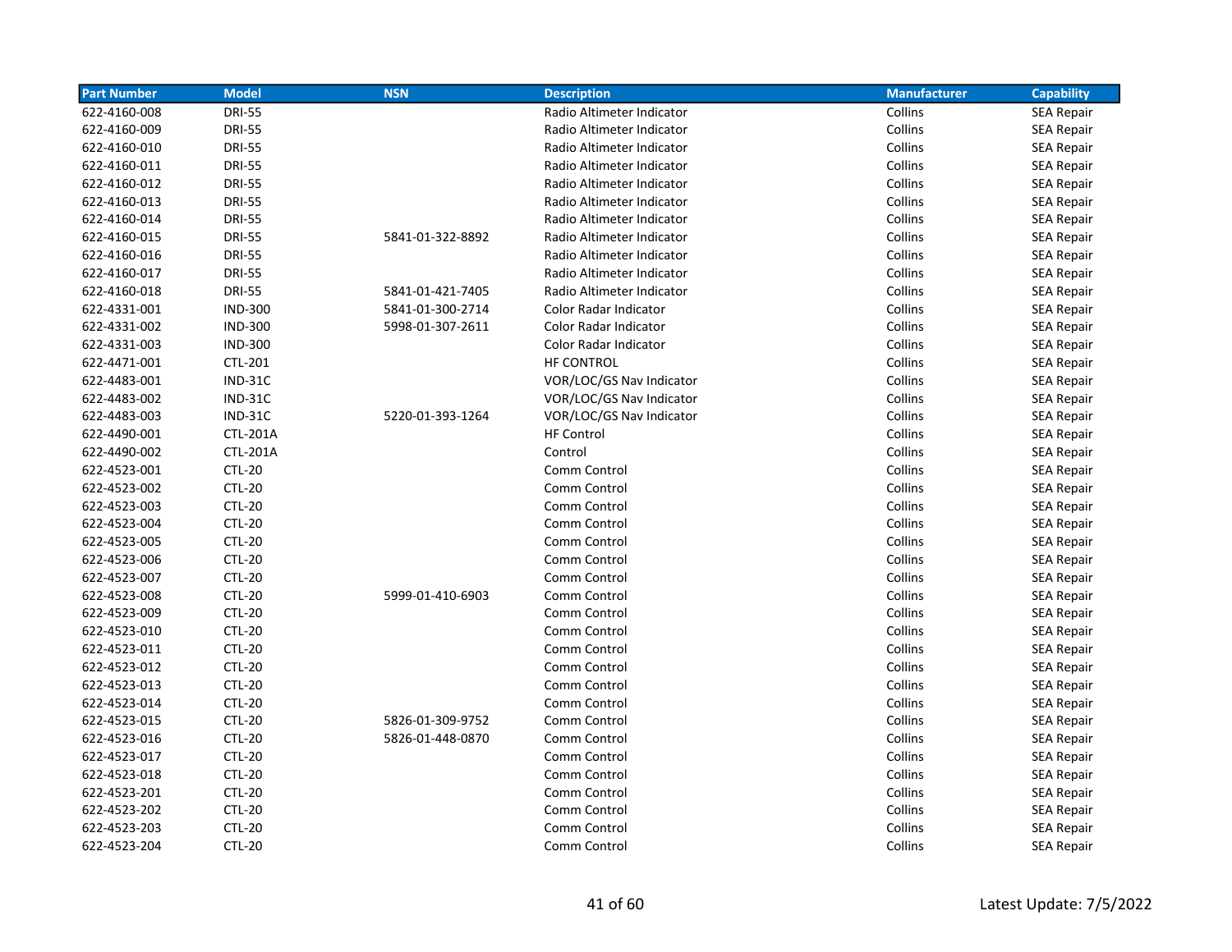| Part Number | Model | NSN | Description | Manufacturer | Capability |
|---|---|---|---|---|---|
| 622-4160-008 | DRI-55 | | Radio Altimeter Indicator | Collins | SEA Repair |
| 622-4160-009 | DRI-55 | | Radio Altimeter Indicator | Collins | SEA Repair |
| 622-4160-010 | DRI-55 | | Radio Altimeter Indicator | Collins | SEA Repair |
| 622-4160-011 | DRI-55 | | Radio Altimeter Indicator | Collins | SEA Repair |
| 622-4160-012 | DRI-55 | | Radio Altimeter Indicator | Collins | SEA Repair |
| 622-4160-013 | DRI-55 | | Radio Altimeter Indicator | Collins | SEA Repair |
| 622-4160-014 | DRI-55 | | Radio Altimeter Indicator | Collins | SEA Repair |
| 622-4160-015 | DRI-55 | 5841-01-322-8892 | Radio Altimeter Indicator | Collins | SEA Repair |
| 622-4160-016 | DRI-55 | | Radio Altimeter Indicator | Collins | SEA Repair |
| 622-4160-017 | DRI-55 | | Radio Altimeter Indicator | Collins | SEA Repair |
| 622-4160-018 | DRI-55 | 5841-01-421-7405 | Radio Altimeter Indicator | Collins | SEA Repair |
| 622-4331-001 | IND-300 | 5841-01-300-2714 | Color Radar Indicator | Collins | SEA Repair |
| 622-4331-002 | IND-300 | 5998-01-307-2611 | Color Radar Indicator | Collins | SEA Repair |
| 622-4331-003 | IND-300 | | Color Radar Indicator | Collins | SEA Repair |
| 622-4471-001 | CTL-201 | | HF CONTROL | Collins | SEA Repair |
| 622-4483-001 | IND-31C | | VOR/LOC/GS Nav Indicator | Collins | SEA Repair |
| 622-4483-002 | IND-31C | | VOR/LOC/GS Nav Indicator | Collins | SEA Repair |
| 622-4483-003 | IND-31C | 5220-01-393-1264 | VOR/LOC/GS Nav Indicator | Collins | SEA Repair |
| 622-4490-001 | CTL-201A | | HF Control | Collins | SEA Repair |
| 622-4490-002 | CTL-201A | | Control | Collins | SEA Repair |
| 622-4523-001 | CTL-20 | | Comm Control | Collins | SEA Repair |
| 622-4523-002 | CTL-20 | | Comm Control | Collins | SEA Repair |
| 622-4523-003 | CTL-20 | | Comm Control | Collins | SEA Repair |
| 622-4523-004 | CTL-20 | | Comm Control | Collins | SEA Repair |
| 622-4523-005 | CTL-20 | | Comm Control | Collins | SEA Repair |
| 622-4523-006 | CTL-20 | | Comm Control | Collins | SEA Repair |
| 622-4523-007 | CTL-20 | | Comm Control | Collins | SEA Repair |
| 622-4523-008 | CTL-20 | 5999-01-410-6903 | Comm Control | Collins | SEA Repair |
| 622-4523-009 | CTL-20 | | Comm Control | Collins | SEA Repair |
| 622-4523-010 | CTL-20 | | Comm Control | Collins | SEA Repair |
| 622-4523-011 | CTL-20 | | Comm Control | Collins | SEA Repair |
| 622-4523-012 | CTL-20 | | Comm Control | Collins | SEA Repair |
| 622-4523-013 | CTL-20 | | Comm Control | Collins | SEA Repair |
| 622-4523-014 | CTL-20 | | Comm Control | Collins | SEA Repair |
| 622-4523-015 | CTL-20 | 5826-01-309-9752 | Comm Control | Collins | SEA Repair |
| 622-4523-016 | CTL-20 | 5826-01-448-0870 | Comm Control | Collins | SEA Repair |
| 622-4523-017 | CTL-20 | | Comm Control | Collins | SEA Repair |
| 622-4523-018 | CTL-20 | | Comm Control | Collins | SEA Repair |
| 622-4523-201 | CTL-20 | | Comm Control | Collins | SEA Repair |
| 622-4523-202 | CTL-20 | | Comm Control | Collins | SEA Repair |
| 622-4523-203 | CTL-20 | | Comm Control | Collins | SEA Repair |
| 622-4523-204 | CTL-20 | | Comm Control | Collins | SEA Repair |

Latest Update: 7/5/2022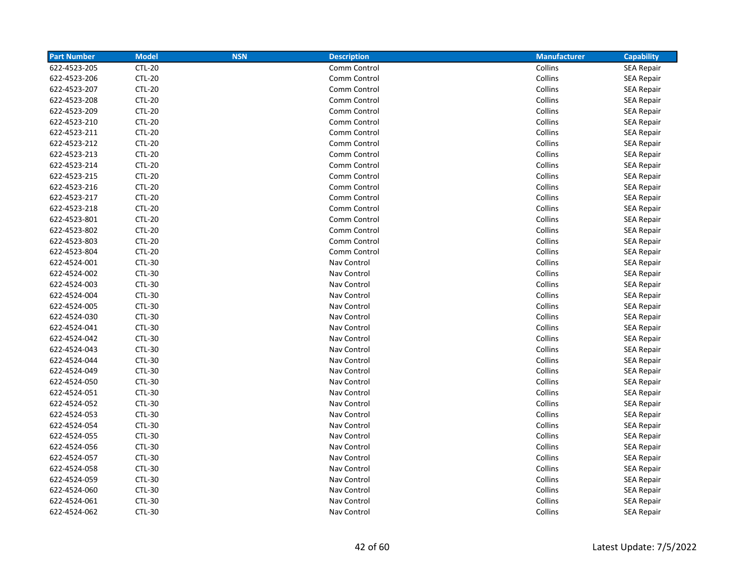| Part Number | Model | NSN | Description | Manufacturer | Capability |
|---|---|---|---|---|---|
| 622-4523-205 | CTL-20 | | Comm Control | Collins | SEA Repair |
| 622-4523-206 | CTL-20 | | Comm Control | Collins | SEA Repair |
| 622-4523-207 | CTL-20 | | Comm Control | Collins | SEA Repair |
| 622-4523-208 | CTL-20 | | Comm Control | Collins | SEA Repair |
| 622-4523-209 | CTL-20 | | Comm Control | Collins | SEA Repair |
| 622-4523-210 | CTL-20 | | Comm Control | Collins | SEA Repair |
| 622-4523-211 | CTL-20 | | Comm Control | Collins | SEA Repair |
| 622-4523-212 | CTL-20 | | Comm Control | Collins | SEA Repair |
| 622-4523-213 | CTL-20 | | Comm Control | Collins | SEA Repair |
| 622-4523-214 | CTL-20 | | Comm Control | Collins | SEA Repair |
| 622-4523-215 | CTL-20 | | Comm Control | Collins | SEA Repair |
| 622-4523-216 | CTL-20 | | Comm Control | Collins | SEA Repair |
| 622-4523-217 | CTL-20 | | Comm Control | Collins | SEA Repair |
| 622-4523-218 | CTL-20 | | Comm Control | Collins | SEA Repair |
| 622-4523-801 | CTL-20 | | Comm Control | Collins | SEA Repair |
| 622-4523-802 | CTL-20 | | Comm Control | Collins | SEA Repair |
| 622-4523-803 | CTL-20 | | Comm Control | Collins | SEA Repair |
| 622-4523-804 | CTL-20 | | Comm Control | Collins | SEA Repair |
| 622-4524-001 | CTL-30 | | Nav Control | Collins | SEA Repair |
| 622-4524-002 | CTL-30 | | Nav Control | Collins | SEA Repair |
| 622-4524-003 | CTL-30 | | Nav Control | Collins | SEA Repair |
| 622-4524-004 | CTL-30 | | Nav Control | Collins | SEA Repair |
| 622-4524-005 | CTL-30 | | Nav Control | Collins | SEA Repair |
| 622-4524-030 | CTL-30 | | Nav Control | Collins | SEA Repair |
| 622-4524-041 | CTL-30 | | Nav Control | Collins | SEA Repair |
| 622-4524-042 | CTL-30 | | Nav Control | Collins | SEA Repair |
| 622-4524-043 | CTL-30 | | Nav Control | Collins | SEA Repair |
| 622-4524-044 | CTL-30 | | Nav Control | Collins | SEA Repair |
| 622-4524-049 | CTL-30 | | Nav Control | Collins | SEA Repair |
| 622-4524-050 | CTL-30 | | Nav Control | Collins | SEA Repair |
| 622-4524-051 | CTL-30 | | Nav Control | Collins | SEA Repair |
| 622-4524-052 | CTL-30 | | Nav Control | Collins | SEA Repair |
| 622-4524-053 | CTL-30 | | Nav Control | Collins | SEA Repair |
| 622-4524-054 | CTL-30 | | Nav Control | Collins | SEA Repair |
| 622-4524-055 | CTL-30 | | Nav Control | Collins | SEA Repair |
| 622-4524-056 | CTL-30 | | Nav Control | Collins | SEA Repair |
| 622-4524-057 | CTL-30 | | Nav Control | Collins | SEA Repair |
| 622-4524-058 | CTL-30 | | Nav Control | Collins | SEA Repair |
| 622-4524-059 | CTL-30 | | Nav Control | Collins | SEA Repair |
| 622-4524-060 | CTL-30 | | Nav Control | Collins | SEA Repair |
| 622-4524-061 | CTL-30 | | Nav Control | Collins | SEA Repair |
| 622-4524-062 | CTL-30 | | Nav Control | Collins | SEA Repair |

Latest Update: 7/5/2022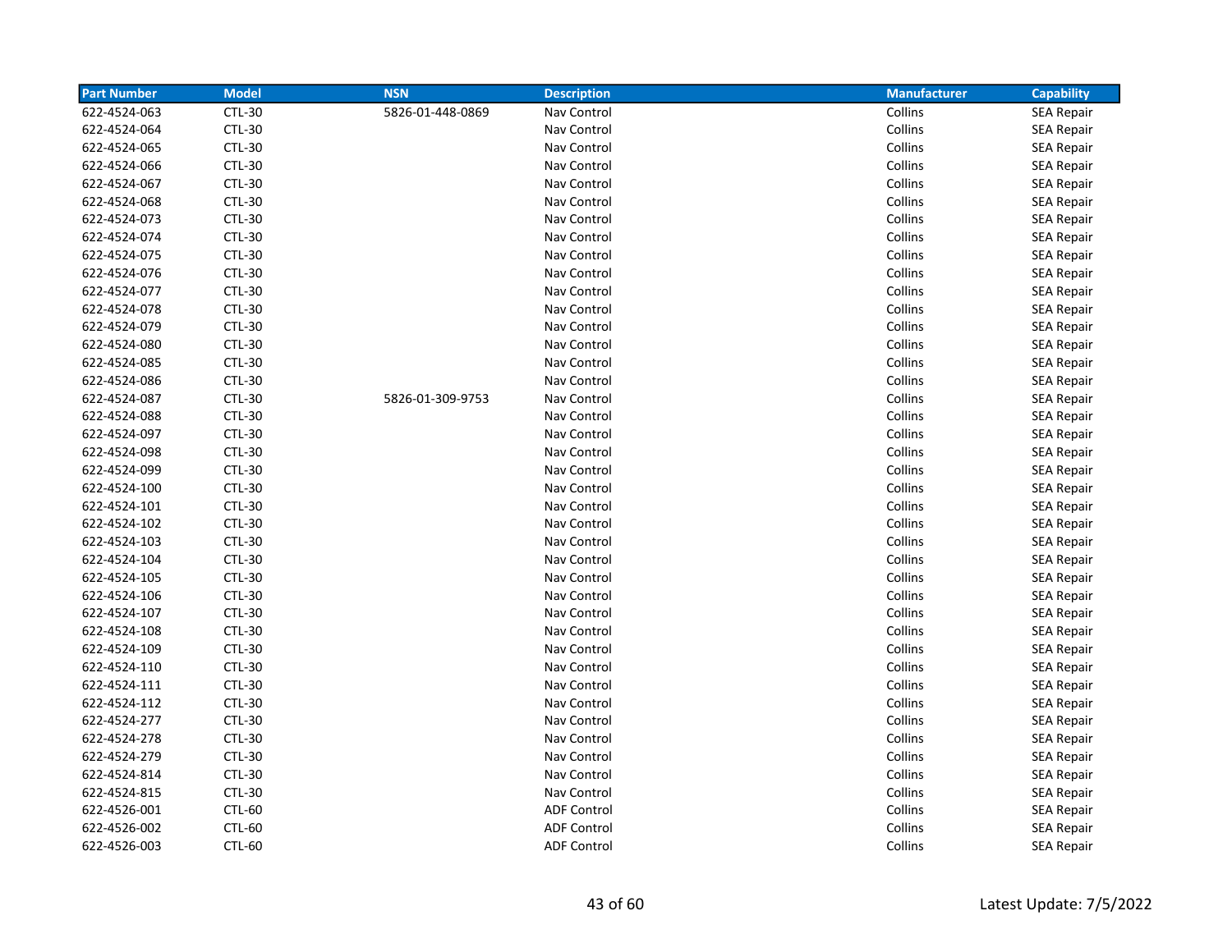| Part Number | Model | NSN | Description | Manufacturer | Capability |
|---|---|---|---|---|---|
| 622-4524-063 | CTL-30 | 5826-01-448-0869 | Nav Control | Collins | SEA Repair |
| 622-4524-064 | CTL-30 | | Nav Control | Collins | SEA Repair |
| 622-4524-065 | CTL-30 | | Nav Control | Collins | SEA Repair |
| 622-4524-066 | CTL-30 | | Nav Control | Collins | SEA Repair |
| 622-4524-067 | CTL-30 | | Nav Control | Collins | SEA Repair |
| 622-4524-068 | CTL-30 | | Nav Control | Collins | SEA Repair |
| 622-4524-073 | CTL-30 | | Nav Control | Collins | SEA Repair |
| 622-4524-074 | CTL-30 | | Nav Control | Collins | SEA Repair |
| 622-4524-075 | CTL-30 | | Nav Control | Collins | SEA Repair |
| 622-4524-076 | CTL-30 | | Nav Control | Collins | SEA Repair |
| 622-4524-077 | CTL-30 | | Nav Control | Collins | SEA Repair |
| 622-4524-078 | CTL-30 | | Nav Control | Collins | SEA Repair |
| 622-4524-079 | CTL-30 | | Nav Control | Collins | SEA Repair |
| 622-4524-080 | CTL-30 | | Nav Control | Collins | SEA Repair |
| 622-4524-085 | CTL-30 | | Nav Control | Collins | SEA Repair |
| 622-4524-086 | CTL-30 | | Nav Control | Collins | SEA Repair |
| 622-4524-087 | CTL-30 | 5826-01-309-9753 | Nav Control | Collins | SEA Repair |
| 622-4524-088 | CTL-30 | | Nav Control | Collins | SEA Repair |
| 622-4524-097 | CTL-30 | | Nav Control | Collins | SEA Repair |
| 622-4524-098 | CTL-30 | | Nav Control | Collins | SEA Repair |
| 622-4524-099 | CTL-30 | | Nav Control | Collins | SEA Repair |
| 622-4524-100 | CTL-30 | | Nav Control | Collins | SEA Repair |
| 622-4524-101 | CTL-30 | | Nav Control | Collins | SEA Repair |
| 622-4524-102 | CTL-30 | | Nav Control | Collins | SEA Repair |
| 622-4524-103 | CTL-30 | | Nav Control | Collins | SEA Repair |
| 622-4524-104 | CTL-30 | | Nav Control | Collins | SEA Repair |
| 622-4524-105 | CTL-30 | | Nav Control | Collins | SEA Repair |
| 622-4524-106 | CTL-30 | | Nav Control | Collins | SEA Repair |
| 622-4524-107 | CTL-30 | | Nav Control | Collins | SEA Repair |
| 622-4524-108 | CTL-30 | | Nav Control | Collins | SEA Repair |
| 622-4524-109 | CTL-30 | | Nav Control | Collins | SEA Repair |
| 622-4524-110 | CTL-30 | | Nav Control | Collins | SEA Repair |
| 622-4524-111 | CTL-30 | | Nav Control | Collins | SEA Repair |
| 622-4524-112 | CTL-30 | | Nav Control | Collins | SEA Repair |
| 622-4524-277 | CTL-30 | | Nav Control | Collins | SEA Repair |
| 622-4524-278 | CTL-30 | | Nav Control | Collins | SEA Repair |
| 622-4524-279 | CTL-30 | | Nav Control | Collins | SEA Repair |
| 622-4524-814 | CTL-30 | | Nav Control | Collins | SEA Repair |
| 622-4524-815 | CTL-30 | | Nav Control | Collins | SEA Repair |
| 622-4526-001 | CTL-60 | | ADF Control | Collins | SEA Repair |
| 622-4526-002 | CTL-60 | | ADF Control | Collins | SEA Repair |
| 622-4526-003 | CTL-60 | | ADF Control | Collins | SEA Repair |

Latest Update: 7/5/2022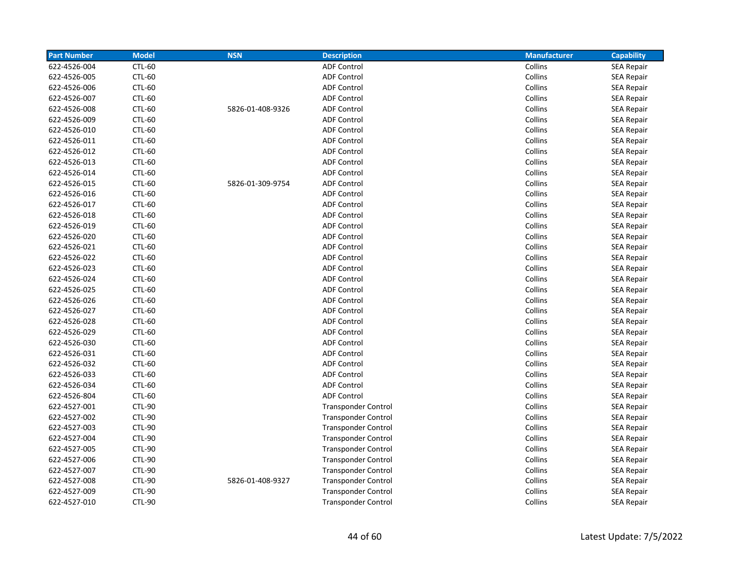| Part Number | Model | NSN | Description | Manufacturer | Capability |
|---|---|---|---|---|---|
| 622-4526-004 | CTL-60 | | ADF Control | Collins | SEA Repair |
| 622-4526-005 | CTL-60 | | ADF Control | Collins | SEA Repair |
| 622-4526-006 | CTL-60 | | ADF Control | Collins | SEA Repair |
| 622-4526-007 | CTL-60 | | ADF Control | Collins | SEA Repair |
| 622-4526-008 | CTL-60 | 5826-01-408-9326 | ADF Control | Collins | SEA Repair |
| 622-4526-009 | CTL-60 | | ADF Control | Collins | SEA Repair |
| 622-4526-010 | CTL-60 | | ADF Control | Collins | SEA Repair |
| 622-4526-011 | CTL-60 | | ADF Control | Collins | SEA Repair |
| 622-4526-012 | CTL-60 | | ADF Control | Collins | SEA Repair |
| 622-4526-013 | CTL-60 | | ADF Control | Collins | SEA Repair |
| 622-4526-014 | CTL-60 | | ADF Control | Collins | SEA Repair |
| 622-4526-015 | CTL-60 | 5826-01-309-9754 | ADF Control | Collins | SEA Repair |
| 622-4526-016 | CTL-60 | | ADF Control | Collins | SEA Repair |
| 622-4526-017 | CTL-60 | | ADF Control | Collins | SEA Repair |
| 622-4526-018 | CTL-60 | | ADF Control | Collins | SEA Repair |
| 622-4526-019 | CTL-60 | | ADF Control | Collins | SEA Repair |
| 622-4526-020 | CTL-60 | | ADF Control | Collins | SEA Repair |
| 622-4526-021 | CTL-60 | | ADF Control | Collins | SEA Repair |
| 622-4526-022 | CTL-60 | | ADF Control | Collins | SEA Repair |
| 622-4526-023 | CTL-60 | | ADF Control | Collins | SEA Repair |
| 622-4526-024 | CTL-60 | | ADF Control | Collins | SEA Repair |
| 622-4526-025 | CTL-60 | | ADF Control | Collins | SEA Repair |
| 622-4526-026 | CTL-60 | | ADF Control | Collins | SEA Repair |
| 622-4526-027 | CTL-60 | | ADF Control | Collins | SEA Repair |
| 622-4526-028 | CTL-60 | | ADF Control | Collins | SEA Repair |
| 622-4526-029 | CTL-60 | | ADF Control | Collins | SEA Repair |
| 622-4526-030 | CTL-60 | | ADF Control | Collins | SEA Repair |
| 622-4526-031 | CTL-60 | | ADF Control | Collins | SEA Repair |
| 622-4526-032 | CTL-60 | | ADF Control | Collins | SEA Repair |
| 622-4526-033 | CTL-60 | | ADF Control | Collins | SEA Repair |
| 622-4526-034 | CTL-60 | | ADF Control | Collins | SEA Repair |
| 622-4526-804 | CTL-60 | | ADF Control | Collins | SEA Repair |
| 622-4527-001 | CTL-90 | | Transponder Control | Collins | SEA Repair |
| 622-4527-002 | CTL-90 | | Transponder Control | Collins | SEA Repair |
| 622-4527-003 | CTL-90 | | Transponder Control | Collins | SEA Repair |
| 622-4527-004 | CTL-90 | | Transponder Control | Collins | SEA Repair |
| 622-4527-005 | CTL-90 | | Transponder Control | Collins | SEA Repair |
| 622-4527-006 | CTL-90 | | Transponder Control | Collins | SEA Repair |
| 622-4527-007 | CTL-90 | | Transponder Control | Collins | SEA Repair |
| 622-4527-008 | CTL-90 | 5826-01-408-9327 | Transponder Control | Collins | SEA Repair |
| 622-4527-009 | CTL-90 | | Transponder Control | Collins | SEA Repair |
| 622-4527-010 | CTL-90 | | Transponder Control | Collins | SEA Repair |

Latest Update: 7/5/2022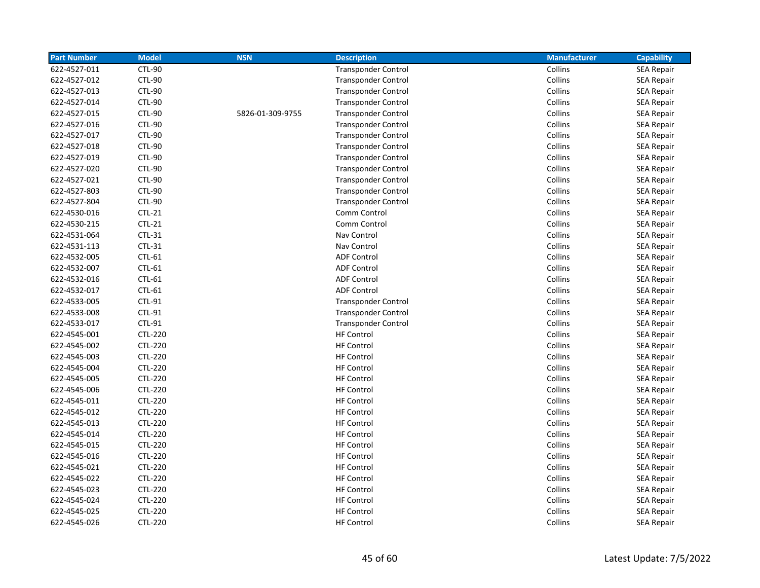| Part Number | Model | NSN | Description | Manufacturer | Capability |
|---|---|---|---|---|---|
| 622-4527-011 | CTL-90 | | Transponder Control | Collins | SEA Repair |
| 622-4527-012 | CTL-90 | | Transponder Control | Collins | SEA Repair |
| 622-4527-013 | CTL-90 | | Transponder Control | Collins | SEA Repair |
| 622-4527-014 | CTL-90 | | Transponder Control | Collins | SEA Repair |
| 622-4527-015 | CTL-90 | 5826-01-309-9755 | Transponder Control | Collins | SEA Repair |
| 622-4527-016 | CTL-90 | | Transponder Control | Collins | SEA Repair |
| 622-4527-017 | CTL-90 | | Transponder Control | Collins | SEA Repair |
| 622-4527-018 | CTL-90 | | Transponder Control | Collins | SEA Repair |
| 622-4527-019 | CTL-90 | | Transponder Control | Collins | SEA Repair |
| 622-4527-020 | CTL-90 | | Transponder Control | Collins | SEA Repair |
| 622-4527-021 | CTL-90 | | Transponder Control | Collins | SEA Repair |
| 622-4527-803 | CTL-90 | | Transponder Control | Collins | SEA Repair |
| 622-4527-804 | CTL-90 | | Transponder Control | Collins | SEA Repair |
| 622-4530-016 | CTL-21 | | Comm Control | Collins | SEA Repair |
| 622-4530-215 | CTL-21 | | Comm Control | Collins | SEA Repair |
| 622-4531-064 | CTL-31 | | Nav Control | Collins | SEA Repair |
| 622-4531-113 | CTL-31 | | Nav Control | Collins | SEA Repair |
| 622-4532-005 | CTL-61 | | ADF Control | Collins | SEA Repair |
| 622-4532-007 | CTL-61 | | ADF Control | Collins | SEA Repair |
| 622-4532-016 | CTL-61 | | ADF Control | Collins | SEA Repair |
| 622-4532-017 | CTL-61 | | ADF Control | Collins | SEA Repair |
| 622-4533-005 | CTL-91 | | Transponder Control | Collins | SEA Repair |
| 622-4533-008 | CTL-91 | | Transponder Control | Collins | SEA Repair |
| 622-4533-017 | CTL-91 | | Transponder Control | Collins | SEA Repair |
| 622-4545-001 | CTL-220 | | HF Control | Collins | SEA Repair |
| 622-4545-002 | CTL-220 | | HF Control | Collins | SEA Repair |
| 622-4545-003 | CTL-220 | | HF Control | Collins | SEA Repair |
| 622-4545-004 | CTL-220 | | HF Control | Collins | SEA Repair |
| 622-4545-005 | CTL-220 | | HF Control | Collins | SEA Repair |
| 622-4545-006 | CTL-220 | | HF Control | Collins | SEA Repair |
| 622-4545-011 | CTL-220 | | HF Control | Collins | SEA Repair |
| 622-4545-012 | CTL-220 | | HF Control | Collins | SEA Repair |
| 622-4545-013 | CTL-220 | | HF Control | Collins | SEA Repair |
| 622-4545-014 | CTL-220 | | HF Control | Collins | SEA Repair |
| 622-4545-015 | CTL-220 | | HF Control | Collins | SEA Repair |
| 622-4545-016 | CTL-220 | | HF Control | Collins | SEA Repair |
| 622-4545-021 | CTL-220 | | HF Control | Collins | SEA Repair |
| 622-4545-022 | CTL-220 | | HF Control | Collins | SEA Repair |
| 622-4545-023 | CTL-220 | | HF Control | Collins | SEA Repair |
| 622-4545-024 | CTL-220 | | HF Control | Collins | SEA Repair |
| 622-4545-025 | CTL-220 | | HF Control | Collins | SEA Repair |
| 622-4545-026 | CTL-220 | | HF Control | Collins | SEA Repair |

Latest Update: 7/5/2022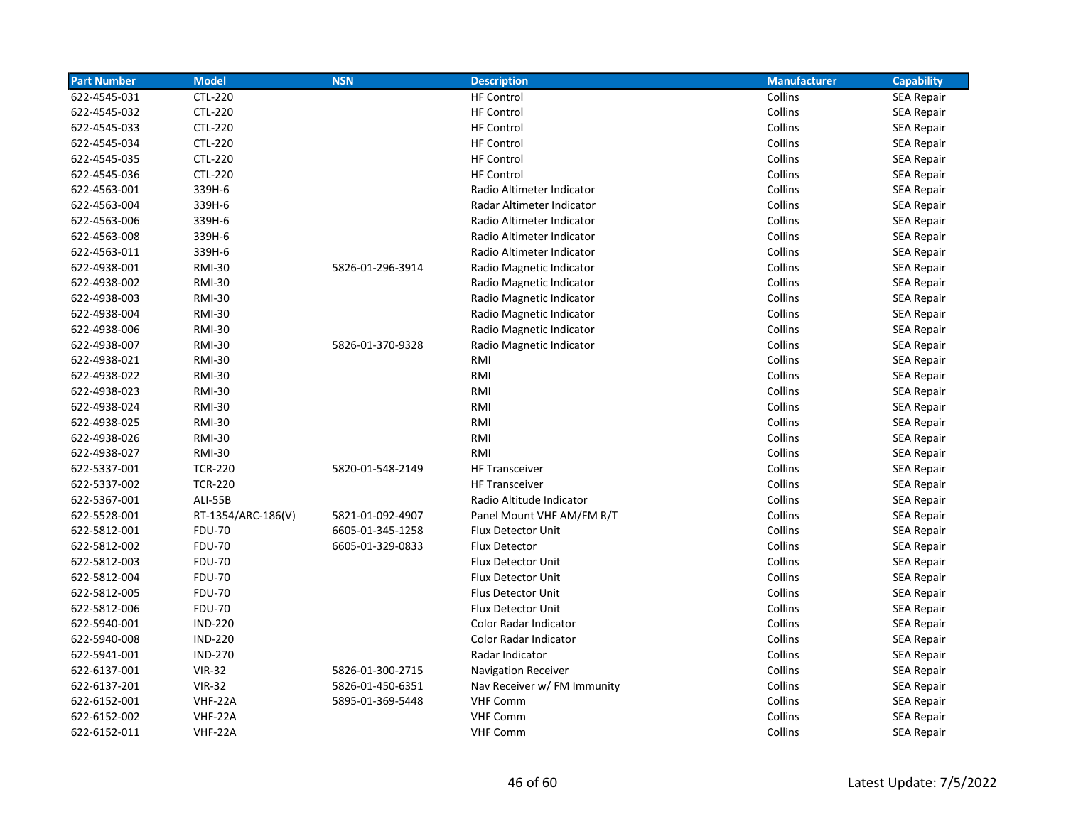| Part Number | Model | NSN | Description | Manufacturer | Capability |
|---|---|---|---|---|---|
| 622-4545-031 | CTL-220 | | HF Control | Collins | SEA Repair |
| 622-4545-032 | CTL-220 | | HF Control | Collins | SEA Repair |
| 622-4545-033 | CTL-220 | | HF Control | Collins | SEA Repair |
| 622-4545-034 | CTL-220 | | HF Control | Collins | SEA Repair |
| 622-4545-035 | CTL-220 | | HF Control | Collins | SEA Repair |
| 622-4545-036 | CTL-220 | | HF Control | Collins | SEA Repair |
| 622-4563-001 | 339H-6 | | Radio Altimeter Indicator | Collins | SEA Repair |
| 622-4563-004 | 339H-6 | | Radar Altimeter Indicator | Collins | SEA Repair |
| 622-4563-006 | 339H-6 | | Radio Altimeter Indicator | Collins | SEA Repair |
| 622-4563-008 | 339H-6 | | Radio Altimeter Indicator | Collins | SEA Repair |
| 622-4563-011 | 339H-6 | | Radio Altimeter Indicator | Collins | SEA Repair |
| 622-4938-001 | RMI-30 | 5826-01-296-3914 | Radio Magnetic Indicator | Collins | SEA Repair |
| 622-4938-002 | RMI-30 | | Radio Magnetic Indicator | Collins | SEA Repair |
| 622-4938-003 | RMI-30 | | Radio Magnetic Indicator | Collins | SEA Repair |
| 622-4938-004 | RMI-30 | | Radio Magnetic Indicator | Collins | SEA Repair |
| 622-4938-006 | RMI-30 | | Radio Magnetic Indicator | Collins | SEA Repair |
| 622-4938-007 | RMI-30 | 5826-01-370-9328 | Radio Magnetic Indicator | Collins | SEA Repair |
| 622-4938-021 | RMI-30 | | RMI | Collins | SEA Repair |
| 622-4938-022 | RMI-30 | | RMI | Collins | SEA Repair |
| 622-4938-023 | RMI-30 | | RMI | Collins | SEA Repair |
| 622-4938-024 | RMI-30 | | RMI | Collins | SEA Repair |
| 622-4938-025 | RMI-30 | | RMI | Collins | SEA Repair |
| 622-4938-026 | RMI-30 | | RMI | Collins | SEA Repair |
| 622-4938-027 | RMI-30 | | RMI | Collins | SEA Repair |
| 622-5337-001 | TCR-220 | 5820-01-548-2149 | HF Transceiver | Collins | SEA Repair |
| 622-5337-002 | TCR-220 | | HF Transceiver | Collins | SEA Repair |
| 622-5367-001 | ALI-55B | | Radio Altitude Indicator | Collins | SEA Repair |
| 622-5528-001 | RT-1354/ARC-186(V) | 5821-01-092-4907 | Panel Mount VHF AM/FM R/T | Collins | SEA Repair |
| 622-5812-001 | FDU-70 | 6605-01-345-1258 | Flux Detector Unit | Collins | SEA Repair |
| 622-5812-002 | FDU-70 | 6605-01-329-0833 | Flux Detector | Collins | SEA Repair |
| 622-5812-003 | FDU-70 | | Flux Detector Unit | Collins | SEA Repair |
| 622-5812-004 | FDU-70 | | Flux Detector Unit | Collins | SEA Repair |
| 622-5812-005 | FDU-70 | | Flus Detector Unit | Collins | SEA Repair |
| 622-5812-006 | FDU-70 | | Flux Detector Unit | Collins | SEA Repair |
| 622-5940-001 | IND-220 | | Color Radar Indicator | Collins | SEA Repair |
| 622-5940-008 | IND-220 | | Color Radar Indicator | Collins | SEA Repair |
| 622-5941-001 | IND-270 | | Radar Indicator | Collins | SEA Repair |
| 622-6137-001 | VIR-32 | 5826-01-300-2715 | Navigation Receiver | Collins | SEA Repair |
| 622-6137-201 | VIR-32 | 5826-01-450-6351 | Nav Receiver w/ FM Immunity | Collins | SEA Repair |
| 622-6152-001 | VHF-22A | 5895-01-369-5448 | VHF Comm | Collins | SEA Repair |
| 622-6152-002 | VHF-22A | | VHF Comm | Collins | SEA Repair |
| 622-6152-011 | VHF-22A | | VHF Comm | Collins | SEA Repair |

Latest Update: 7/5/2022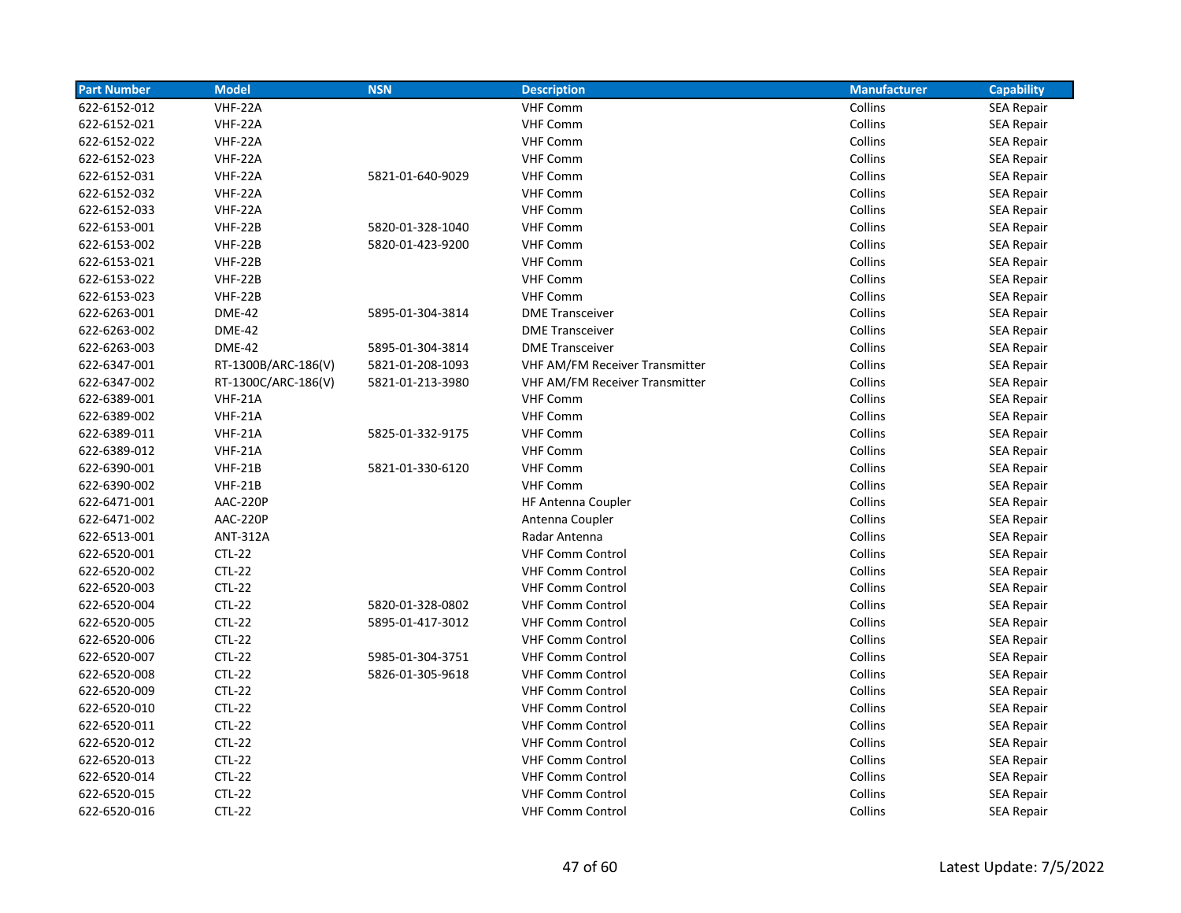| Part Number | Model | NSN | Description | Manufacturer | Capability |
|---|---|---|---|---|---|
| 622-6152-012 | VHF-22A | | VHF Comm | Collins | SEA Repair |
| 622-6152-021 | VHF-22A | | VHF Comm | Collins | SEA Repair |
| 622-6152-022 | VHF-22A | | VHF Comm | Collins | SEA Repair |
| 622-6152-023 | VHF-22A | | VHF Comm | Collins | SEA Repair |
| 622-6152-031 | VHF-22A | 5821-01-640-9029 | VHF Comm | Collins | SEA Repair |
| 622-6152-032 | VHF-22A | | VHF Comm | Collins | SEA Repair |
| 622-6152-033 | VHF-22A | | VHF Comm | Collins | SEA Repair |
| 622-6153-001 | VHF-22B | 5820-01-328-1040 | VHF Comm | Collins | SEA Repair |
| 622-6153-002 | VHF-22B | 5820-01-423-9200 | VHF Comm | Collins | SEA Repair |
| 622-6153-021 | VHF-22B | | VHF Comm | Collins | SEA Repair |
| 622-6153-022 | VHF-22B | | VHF Comm | Collins | SEA Repair |
| 622-6153-023 | VHF-22B | | VHF Comm | Collins | SEA Repair |
| 622-6263-001 | DME-42 | 5895-01-304-3814 | DME Transceiver | Collins | SEA Repair |
| 622-6263-002 | DME-42 | | DME Transceiver | Collins | SEA Repair |
| 622-6263-003 | DME-42 | 5895-01-304-3814 | DME Transceiver | Collins | SEA Repair |
| 622-6347-001 | RT-1300B/ARC-186(V) | 5821-01-208-1093 | VHF AM/FM Receiver Transmitter | Collins | SEA Repair |
| 622-6347-002 | RT-1300C/ARC-186(V) | 5821-01-213-3980 | VHF AM/FM Receiver Transmitter | Collins | SEA Repair |
| 622-6389-001 | VHF-21A | | VHF Comm | Collins | SEA Repair |
| 622-6389-002 | VHF-21A | | VHF Comm | Collins | SEA Repair |
| 622-6389-011 | VHF-21A | 5825-01-332-9175 | VHF Comm | Collins | SEA Repair |
| 622-6389-012 | VHF-21A | | VHF Comm | Collins | SEA Repair |
| 622-6390-001 | VHF-21B | 5821-01-330-6120 | VHF Comm | Collins | SEA Repair |
| 622-6390-002 | VHF-21B | | VHF Comm | Collins | SEA Repair |
| 622-6471-001 | AAC-220P | | HF Antenna Coupler | Collins | SEA Repair |
| 622-6471-002 | AAC-220P | | Antenna Coupler | Collins | SEA Repair |
| 622-6513-001 | ANT-312A | | Radar Antenna | Collins | SEA Repair |
| 622-6520-001 | CTL-22 | | VHF Comm Control | Collins | SEA Repair |
| 622-6520-002 | CTL-22 | | VHF Comm Control | Collins | SEA Repair |
| 622-6520-003 | CTL-22 | | VHF Comm Control | Collins | SEA Repair |
| 622-6520-004 | CTL-22 | 5820-01-328-0802 | VHF Comm Control | Collins | SEA Repair |
| 622-6520-005 | CTL-22 | 5895-01-417-3012 | VHF Comm Control | Collins | SEA Repair |
| 622-6520-006 | CTL-22 | | VHF Comm Control | Collins | SEA Repair |
| 622-6520-007 | CTL-22 | 5985-01-304-3751 | VHF Comm Control | Collins | SEA Repair |
| 622-6520-008 | CTL-22 | 5826-01-305-9618 | VHF Comm Control | Collins | SEA Repair |
| 622-6520-009 | CTL-22 | | VHF Comm Control | Collins | SEA Repair |
| 622-6520-010 | CTL-22 | | VHF Comm Control | Collins | SEA Repair |
| 622-6520-011 | CTL-22 | | VHF Comm Control | Collins | SEA Repair |
| 622-6520-012 | CTL-22 | | VHF Comm Control | Collins | SEA Repair |
| 622-6520-013 | CTL-22 | | VHF Comm Control | Collins | SEA Repair |
| 622-6520-014 | CTL-22 | | VHF Comm Control | Collins | SEA Repair |
| 622-6520-015 | CTL-22 | | VHF Comm Control | Collins | SEA Repair |
| 622-6520-016 | CTL-22 | | VHF Comm Control | Collins | SEA Repair |

Latest Update: 7/5/2022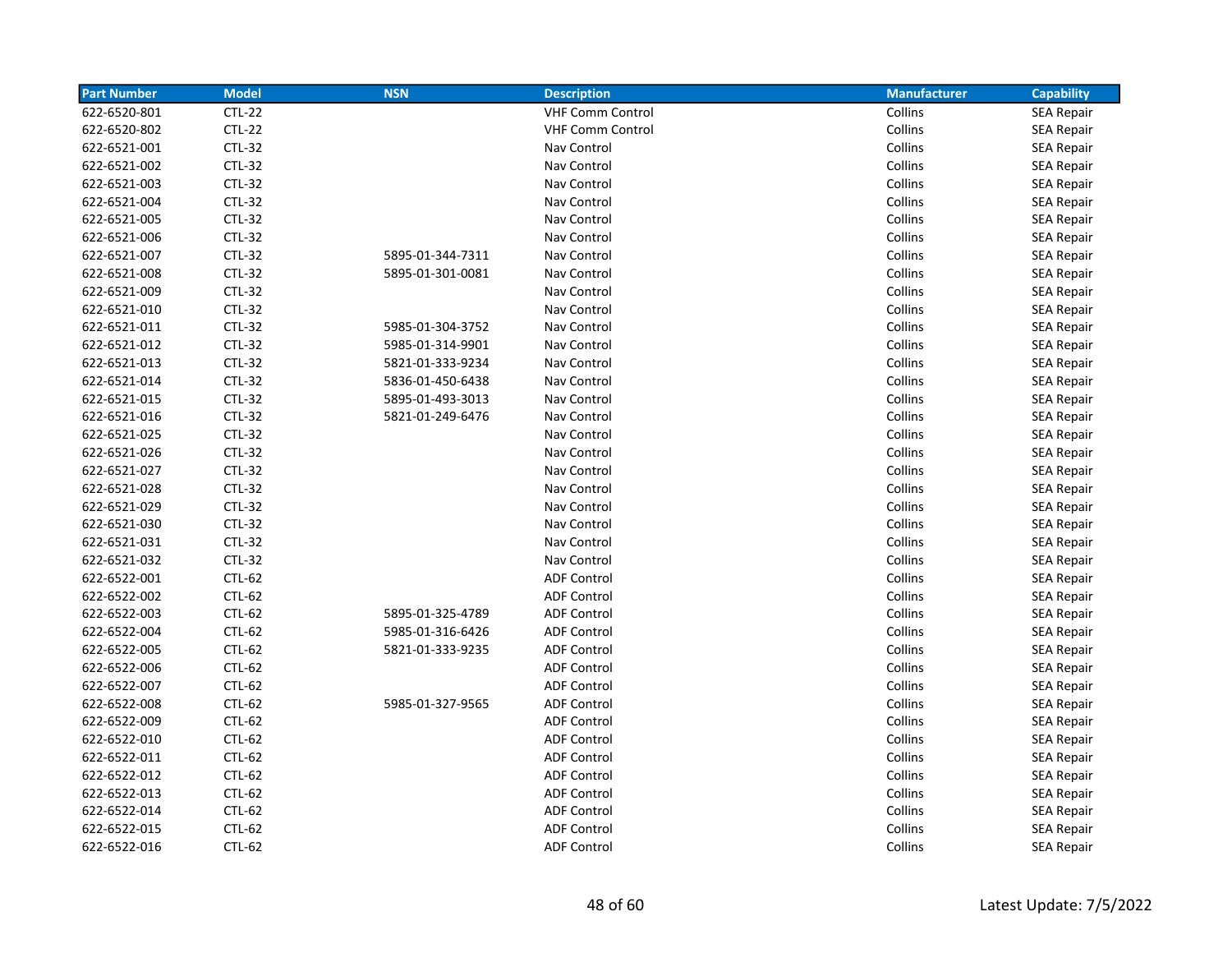| Part Number | Model | NSN | Description | Manufacturer | Capability |
|---|---|---|---|---|---|
| 622-6520-801 | CTL-22 | | VHF Comm Control | Collins | SEA Repair |
| 622-6520-802 | CTL-22 | | VHF Comm Control | Collins | SEA Repair |
| 622-6521-001 | CTL-32 | | Nav Control | Collins | SEA Repair |
| 622-6521-002 | CTL-32 | | Nav Control | Collins | SEA Repair |
| 622-6521-003 | CTL-32 | | Nav Control | Collins | SEA Repair |
| 622-6521-004 | CTL-32 | | Nav Control | Collins | SEA Repair |
| 622-6521-005 | CTL-32 | | Nav Control | Collins | SEA Repair |
| 622-6521-006 | CTL-32 | | Nav Control | Collins | SEA Repair |
| 622-6521-007 | CTL-32 | 5895-01-344-7311 | Nav Control | Collins | SEA Repair |
| 622-6521-008 | CTL-32 | 5895-01-301-0081 | Nav Control | Collins | SEA Repair |
| 622-6521-009 | CTL-32 | | Nav Control | Collins | SEA Repair |
| 622-6521-010 | CTL-32 | | Nav Control | Collins | SEA Repair |
| 622-6521-011 | CTL-32 | 5985-01-304-3752 | Nav Control | Collins | SEA Repair |
| 622-6521-012 | CTL-32 | 5985-01-314-9901 | Nav Control | Collins | SEA Repair |
| 622-6521-013 | CTL-32 | 5821-01-333-9234 | Nav Control | Collins | SEA Repair |
| 622-6521-014 | CTL-32 | 5836-01-450-6438 | Nav Control | Collins | SEA Repair |
| 622-6521-015 | CTL-32 | 5895-01-493-3013 | Nav Control | Collins | SEA Repair |
| 622-6521-016 | CTL-32 | 5821-01-249-6476 | Nav Control | Collins | SEA Repair |
| 622-6521-025 | CTL-32 | | Nav Control | Collins | SEA Repair |
| 622-6521-026 | CTL-32 | | Nav Control | Collins | SEA Repair |
| 622-6521-027 | CTL-32 | | Nav Control | Collins | SEA Repair |
| 622-6521-028 | CTL-32 | | Nav Control | Collins | SEA Repair |
| 622-6521-029 | CTL-32 | | Nav Control | Collins | SEA Repair |
| 622-6521-030 | CTL-32 | | Nav Control | Collins | SEA Repair |
| 622-6521-031 | CTL-32 | | Nav Control | Collins | SEA Repair |
| 622-6521-032 | CTL-32 | | Nav Control | Collins | SEA Repair |
| 622-6522-001 | CTL-62 | | ADF Control | Collins | SEA Repair |
| 622-6522-002 | CTL-62 | | ADF Control | Collins | SEA Repair |
| 622-6522-003 | CTL-62 | 5895-01-325-4789 | ADF Control | Collins | SEA Repair |
| 622-6522-004 | CTL-62 | 5985-01-316-6426 | ADF Control | Collins | SEA Repair |
| 622-6522-005 | CTL-62 | 5821-01-333-9235 | ADF Control | Collins | SEA Repair |
| 622-6522-006 | CTL-62 | | ADF Control | Collins | SEA Repair |
| 622-6522-007 | CTL-62 | | ADF Control | Collins | SEA Repair |
| 622-6522-008 | CTL-62 | 5985-01-327-9565 | ADF Control | Collins | SEA Repair |
| 622-6522-009 | CTL-62 | | ADF Control | Collins | SEA Repair |
| 622-6522-010 | CTL-62 | | ADF Control | Collins | SEA Repair |
| 622-6522-011 | CTL-62 | | ADF Control | Collins | SEA Repair |
| 622-6522-012 | CTL-62 | | ADF Control | Collins | SEA Repair |
| 622-6522-013 | CTL-62 | | ADF Control | Collins | SEA Repair |
| 622-6522-014 | CTL-62 | | ADF Control | Collins | SEA Repair |
| 622-6522-015 | CTL-62 | | ADF Control | Collins | SEA Repair |
| 622-6522-016 | CTL-62 | | ADF Control | Collins | SEA Repair |

Latest Update: 7/5/2022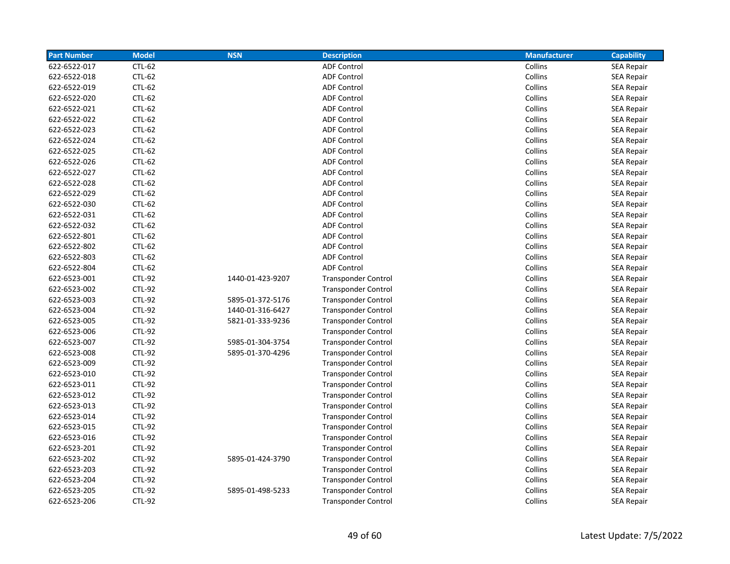| Part Number | Model | NSN | Description | Manufacturer | Capability |
|---|---|---|---|---|---|
| 622-6522-017 | CTL-62 | | ADF Control | Collins | SEA Repair |
| 622-6522-018 | CTL-62 | | ADF Control | Collins | SEA Repair |
| 622-6522-019 | CTL-62 | | ADF Control | Collins | SEA Repair |
| 622-6522-020 | CTL-62 | | ADF Control | Collins | SEA Repair |
| 622-6522-021 | CTL-62 | | ADF Control | Collins | SEA Repair |
| 622-6522-022 | CTL-62 | | ADF Control | Collins | SEA Repair |
| 622-6522-023 | CTL-62 | | ADF Control | Collins | SEA Repair |
| 622-6522-024 | CTL-62 | | ADF Control | Collins | SEA Repair |
| 622-6522-025 | CTL-62 | | ADF Control | Collins | SEA Repair |
| 622-6522-026 | CTL-62 | | ADF Control | Collins | SEA Repair |
| 622-6522-027 | CTL-62 | | ADF Control | Collins | SEA Repair |
| 622-6522-028 | CTL-62 | | ADF Control | Collins | SEA Repair |
| 622-6522-029 | CTL-62 | | ADF Control | Collins | SEA Repair |
| 622-6522-030 | CTL-62 | | ADF Control | Collins | SEA Repair |
| 622-6522-031 | CTL-62 | | ADF Control | Collins | SEA Repair |
| 622-6522-032 | CTL-62 | | ADF Control | Collins | SEA Repair |
| 622-6522-801 | CTL-62 | | ADF Control | Collins | SEA Repair |
| 622-6522-802 | CTL-62 | | ADF Control | Collins | SEA Repair |
| 622-6522-803 | CTL-62 | | ADF Control | Collins | SEA Repair |
| 622-6522-804 | CTL-62 | | ADF Control | Collins | SEA Repair |
| 622-6523-001 | CTL-92 | 1440-01-423-9207 | Transponder Control | Collins | SEA Repair |
| 622-6523-002 | CTL-92 | | Transponder Control | Collins | SEA Repair |
| 622-6523-003 | CTL-92 | 5895-01-372-5176 | Transponder Control | Collins | SEA Repair |
| 622-6523-004 | CTL-92 | 1440-01-316-6427 | Transponder Control | Collins | SEA Repair |
| 622-6523-005 | CTL-92 | 5821-01-333-9236 | Transponder Control | Collins | SEA Repair |
| 622-6523-006 | CTL-92 | | Transponder Control | Collins | SEA Repair |
| 622-6523-007 | CTL-92 | 5985-01-304-3754 | Transponder Control | Collins | SEA Repair |
| 622-6523-008 | CTL-92 | 5895-01-370-4296 | Transponder Control | Collins | SEA Repair |
| 622-6523-009 | CTL-92 | | Transponder Control | Collins | SEA Repair |
| 622-6523-010 | CTL-92 | | Transponder Control | Collins | SEA Repair |
| 622-6523-011 | CTL-92 | | Transponder Control | Collins | SEA Repair |
| 622-6523-012 | CTL-92 | | Transponder Control | Collins | SEA Repair |
| 622-6523-013 | CTL-92 | | Transponder Control | Collins | SEA Repair |
| 622-6523-014 | CTL-92 | | Transponder Control | Collins | SEA Repair |
| 622-6523-015 | CTL-92 | | Transponder Control | Collins | SEA Repair |
| 622-6523-016 | CTL-92 | | Transponder Control | Collins | SEA Repair |
| 622-6523-201 | CTL-92 | | Transponder Control | Collins | SEA Repair |
| 622-6523-202 | CTL-92 | 5895-01-424-3790 | Transponder Control | Collins | SEA Repair |
| 622-6523-203 | CTL-92 | | Transponder Control | Collins | SEA Repair |
| 622-6523-204 | CTL-92 | | Transponder Control | Collins | SEA Repair |
| 622-6523-205 | CTL-92 | 5895-01-498-5233 | Transponder Control | Collins | SEA Repair |
| 622-6523-206 | CTL-92 | | Transponder Control | Collins | SEA Repair |

Latest Update: 7/5/2022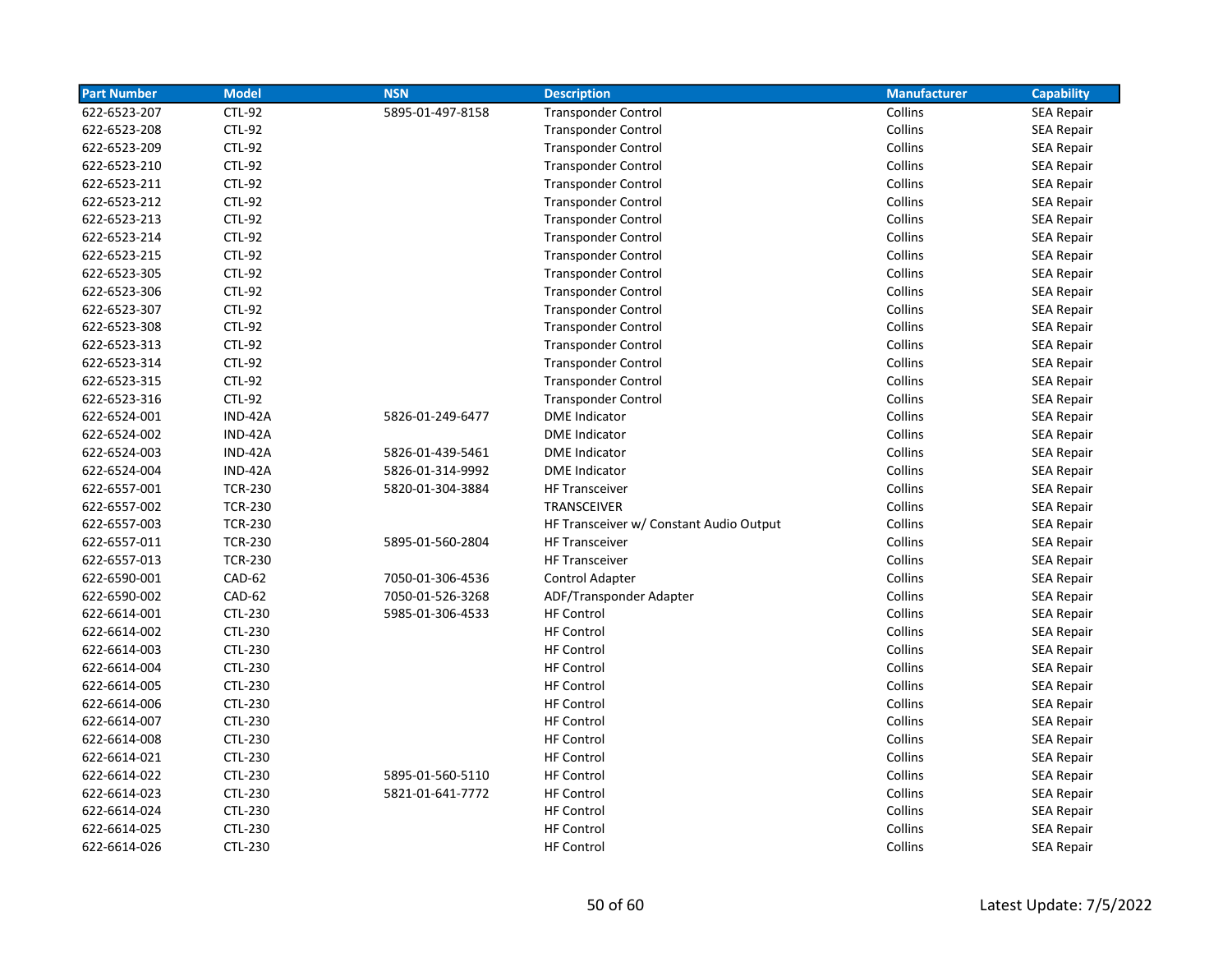| Part Number | Model | NSN | Description | Manufacturer | Capability |
|---|---|---|---|---|---|
| 622-6523-207 | CTL-92 | 5895-01-497-8158 | Transponder Control | Collins | SEA Repair |
| 622-6523-208 | CTL-92 | | Transponder Control | Collins | SEA Repair |
| 622-6523-209 | CTL-92 | | Transponder Control | Collins | SEA Repair |
| 622-6523-210 | CTL-92 | | Transponder Control | Collins | SEA Repair |
| 622-6523-211 | CTL-92 | | Transponder Control | Collins | SEA Repair |
| 622-6523-212 | CTL-92 | | Transponder Control | Collins | SEA Repair |
| 622-6523-213 | CTL-92 | | Transponder Control | Collins | SEA Repair |
| 622-6523-214 | CTL-92 | | Transponder Control | Collins | SEA Repair |
| 622-6523-215 | CTL-92 | | Transponder Control | Collins | SEA Repair |
| 622-6523-305 | CTL-92 | | Transponder Control | Collins | SEA Repair |
| 622-6523-306 | CTL-92 | | Transponder Control | Collins | SEA Repair |
| 622-6523-307 | CTL-92 | | Transponder Control | Collins | SEA Repair |
| 622-6523-308 | CTL-92 | | Transponder Control | Collins | SEA Repair |
| 622-6523-313 | CTL-92 | | Transponder Control | Collins | SEA Repair |
| 622-6523-314 | CTL-92 | | Transponder Control | Collins | SEA Repair |
| 622-6523-315 | CTL-92 | | Transponder Control | Collins | SEA Repair |
| 622-6523-316 | CTL-92 | | Transponder Control | Collins | SEA Repair |
| 622-6524-001 | IND-42A | 5826-01-249-6477 | DME Indicator | Collins | SEA Repair |
| 622-6524-002 | IND-42A | | DME Indicator | Collins | SEA Repair |
| 622-6524-003 | IND-42A | 5826-01-439-5461 | DME Indicator | Collins | SEA Repair |
| 622-6524-004 | IND-42A | 5826-01-314-9992 | DME Indicator | Collins | SEA Repair |
| 622-6557-001 | TCR-230 | 5820-01-304-3884 | HF Transceiver | Collins | SEA Repair |
| 622-6557-002 | TCR-230 | | TRANSCEIVER | Collins | SEA Repair |
| 622-6557-003 | TCR-230 | | HF Transceiver w/ Constant Audio Output | Collins | SEA Repair |
| 622-6557-011 | TCR-230 | 5895-01-560-2804 | HF Transceiver | Collins | SEA Repair |
| 622-6557-013 | TCR-230 | | HF Transceiver | Collins | SEA Repair |
| 622-6590-001 | CAD-62 | 7050-01-306-4536 | Control Adapter | Collins | SEA Repair |
| 622-6590-002 | CAD-62 | 7050-01-526-3268 | ADF/Transponder Adapter | Collins | SEA Repair |
| 622-6614-001 | CTL-230 | 5985-01-306-4533 | HF Control | Collins | SEA Repair |
| 622-6614-002 | CTL-230 | | HF Control | Collins | SEA Repair |
| 622-6614-003 | CTL-230 | | HF Control | Collins | SEA Repair |
| 622-6614-004 | CTL-230 | | HF Control | Collins | SEA Repair |
| 622-6614-005 | CTL-230 | | HF Control | Collins | SEA Repair |
| 622-6614-006 | CTL-230 | | HF Control | Collins | SEA Repair |
| 622-6614-007 | CTL-230 | | HF Control | Collins | SEA Repair |
| 622-6614-008 | CTL-230 | | HF Control | Collins | SEA Repair |
| 622-6614-021 | CTL-230 | | HF Control | Collins | SEA Repair |
| 622-6614-022 | CTL-230 | 5895-01-560-5110 | HF Control | Collins | SEA Repair |
| 622-6614-023 | CTL-230 | 5821-01-641-7772 | HF Control | Collins | SEA Repair |
| 622-6614-024 | CTL-230 | | HF Control | Collins | SEA Repair |
| 622-6614-025 | CTL-230 | | HF Control | Collins | SEA Repair |
| 622-6614-026 | CTL-230 | | HF Control | Collins | SEA Repair |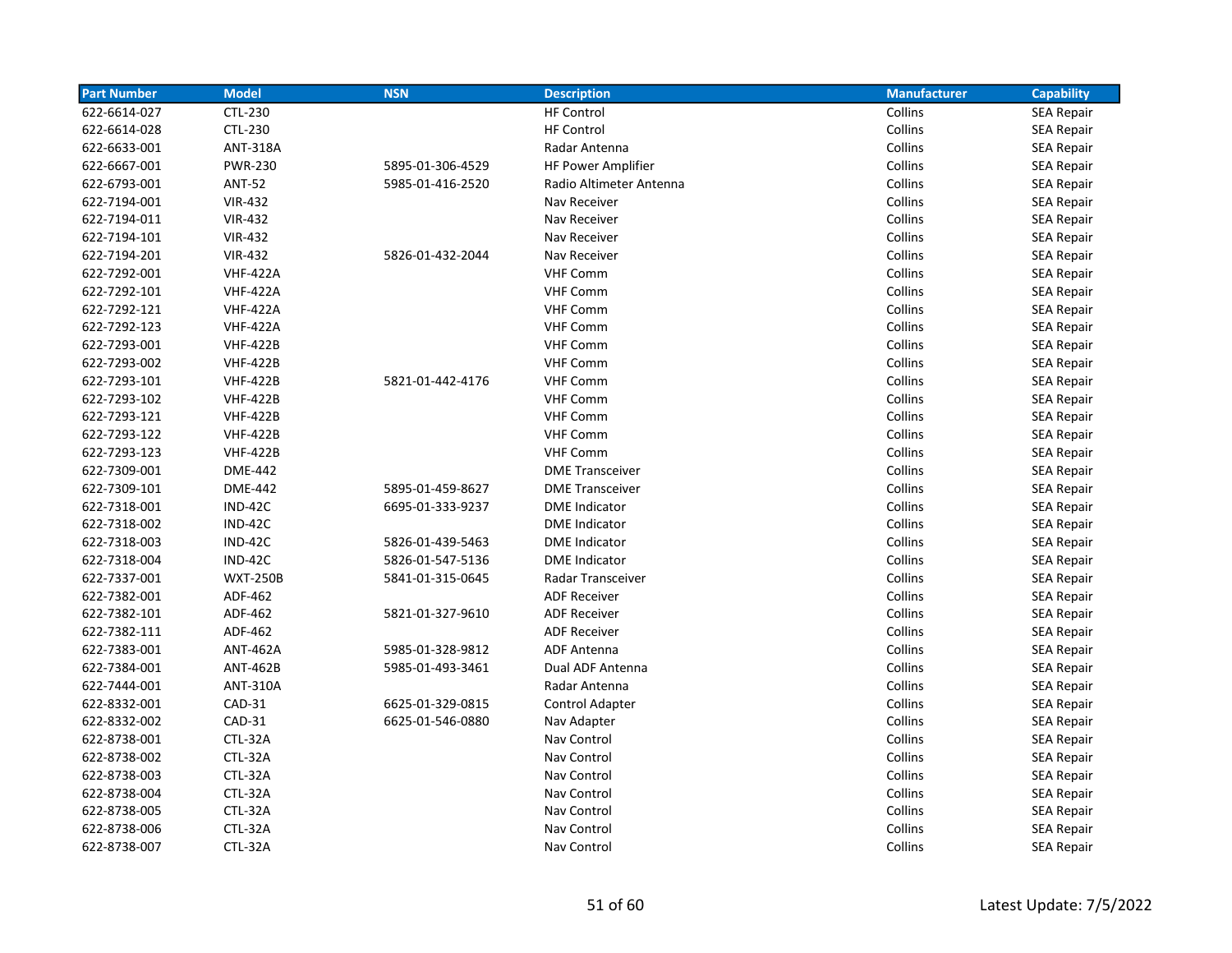| Part Number | Model | NSN | Description | Manufacturer | Capability |
|---|---|---|---|---|---|
| 622-6614-027 | CTL-230 | | HF Control | Collins | SEA Repair |
| 622-6614-028 | CTL-230 | | HF Control | Collins | SEA Repair |
| 622-6633-001 | ANT-318A | | Radar Antenna | Collins | SEA Repair |
| 622-6667-001 | PWR-230 | 5895-01-306-4529 | HF Power Amplifier | Collins | SEA Repair |
| 622-6793-001 | ANT-52 | 5985-01-416-2520 | Radio Altimeter Antenna | Collins | SEA Repair |
| 622-7194-001 | VIR-432 | | Nav Receiver | Collins | SEA Repair |
| 622-7194-011 | VIR-432 | | Nav Receiver | Collins | SEA Repair |
| 622-7194-101 | VIR-432 | | Nav Receiver | Collins | SEA Repair |
| 622-7194-201 | VIR-432 | 5826-01-432-2044 | Nav Receiver | Collins | SEA Repair |
| 622-7292-001 | VHF-422A | | VHF Comm | Collins | SEA Repair |
| 622-7292-101 | VHF-422A | | VHF Comm | Collins | SEA Repair |
| 622-7292-121 | VHF-422A | | VHF Comm | Collins | SEA Repair |
| 622-7292-123 | VHF-422A | | VHF Comm | Collins | SEA Repair |
| 622-7293-001 | VHF-422B | | VHF Comm | Collins | SEA Repair |
| 622-7293-002 | VHF-422B | | VHF Comm | Collins | SEA Repair |
| 622-7293-101 | VHF-422B | 5821-01-442-4176 | VHF Comm | Collins | SEA Repair |
| 622-7293-102 | VHF-422B | | VHF Comm | Collins | SEA Repair |
| 622-7293-121 | VHF-422B | | VHF Comm | Collins | SEA Repair |
| 622-7293-122 | VHF-422B | | VHF Comm | Collins | SEA Repair |
| 622-7293-123 | VHF-422B | | VHF Comm | Collins | SEA Repair |
| 622-7309-001 | DME-442 | | DME Transceiver | Collins | SEA Repair |
| 622-7309-101 | DME-442 | 5895-01-459-8627 | DME Transceiver | Collins | SEA Repair |
| 622-7318-001 | IND-42C | 6695-01-333-9237 | DME Indicator | Collins | SEA Repair |
| 622-7318-002 | IND-42C | | DME Indicator | Collins | SEA Repair |
| 622-7318-003 | IND-42C | 5826-01-439-5463 | DME Indicator | Collins | SEA Repair |
| 622-7318-004 | IND-42C | 5826-01-547-5136 | DME Indicator | Collins | SEA Repair |
| 622-7337-001 | WXT-250B | 5841-01-315-0645 | Radar Transceiver | Collins | SEA Repair |
| 622-7382-001 | ADF-462 | | ADF Receiver | Collins | SEA Repair |
| 622-7382-101 | ADF-462 | 5821-01-327-9610 | ADF Receiver | Collins | SEA Repair |
| 622-7382-111 | ADF-462 | | ADF Receiver | Collins | SEA Repair |
| 622-7383-001 | ANT-462A | 5985-01-328-9812 | ADF Antenna | Collins | SEA Repair |
| 622-7384-001 | ANT-462B | 5985-01-493-3461 | Dual ADF Antenna | Collins | SEA Repair |
| 622-7444-001 | ANT-310A | | Radar Antenna | Collins | SEA Repair |
| 622-8332-001 | CAD-31 | 6625-01-329-0815 | Control Adapter | Collins | SEA Repair |
| 622-8332-002 | CAD-31 | 6625-01-546-0880 | Nav Adapter | Collins | SEA Repair |
| 622-8738-001 | CTL-32A | | Nav Control | Collins | SEA Repair |
| 622-8738-002 | CTL-32A | | Nav Control | Collins | SEA Repair |
| 622-8738-003 | CTL-32A | | Nav Control | Collins | SEA Repair |
| 622-8738-004 | CTL-32A | | Nav Control | Collins | SEA Repair |
| 622-8738-005 | CTL-32A | | Nav Control | Collins | SEA Repair |
| 622-8738-006 | CTL-32A | | Nav Control | Collins | SEA Repair |
| 622-8738-007 | CTL-32A | | Nav Control | Collins | SEA Repair |

Latest Update: 7/5/2022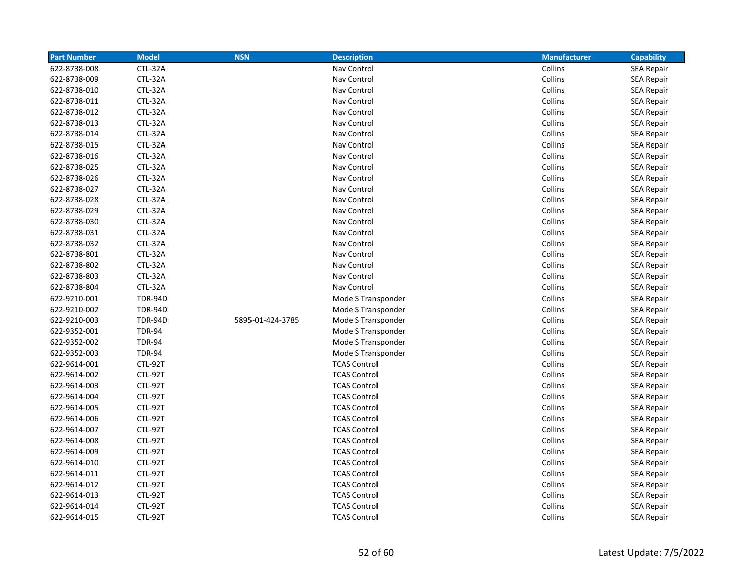| Part Number | Model | NSN | Description | Manufacturer | Capability |
|---|---|---|---|---|---|
| 622-8738-008 | CTL-32A | | Nav Control | Collins | SEA Repair |
| 622-8738-009 | CTL-32A | | Nav Control | Collins | SEA Repair |
| 622-8738-010 | CTL-32A | | Nav Control | Collins | SEA Repair |
| 622-8738-011 | CTL-32A | | Nav Control | Collins | SEA Repair |
| 622-8738-012 | CTL-32A | | Nav Control | Collins | SEA Repair |
| 622-8738-013 | CTL-32A | | Nav Control | Collins | SEA Repair |
| 622-8738-014 | CTL-32A | | Nav Control | Collins | SEA Repair |
| 622-8738-015 | CTL-32A | | Nav Control | Collins | SEA Repair |
| 622-8738-016 | CTL-32A | | Nav Control | Collins | SEA Repair |
| 622-8738-025 | CTL-32A | | Nav Control | Collins | SEA Repair |
| 622-8738-026 | CTL-32A | | Nav Control | Collins | SEA Repair |
| 622-8738-027 | CTL-32A | | Nav Control | Collins | SEA Repair |
| 622-8738-028 | CTL-32A | | Nav Control | Collins | SEA Repair |
| 622-8738-029 | CTL-32A | | Nav Control | Collins | SEA Repair |
| 622-8738-030 | CTL-32A | | Nav Control | Collins | SEA Repair |
| 622-8738-031 | CTL-32A | | Nav Control | Collins | SEA Repair |
| 622-8738-032 | CTL-32A | | Nav Control | Collins | SEA Repair |
| 622-8738-801 | CTL-32A | | Nav Control | Collins | SEA Repair |
| 622-8738-802 | CTL-32A | | Nav Control | Collins | SEA Repair |
| 622-8738-803 | CTL-32A | | Nav Control | Collins | SEA Repair |
| 622-8738-804 | CTL-32A | | Nav Control | Collins | SEA Repair |
| 622-9210-001 | TDR-94D | | Mode S Transponder | Collins | SEA Repair |
| 622-9210-002 | TDR-94D | | Mode S Transponder | Collins | SEA Repair |
| 622-9210-003 | TDR-94D | 5895-01-424-3785 | Mode S Transponder | Collins | SEA Repair |
| 622-9352-001 | TDR-94 | | Mode S Transponder | Collins | SEA Repair |
| 622-9352-002 | TDR-94 | | Mode S Transponder | Collins | SEA Repair |
| 622-9352-003 | TDR-94 | | Mode S Transponder | Collins | SEA Repair |
| 622-9614-001 | CTL-92T | | TCAS Control | Collins | SEA Repair |
| 622-9614-002 | CTL-92T | | TCAS Control | Collins | SEA Repair |
| 622-9614-003 | CTL-92T | | TCAS Control | Collins | SEA Repair |
| 622-9614-004 | CTL-92T | | TCAS Control | Collins | SEA Repair |
| 622-9614-005 | CTL-92T | | TCAS Control | Collins | SEA Repair |
| 622-9614-006 | CTL-92T | | TCAS Control | Collins | SEA Repair |
| 622-9614-007 | CTL-92T | | TCAS Control | Collins | SEA Repair |
| 622-9614-008 | CTL-92T | | TCAS Control | Collins | SEA Repair |
| 622-9614-009 | CTL-92T | | TCAS Control | Collins | SEA Repair |
| 622-9614-010 | CTL-92T | | TCAS Control | Collins | SEA Repair |
| 622-9614-011 | CTL-92T | | TCAS Control | Collins | SEA Repair |
| 622-9614-012 | CTL-92T | | TCAS Control | Collins | SEA Repair |
| 622-9614-013 | CTL-92T | | TCAS Control | Collins | SEA Repair |
| 622-9614-014 | CTL-92T | | TCAS Control | Collins | SEA Repair |
| 622-9614-015 | CTL-92T | | TCAS Control | Collins | SEA Repair |

Latest Update: 7/5/2022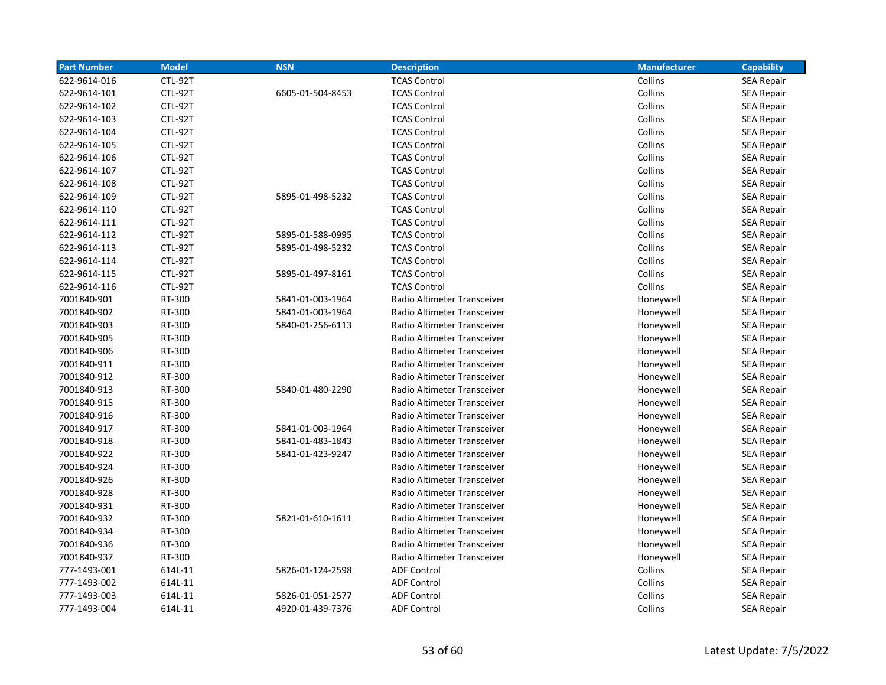| Part Number | Model | NSN | Description | Manufacturer | Capability |
|---|---|---|---|---|---|
| 622-9614-016 | CTL-92T | | TCAS Control | Collins | SEA Repair |
| 622-9614-101 | CTL-92T | 6605-01-504-8453 | TCAS Control | Collins | SEA Repair |
| 622-9614-102 | CTL-92T | | TCAS Control | Collins | SEA Repair |
| 622-9614-103 | CTL-92T | | TCAS Control | Collins | SEA Repair |
| 622-9614-104 | CTL-92T | | TCAS Control | Collins | SEA Repair |
| 622-9614-105 | CTL-92T | | TCAS Control | Collins | SEA Repair |
| 622-9614-106 | CTL-92T | | TCAS Control | Collins | SEA Repair |
| 622-9614-107 | CTL-92T | | TCAS Control | Collins | SEA Repair |
| 622-9614-108 | CTL-92T | | TCAS Control | Collins | SEA Repair |
| 622-9614-109 | CTL-92T | 5895-01-498-5232 | TCAS Control | Collins | SEA Repair |
| 622-9614-110 | CTL-92T | | TCAS Control | Collins | SEA Repair |
| 622-9614-111 | CTL-92T | | TCAS Control | Collins | SEA Repair |
| 622-9614-112 | CTL-92T | 5895-01-588-0995 | TCAS Control | Collins | SEA Repair |
| 622-9614-113 | CTL-92T | 5895-01-498-5232 | TCAS Control | Collins | SEA Repair |
| 622-9614-114 | CTL-92T | | TCAS Control | Collins | SEA Repair |
| 622-9614-115 | CTL-92T | 5895-01-497-8161 | TCAS Control | Collins | SEA Repair |
| 622-9614-116 | CTL-92T | | TCAS Control | Collins | SEA Repair |
| 7001840-901 | RT-300 | 5841-01-003-1964 | Radio Altimeter Transceiver | Honeywell | SEA Repair |
| 7001840-902 | RT-300 | 5841-01-003-1964 | Radio Altimeter Transceiver | Honeywell | SEA Repair |
| 7001840-903 | RT-300 | 5840-01-256-6113 | Radio Altimeter Transceiver | Honeywell | SEA Repair |
| 7001840-905 | RT-300 | | Radio Altimeter Transceiver | Honeywell | SEA Repair |
| 7001840-906 | RT-300 | | Radio Altimeter Transceiver | Honeywell | SEA Repair |
| 7001840-911 | RT-300 | | Radio Altimeter Transceiver | Honeywell | SEA Repair |
| 7001840-912 | RT-300 | | Radio Altimeter Transceiver | Honeywell | SEA Repair |
| 7001840-913 | RT-300 | 5840-01-480-2290 | Radio Altimeter Transceiver | Honeywell | SEA Repair |
| 7001840-915 | RT-300 | | Radio Altimeter Transceiver | Honeywell | SEA Repair |
| 7001840-916 | RT-300 | | Radio Altimeter Transceiver | Honeywell | SEA Repair |
| 7001840-917 | RT-300 | 5841-01-003-1964 | Radio Altimeter Transceiver | Honeywell | SEA Repair |
| 7001840-918 | RT-300 | 5841-01-483-1843 | Radio Altimeter Transceiver | Honeywell | SEA Repair |
| 7001840-922 | RT-300 | 5841-01-423-9247 | Radio Altimeter Transceiver | Honeywell | SEA Repair |
| 7001840-924 | RT-300 | | Radio Altimeter Transceiver | Honeywell | SEA Repair |
| 7001840-926 | RT-300 | | Radio Altimeter Transceiver | Honeywell | SEA Repair |
| 7001840-928 | RT-300 | | Radio Altimeter Transceiver | Honeywell | SEA Repair |
| 7001840-931 | RT-300 | | Radio Altimeter Transceiver | Honeywell | SEA Repair |
| 7001840-932 | RT-300 | 5821-01-610-1611 | Radio Altimeter Transceiver | Honeywell | SEA Repair |
| 7001840-934 | RT-300 | | Radio Altimeter Transceiver | Honeywell | SEA Repair |
| 7001840-936 | RT-300 | | Radio Altimeter Transceiver | Honeywell | SEA Repair |
| 7001840-937 | RT-300 | | Radio Altimeter Transceiver | Honeywell | SEA Repair |
| 777-1493-001 | 614L-11 | 5826-01-124-2598 | ADF Control | Collins | SEA Repair |
| 777-1493-002 | 614L-11 | | ADF Control | Collins | SEA Repair |
| 777-1493-003 | 614L-11 | 5826-01-051-2577 | ADF Control | Collins | SEA Repair |
| 777-1493-004 | 614L-11 | 4920-01-439-7376 | ADF Control | Collins | SEA Repair |

Latest Update: 7/5/2022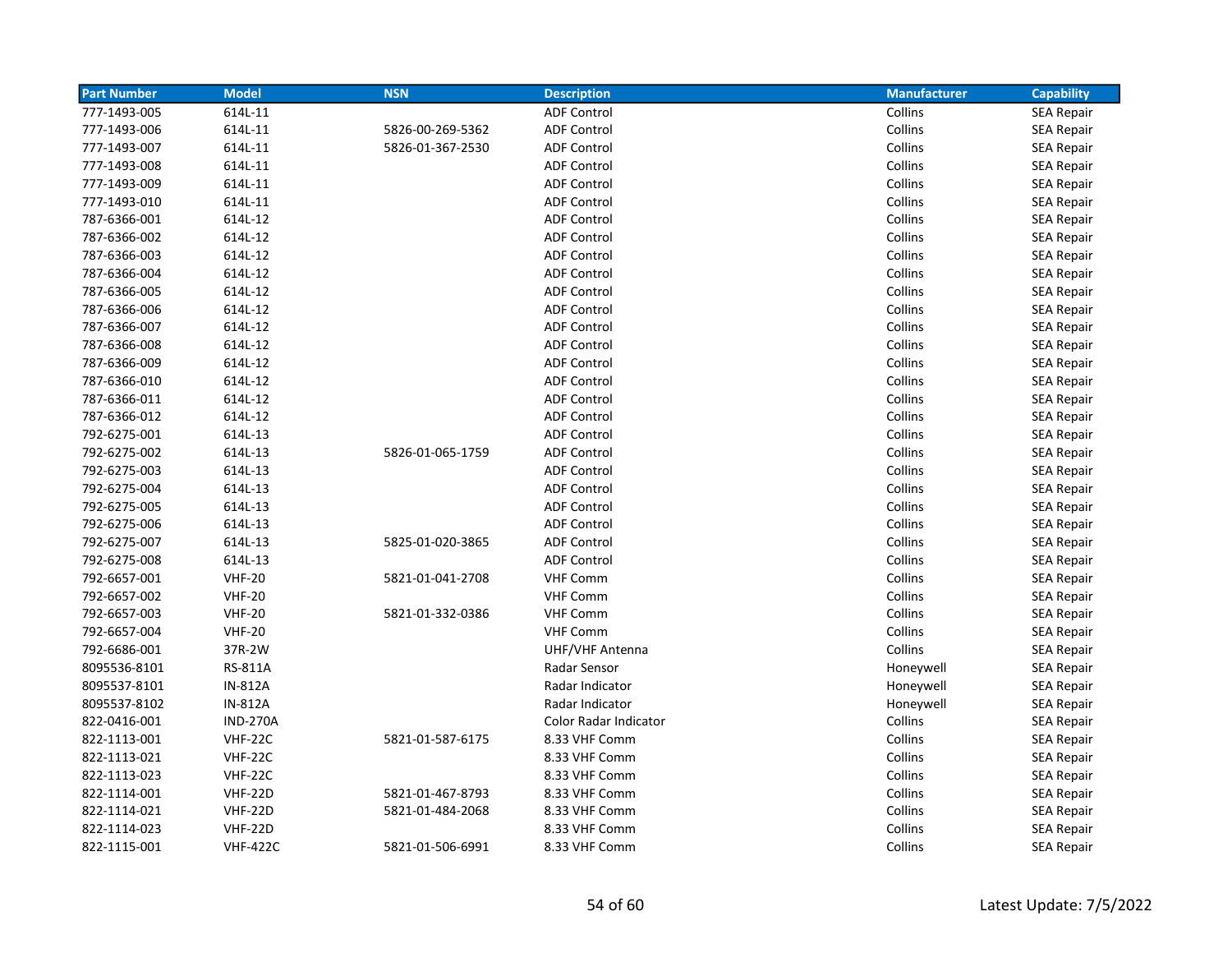| Part Number | Model | NSN | Description | Manufacturer | Capability |
| --- | --- | --- | --- | --- | --- |
| 777-1493-005 | 614L-11 | | ADF Control | Collins | SEA Repair |
| 777-1493-006 | 614L-11 | 5826-00-269-5362 | ADF Control | Collins | SEA Repair |
| 777-1493-007 | 614L-11 | 5826-01-367-2530 | ADF Control | Collins | SEA Repair |
| 777-1493-008 | 614L-11 | | ADF Control | Collins | SEA Repair |
| 777-1493-009 | 614L-11 | | ADF Control | Collins | SEA Repair |
| 777-1493-010 | 614L-11 | | ADF Control | Collins | SEA Repair |
| 787-6366-001 | 614L-12 | | ADF Control | Collins | SEA Repair |
| 787-6366-002 | 614L-12 | | ADF Control | Collins | SEA Repair |
| 787-6366-003 | 614L-12 | | ADF Control | Collins | SEA Repair |
| 787-6366-004 | 614L-12 | | ADF Control | Collins | SEA Repair |
| 787-6366-005 | 614L-12 | | ADF Control | Collins | SEA Repair |
| 787-6366-006 | 614L-12 | | ADF Control | Collins | SEA Repair |
| 787-6366-007 | 614L-12 | | ADF Control | Collins | SEA Repair |
| 787-6366-008 | 614L-12 | | ADF Control | Collins | SEA Repair |
| 787-6366-009 | 614L-12 | | ADF Control | Collins | SEA Repair |
| 787-6366-010 | 614L-12 | | ADF Control | Collins | SEA Repair |
| 787-6366-011 | 614L-12 | | ADF Control | Collins | SEA Repair |
| 787-6366-012 | 614L-12 | | ADF Control | Collins | SEA Repair |
| 792-6275-001 | 614L-13 | | ADF Control | Collins | SEA Repair |
| 792-6275-002 | 614L-13 | 5826-01-065-1759 | ADF Control | Collins | SEA Repair |
| 792-6275-003 | 614L-13 | | ADF Control | Collins | SEA Repair |
| 792-6275-004 | 614L-13 | | ADF Control | Collins | SEA Repair |
| 792-6275-005 | 614L-13 | | ADF Control | Collins | SEA Repair |
| 792-6275-006 | 614L-13 | | ADF Control | Collins | SEA Repair |
| 792-6275-007 | 614L-13 | 5825-01-020-3865 | ADF Control | Collins | SEA Repair |
| 792-6275-008 | 614L-13 | | ADF Control | Collins | SEA Repair |
| 792-6657-001 | VHF-20 | 5821-01-041-2708 | VHF Comm | Collins | SEA Repair |
| 792-6657-002 | VHF-20 | | VHF Comm | Collins | SEA Repair |
| 792-6657-003 | VHF-20 | 5821-01-332-0386 | VHF Comm | Collins | SEA Repair |
| 792-6657-004 | VHF-20 | | VHF Comm | Collins | SEA Repair |
| 792-6686-001 | 37R-2W | | UHF/VHF Antenna | Collins | SEA Repair |
| 8095536-8101 | RS-811A | | Radar Sensor | Honeywell | SEA Repair |
| 8095537-8101 | IN-812A | | Radar Indicator | Honeywell | SEA Repair |
| 8095537-8102 | IN-812A | | Radar Indicator | Honeywell | SEA Repair |
| 822-0416-001 | IND-270A | | Color Radar Indicator | Collins | SEA Repair |
| 822-1113-001 | VHF-22C | 5821-01-587-6175 | 8.33 VHF Comm | Collins | SEA Repair |
| 822-1113-021 | VHF-22C | | 8.33 VHF Comm | Collins | SEA Repair |
| 822-1113-023 | VHF-22C | | 8.33 VHF Comm | Collins | SEA Repair |
| 822-1114-001 | VHF-22D | 5821-01-467-8793 | 8.33 VHF Comm | Collins | SEA Repair |
| 822-1114-021 | VHF-22D | 5821-01-484-2068 | 8.33 VHF Comm | Collins | SEA Repair |
| 822-1114-023 | VHF-22D | | 8.33 VHF Comm | Collins | SEA Repair |
| 822-1115-001 | VHF-422C | 5821-01-506-6991 | 8.33 VHF Comm | Collins | SEA Repair |

Latest Update: 7/5/2022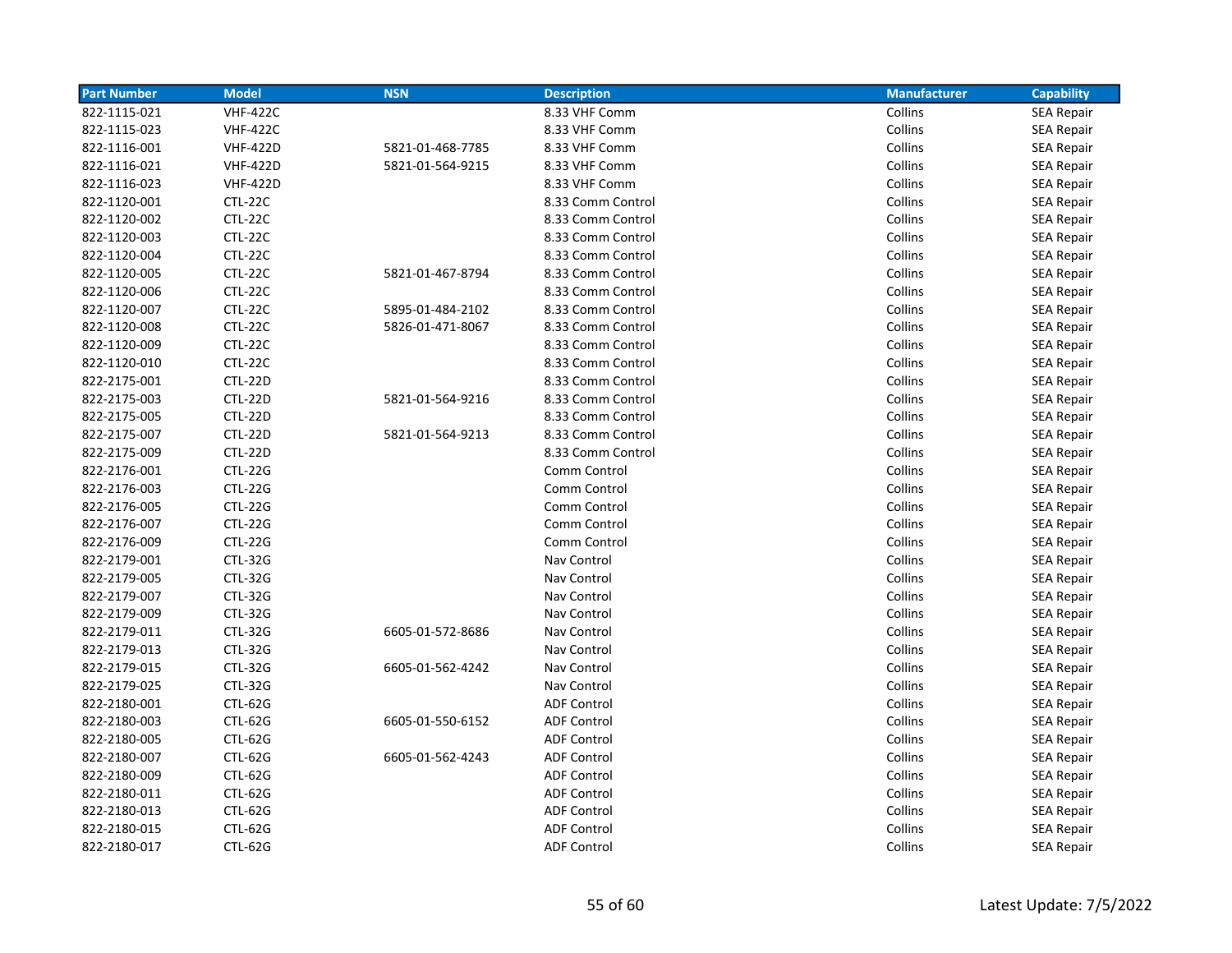| Part Number | Model | NSN | Description | Manufacturer | Capability |
|---|---|---|---|---|---|
| 822-1115-021 | VHF-422C | | 8.33 VHF Comm | Collins | SEA Repair |
| 822-1115-023 | VHF-422C | | 8.33 VHF Comm | Collins | SEA Repair |
| 822-1116-001 | VHF-422D | 5821-01-468-7785 | 8.33 VHF Comm | Collins | SEA Repair |
| 822-1116-021 | VHF-422D | 5821-01-564-9215 | 8.33 VHF Comm | Collins | SEA Repair |
| 822-1116-023 | VHF-422D | | 8.33 VHF Comm | Collins | SEA Repair |
| 822-1120-001 | CTL-22C | | 8.33 Comm Control | Collins | SEA Repair |
| 822-1120-002 | CTL-22C | | 8.33 Comm Control | Collins | SEA Repair |
| 822-1120-003 | CTL-22C | | 8.33 Comm Control | Collins | SEA Repair |
| 822-1120-004 | CTL-22C | | 8.33 Comm Control | Collins | SEA Repair |
| 822-1120-005 | CTL-22C | 5821-01-467-8794 | 8.33 Comm Control | Collins | SEA Repair |
| 822-1120-006 | CTL-22C | | 8.33 Comm Control | Collins | SEA Repair |
| 822-1120-007 | CTL-22C | 5895-01-484-2102 | 8.33 Comm Control | Collins | SEA Repair |
| 822-1120-008 | CTL-22C | 5826-01-471-8067 | 8.33 Comm Control | Collins | SEA Repair |
| 822-1120-009 | CTL-22C | | 8.33 Comm Control | Collins | SEA Repair |
| 822-1120-010 | CTL-22C | | 8.33 Comm Control | Collins | SEA Repair |
| 822-2175-001 | CTL-22D | | 8.33 Comm Control | Collins | SEA Repair |
| 822-2175-003 | CTL-22D | 5821-01-564-9216 | 8.33 Comm Control | Collins | SEA Repair |
| 822-2175-005 | CTL-22D | | 8.33 Comm Control | Collins | SEA Repair |
| 822-2175-007 | CTL-22D | 5821-01-564-9213 | 8.33 Comm Control | Collins | SEA Repair |
| 822-2175-009 | CTL-22D | | 8.33 Comm Control | Collins | SEA Repair |
| 822-2176-001 | CTL-22G | | Comm Control | Collins | SEA Repair |
| 822-2176-003 | CTL-22G | | Comm Control | Collins | SEA Repair |
| 822-2176-005 | CTL-22G | | Comm Control | Collins | SEA Repair |
| 822-2176-007 | CTL-22G | | Comm Control | Collins | SEA Repair |
| 822-2176-009 | CTL-22G | | Comm Control | Collins | SEA Repair |
| 822-2179-001 | CTL-32G | | Nav Control | Collins | SEA Repair |
| 822-2179-005 | CTL-32G | | Nav Control | Collins | SEA Repair |
| 822-2179-007 | CTL-32G | | Nav Control | Collins | SEA Repair |
| 822-2179-009 | CTL-32G | | Nav Control | Collins | SEA Repair |
| 822-2179-011 | CTL-32G | 6605-01-572-8686 | Nav Control | Collins | SEA Repair |
| 822-2179-013 | CTL-32G | | Nav Control | Collins | SEA Repair |
| 822-2179-015 | CTL-32G | 6605-01-562-4242 | Nav Control | Collins | SEA Repair |
| 822-2179-025 | CTL-32G | | Nav Control | Collins | SEA Repair |
| 822-2180-001 | CTL-62G | | ADF Control | Collins | SEA Repair |
| 822-2180-003 | CTL-62G | 6605-01-550-6152 | ADF Control | Collins | SEA Repair |
| 822-2180-005 | CTL-62G | | ADF Control | Collins | SEA Repair |
| 822-2180-007 | CTL-62G | 6605-01-562-4243 | ADF Control | Collins | SEA Repair |
| 822-2180-009 | CTL-62G | | ADF Control | Collins | SEA Repair |
| 822-2180-011 | CTL-62G | | ADF Control | Collins | SEA Repair |
| 822-2180-013 | CTL-62G | | ADF Control | Collins | SEA Repair |
| 822-2180-015 | CTL-62G | | ADF Control | Collins | SEA Repair |
| 822-2180-017 | CTL-62G | | ADF Control | Collins | SEA Repair |

Latest Update: 7/5/2022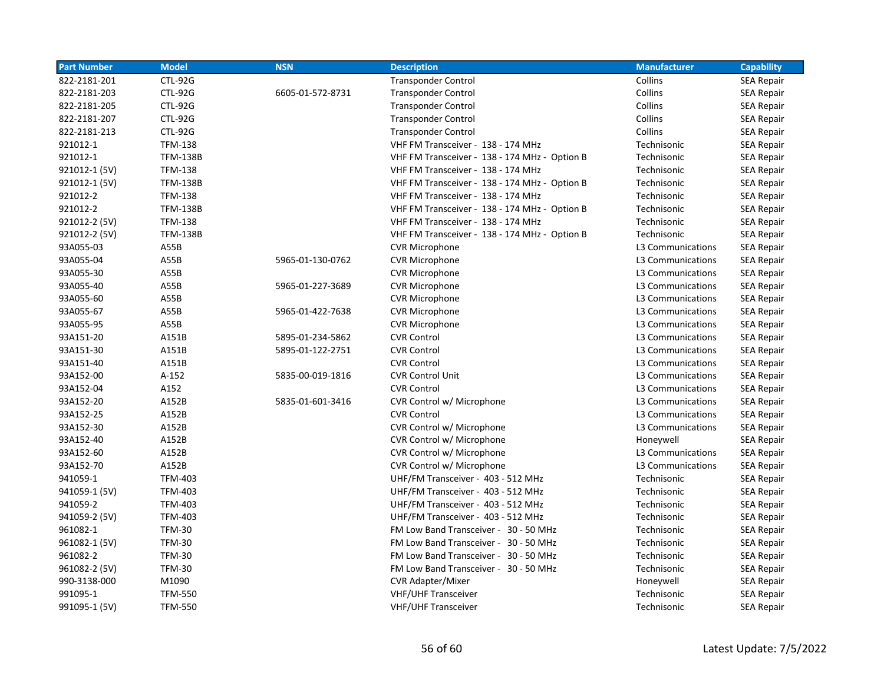| Part Number | Model | NSN | Description | Manufacturer | Capability |
|---|---|---|---|---|---|
| 822-2181-201 | CTL-92G | | Transponder Control | Collins | SEA Repair |
| 822-2181-203 | CTL-92G | 6605-01-572-8731 | Transponder Control | Collins | SEA Repair |
| 822-2181-205 | CTL-92G | | Transponder Control | Collins | SEA Repair |
| 822-2181-207 | CTL-92G | | Transponder Control | Collins | SEA Repair |
| 822-2181-213 | CTL-92G | | Transponder Control | Collins | SEA Repair |
| 921012-1 | TFM-138 | | VHF FM Transceiver - 138 - 174 MHz | Technisonic | SEA Repair |
| 921012-1 | TFM-138B | | VHF FM Transceiver - 138 - 174 MHz - Option B | Technisonic | SEA Repair |
| 921012-1 (5V) | TFM-138 | | VHF FM Transceiver - 138 - 174 MHz | Technisonic | SEA Repair |
| 921012-1 (5V) | TFM-138B | | VHF FM Transceiver - 138 - 174 MHz - Option B | Technisonic | SEA Repair |
| 921012-2 | TFM-138 | | VHF FM Transceiver - 138 - 174 MHz | Technisonic | SEA Repair |
| 921012-2 | TFM-138B | | VHF FM Transceiver - 138 - 174 MHz - Option B | Technisonic | SEA Repair |
| 921012-2 (5V) | TFM-138 | | VHF FM Transceiver - 138 - 174 MHz | Technisonic | SEA Repair |
| 921012-2 (5V) | TFM-138B | | VHF FM Transceiver - 138 - 174 MHz - Option B | Technisonic | SEA Repair |
| 93A055-03 | A55B | | CVR Microphone | L3 Communications | SEA Repair |
| 93A055-04 | A55B | 5965-01-130-0762 | CVR Microphone | L3 Communications | SEA Repair |
| 93A055-30 | A55B | | CVR Microphone | L3 Communications | SEA Repair |
| 93A055-40 | A55B | 5965-01-227-3689 | CVR Microphone | L3 Communications | SEA Repair |
| 93A055-60 | A55B | | CVR Microphone | L3 Communications | SEA Repair |
| 93A055-67 | A55B | 5965-01-422-7638 | CVR Microphone | L3 Communications | SEA Repair |
| 93A055-95 | A55B | | CVR Microphone | L3 Communications | SEA Repair |
| 93A151-20 | A151B | 5895-01-234-5862 | CVR Control | L3 Communications | SEA Repair |
| 93A151-30 | A151B | 5895-01-122-2751 | CVR Control | L3 Communications | SEA Repair |
| 93A151-40 | A151B | | CVR Control | L3 Communications | SEA Repair |
| 93A152-00 | A-152 | 5835-00-019-1816 | CVR Control Unit | L3 Communications | SEA Repair |
| 93A152-04 | A152 | | CVR Control | L3 Communications | SEA Repair |
| 93A152-20 | A152B | 5835-01-601-3416 | CVR Control w/ Microphone | L3 Communications | SEA Repair |
| 93A152-25 | A152B | | CVR Control | L3 Communications | SEA Repair |
| 93A152-30 | A152B | | CVR Control w/ Microphone | L3 Communications | SEA Repair |
| 93A152-40 | A152B | | CVR Control w/ Microphone | Honeywell | SEA Repair |
| 93A152-60 | A152B | | CVR Control w/ Microphone | L3 Communications | SEA Repair |
| 93A152-70 | A152B | | CVR Control w/ Microphone | L3 Communications | SEA Repair |
| 941059-1 | TFM-403 | | UHF/FM Transceiver - 403 - 512 MHz | Technisonic | SEA Repair |
| 941059-1 (5V) | TFM-403 | | UHF/FM Transceiver - 403 - 512 MHz | Technisonic | SEA Repair |
| 941059-2 | TFM-403 | | UHF/FM Transceiver - 403 - 512 MHz | Technisonic | SEA Repair |
| 941059-2 (5V) | TFM-403 | | UHF/FM Transceiver - 403 - 512 MHz | Technisonic | SEA Repair |
| 961082-1 | TFM-30 | | FM Low Band Transceiver - 30 - 50 MHz | Technisonic | SEA Repair |
| 961082-1 (5V) | TFM-30 | | FM Low Band Transceiver - 30 - 50 MHz | Technisonic | SEA Repair |
| 961082-2 | TFM-30 | | FM Low Band Transceiver - 30 - 50 MHz | Technisonic | SEA Repair |
| 961082-2 (5V) | TFM-30 | | FM Low Band Transceiver - 30 - 50 MHz | Technisonic | SEA Repair |
| 990-3138-000 | M1090 | | CVR Adapter/Mixer | Honeywell | SEA Repair |
| 991095-1 | TFM-550 | | VHF/UHF Transceiver | Technisonic | SEA Repair |
| 991095-1 (5V) | TFM-550 | | VHF/UHF Transceiver | Technisonic | SEA Repair |

Latest Update: 7/5/2022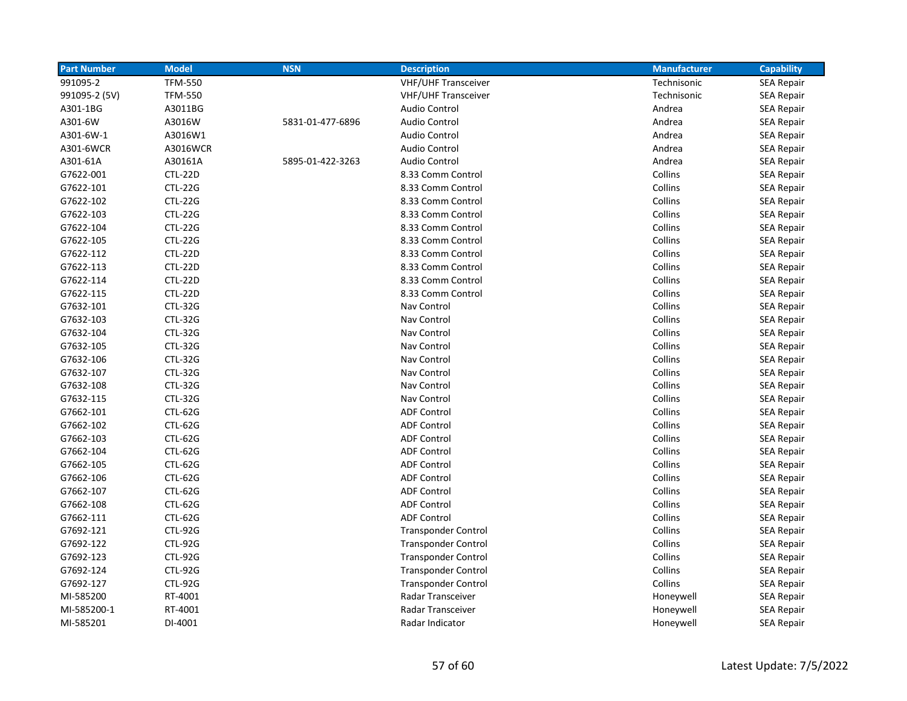| Part Number | Model | NSN | Description | Manufacturer | Capability |
|---|---|---|---|---|---|
| 991095-2 | TFM-550 | | VHF/UHF Transceiver | Technisonic | SEA Repair |
| 991095-2 (5V) | TFM-550 | | VHF/UHF Transceiver | Technisonic | SEA Repair |
| A301-1BG | A3011BG | | Audio Control | Andrea | SEA Repair |
| A301-6W | A3016W | 5831-01-477-6896 | Audio Control | Andrea | SEA Repair |
| A301-6W-1 | A3016W1 | | Audio Control | Andrea | SEA Repair |
| A301-6WCR | A3016WCR | | Audio Control | Andrea | SEA Repair |
| A301-61A | A30161A | 5895-01-422-3263 | Audio Control | Andrea | SEA Repair |
| G7622-001 | CTL-22D | | 8.33 Comm Control | Collins | SEA Repair |
| G7622-101 | CTL-22G | | 8.33 Comm Control | Collins | SEA Repair |
| G7622-102 | CTL-22G | | 8.33 Comm Control | Collins | SEA Repair |
| G7622-103 | CTL-22G | | 8.33 Comm Control | Collins | SEA Repair |
| G7622-104 | CTL-22G | | 8.33 Comm Control | Collins | SEA Repair |
| G7622-105 | CTL-22G | | 8.33 Comm Control | Collins | SEA Repair |
| G7622-112 | CTL-22D | | 8.33 Comm Control | Collins | SEA Repair |
| G7622-113 | CTL-22D | | 8.33 Comm Control | Collins | SEA Repair |
| G7622-114 | CTL-22D | | 8.33 Comm Control | Collins | SEA Repair |
| G7622-115 | CTL-22D | | 8.33 Comm Control | Collins | SEA Repair |
| G7632-101 | CTL-32G | | Nav Control | Collins | SEA Repair |
| G7632-103 | CTL-32G | | Nav Control | Collins | SEA Repair |
| G7632-104 | CTL-32G | | Nav Control | Collins | SEA Repair |
| G7632-105 | CTL-32G | | Nav Control | Collins | SEA Repair |
| G7632-106 | CTL-32G | | Nav Control | Collins | SEA Repair |
| G7632-107 | CTL-32G | | Nav Control | Collins | SEA Repair |
| G7632-108 | CTL-32G | | Nav Control | Collins | SEA Repair |
| G7632-115 | CTL-32G | | Nav Control | Collins | SEA Repair |
| G7662-101 | CTL-62G | | ADF Control | Collins | SEA Repair |
| G7662-102 | CTL-62G | | ADF Control | Collins | SEA Repair |
| G7662-103 | CTL-62G | | ADF Control | Collins | SEA Repair |
| G7662-104 | CTL-62G | | ADF Control | Collins | SEA Repair |
| G7662-105 | CTL-62G | | ADF Control | Collins | SEA Repair |
| G7662-106 | CTL-62G | | ADF Control | Collins | SEA Repair |
| G7662-107 | CTL-62G | | ADF Control | Collins | SEA Repair |
| G7662-108 | CTL-62G | | ADF Control | Collins | SEA Repair |
| G7662-111 | CTL-62G | | ADF Control | Collins | SEA Repair |
| G7692-121 | CTL-92G | | Transponder Control | Collins | SEA Repair |
| G7692-122 | CTL-92G | | Transponder Control | Collins | SEA Repair |
| G7692-123 | CTL-92G | | Transponder Control | Collins | SEA Repair |
| G7692-124 | CTL-92G | | Transponder Control | Collins | SEA Repair |
| G7692-127 | CTL-92G | | Transponder Control | Collins | SEA Repair |
| MI-585200 | RT-4001 | | Radar Transceiver | Honeywell | SEA Repair |
| MI-585200-1 | RT-4001 | | Radar Transceiver | Honeywell | SEA Repair |
| MI-585201 | DI-4001 | | Radar Indicator | Honeywell | SEA Repair |

Latest Update: 7/5/2022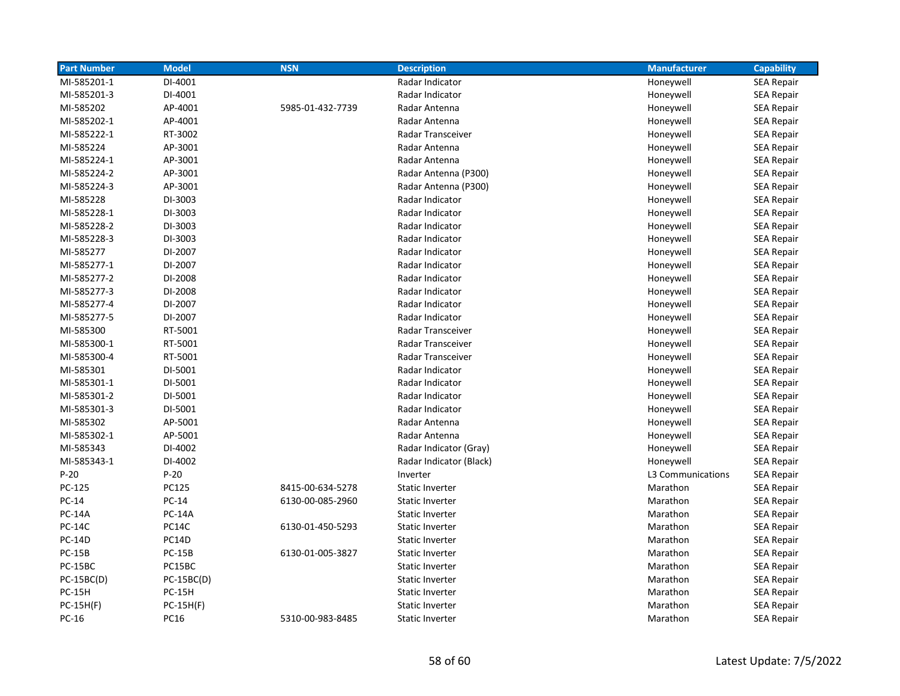| Part Number | Model | NSN | Description | Manufacturer | Capability |
|---|---|---|---|---|---|
| MI-585201-1 | DI-4001 | | Radar Indicator | Honeywell | SEA Repair |
| MI-585201-3 | DI-4001 | | Radar Indicator | Honeywell | SEA Repair |
| MI-585202 | AP-4001 | 5985-01-432-7739 | Radar Antenna | Honeywell | SEA Repair |
| MI-585202-1 | AP-4001 | | Radar Antenna | Honeywell | SEA Repair |
| MI-585222-1 | RT-3002 | | Radar Transceiver | Honeywell | SEA Repair |
| MI-585224 | AP-3001 | | Radar Antenna | Honeywell | SEA Repair |
| MI-585224-1 | AP-3001 | | Radar Antenna | Honeywell | SEA Repair |
| MI-585224-2 | AP-3001 | | Radar Antenna (P300) | Honeywell | SEA Repair |
| MI-585224-3 | AP-3001 | | Radar Antenna (P300) | Honeywell | SEA Repair |
| MI-585228 | DI-3003 | | Radar Indicator | Honeywell | SEA Repair |
| MI-585228-1 | DI-3003 | | Radar Indicator | Honeywell | SEA Repair |
| MI-585228-2 | DI-3003 | | Radar Indicator | Honeywell | SEA Repair |
| MI-585228-3 | DI-3003 | | Radar Indicator | Honeywell | SEA Repair |
| MI-585277 | DI-2007 | | Radar Indicator | Honeywell | SEA Repair |
| MI-585277-1 | DI-2007 | | Radar Indicator | Honeywell | SEA Repair |
| MI-585277-2 | DI-2008 | | Radar Indicator | Honeywell | SEA Repair |
| MI-585277-3 | DI-2008 | | Radar Indicator | Honeywell | SEA Repair |
| MI-585277-4 | DI-2007 | | Radar Indicator | Honeywell | SEA Repair |
| MI-585277-5 | DI-2007 | | Radar Indicator | Honeywell | SEA Repair |
| MI-585300 | RT-5001 | | Radar Transceiver | Honeywell | SEA Repair |
| MI-585300-1 | RT-5001 | | Radar Transceiver | Honeywell | SEA Repair |
| MI-585300-4 | RT-5001 | | Radar Transceiver | Honeywell | SEA Repair |
| MI-585301 | DI-5001 | | Radar Indicator | Honeywell | SEA Repair |
| MI-585301-1 | DI-5001 | | Radar Indicator | Honeywell | SEA Repair |
| MI-585301-2 | DI-5001 | | Radar Indicator | Honeywell | SEA Repair |
| MI-585301-3 | DI-5001 | | Radar Indicator | Honeywell | SEA Repair |
| MI-585302 | AP-5001 | | Radar Antenna | Honeywell | SEA Repair |
| MI-585302-1 | AP-5001 | | Radar Antenna | Honeywell | SEA Repair |
| MI-585343 | DI-4002 | | Radar Indicator (Gray) | Honeywell | SEA Repair |
| MI-585343-1 | DI-4002 | | Radar Indicator (Black) | Honeywell | SEA Repair |
| P-20 | P-20 | | Inverter | L3 Communications | SEA Repair |
| PC-125 | PC125 | 8415-00-634-5278 | Static Inverter | Marathon | SEA Repair |
| PC-14 | PC-14 | 6130-00-085-2960 | Static Inverter | Marathon | SEA Repair |
| PC-14A | PC-14A | | Static Inverter | Marathon | SEA Repair |
| PC-14C | PC14C | 6130-01-450-5293 | Static Inverter | Marathon | SEA Repair |
| PC-14D | PC14D | | Static Inverter | Marathon | SEA Repair |
| PC-15B | PC-15B | 6130-01-005-3827 | Static Inverter | Marathon | SEA Repair |
| PC-15BC | PC15BC | | Static Inverter | Marathon | SEA Repair |
| PC-15BC(D) | PC-15BC(D) | | Static Inverter | Marathon | SEA Repair |
| PC-15H | PC-15H | | Static Inverter | Marathon | SEA Repair |
| PC-15H(F) | PC-15H(F) | | Static Inverter | Marathon | SEA Repair |
| PC-16 | PC16 | 5310-00-983-8485 | Static Inverter | Marathon | SEA Repair |

Latest Update: 7/5/2022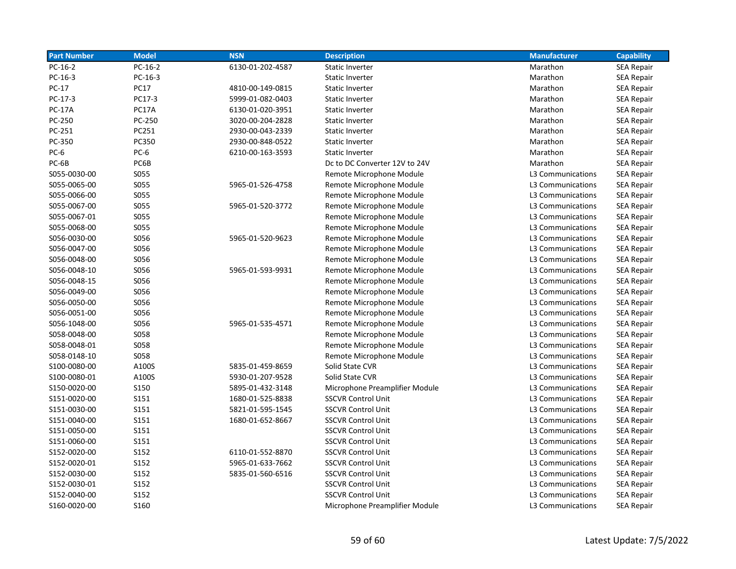| Part Number | Model | NSN | Description | Manufacturer | Capability |
|---|---|---|---|---|---|
| PC-16-2 | PC-16-2 | 6130-01-202-4587 | Static Inverter | Marathon | SEA Repair |
| PC-16-3 | PC-16-3 | | Static Inverter | Marathon | SEA Repair |
| PC-17 | PC17 | 4810-00-149-0815 | Static Inverter | Marathon | SEA Repair |
| PC-17-3 | PC17-3 | 5999-01-082-0403 | Static Inverter | Marathon | SEA Repair |
| PC-17A | PC17A | 6130-01-020-3951 | Static Inverter | Marathon | SEA Repair |
| PC-250 | PC-250 | 3020-00-204-2828 | Static Inverter | Marathon | SEA Repair |
| PC-251 | PC251 | 2930-00-043-2339 | Static Inverter | Marathon | SEA Repair |
| PC-350 | PC350 | 2930-00-848-0522 | Static Inverter | Marathon | SEA Repair |
| PC-6 | PC-6 | 6210-00-163-3593 | Static Inverter | Marathon | SEA Repair |
| PC-6B | PC6B | | Dc to DC Converter 12V to 24V | Marathon | SEA Repair |
| S055-0030-00 | S055 | | Remote Microphone Module | L3 Communications | SEA Repair |
| S055-0065-00 | S055 | 5965-01-526-4758 | Remote Microphone Module | L3 Communications | SEA Repair |
| S055-0066-00 | S055 | | Remote Microphone Module | L3 Communications | SEA Repair |
| S055-0067-00 | S055 | 5965-01-520-3772 | Remote Microphone Module | L3 Communications | SEA Repair |
| S055-0067-01 | S055 | | Remote Microphone Module | L3 Communications | SEA Repair |
| S055-0068-00 | S055 | | Remote Microphone Module | L3 Communications | SEA Repair |
| S056-0030-00 | S056 | 5965-01-520-9623 | Remote Microphone Module | L3 Communications | SEA Repair |
| S056-0047-00 | S056 | | Remote Microphone Module | L3 Communications | SEA Repair |
| S056-0048-00 | S056 | | Remote Microphone Module | L3 Communications | SEA Repair |
| S056-0048-10 | S056 | 5965-01-593-9931 | Remote Microphone Module | L3 Communications | SEA Repair |
| S056-0048-15 | S056 | | Remote Microphone Module | L3 Communications | SEA Repair |
| S056-0049-00 | S056 | | Remote Microphone Module | L3 Communications | SEA Repair |
| S056-0050-00 | S056 | | Remote Microphone Module | L3 Communications | SEA Repair |
| S056-0051-00 | S056 | | Remote Microphone Module | L3 Communications | SEA Repair |
| S056-1048-00 | S056 | 5965-01-535-4571 | Remote Microphone Module | L3 Communications | SEA Repair |
| S058-0048-00 | S058 | | Remote Microphone Module | L3 Communications | SEA Repair |
| S058-0048-01 | S058 | | Remote Microphone Module | L3 Communications | SEA Repair |
| S058-0148-10 | S058 | | Remote Microphone Module | L3 Communications | SEA Repair |
| S100-0080-00 | A100S | 5835-01-459-8659 | Solid State CVR | L3 Communications | SEA Repair |
| S100-0080-01 | A100S | 5930-01-207-9528 | Solid State CVR | L3 Communications | SEA Repair |
| S150-0020-00 | S150 | 5895-01-432-3148 | Microphone Preamplifier Module | L3 Communications | SEA Repair |
| S151-0020-00 | S151 | 1680-01-525-8838 | SSCVR Control Unit | L3 Communications | SEA Repair |
| S151-0030-00 | S151 | 5821-01-595-1545 | SSCVR Control Unit | L3 Communications | SEA Repair |
| S151-0040-00 | S151 | 1680-01-652-8667 | SSCVR Control Unit | L3 Communications | SEA Repair |
| S151-0050-00 | S151 | | SSCVR Control Unit | L3 Communications | SEA Repair |
| S151-0060-00 | S151 | | SSCVR Control Unit | L3 Communications | SEA Repair |
| S152-0020-00 | S152 | 6110-01-552-8870 | SSCVR Control Unit | L3 Communications | SEA Repair |
| S152-0020-01 | S152 | 5965-01-633-7662 | SSCVR Control Unit | L3 Communications | SEA Repair |
| S152-0030-00 | S152 | 5835-01-560-6516 | SSCVR Control Unit | L3 Communications | SEA Repair |
| S152-0030-01 | S152 | | SSCVR Control Unit | L3 Communications | SEA Repair |
| S152-0040-00 | S152 | | SSCVR Control Unit | L3 Communications | SEA Repair |
| S160-0020-00 | S160 | | Microphone Preamplifier Module | L3 Communications | SEA Repair |

Latest Update: 7/5/2022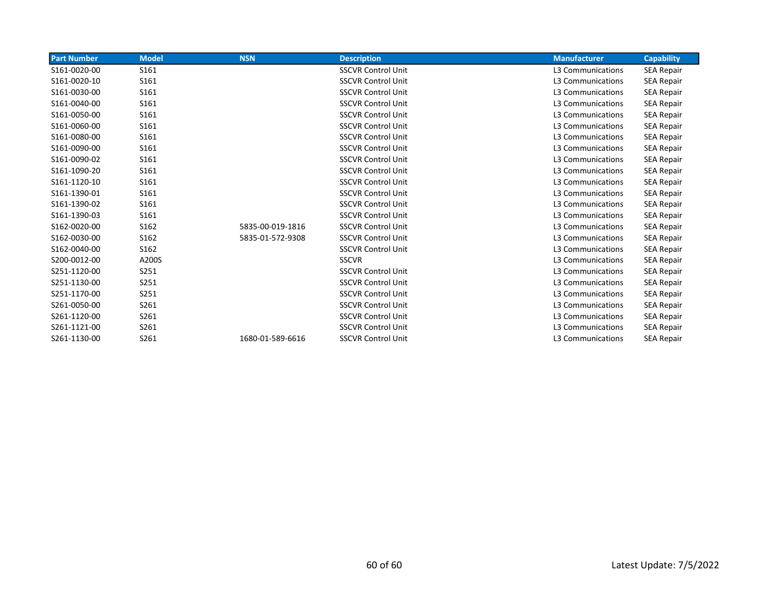| Part Number | Model | NSN | Description | Manufacturer | Capability |
|---|---|---|---|---|---|
| S161-0020-00 | S161 | | SSCVR Control Unit | L3 Communications | SEA Repair |
| S161-0020-10 | S161 | | SSCVR Control Unit | L3 Communications | SEA Repair |
| S161-0030-00 | S161 | | SSCVR Control Unit | L3 Communications | SEA Repair |
| S161-0040-00 | S161 | | SSCVR Control Unit | L3 Communications | SEA Repair |
| S161-0050-00 | S161 | | SSCVR Control Unit | L3 Communications | SEA Repair |
| S161-0060-00 | S161 | | SSCVR Control Unit | L3 Communications | SEA Repair |
| S161-0080-00 | S161 | | SSCVR Control Unit | L3 Communications | SEA Repair |
| S161-0090-00 | S161 | | SSCVR Control Unit | L3 Communications | SEA Repair |
| S161-0090-02 | S161 | | SSCVR Control Unit | L3 Communications | SEA Repair |
| S161-1090-20 | S161 | | SSCVR Control Unit | L3 Communications | SEA Repair |
| S161-1120-10 | S161 | | SSCVR Control Unit | L3 Communications | SEA Repair |
| S161-1390-01 | S161 | | SSCVR Control Unit | L3 Communications | SEA Repair |
| S161-1390-02 | S161 | | SSCVR Control Unit | L3 Communications | SEA Repair |
| S161-1390-03 | S161 | | SSCVR Control Unit | L3 Communications | SEA Repair |
| S162-0020-00 | S162 | 5835-00-019-1816 | SSCVR Control Unit | L3 Communications | SEA Repair |
| S162-0030-00 | S162 | 5835-01-572-9308 | SSCVR Control Unit | L3 Communications | SEA Repair |
| S162-0040-00 | S162 | | SSCVR Control Unit | L3 Communications | SEA Repair |
| S200-0012-00 | A200S | | SSCVR | L3 Communications | SEA Repair |
| S251-1120-00 | S251 | | SSCVR Control Unit | L3 Communications | SEA Repair |
| S251-1130-00 | S251 | | SSCVR Control Unit | L3 Communications | SEA Repair |
| S251-1170-00 | S251 | | SSCVR Control Unit | L3 Communications | SEA Repair |
| S261-0050-00 | S261 | | SSCVR Control Unit | L3 Communications | SEA Repair |
| S261-1120-00 | S261 | | SSCVR Control Unit | L3 Communications | SEA Repair |
| S261-1121-00 | S261 | | SSCVR Control Unit | L3 Communications | SEA Repair |
| S261-1130-00 | S261 | 1680-01-589-6616 | SSCVR Control Unit | L3 Communications | SEA Repair |

Latest Update: 7/5/2022